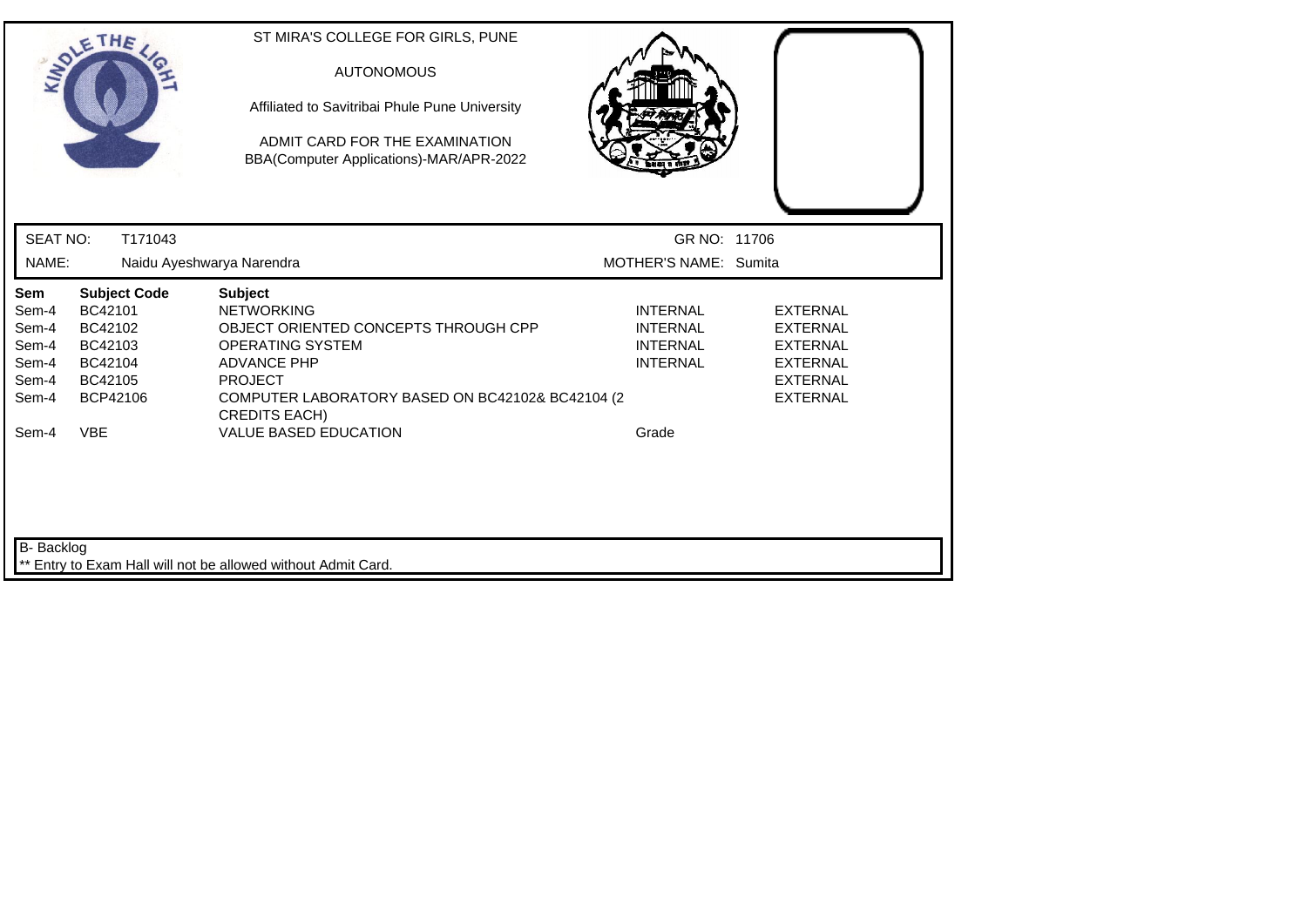# ST MIRA'S COLLEGE FOR GIRLS, PUNE

AUTONOMOUS

Affiliated to Savitribai Phule Pune University

ADMIT CARD FOR THE EXAMINATION
BBA(Computer Applications)-MAR/APR-2022

| SEAT NO: | T171043 | GR NO: | 11706 |
|---|---|---|---|
| NAME: | Naidu Ayeshwarya Narendra | MOTHER'S NAME: | Sumita |

| Sem | Subject Code | Subject | | |
|---|---|---|---|---|
| Sem-4 | BC42101 | NETWORKING | INTERNAL | EXTERNAL |
| Sem-4 | BC42102 | OBJECT ORIENTED CONCEPTS THROUGH CPP | INTERNAL | EXTERNAL |
| Sem-4 | BC42103 | OPERATING SYSTEM | INTERNAL | EXTERNAL |
| Sem-4 | BC42104 | ADVANCE PHP | INTERNAL | EXTERNAL |
| Sem-4 | BC42105 | PROJECT | | EXTERNAL |
| Sem-4 | BCP42106 | COMPUTER LABORATORY BASED ON BC42102& BC42104 (2 CREDITS EACH) | | EXTERNAL |
| Sem-4 | VBE | VALUE BASED EDUCATION | Grade | |

B- Backlog

** Entry to Exam Hall will not be allowed without Admit Card.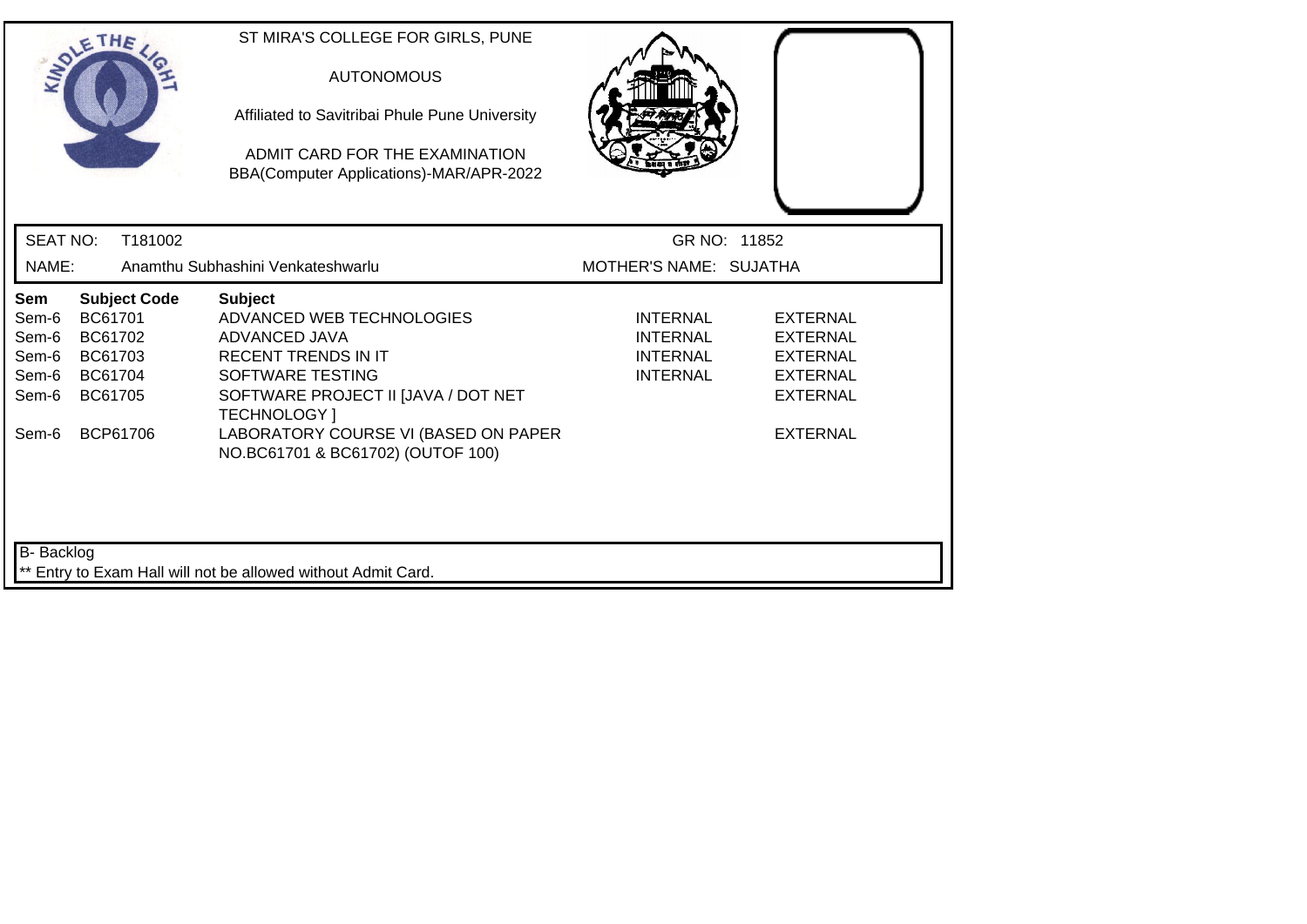ST MIRA'S COLLEGE FOR GIRLS, PUNE

AUTONOMOUS

Affiliated to Savitribai Phule Pune University

ADMIT CARD FOR THE EXAMINATION
BBA(Computer Applications)-MAR/APR-2022

SEAT NO: T181002 GR NO: 11852

NAME: Anamthu Subhashini Venkateshwarlu MOTHER'S NAME: SUJATHA

| Sem | Subject Code | Subject | | |
|---|---|---|---|---|
| Sem-6 | BC61701 | ADVANCED WEB TECHNOLOGIES | INTERNAL | EXTERNAL |
| Sem-6 | BC61702 | ADVANCED JAVA | INTERNAL | EXTERNAL |
| Sem-6 | BC61703 | RECENT TRENDS IN IT | INTERNAL | EXTERNAL |
| Sem-6 | BC61704 | SOFTWARE TESTING | INTERNAL | EXTERNAL |
| Sem-6 | BC61705 | SOFTWARE PROJECT II [JAVA / DOT NET TECHNOLOGY ] | | EXTERNAL |
| Sem-6 | BCP61706 | LABORATORY COURSE VI (BASED ON PAPER NO.BC61701 & BC61702) (OUTOF 100) | | EXTERNAL |

B- Backlog

** Entry to Exam Hall will not be allowed without Admit Card.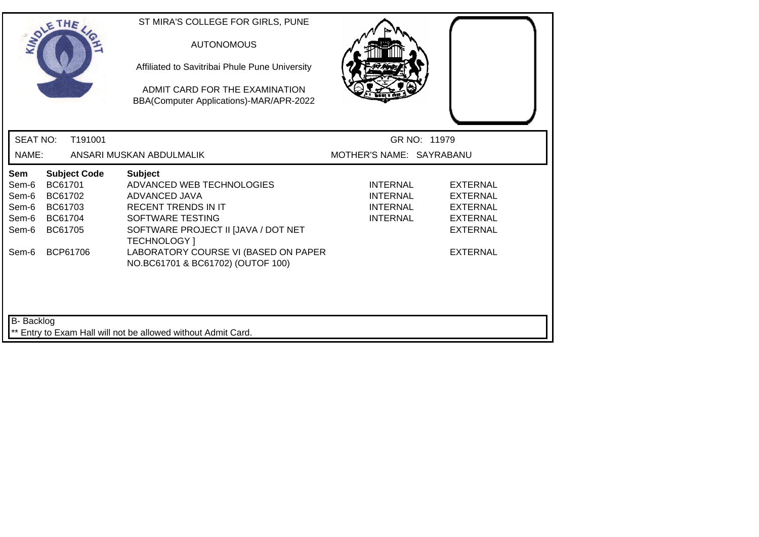ST MIRA'S COLLEGE FOR GIRLS, PUNE

AUTONOMOUS

Affiliated to Savitribai Phule Pune University

ADMIT CARD FOR THE EXAMINATION
BBA(Computer Applications)-MAR/APR-2022

SEAT NO: T191001 GR NO: 11979

NAME: ANSARI MUSKAN ABDULMALIK MOTHER'S NAME: SAYRABANU

| Sem | Subject Code | Subject | | |
|---|---|---|---|---|
| Sem-6 | BC61701 | ADVANCED WEB TECHNOLOGIES | INTERNAL | EXTERNAL |
| Sem-6 | BC61702 | ADVANCED JAVA | INTERNAL | EXTERNAL |
| Sem-6 | BC61703 | RECENT TRENDS IN IT | INTERNAL | EXTERNAL |
| Sem-6 | BC61704 | SOFTWARE TESTING | INTERNAL | EXTERNAL |
| Sem-6 | BC61705 | SOFTWARE PROJECT II [JAVA / DOT NET TECHNOLOGY ] | | EXTERNAL |
| Sem-6 | BCP61706 | LABORATORY COURSE VI (BASED ON PAPER NO.BC61701 & BC61702) (OUTOF 100) | | EXTERNAL |

B- Backlog

** Entry to Exam Hall will not be allowed without Admit Card.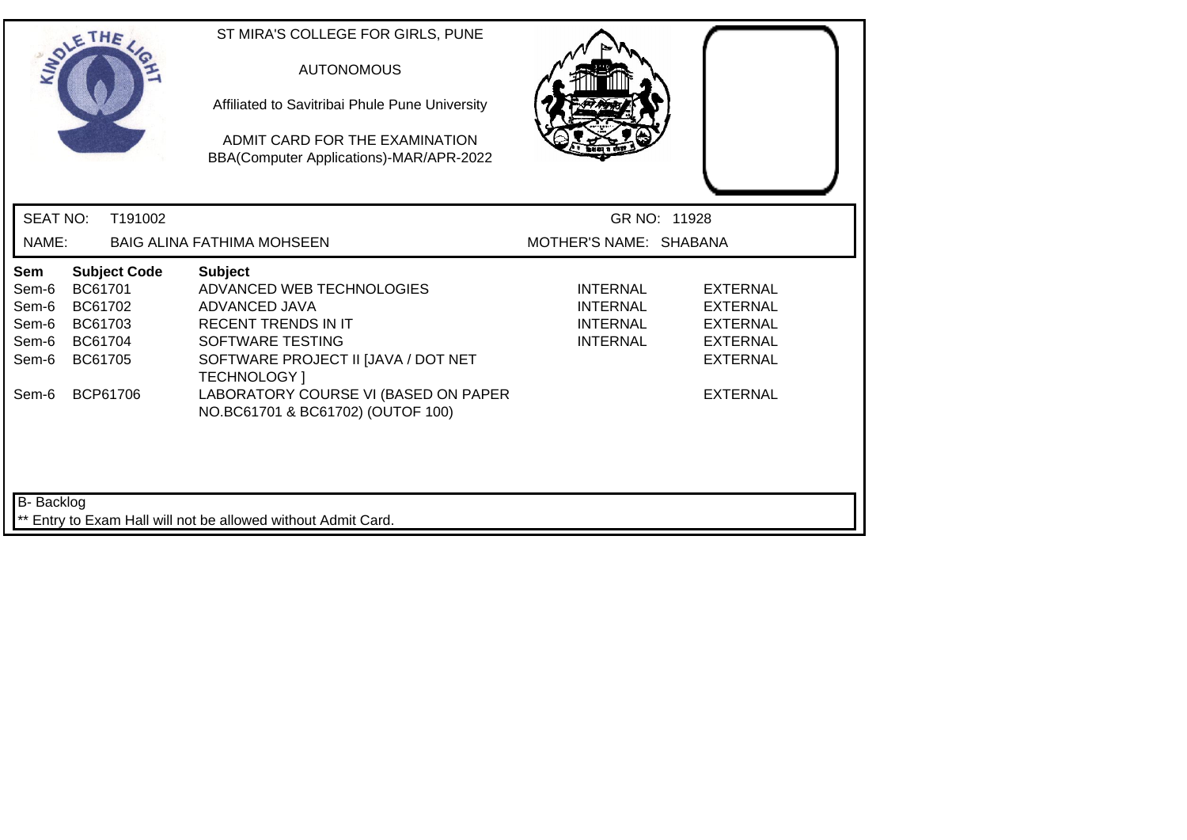ST MIRA'S COLLEGE FOR GIRLS, PUNE

AUTONOMOUS

Affiliated to Savitribai Phule Pune University

ADMIT CARD FOR THE EXAMINATION
BBA(Computer Applications)-MAR/APR-2022

SEAT NO: T191002 GR NO: 11928

NAME: BAIG ALINA FATHIMA MOHSEEN MOTHER'S NAME: SHABANA

| Sem | Subject Code | Subject | | |
|---|---|---|---|---|
| Sem-6 | BC61701 | ADVANCED WEB TECHNOLOGIES | INTERNAL | EXTERNAL |
| Sem-6 | BC61702 | ADVANCED JAVA | INTERNAL | EXTERNAL |
| Sem-6 | BC61703 | RECENT TRENDS IN IT | INTERNAL | EXTERNAL |
| Sem-6 | BC61704 | SOFTWARE TESTING | INTERNAL | EXTERNAL |
| Sem-6 | BC61705 | SOFTWARE PROJECT II [JAVA / DOT NET TECHNOLOGY ] | | EXTERNAL |
| Sem-6 | BCP61706 | LABORATORY COURSE VI (BASED ON PAPER NO.BC61701 & BC61702) (OUTOF 100) | | EXTERNAL |

B- Backlog

** Entry to Exam Hall will not be allowed without Admit Card.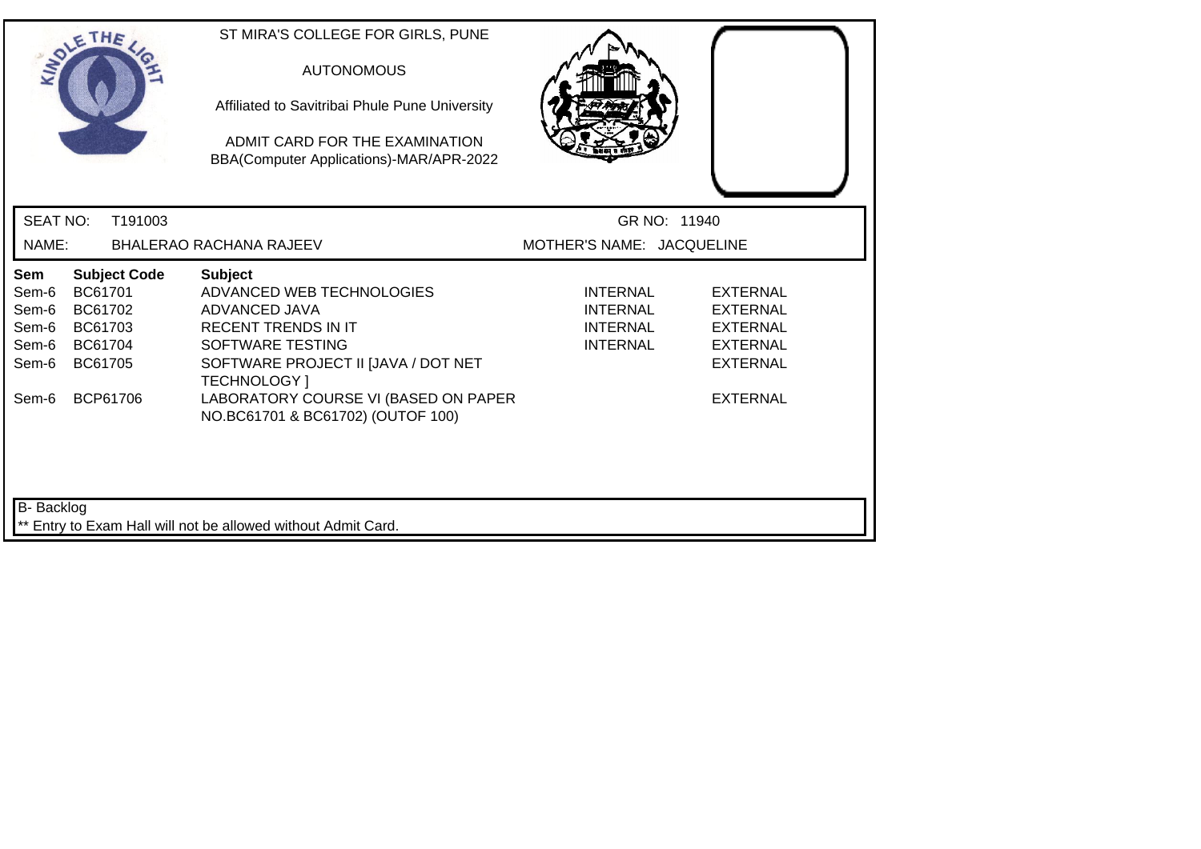ST MIRA'S COLLEGE FOR GIRLS, PUNE

AUTONOMOUS

Affiliated to Savitribai Phule Pune University

ADMIT CARD FOR THE EXAMINATION
BBA(Computer Applications)-MAR/APR-2022

SEAT NO: T191003 GR NO: 11940

NAME: BHALERAO RACHANA RAJEEV MOTHER'S NAME: JACQUELINE

| Sem | Subject Code | Subject | | |
|---|---|---|---|---|
| Sem-6 | BC61701 | ADVANCED WEB TECHNOLOGIES | INTERNAL | EXTERNAL |
| Sem-6 | BC61702 | ADVANCED JAVA | INTERNAL | EXTERNAL |
| Sem-6 | BC61703 | RECENT TRENDS IN IT | INTERNAL | EXTERNAL |
| Sem-6 | BC61704 | SOFTWARE TESTING | INTERNAL | EXTERNAL |
| Sem-6 | BC61705 | SOFTWARE PROJECT II [JAVA / DOT NET TECHNOLOGY ] | | EXTERNAL |
| Sem-6 | BCP61706 | LABORATORY COURSE VI (BASED ON PAPER NO.BC61701 & BC61702) (OUTOF 100) | | EXTERNAL |

B- Backlog
** Entry to Exam Hall will not be allowed without Admit Card.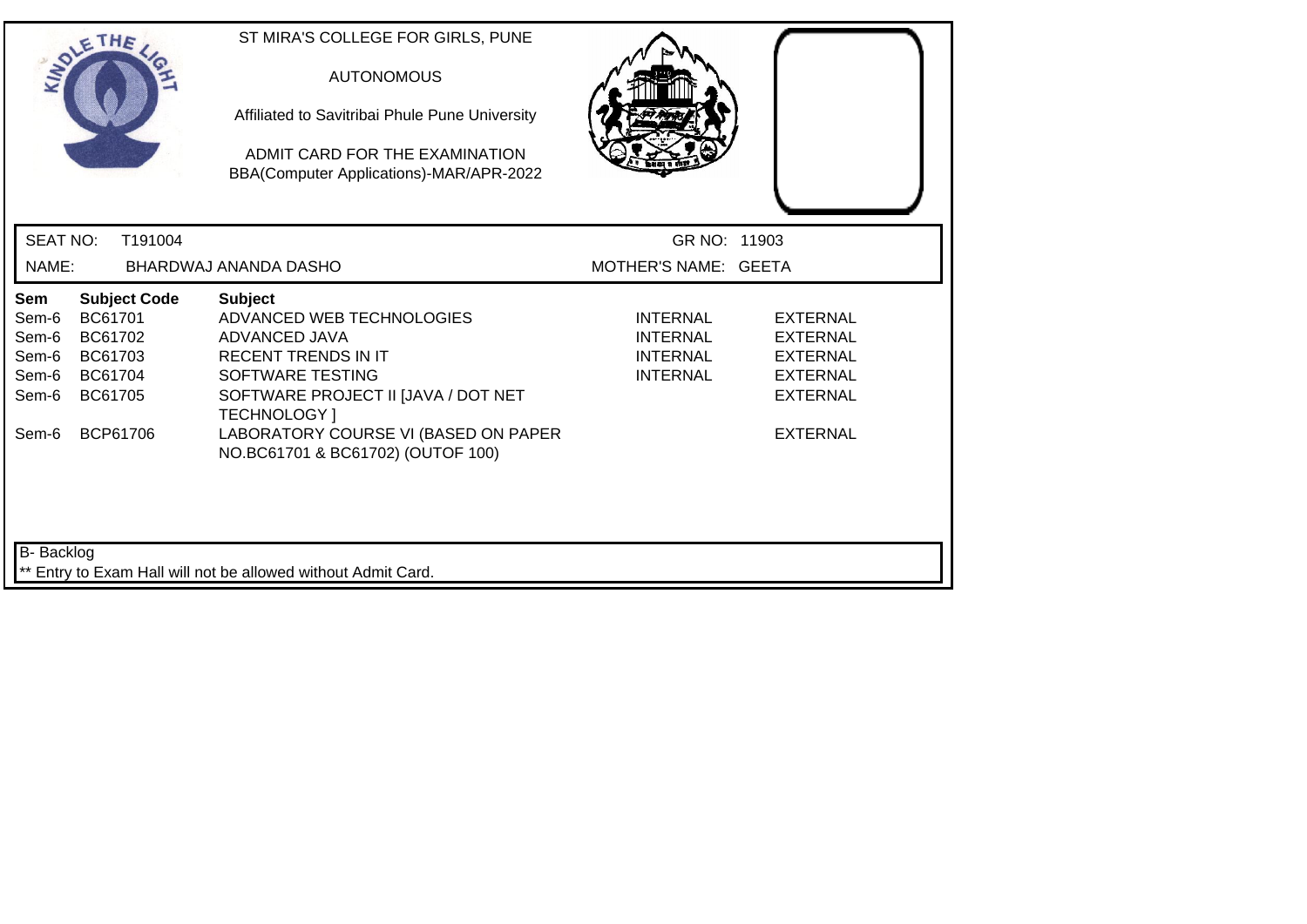ST MIRA'S COLLEGE FOR GIRLS, PUNE

AUTONOMOUS

Affiliated to Savitribai Phule Pune University

ADMIT CARD FOR THE EXAMINATION
BBA(Computer Applications)-MAR/APR-2022

SEAT NO: T191004 GR NO: 11903

NAME: BHARDWAJ ANANDA DASHO MOTHER'S NAME: GEETA

| Sem | Subject Code | Subject | | |
|---|---|---|---|---|
| Sem-6 | BC61701 | ADVANCED WEB TECHNOLOGIES | INTERNAL | EXTERNAL |
| Sem-6 | BC61702 | ADVANCED JAVA | INTERNAL | EXTERNAL |
| Sem-6 | BC61703 | RECENT TRENDS IN IT | INTERNAL | EXTERNAL |
| Sem-6 | BC61704 | SOFTWARE TESTING | INTERNAL | EXTERNAL |
| Sem-6 | BC61705 | SOFTWARE PROJECT II [JAVA / DOT NET TECHNOLOGY ] | | EXTERNAL |
| Sem-6 | BCP61706 | LABORATORY COURSE VI (BASED ON PAPER NO.BC61701 & BC61702) (OUTOF 100) | | EXTERNAL |

B- Backlog

** Entry to Exam Hall will not be allowed without Admit Card.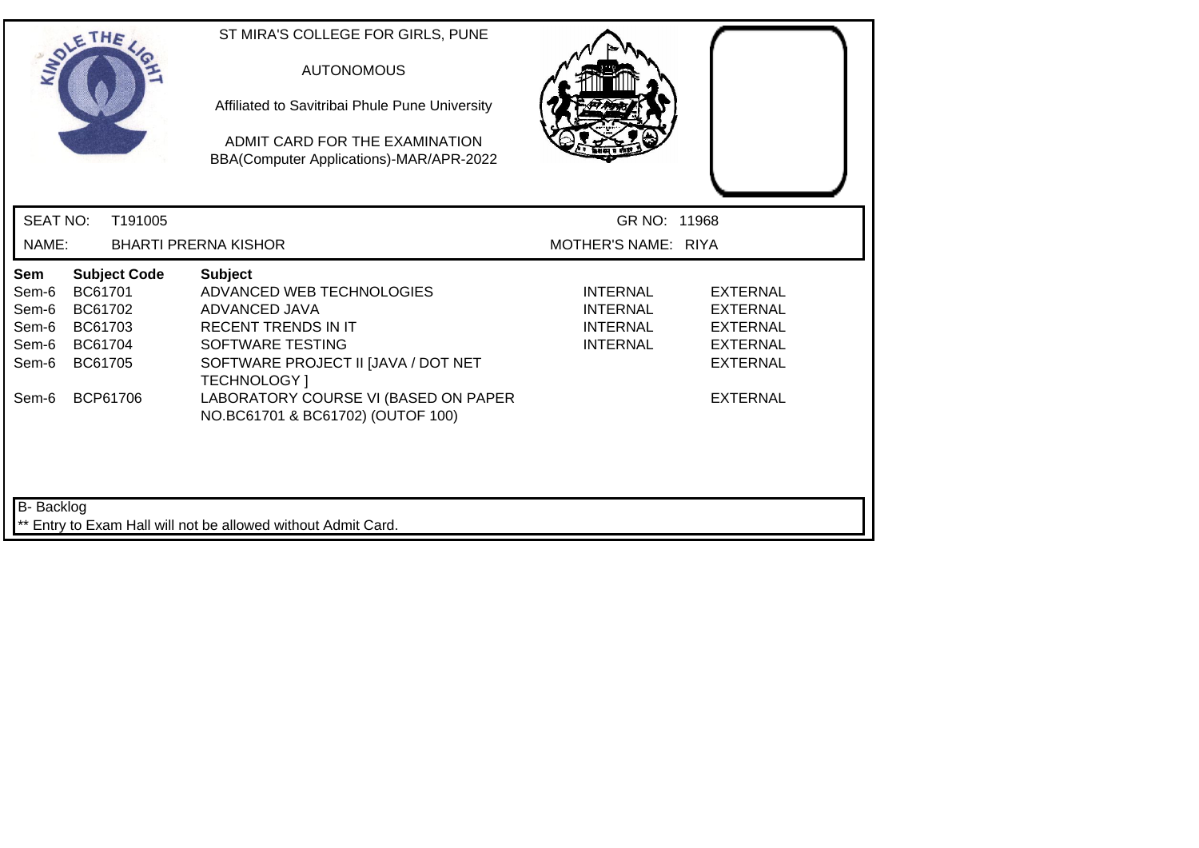ST MIRA'S COLLEGE FOR GIRLS, PUNE

AUTONOMOUS

Affiliated to Savitribai Phule Pune University

ADMIT CARD FOR THE EXAMINATION
BBA(Computer Applications)-MAR/APR-2022

SEAT NO: T191005 GR NO: 11968

NAME: BHARTI PRERNA KISHOR MOTHER'S NAME: RIYA

| Sem | Subject Code | Subject | | |
|---|---|---|---|---|
| Sem-6 | BC61701 | ADVANCED WEB TECHNOLOGIES | INTERNAL | EXTERNAL |
| Sem-6 | BC61702 | ADVANCED JAVA | INTERNAL | EXTERNAL |
| Sem-6 | BC61703 | RECENT TRENDS IN IT | INTERNAL | EXTERNAL |
| Sem-6 | BC61704 | SOFTWARE TESTING | INTERNAL | EXTERNAL |
| Sem-6 | BC61705 | SOFTWARE PROJECT II [JAVA / DOT NET TECHNOLOGY ] | | EXTERNAL |
| Sem-6 | BCP61706 | LABORATORY COURSE VI (BASED ON PAPER NO.BC61701 & BC61702) (OUTOF 100) | | EXTERNAL |

B- Backlog

** Entry to Exam Hall will not be allowed without Admit Card.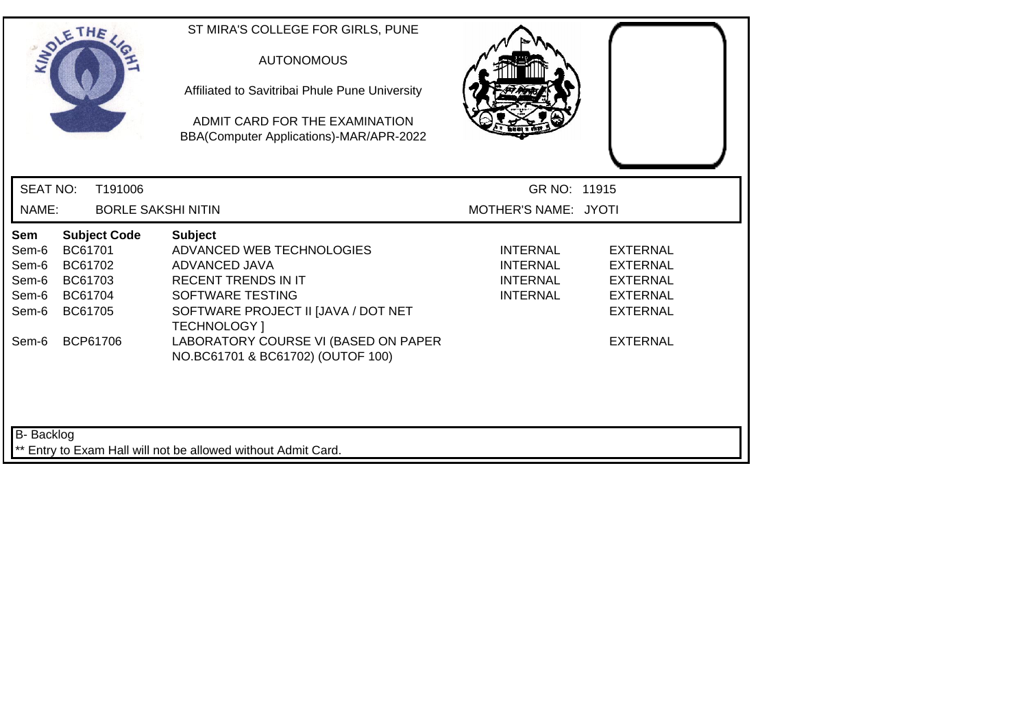ST MIRA'S COLLEGE FOR GIRLS, PUNE

AUTONOMOUS

Affiliated to Savitribai Phule Pune University

ADMIT CARD FOR THE EXAMINATION
BBA(Computer Applications)-MAR/APR-2022

SEAT NO: T191006 GR NO: 11915

NAME: BORLE SAKSHI NITIN MOTHER'S NAME: JYOTI

| Sem | Subject Code | Subject | | |
|---|---|---|---|---|
| Sem-6 | BC61701 | ADVANCED WEB TECHNOLOGIES | INTERNAL | EXTERNAL |
| Sem-6 | BC61702 | ADVANCED JAVA | INTERNAL | EXTERNAL |
| Sem-6 | BC61703 | RECENT TRENDS IN IT | INTERNAL | EXTERNAL |
| Sem-6 | BC61704 | SOFTWARE TESTING | INTERNAL | EXTERNAL |
| Sem-6 | BC61705 | SOFTWARE PROJECT II [JAVA / DOT NET TECHNOLOGY ] | | EXTERNAL |
| Sem-6 | BCP61706 | LABORATORY COURSE VI (BASED ON PAPER NO.BC61701 & BC61702) (OUTOF 100) | | EXTERNAL |

B- Backlog

** Entry to Exam Hall will not be allowed without Admit Card.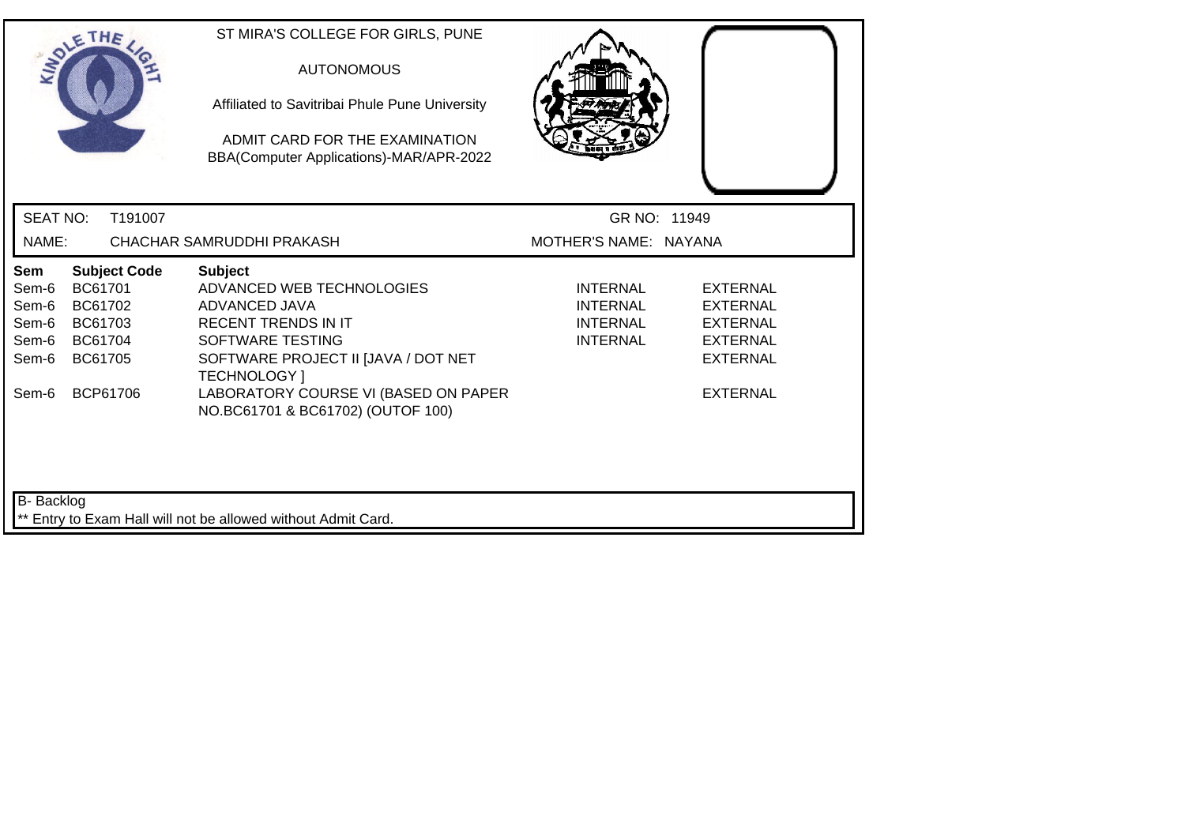ST MIRA'S COLLEGE FOR GIRLS, PUNE

AUTONOMOUS

Affiliated to Savitribai Phule Pune University

ADMIT CARD FOR THE EXAMINATION
BBA(Computer Applications)-MAR/APR-2022

SEAT NO: T191007 GR NO: 11949

NAME: CHACHAR SAMRUDDHI PRAKASH MOTHER'S NAME: NAYANA

| Sem | Subject Code | Subject | | |
|---|---|---|---|---|
| Sem-6 | BC61701 | ADVANCED WEB TECHNOLOGIES | INTERNAL | EXTERNAL |
| Sem-6 | BC61702 | ADVANCED JAVA | INTERNAL | EXTERNAL |
| Sem-6 | BC61703 | RECENT TRENDS IN IT | INTERNAL | EXTERNAL |
| Sem-6 | BC61704 | SOFTWARE TESTING | INTERNAL | EXTERNAL |
| Sem-6 | BC61705 | SOFTWARE PROJECT II [JAVA / DOT NET TECHNOLOGY ] | | EXTERNAL |
| Sem-6 | BCP61706 | LABORATORY COURSE VI (BASED ON PAPER NO.BC61701 & BC61702) (OUTOF 100) | | EXTERNAL |

B- Backlog

** Entry to Exam Hall will not be allowed without Admit Card.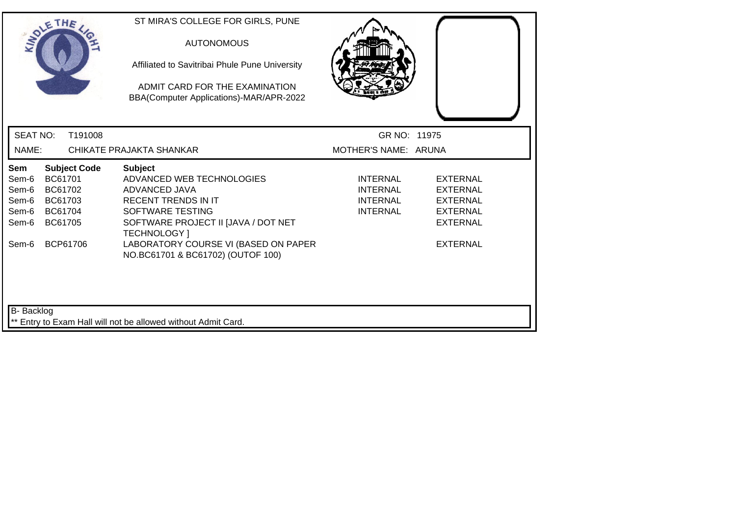ST MIRA'S COLLEGE FOR GIRLS, PUNE

AUTONOMOUS

Affiliated to Savitribai Phule Pune University

ADMIT CARD FOR THE EXAMINATION
BBA(Computer Applications)-MAR/APR-2022

SEAT NO: T191008 GR NO: 11975

NAME: CHIKATE PRAJAKTA SHANKAR MOTHER'S NAME: ARUNA

| Sem | Subject Code | Subject | | |
|---|---|---|---|---|
| Sem-6 | BC61701 | ADVANCED WEB TECHNOLOGIES | INTERNAL | EXTERNAL |
| Sem-6 | BC61702 | ADVANCED JAVA | INTERNAL | EXTERNAL |
| Sem-6 | BC61703 | RECENT TRENDS IN IT | INTERNAL | EXTERNAL |
| Sem-6 | BC61704 | SOFTWARE TESTING | INTERNAL | EXTERNAL |
| Sem-6 | BC61705 | SOFTWARE PROJECT II [JAVA / DOT NET TECHNOLOGY ] | | EXTERNAL |
| Sem-6 | BCP61706 | LABORATORY COURSE VI (BASED ON PAPER NO.BC61701 & BC61702) (OUTOF 100) | | EXTERNAL |

B- Backlog

** Entry to Exam Hall will not be allowed without Admit Card.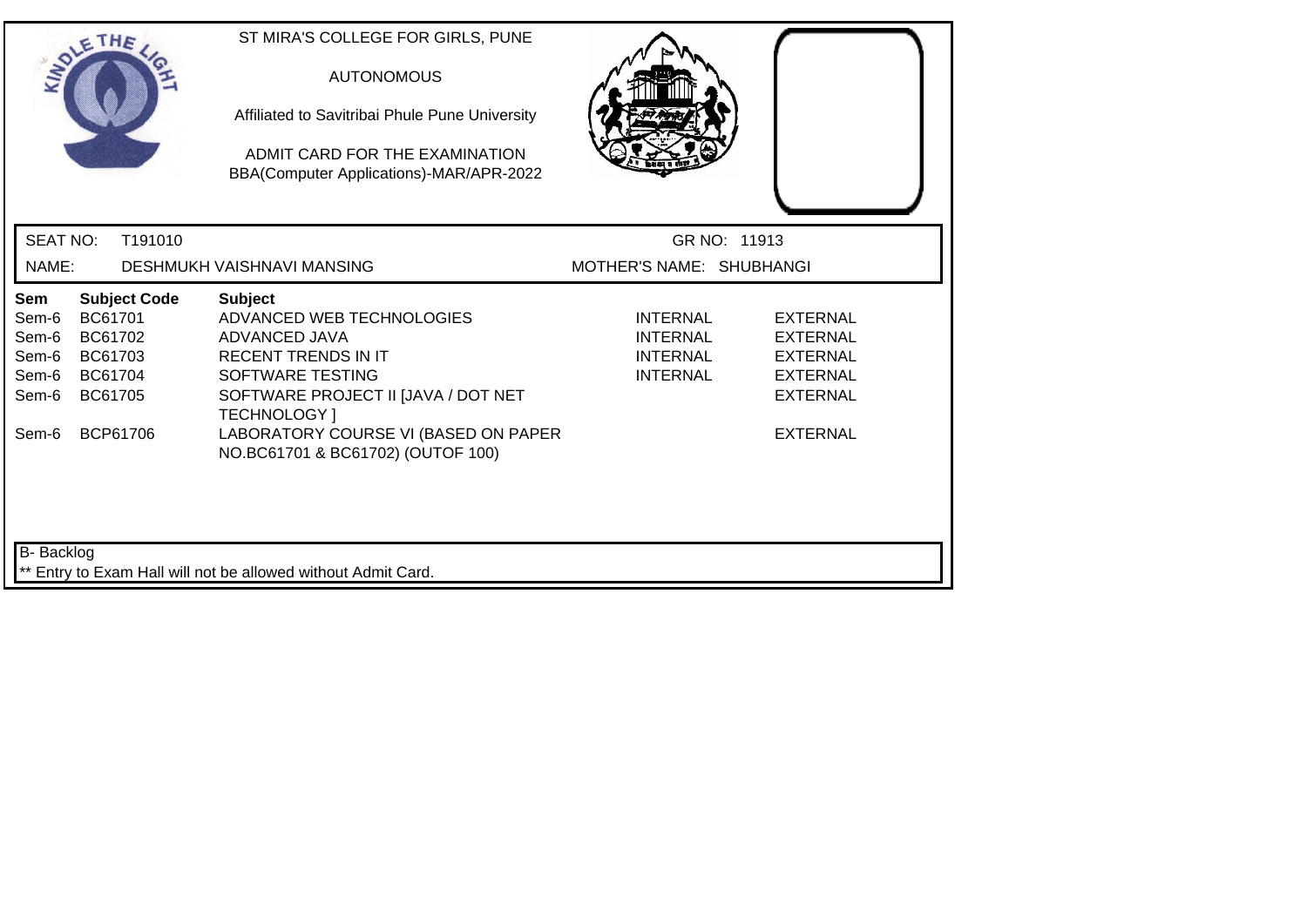ST MIRA'S COLLEGE FOR GIRLS, PUNE

AUTONOMOUS

Affiliated to Savitribai Phule Pune University

ADMIT CARD FOR THE EXAMINATION
BBA(Computer Applications)-MAR/APR-2022

SEAT NO: T191010 GR NO: 11913

NAME: DESHMUKH VAISHNAVI MANSING MOTHER'S NAME: SHUBHANGI

| Sem | Subject Code | Subject | | |
|---|---|---|---|---|
| Sem-6 | BC61701 | ADVANCED WEB TECHNOLOGIES | INTERNAL | EXTERNAL |
| Sem-6 | BC61702 | ADVANCED JAVA | INTERNAL | EXTERNAL |
| Sem-6 | BC61703 | RECENT TRENDS IN IT | INTERNAL | EXTERNAL |
| Sem-6 | BC61704 | SOFTWARE TESTING | INTERNAL | EXTERNAL |
| Sem-6 | BC61705 | SOFTWARE PROJECT II [JAVA / DOT NET TECHNOLOGY ] | | EXTERNAL |
| Sem-6 | BCP61706 | LABORATORY COURSE VI (BASED ON PAPER NO.BC61701 & BC61702) (OUTOF 100) | | EXTERNAL |

B- Backlog

** Entry to Exam Hall will not be allowed without Admit Card.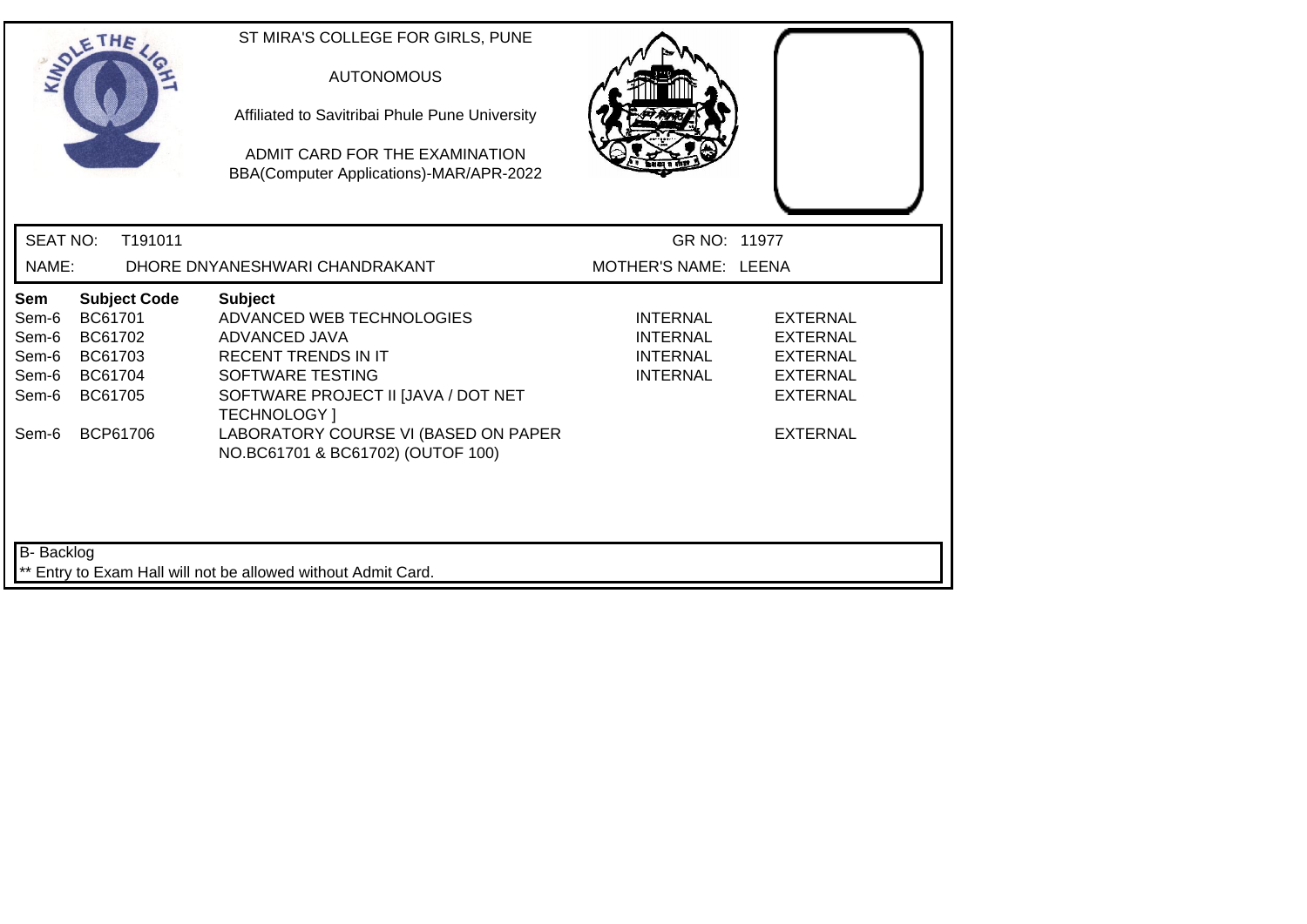ST MIRA'S COLLEGE FOR GIRLS, PUNE

AUTONOMOUS

Affiliated to Savitribai Phule Pune University

ADMIT CARD FOR THE EXAMINATION
BBA(Computer Applications)-MAR/APR-2022

SEAT NO: T191011 GR NO: 11977

NAME: DHORE DNYANESHWARI CHANDRAKANT MOTHER'S NAME: LEENA

| Sem | Subject Code | Subject | | |
|---|---|---|---|---|
| Sem-6 | BC61701 | ADVANCED WEB TECHNOLOGIES | INTERNAL | EXTERNAL |
| Sem-6 | BC61702 | ADVANCED JAVA | INTERNAL | EXTERNAL |
| Sem-6 | BC61703 | RECENT TRENDS IN IT | INTERNAL | EXTERNAL |
| Sem-6 | BC61704 | SOFTWARE TESTING | INTERNAL | EXTERNAL |
| Sem-6 | BC61705 | SOFTWARE PROJECT II [JAVA / DOT NET TECHNOLOGY ] | | EXTERNAL |
| Sem-6 | BCP61706 | LABORATORY COURSE VI (BASED ON PAPER NO.BC61701 & BC61702) (OUTOF 100) | | EXTERNAL |

B- Backlog

** Entry to Exam Hall will not be allowed without Admit Card.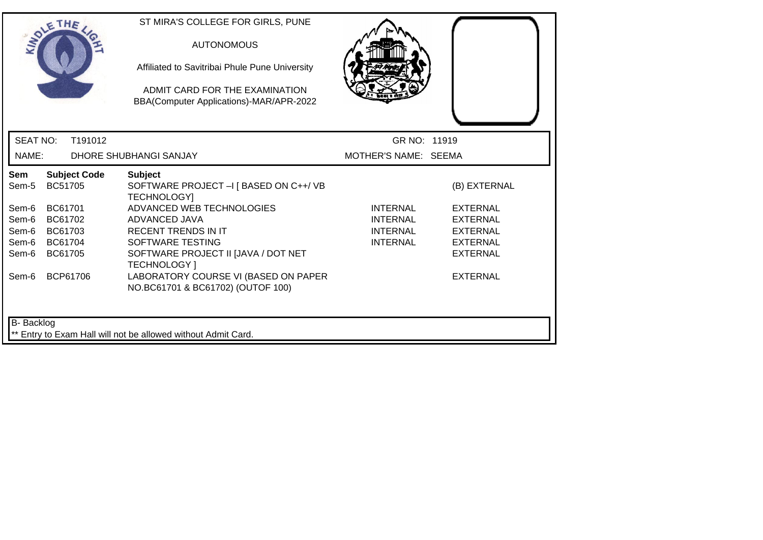ST MIRA'S COLLEGE FOR GIRLS, PUNE

AUTONOMOUS

Affiliated to Savitribai Phule Pune University

ADMIT CARD FOR THE EXAMINATION
BBA(Computer Applications)-MAR/APR-2022

SEAT NO: T191012 GR NO: 11919

NAME: DHORE SHUBHANGI SANJAY MOTHER'S NAME: SEEMA

| Sem | Subject Code | Subject | | |
|---|---|---|---|---|
| Sem-5 | BC51705 | SOFTWARE PROJECT –I [ BASED ON C++/ VB TECHNOLOGY] | | (B) EXTERNAL |
| Sem-6 | BC61701 | ADVANCED WEB TECHNOLOGIES | INTERNAL | EXTERNAL |
| Sem-6 | BC61702 | ADVANCED JAVA | INTERNAL | EXTERNAL |
| Sem-6 | BC61703 | RECENT TRENDS IN IT | INTERNAL | EXTERNAL |
| Sem-6 | BC61704 | SOFTWARE TESTING | INTERNAL | EXTERNAL |
| Sem-6 | BC61705 | SOFTWARE PROJECT II [JAVA / DOT NET TECHNOLOGY ] | | EXTERNAL |
| Sem-6 | BCP61706 | LABORATORY COURSE VI (BASED ON PAPER NO.BC61701 & BC61702) (OUTOF 100) | | EXTERNAL |

B- Backlog

** Entry to Exam Hall will not be allowed without Admit Card.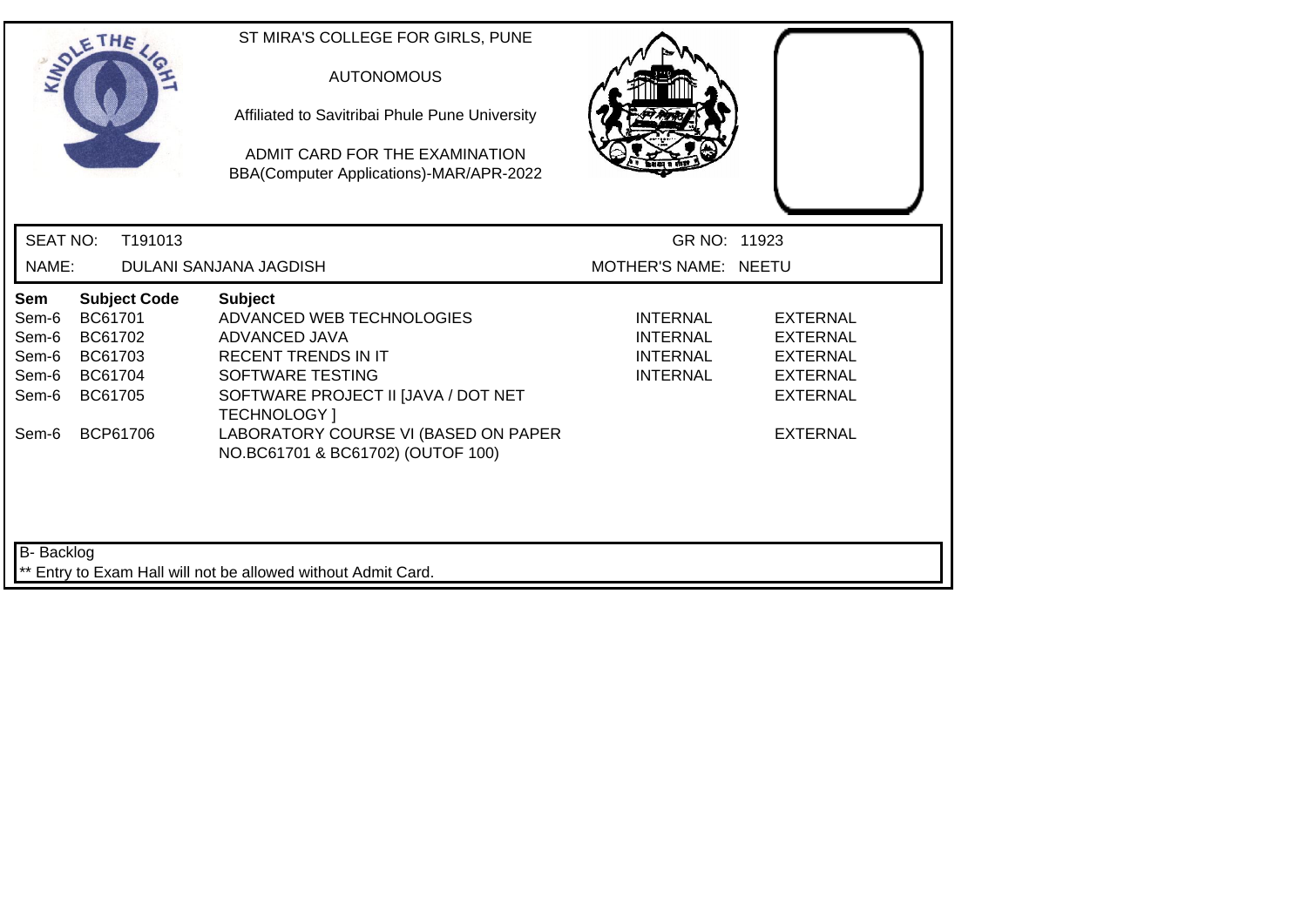ST MIRA'S COLLEGE FOR GIRLS, PUNE

AUTONOMOUS

Affiliated to Savitribai Phule Pune University

ADMIT CARD FOR THE EXAMINATION
BBA(Computer Applications)-MAR/APR-2022

SEAT NO: T191013 GR NO: 11923

NAME: DULANI SANJANA JAGDISH MOTHER'S NAME: NEETU

| Sem | Subject Code | Subject | | |
|---|---|---|---|---|
| Sem-6 | BC61701 | ADVANCED WEB TECHNOLOGIES | INTERNAL | EXTERNAL |
| Sem-6 | BC61702 | ADVANCED JAVA | INTERNAL | EXTERNAL |
| Sem-6 | BC61703 | RECENT TRENDS IN IT | INTERNAL | EXTERNAL |
| Sem-6 | BC61704 | SOFTWARE TESTING | INTERNAL | EXTERNAL |
| Sem-6 | BC61705 | SOFTWARE PROJECT II [JAVA / DOT NET TECHNOLOGY ] | | EXTERNAL |
| Sem-6 | BCP61706 | LABORATORY COURSE VI (BASED ON PAPER NO.BC61701 & BC61702) (OUTOF 100) | | EXTERNAL |

B- Backlog

** Entry to Exam Hall will not be allowed without Admit Card.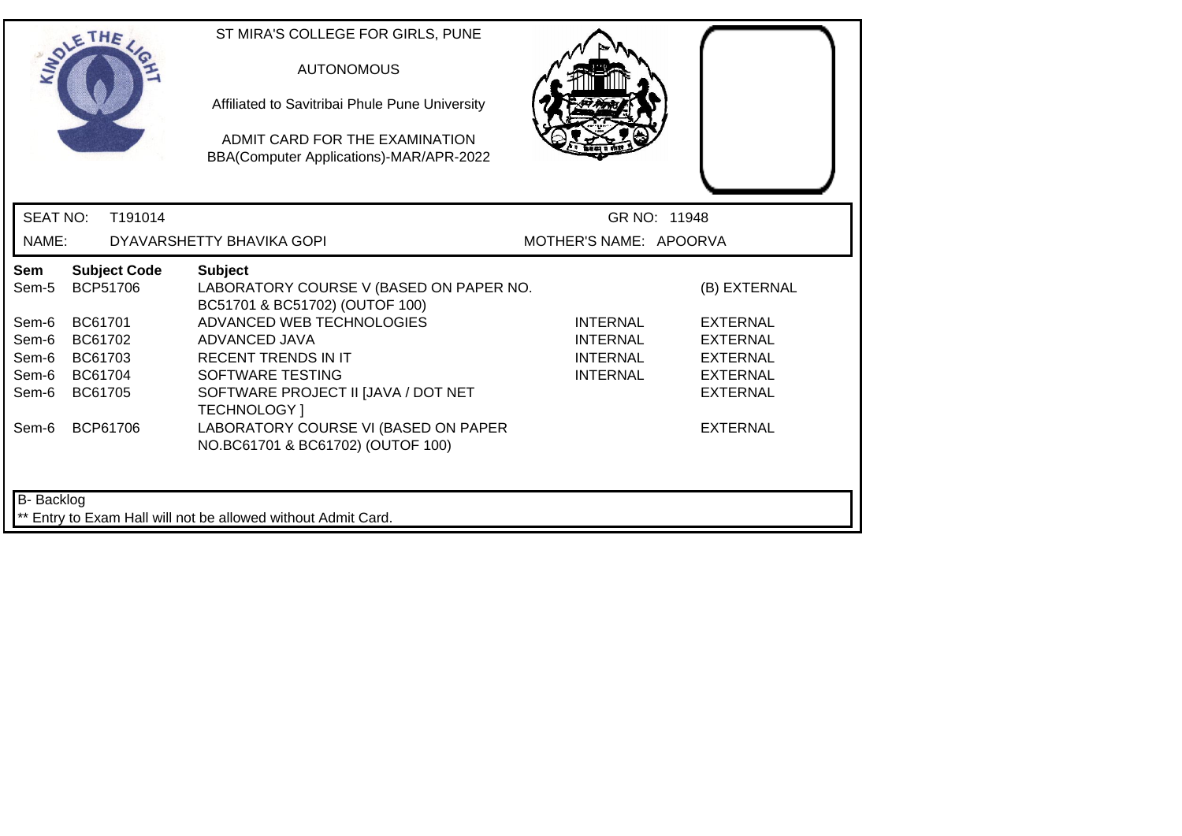ST MIRA'S COLLEGE FOR GIRLS, PUNE

AUTONOMOUS

Affiliated to Savitribai Phule Pune University

ADMIT CARD FOR THE EXAMINATION
BBA(Computer Applications)-MAR/APR-2022

SEAT NO: T191014 GR NO: 11948

NAME: DYAVARSHETTY BHAVIKA GOPI MOTHER'S NAME: APOORVA

| Sem | Subject Code | Subject | | |
|---|---|---|---|---|
| Sem-5 | BCP51706 | LABORATORY COURSE V (BASED ON PAPER NO. BC51701 & BC51702) (OUTOF 100) | | (B) EXTERNAL |
| Sem-6 | BC61701 | ADVANCED WEB TECHNOLOGIES | INTERNAL | EXTERNAL |
| Sem-6 | BC61702 | ADVANCED JAVA | INTERNAL | EXTERNAL |
| Sem-6 | BC61703 | RECENT TRENDS IN IT | INTERNAL | EXTERNAL |
| Sem-6 | BC61704 | SOFTWARE TESTING | INTERNAL | EXTERNAL |
| Sem-6 | BC61705 | SOFTWARE PROJECT II [JAVA / DOT NET TECHNOLOGY ] | | EXTERNAL |
| Sem-6 | BCP61706 | LABORATORY COURSE VI (BASED ON PAPER NO.BC61701 & BC61702) (OUTOF 100) | | EXTERNAL |

B- Backlog

** Entry to Exam Hall will not be allowed without Admit Card.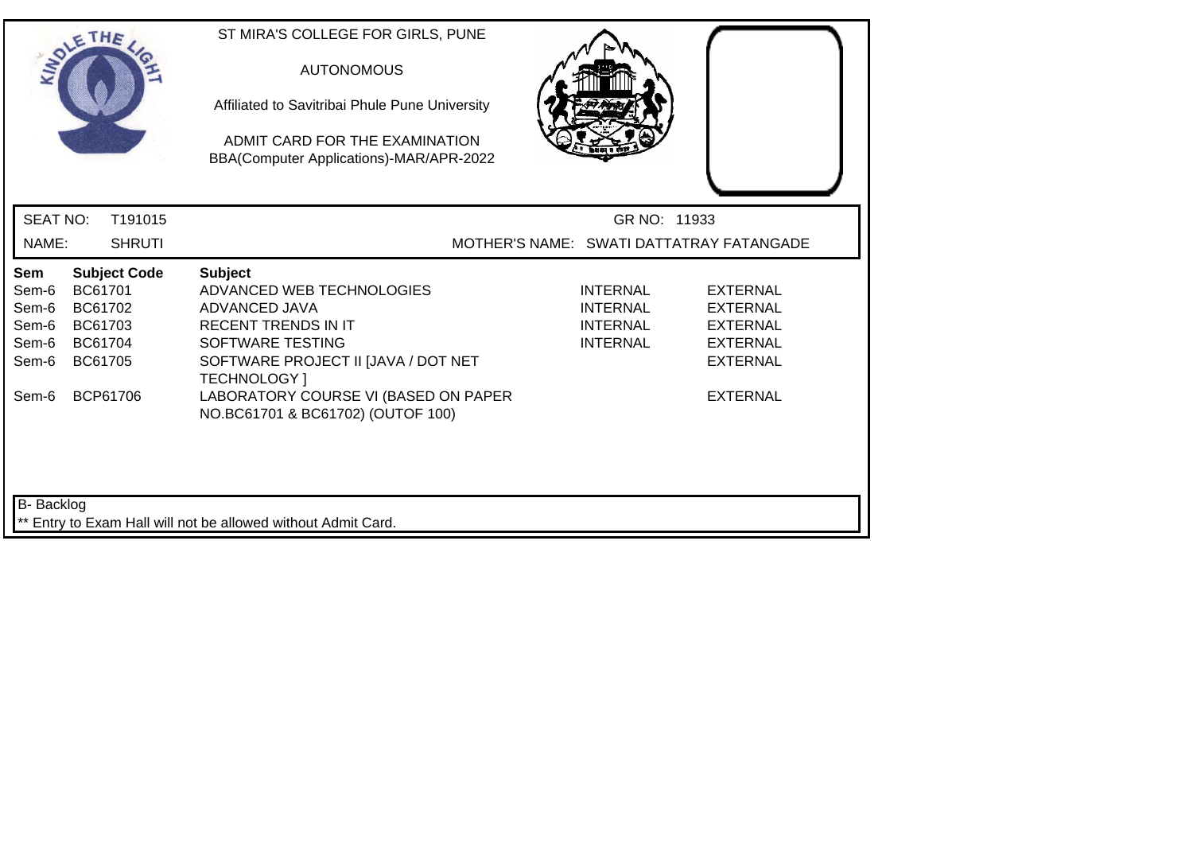ST MIRA'S COLLEGE FOR GIRLS, PUNE

AUTONOMOUS

Affiliated to Savitribai Phule Pune University

ADMIT CARD FOR THE EXAMINATION
BBA(Computer Applications)-MAR/APR-2022

SEAT NO: T191015 GR NO: 11933

NAME: SHRUTI MOTHER'S NAME: SWATI DATTATRAY FATANGADE

| Sem | Subject Code | Subject | | |
|---|---|---|---|---|
| Sem-6 | BC61701 | ADVANCED WEB TECHNOLOGIES | INTERNAL | EXTERNAL |
| Sem-6 | BC61702 | ADVANCED JAVA | INTERNAL | EXTERNAL |
| Sem-6 | BC61703 | RECENT TRENDS IN IT | INTERNAL | EXTERNAL |
| Sem-6 | BC61704 | SOFTWARE TESTING | INTERNAL | EXTERNAL |
| Sem-6 | BC61705 | SOFTWARE PROJECT II [JAVA / DOT NET TECHNOLOGY ] | | EXTERNAL |
| Sem-6 | BCP61706 | LABORATORY COURSE VI (BASED ON PAPER NO.BC61701 & BC61702) (OUTOF 100) | | EXTERNAL |

B- Backlog
** Entry to Exam Hall will not be allowed without Admit Card.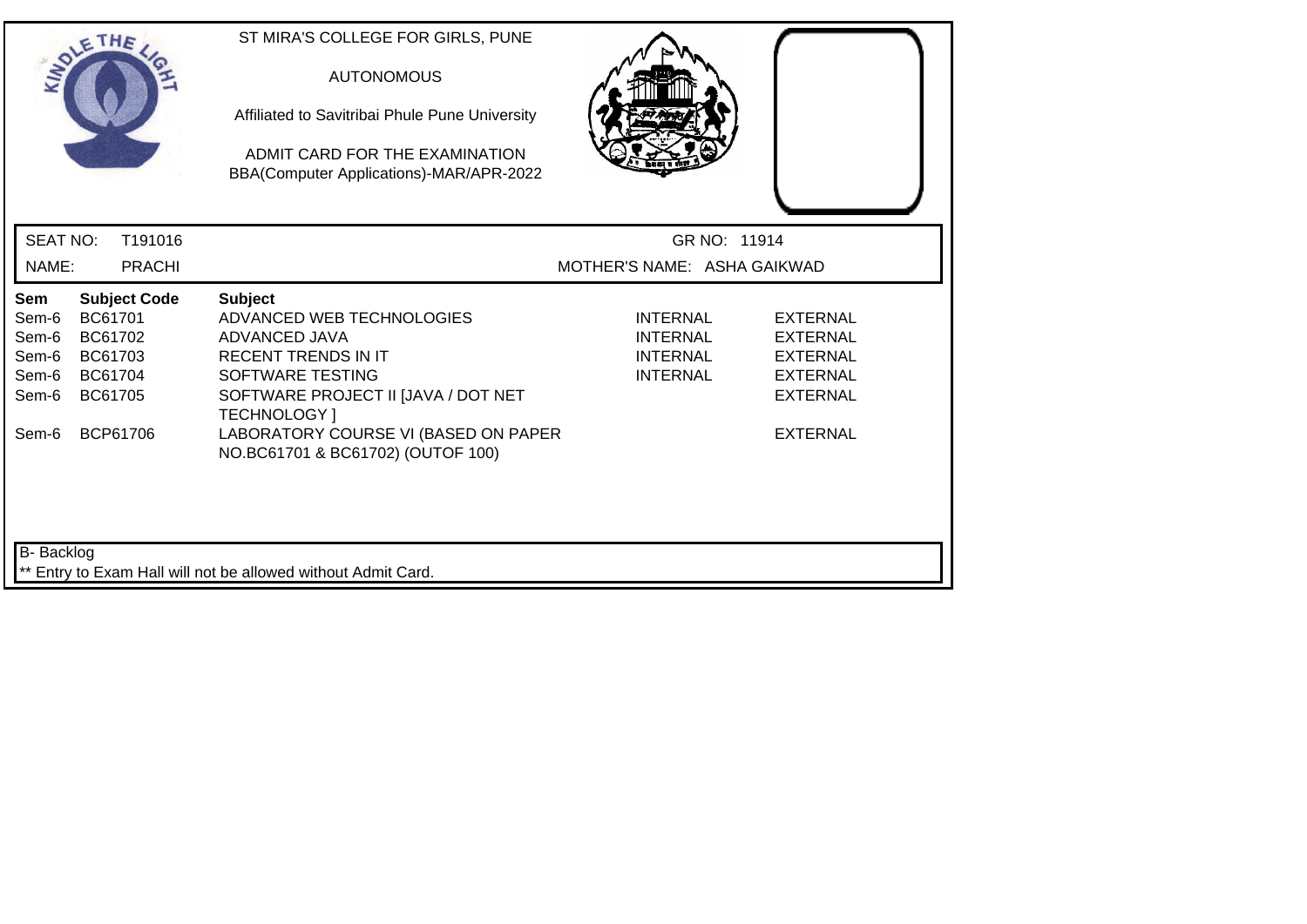ST MIRA'S COLLEGE FOR GIRLS, PUNE

AUTONOMOUS

Affiliated to Savitribai Phule Pune University

ADMIT CARD FOR THE EXAMINATION
BBA(Computer Applications)-MAR/APR-2022

SEAT NO: T191016 GR NO: 11914

NAME: PRACHI MOTHER'S NAME: ASHA GAIKWAD

| Sem | Subject Code | Subject | | |
|---|---|---|---|---|
| Sem-6 | BC61701 | ADVANCED WEB TECHNOLOGIES | INTERNAL | EXTERNAL |
| Sem-6 | BC61702 | ADVANCED JAVA | INTERNAL | EXTERNAL |
| Sem-6 | BC61703 | RECENT TRENDS IN IT | INTERNAL | EXTERNAL |
| Sem-6 | BC61704 | SOFTWARE TESTING | INTERNAL | EXTERNAL |
| Sem-6 | BC61705 | SOFTWARE PROJECT II [JAVA / DOT NET TECHNOLOGY ] | | EXTERNAL |
| Sem-6 | BCP61706 | LABORATORY COURSE VI (BASED ON PAPER NO.BC61701 & BC61702) (OUTOF 100) | | EXTERNAL |

B- Backlog

** Entry to Exam Hall will not be allowed without Admit Card.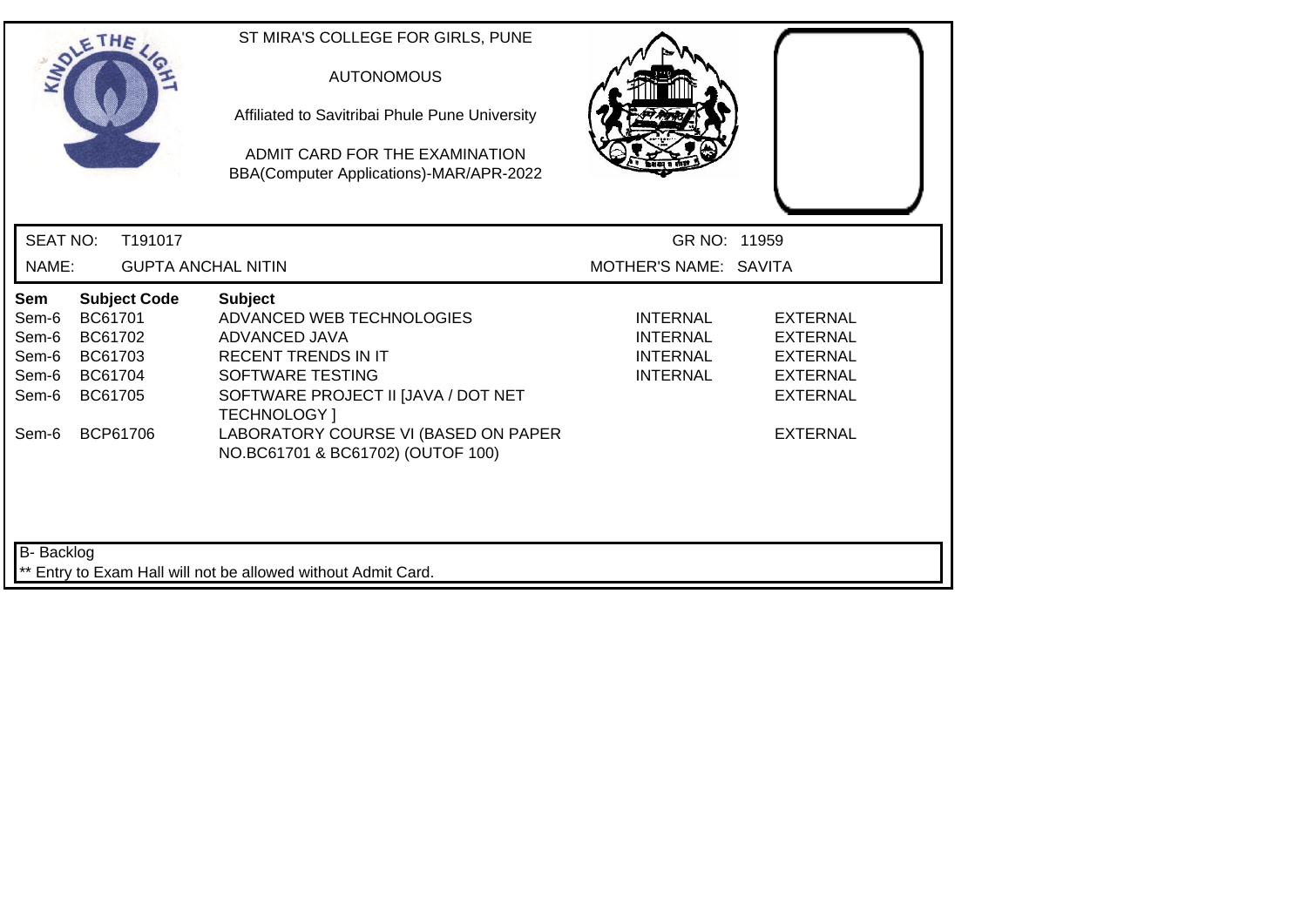ST MIRA'S COLLEGE FOR GIRLS, PUNE

AUTONOMOUS

Affiliated to Savitribai Phule Pune University

ADMIT CARD FOR THE EXAMINATION
BBA(Computer Applications)-MAR/APR-2022

SEAT NO: T191017 GR NO: 11959

NAME: GUPTA ANCHAL NITIN MOTHER'S NAME: SAVITA

| Sem | Subject Code | Subject | | |
|---|---|---|---|---|
| Sem-6 | BC61701 | ADVANCED WEB TECHNOLOGIES | INTERNAL | EXTERNAL |
| Sem-6 | BC61702 | ADVANCED JAVA | INTERNAL | EXTERNAL |
| Sem-6 | BC61703 | RECENT TRENDS IN IT | INTERNAL | EXTERNAL |
| Sem-6 | BC61704 | SOFTWARE TESTING | INTERNAL | EXTERNAL |
| Sem-6 | BC61705 | SOFTWARE PROJECT II [JAVA / DOT NET TECHNOLOGY ] | | EXTERNAL |
| Sem-6 | BCP61706 | LABORATORY COURSE VI (BASED ON PAPER NO.BC61701 & BC61702) (OUTOF 100) | | EXTERNAL |

B- Backlog

** Entry to Exam Hall will not be allowed without Admit Card.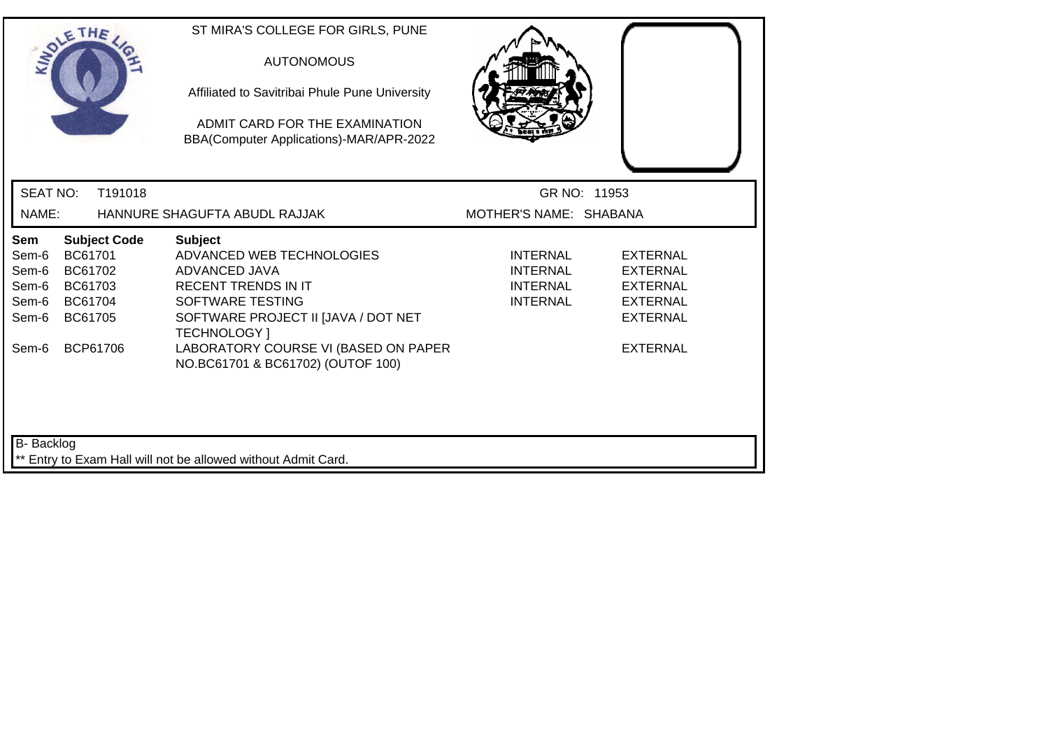ST MIRA'S COLLEGE FOR GIRLS, PUNE

AUTONOMOUS

Affiliated to Savitribai Phule Pune University

ADMIT CARD FOR THE EXAMINATION
BBA(Computer Applications)-MAR/APR-2022

SEAT NO: T191018

GR NO: 11953

NAME: HANNURE SHAGUFTA ABUDL RAJJAK

MOTHER'S NAME: SHABANA

| Sem | Subject Code | Subject | | |
|---|---|---|---|---|
| Sem-6 | BC61701 | ADVANCED WEB TECHNOLOGIES | INTERNAL | EXTERNAL |
| Sem-6 | BC61702 | ADVANCED JAVA | INTERNAL | EXTERNAL |
| Sem-6 | BC61703 | RECENT TRENDS IN IT | INTERNAL | EXTERNAL |
| Sem-6 | BC61704 | SOFTWARE TESTING | INTERNAL | EXTERNAL |
| Sem-6 | BC61705 | SOFTWARE PROJECT II [JAVA / DOT NET TECHNOLOGY ] | | EXTERNAL |
| Sem-6 | BCP61706 | LABORATORY COURSE VI (BASED ON PAPER NO.BC61701 & BC61702) (OUTOF 100) | | EXTERNAL |

B- Backlog

** Entry to Exam Hall will not be allowed without Admit Card.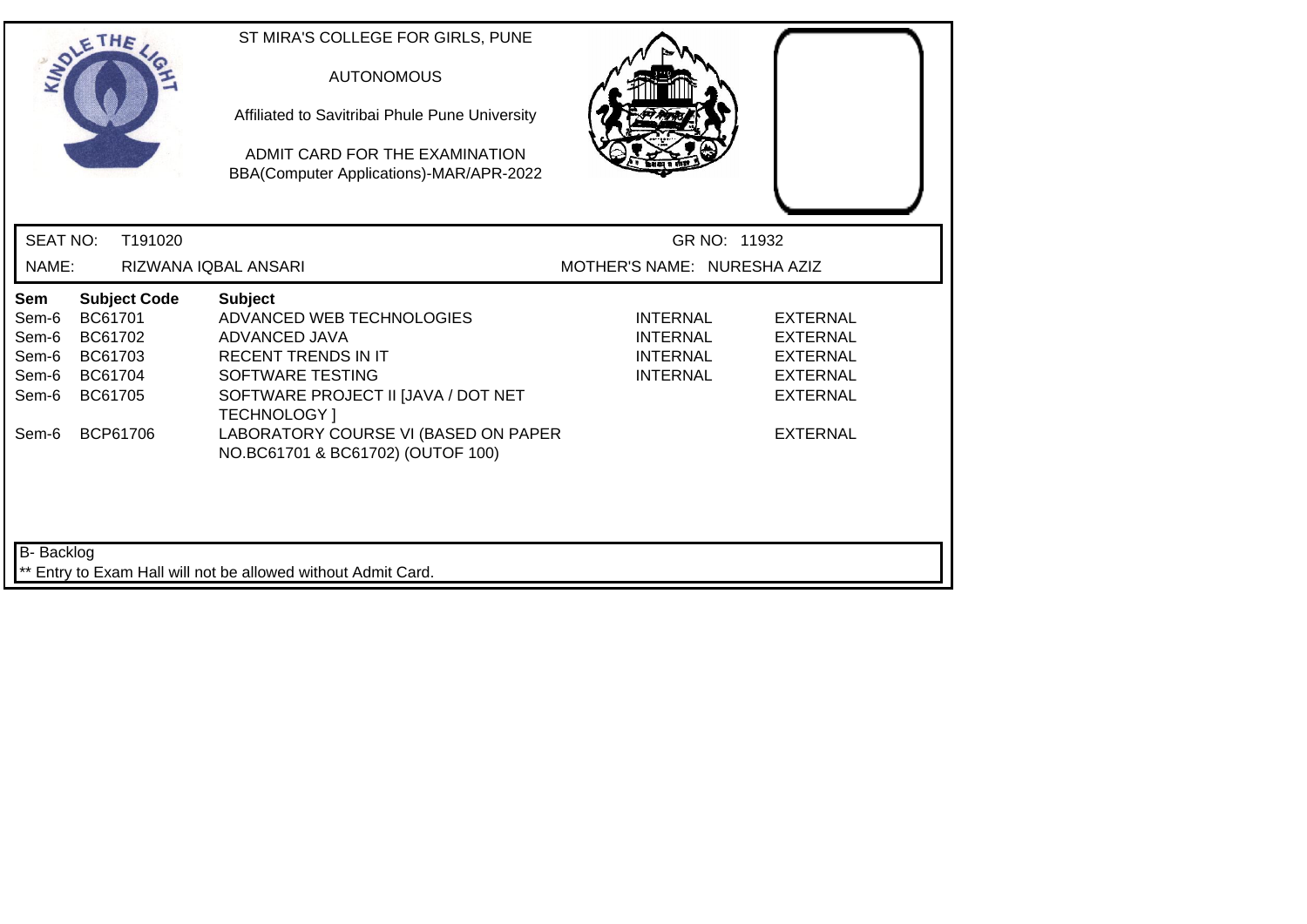ST MIRA'S COLLEGE FOR GIRLS, PUNE

AUTONOMOUS

Affiliated to Savitribai Phule Pune University

ADMIT CARD FOR THE EXAMINATION
BBA(Computer Applications)-MAR/APR-2022

SEAT NO: T191020 GR NO: 11932

NAME: RIZWANA IQBAL ANSARI MOTHER'S NAME: NURESHA AZIZ

| Sem | Subject Code | Subject | | |
|---|---|---|---|---|
| Sem-6 | BC61701 | ADVANCED WEB TECHNOLOGIES | INTERNAL | EXTERNAL |
| Sem-6 | BC61702 | ADVANCED JAVA | INTERNAL | EXTERNAL |
| Sem-6 | BC61703 | RECENT TRENDS IN IT | INTERNAL | EXTERNAL |
| Sem-6 | BC61704 | SOFTWARE TESTING | INTERNAL | EXTERNAL |
| Sem-6 | BC61705 | SOFTWARE PROJECT II [JAVA / DOT NET TECHNOLOGY ] | | EXTERNAL |
| Sem-6 | BCP61706 | LABORATORY COURSE VI (BASED ON PAPER NO.BC61701 & BC61702) (OUTOF 100) | | EXTERNAL |

B- Backlog

** Entry to Exam Hall will not be allowed without Admit Card.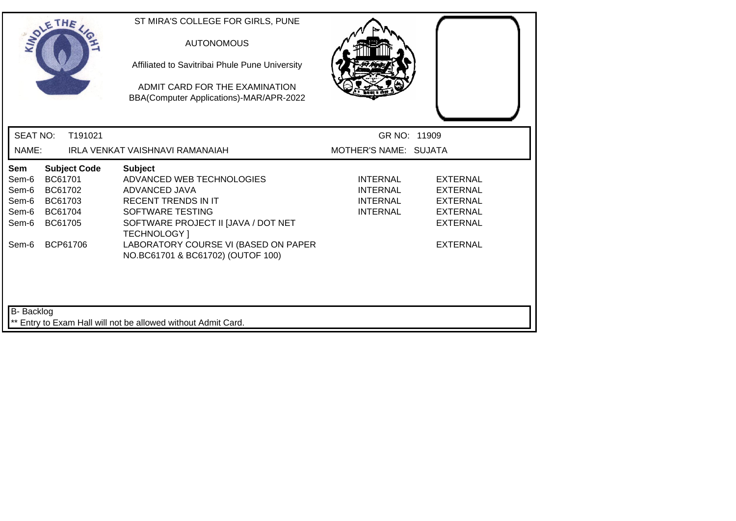ST MIRA'S COLLEGE FOR GIRLS, PUNE

AUTONOMOUS

Affiliated to Savitribai Phule Pune University

ADMIT CARD FOR THE EXAMINATION
BBA(Computer Applications)-MAR/APR-2022

SEAT NO: T191021 GR NO: 11909

NAME: IRLA VENKAT VAISHNAVI RAMANAIAH MOTHER'S NAME: SUJATA

| Sem | Subject Code | Subject | | |
|---|---|---|---|---|
| Sem-6 | BC61701 | ADVANCED WEB TECHNOLOGIES | INTERNAL | EXTERNAL |
| Sem-6 | BC61702 | ADVANCED JAVA | INTERNAL | EXTERNAL |
| Sem-6 | BC61703 | RECENT TRENDS IN IT | INTERNAL | EXTERNAL |
| Sem-6 | BC61704 | SOFTWARE TESTING | INTERNAL | EXTERNAL |
| Sem-6 | BC61705 | SOFTWARE PROJECT II [JAVA / DOT NET TECHNOLOGY ] | | EXTERNAL |
| Sem-6 | BCP61706 | LABORATORY COURSE VI (BASED ON PAPER NO.BC61701 & BC61702) (OUTOF 100) | | EXTERNAL |

B- Backlog

** Entry to Exam Hall will not be allowed without Admit Card.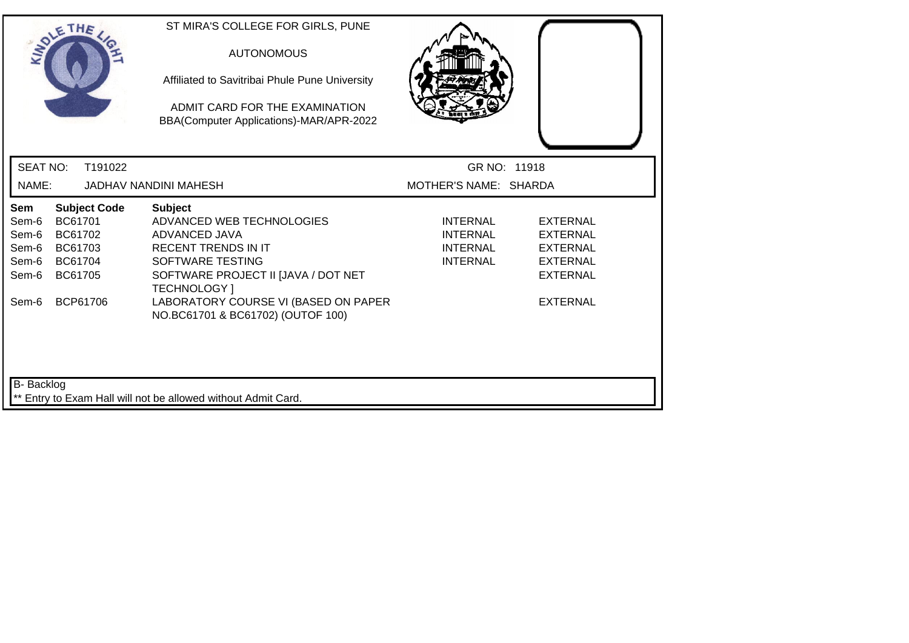ST MIRA'S COLLEGE FOR GIRLS, PUNE

AUTONOMOUS

Affiliated to Savitribai Phule Pune University

ADMIT CARD FOR THE EXAMINATION
BBA(Computer Applications)-MAR/APR-2022

SEAT NO: T191022 GR NO: 11918

NAME: JADHAV NANDINI MAHESH MOTHER'S NAME: SHARDA

| Sem | Subject Code | Subject | | |
|---|---|---|---|---|
| Sem-6 | BC61701 | ADVANCED WEB TECHNOLOGIES | INTERNAL | EXTERNAL |
| Sem-6 | BC61702 | ADVANCED JAVA | INTERNAL | EXTERNAL |
| Sem-6 | BC61703 | RECENT TRENDS IN IT | INTERNAL | EXTERNAL |
| Sem-6 | BC61704 | SOFTWARE TESTING | INTERNAL | EXTERNAL |
| Sem-6 | BC61705 | SOFTWARE PROJECT II [JAVA / DOT NET TECHNOLOGY ] | | EXTERNAL |
| Sem-6 | BCP61706 | LABORATORY COURSE VI (BASED ON PAPER NO.BC61701 & BC61702) (OUTOF 100) | | EXTERNAL |

B- Backlog

** Entry to Exam Hall will not be allowed without Admit Card.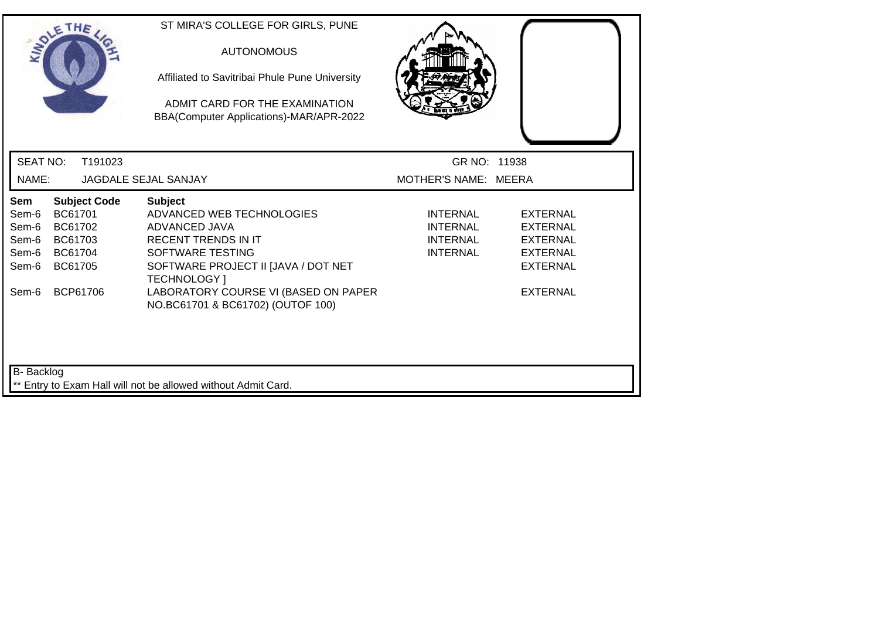ST MIRA'S COLLEGE FOR GIRLS, PUNE

AUTONOMOUS

Affiliated to Savitribai Phule Pune University

ADMIT CARD FOR THE EXAMINATION
BBA(Computer Applications)-MAR/APR-2022

**SEAT NO:** T191023 | **GR NO:** 11938

**NAME:** JAGDALE SEJAL SANJAY | **MOTHER'S NAME:** MEERA

| Sem | Subject Code | Subject | | |
|---|---|---|---|---|
| Sem-6 | BC61701 | ADVANCED WEB TECHNOLOGIES | INTERNAL | EXTERNAL |
| Sem-6 | BC61702 | ADVANCED JAVA | INTERNAL | EXTERNAL |
| Sem-6 | BC61703 | RECENT TRENDS IN IT | INTERNAL | EXTERNAL |
| Sem-6 | BC61704 | SOFTWARE TESTING | INTERNAL | EXTERNAL |
| Sem-6 | BC61705 | SOFTWARE PROJECT II [JAVA / DOT NET TECHNOLOGY ] | | EXTERNAL |
| Sem-6 | BCP61706 | LABORATORY COURSE VI (BASED ON PAPER NO.BC61701 & BC61702) (OUTOF 100) | | EXTERNAL |

B- Backlog

** Entry to Exam Hall will not be allowed without Admit Card.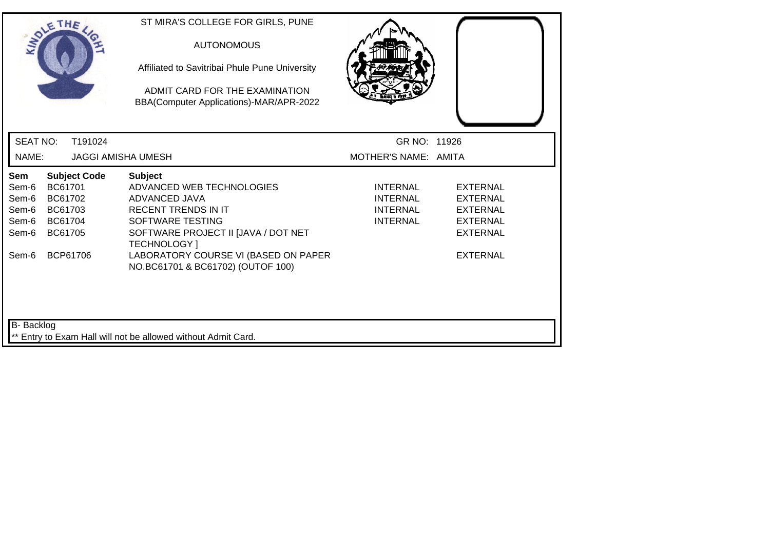ST MIRA'S COLLEGE FOR GIRLS, PUNE

AUTONOMOUS

Affiliated to Savitribai Phule Pune University

ADMIT CARD FOR THE EXAMINATION
BBA(Computer Applications)-MAR/APR-2022

SEAT NO: T191024 GR NO: 11926

NAME: JAGGI AMISHA UMESH MOTHER'S NAME: AMITA

| Sem | Subject Code | Subject | | |
|---|---|---|---|---|
| Sem-6 | BC61701 | ADVANCED WEB TECHNOLOGIES | INTERNAL | EXTERNAL |
| Sem-6 | BC61702 | ADVANCED JAVA | INTERNAL | EXTERNAL |
| Sem-6 | BC61703 | RECENT TRENDS IN IT | INTERNAL | EXTERNAL |
| Sem-6 | BC61704 | SOFTWARE TESTING | INTERNAL | EXTERNAL |
| Sem-6 | BC61705 | SOFTWARE PROJECT II [JAVA / DOT NET TECHNOLOGY ] | | EXTERNAL |
| Sem-6 | BCP61706 | LABORATORY COURSE VI (BASED ON PAPER NO.BC61701 & BC61702) (OUTOF 100) | | EXTERNAL |

B- Backlog

** Entry to Exam Hall will not be allowed without Admit Card.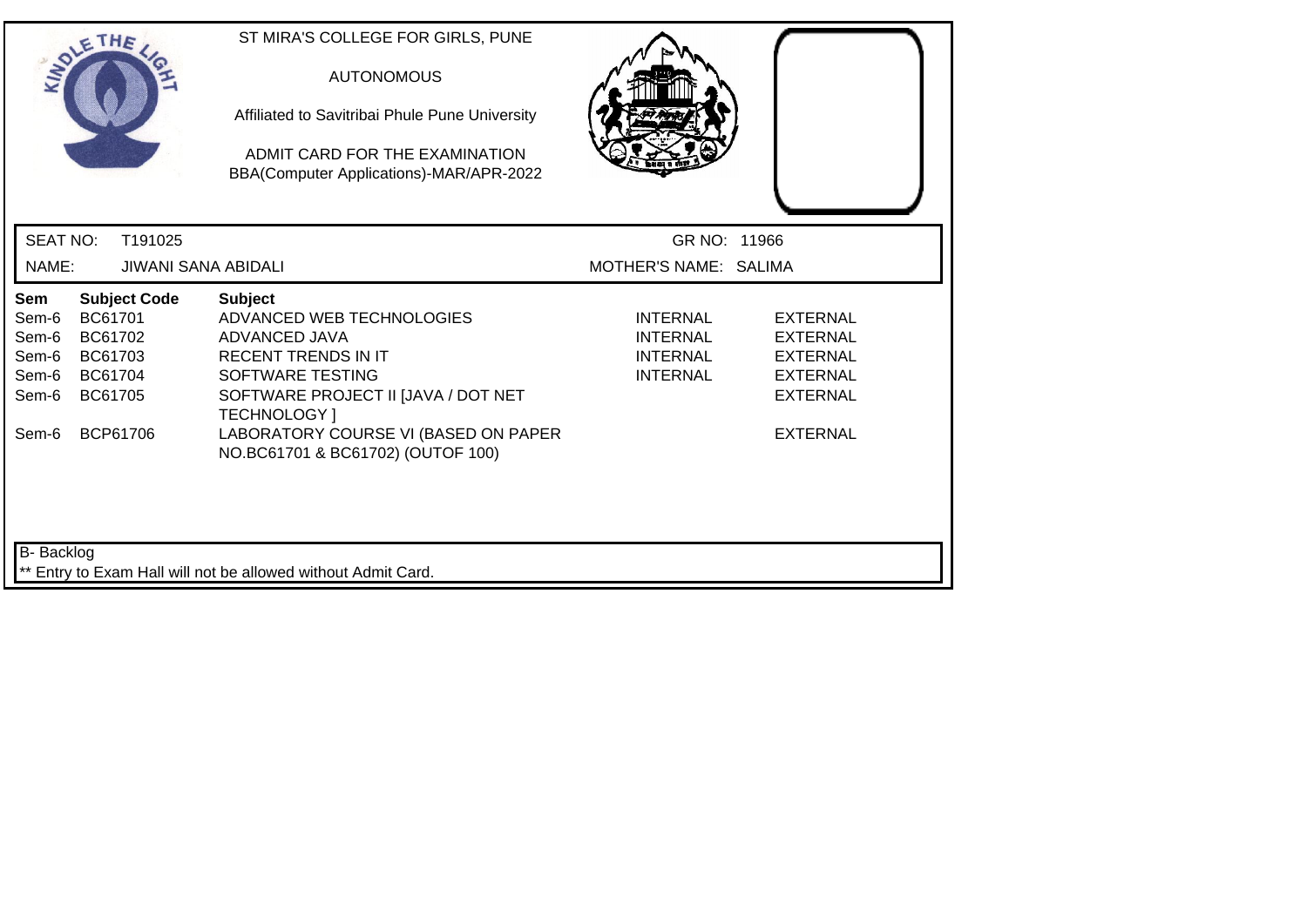ST MIRA'S COLLEGE FOR GIRLS, PUNE

AUTONOMOUS

Affiliated to Savitribai Phule Pune University

ADMIT CARD FOR THE EXAMINATION
BBA(Computer Applications)-MAR/APR-2022

SEAT NO: T191025 GR NO: 11966

NAME: JIWANI SANA ABIDALI MOTHER'S NAME: SALIMA

| Sem | Subject Code | Subject | | |
|---|---|---|---|---|
| Sem-6 | BC61701 | ADVANCED WEB TECHNOLOGIES | INTERNAL | EXTERNAL |
| Sem-6 | BC61702 | ADVANCED JAVA | INTERNAL | EXTERNAL |
| Sem-6 | BC61703 | RECENT TRENDS IN IT | INTERNAL | EXTERNAL |
| Sem-6 | BC61704 | SOFTWARE TESTING | INTERNAL | EXTERNAL |
| Sem-6 | BC61705 | SOFTWARE PROJECT II [JAVA / DOT NET TECHNOLOGY ] | | EXTERNAL |
| Sem-6 | BCP61706 | LABORATORY COURSE VI (BASED ON PAPER NO.BC61701 & BC61702) (OUTOF 100) | | EXTERNAL |

B- Backlog

** Entry to Exam Hall will not be allowed without Admit Card.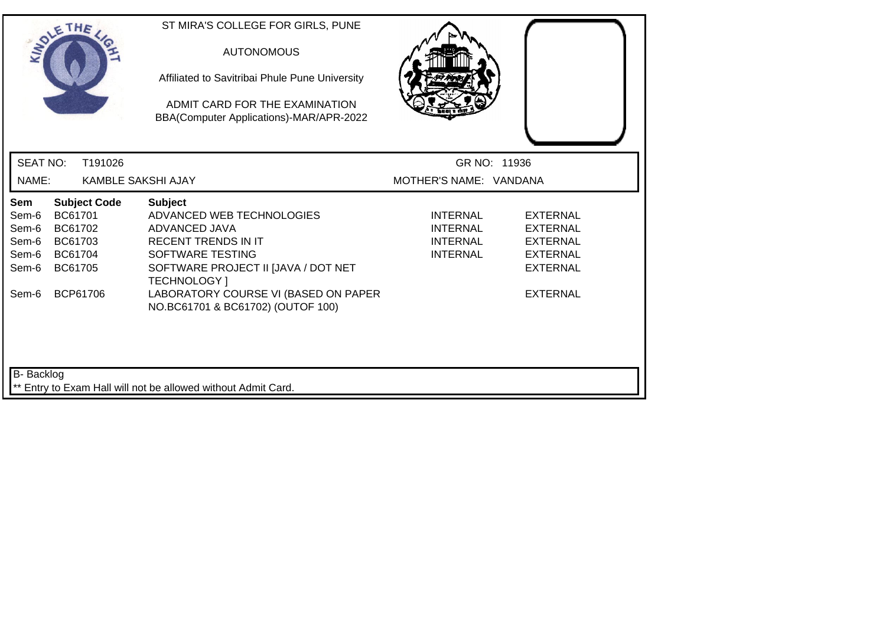ST MIRA'S COLLEGE FOR GIRLS, PUNE

AUTONOMOUS

Affiliated to Savitribai Phule Pune University

ADMIT CARD FOR THE EXAMINATION
BBA(Computer Applications)-MAR/APR-2022

SEAT NO: T191026 GR NO: 11936

NAME: KAMBLE SAKSHI AJAY MOTHER'S NAME: VANDANA

| Sem | Subject Code | Subject | | |
|---|---|---|---|---|
| Sem-6 | BC61701 | ADVANCED WEB TECHNOLOGIES | INTERNAL | EXTERNAL |
| Sem-6 | BC61702 | ADVANCED JAVA | INTERNAL | EXTERNAL |
| Sem-6 | BC61703 | RECENT TRENDS IN IT | INTERNAL | EXTERNAL |
| Sem-6 | BC61704 | SOFTWARE TESTING | INTERNAL | EXTERNAL |
| Sem-6 | BC61705 | SOFTWARE PROJECT II [JAVA / DOT NET TECHNOLOGY ] | | EXTERNAL |
| Sem-6 | BCP61706 | LABORATORY COURSE VI (BASED ON PAPER NO.BC61701 & BC61702) (OUTOF 100) | | EXTERNAL |

B- Backlog

** Entry to Exam Hall will not be allowed without Admit Card.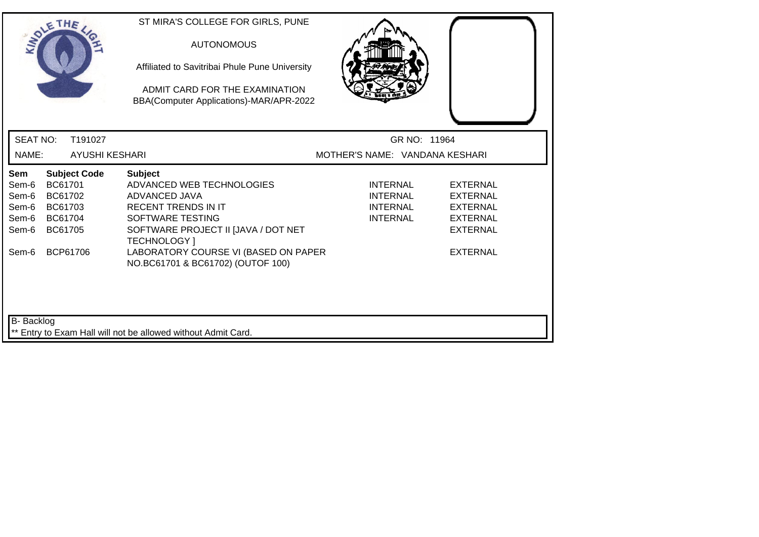ST MIRA'S COLLEGE FOR GIRLS, PUNE

AUTONOMOUS

Affiliated to Savitribai Phule Pune University

ADMIT CARD FOR THE EXAMINATION
BBA(Computer Applications)-MAR/APR-2022

SEAT NO: T191027 GR NO: 11964

NAME: AYUSHI KESHARI MOTHER'S NAME: VANDANA KESHARI

| Sem | Subject Code | Subject | | |
|---|---|---|---|---|
| Sem-6 | BC61701 | ADVANCED WEB TECHNOLOGIES | INTERNAL | EXTERNAL |
| Sem-6 | BC61702 | ADVANCED JAVA | INTERNAL | EXTERNAL |
| Sem-6 | BC61703 | RECENT TRENDS IN IT | INTERNAL | EXTERNAL |
| Sem-6 | BC61704 | SOFTWARE TESTING | INTERNAL | EXTERNAL |
| Sem-6 | BC61705 | SOFTWARE PROJECT II [JAVA / DOT NET TECHNOLOGY ] | | EXTERNAL |
| Sem-6 | BCP61706 | LABORATORY COURSE VI (BASED ON PAPER NO.BC61701 & BC61702) (OUTOF 100) | | EXTERNAL |

B- Backlog

** Entry to Exam Hall will not be allowed without Admit Card.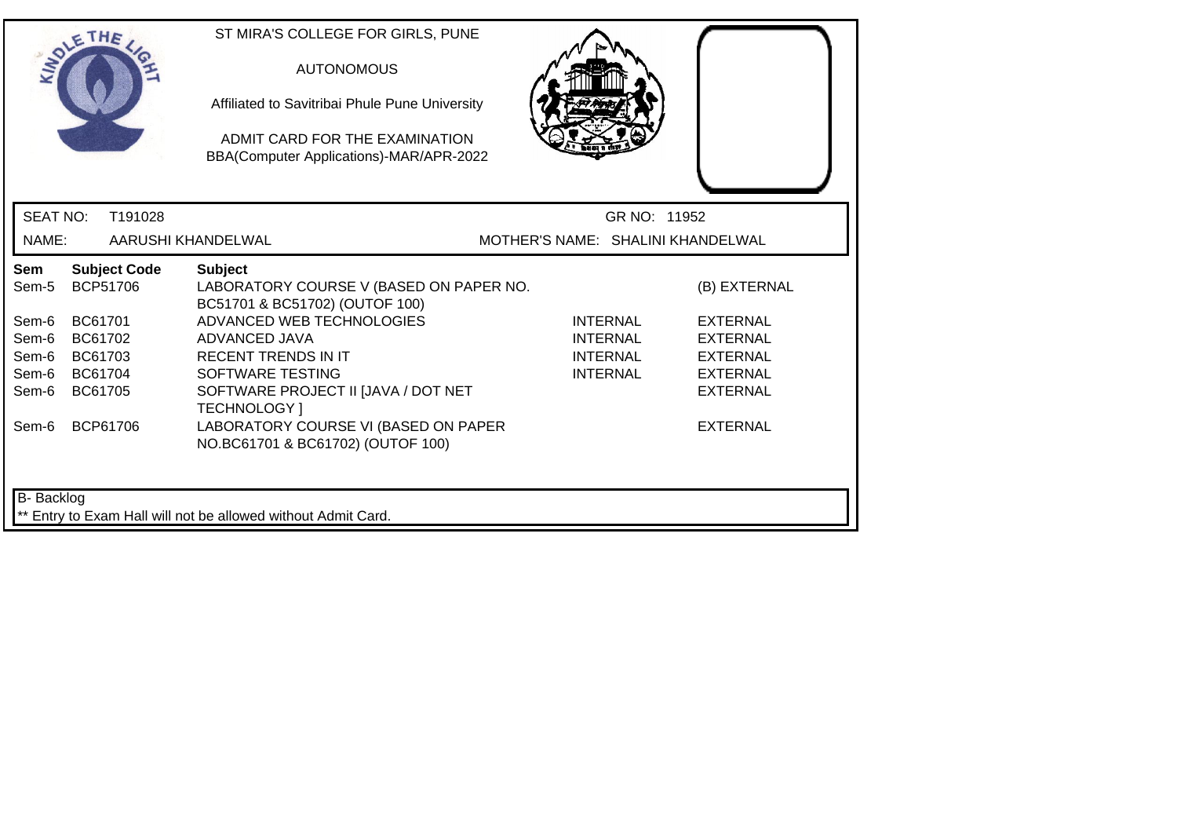ST MIRA'S COLLEGE FOR GIRLS, PUNE

AUTONOMOUS

Affiliated to Savitribai Phule Pune University

ADMIT CARD FOR THE EXAMINATION
BBA(Computer Applications)-MAR/APR-2022

SEAT NO: T191028 GR NO: 11952

NAME: AARUSHI KHANDELWAL MOTHER'S NAME: SHALINI KHANDELWAL

| Sem | Subject Code | Subject | | |
|---|---|---|---|---|
| Sem-5 | BCP51706 | LABORATORY COURSE V (BASED ON PAPER NO. BC51701 & BC51702) (OUTOF 100) | | (B) EXTERNAL |
| Sem-6 | BC61701 | ADVANCED WEB TECHNOLOGIES | INTERNAL | EXTERNAL |
| Sem-6 | BC61702 | ADVANCED JAVA | INTERNAL | EXTERNAL |
| Sem-6 | BC61703 | RECENT TRENDS IN IT | INTERNAL | EXTERNAL |
| Sem-6 | BC61704 | SOFTWARE TESTING | INTERNAL | EXTERNAL |
| Sem-6 | BC61705 | SOFTWARE PROJECT II [JAVA / DOT NET TECHNOLOGY ] | | EXTERNAL |
| Sem-6 | BCP61706 | LABORATORY COURSE VI (BASED ON PAPER NO.BC61701 & BC61702) (OUTOF 100) | | EXTERNAL |

B- Backlog

** Entry to Exam Hall will not be allowed without Admit Card.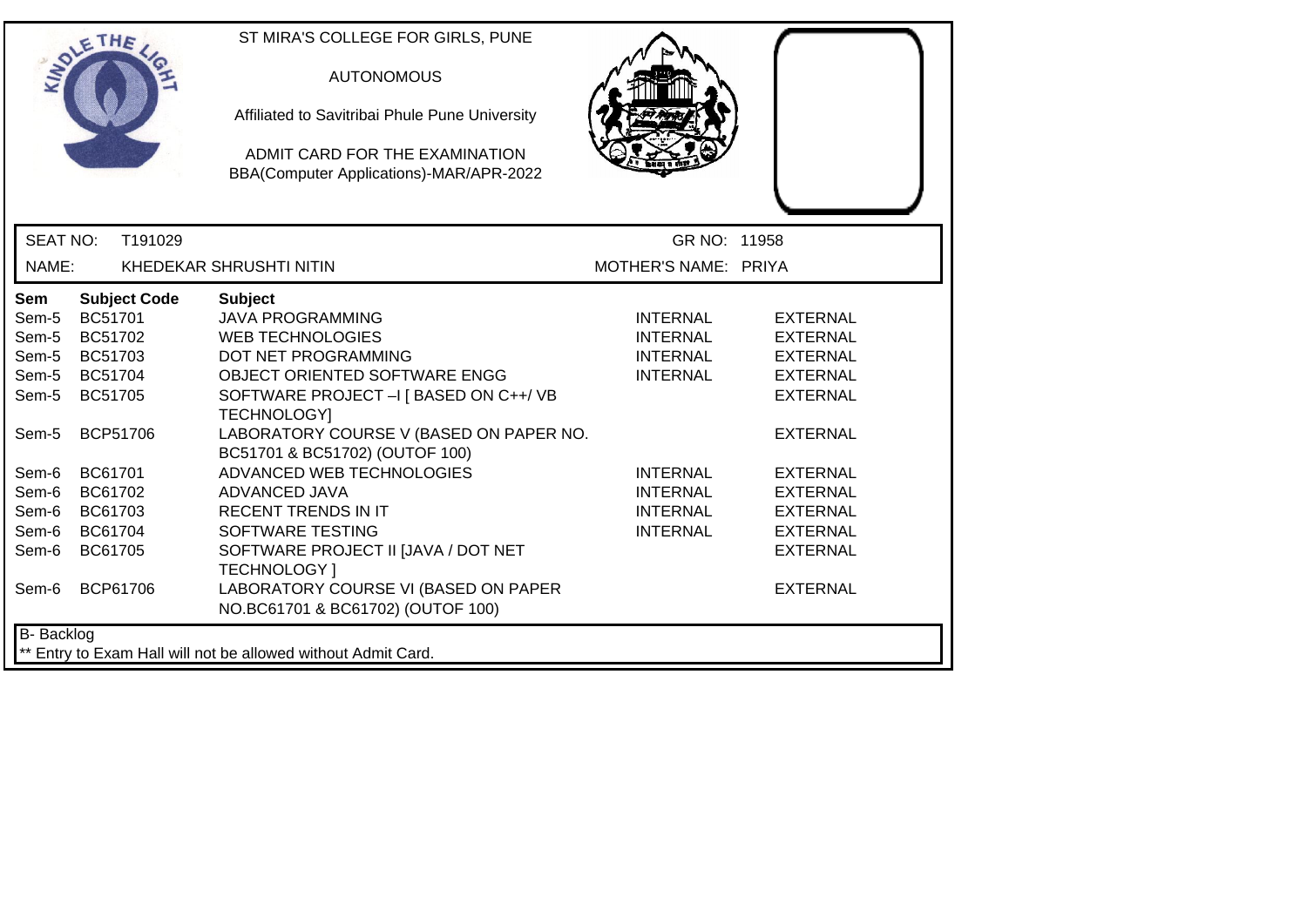ST MIRA'S COLLEGE FOR GIRLS, PUNE

AUTONOMOUS

Affiliated to Savitribai Phule Pune University

ADMIT CARD FOR THE EXAMINATION
BBA(Computer Applications)-MAR/APR-2022

SEAT NO: T191029 GR NO: 11958

NAME: KHEDEKAR SHRUSHTI NITIN MOTHER'S NAME: PRIYA

| Sem | Subject Code | Subject | | |
|---|---|---|---|---|
| Sem-5 | BC51701 | JAVA PROGRAMMING | INTERNAL | EXTERNAL |
| Sem-5 | BC51702 | WEB TECHNOLOGIES | INTERNAL | EXTERNAL |
| Sem-5 | BC51703 | DOT NET PROGRAMMING | INTERNAL | EXTERNAL |
| Sem-5 | BC51704 | OBJECT ORIENTED SOFTWARE ENGG | INTERNAL | EXTERNAL |
| Sem-5 | BC51705 | SOFTWARE PROJECT –I [ BASED ON C++/ VB TECHNOLOGY] | | EXTERNAL |
| Sem-5 | BCP51706 | LABORATORY COURSE V (BASED ON PAPER NO. BC51701 & BC51702) (OUTOF 100) | | EXTERNAL |
| Sem-6 | BC61701 | ADVANCED WEB TECHNOLOGIES | INTERNAL | EXTERNAL |
| Sem-6 | BC61702 | ADVANCED JAVA | INTERNAL | EXTERNAL |
| Sem-6 | BC61703 | RECENT TRENDS IN IT | INTERNAL | EXTERNAL |
| Sem-6 | BC61704 | SOFTWARE TESTING | INTERNAL | EXTERNAL |
| Sem-6 | BC61705 | SOFTWARE PROJECT II [JAVA / DOT NET TECHNOLOGY ] | | EXTERNAL |
| Sem-6 | BCP61706 | LABORATORY COURSE VI (BASED ON PAPER NO.BC61701 & BC61702) (OUTOF 100) | | EXTERNAL |

B- Backlog

** Entry to Exam Hall will not be allowed without Admit Card.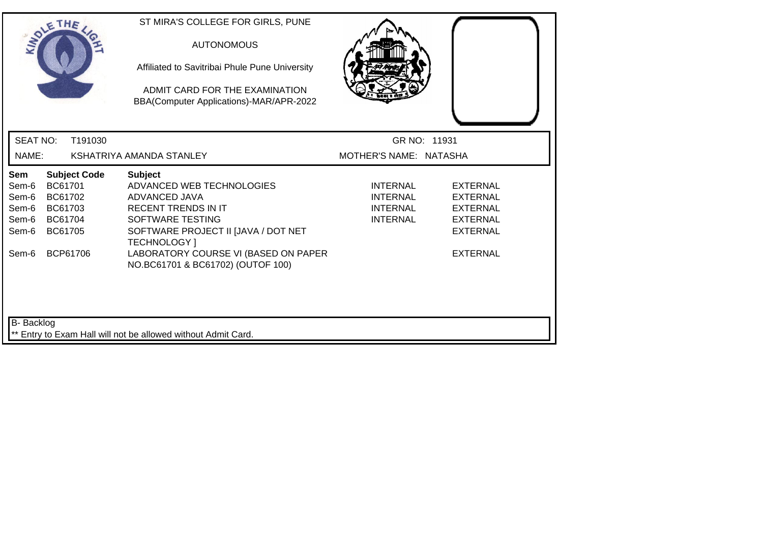ST MIRA'S COLLEGE FOR GIRLS, PUNE

AUTONOMOUS

Affiliated to Savitribai Phule Pune University

ADMIT CARD FOR THE EXAMINATION
BBA(Computer Applications)-MAR/APR-2022

SEAT NO: T191030 GR NO: 11931

NAME: KSHATRIYA AMANDA STANLEY MOTHER'S NAME: NATASHA

| Sem | Subject Code | Subject | | |
|---|---|---|---|---|
| Sem-6 | BC61701 | ADVANCED WEB TECHNOLOGIES | INTERNAL | EXTERNAL |
| Sem-6 | BC61702 | ADVANCED JAVA | INTERNAL | EXTERNAL |
| Sem-6 | BC61703 | RECENT TRENDS IN IT | INTERNAL | EXTERNAL |
| Sem-6 | BC61704 | SOFTWARE TESTING | INTERNAL | EXTERNAL |
| Sem-6 | BC61705 | SOFTWARE PROJECT II [JAVA / DOT NET TECHNOLOGY ] | | EXTERNAL |
| Sem-6 | BCP61706 | LABORATORY COURSE VI (BASED ON PAPER NO.BC61701 & BC61702) (OUTOF 100) | | EXTERNAL |

B- Backlog

** Entry to Exam Hall will not be allowed without Admit Card.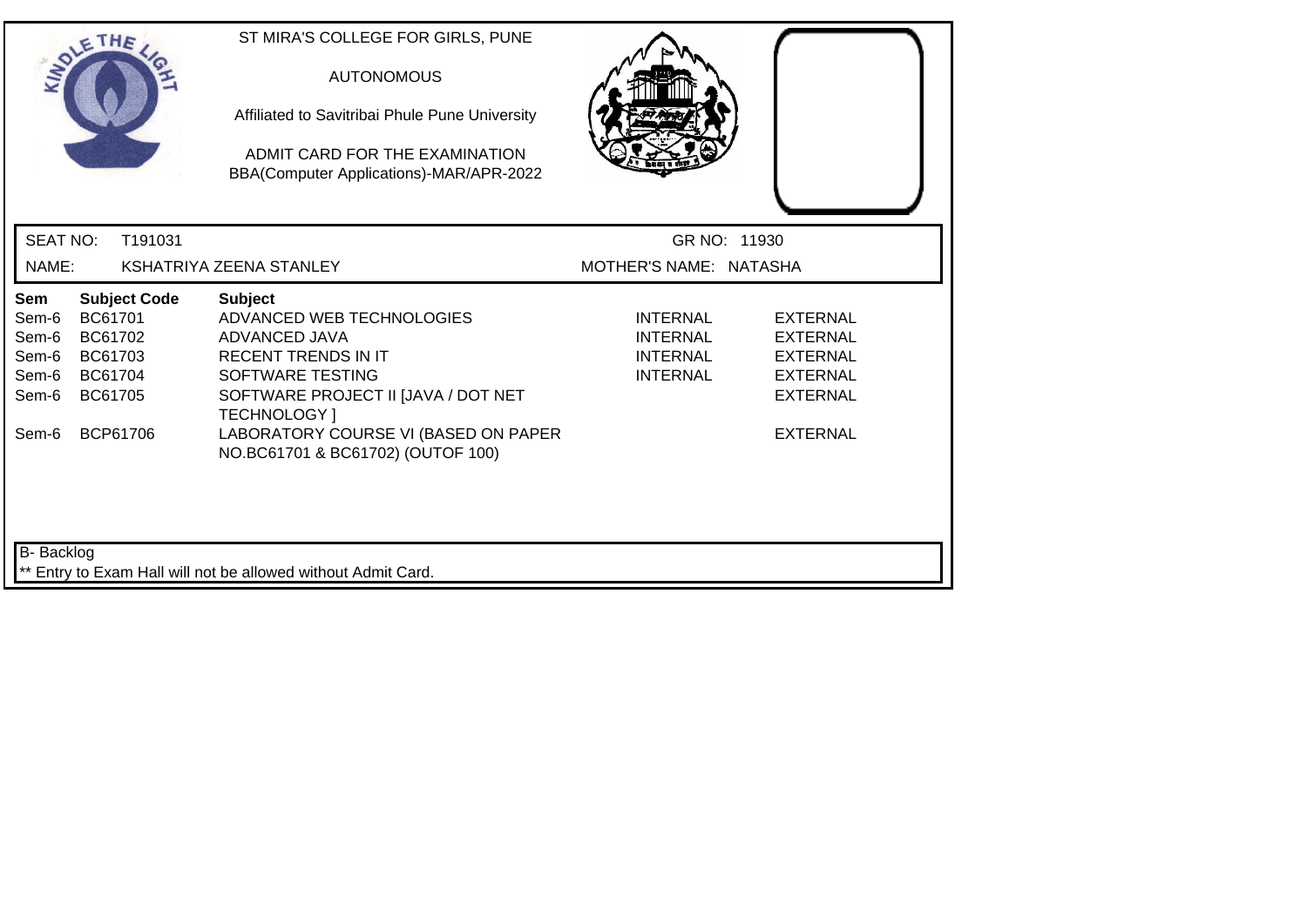ST MIRA'S COLLEGE FOR GIRLS, PUNE

AUTONOMOUS

Affiliated to Savitribai Phule Pune University

ADMIT CARD FOR THE EXAMINATION
BBA(Computer Applications)-MAR/APR-2022

SEAT NO: T191031 GR NO: 11930

NAME: KSHATRIYA ZEENA STANLEY MOTHER'S NAME: NATASHA

| Sem | Subject Code | Subject | | |
|---|---|---|---|---|
| Sem-6 | BC61701 | ADVANCED WEB TECHNOLOGIES | INTERNAL | EXTERNAL |
| Sem-6 | BC61702 | ADVANCED JAVA | INTERNAL | EXTERNAL |
| Sem-6 | BC61703 | RECENT TRENDS IN IT | INTERNAL | EXTERNAL |
| Sem-6 | BC61704 | SOFTWARE TESTING | INTERNAL | EXTERNAL |
| Sem-6 | BC61705 | SOFTWARE PROJECT II [JAVA / DOT NET TECHNOLOGY ] | | EXTERNAL |
| Sem-6 | BCP61706 | LABORATORY COURSE VI (BASED ON PAPER NO.BC61701 & BC61702) (OUTOF 100) | | EXTERNAL |

B- Backlog

** Entry to Exam Hall will not be allowed without Admit Card.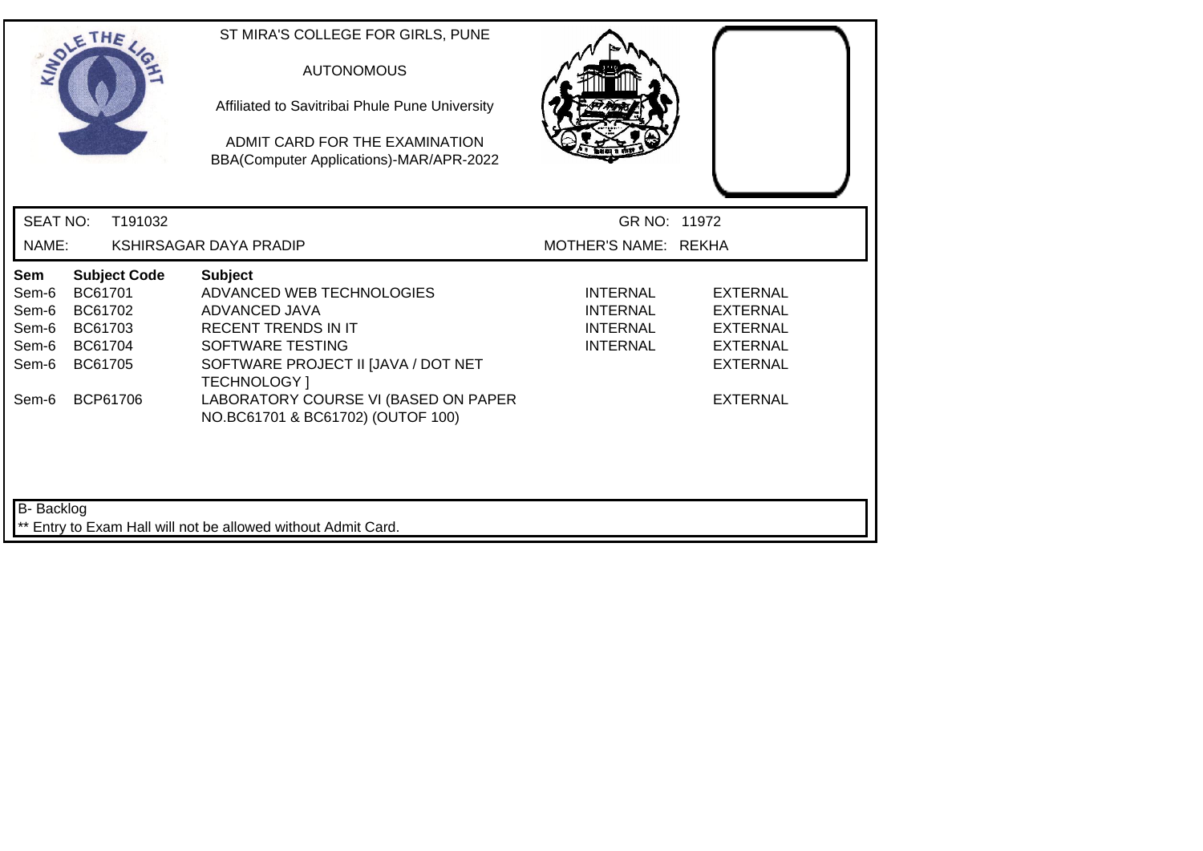ST MIRA'S COLLEGE FOR GIRLS, PUNE

AUTONOMOUS

Affiliated to Savitribai Phule Pune University

ADMIT CARD FOR THE EXAMINATION
BBA(Computer Applications)-MAR/APR-2022

SEAT NO: T191032 GR NO: 11972

NAME: KSHIRSAGAR DAYA PRADIP MOTHER'S NAME: REKHA

| Sem | Subject Code | Subject | | |
|---|---|---|---|---|
| Sem-6 | BC61701 | ADVANCED WEB TECHNOLOGIES | INTERNAL | EXTERNAL |
| Sem-6 | BC61702 | ADVANCED JAVA | INTERNAL | EXTERNAL |
| Sem-6 | BC61703 | RECENT TRENDS IN IT | INTERNAL | EXTERNAL |
| Sem-6 | BC61704 | SOFTWARE TESTING | INTERNAL | EXTERNAL |
| Sem-6 | BC61705 | SOFTWARE PROJECT II [JAVA / DOT NET TECHNOLOGY ] | | EXTERNAL |
| Sem-6 | BCP61706 | LABORATORY COURSE VI (BASED ON PAPER NO.BC61701 & BC61702) (OUTOF 100) | | EXTERNAL |

B- Backlog

** Entry to Exam Hall will not be allowed without Admit Card.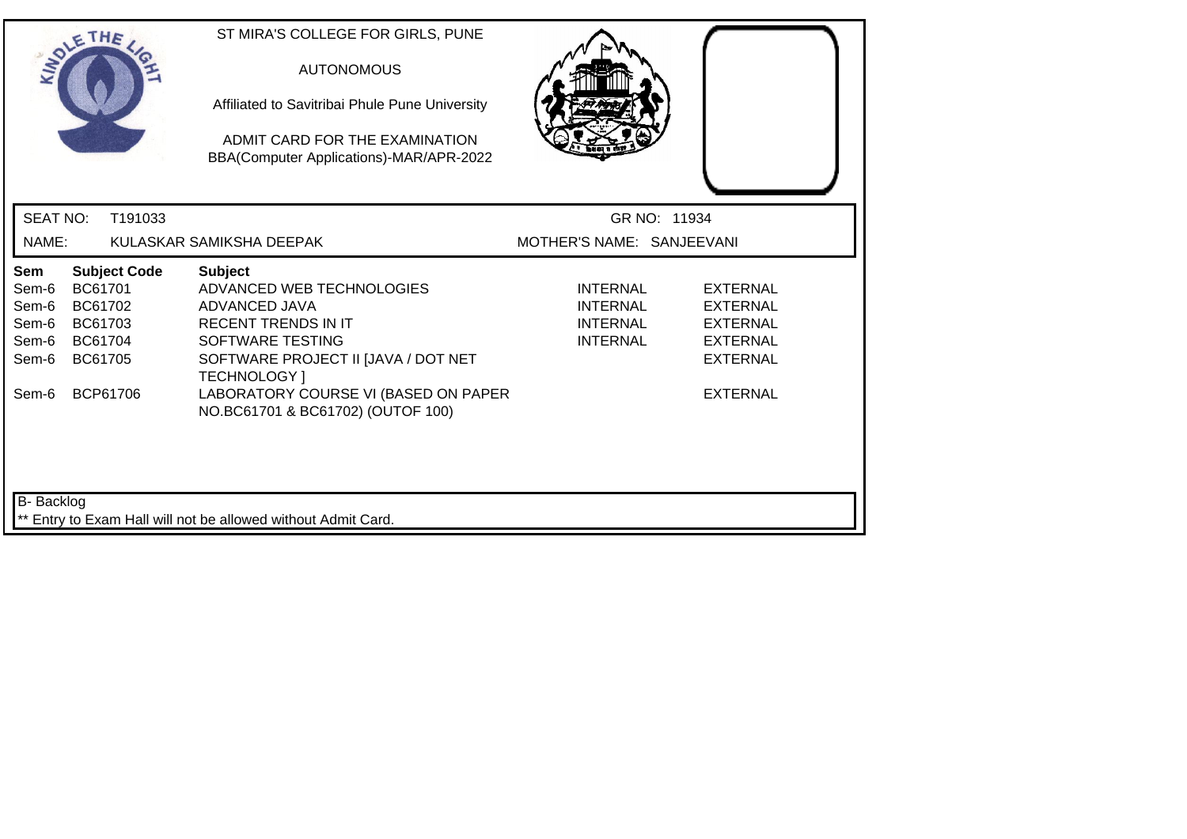ST MIRA'S COLLEGE FOR GIRLS, PUNE

AUTONOMOUS

Affiliated to Savitribai Phule Pune University

ADMIT CARD FOR THE EXAMINATION
BBA(Computer Applications)-MAR/APR-2022

SEAT NO: T191033 GR NO: 11934

NAME: KULASKAR SAMIKSHA DEEPAK MOTHER'S NAME: SANJEEVANI

| Sem | Subject Code | Subject | | |
|---|---|---|---|---|
| Sem-6 | BC61701 | ADVANCED WEB TECHNOLOGIES | INTERNAL | EXTERNAL |
| Sem-6 | BC61702 | ADVANCED JAVA | INTERNAL | EXTERNAL |
| Sem-6 | BC61703 | RECENT TRENDS IN IT | INTERNAL | EXTERNAL |
| Sem-6 | BC61704 | SOFTWARE TESTING | INTERNAL | EXTERNAL |
| Sem-6 | BC61705 | SOFTWARE PROJECT II [JAVA / DOT NET TECHNOLOGY ] | | EXTERNAL |
| Sem-6 | BCP61706 | LABORATORY COURSE VI (BASED ON PAPER NO.BC61701 & BC61702) (OUTOF 100) | | EXTERNAL |

B- Backlog

** Entry to Exam Hall will not be allowed without Admit Card.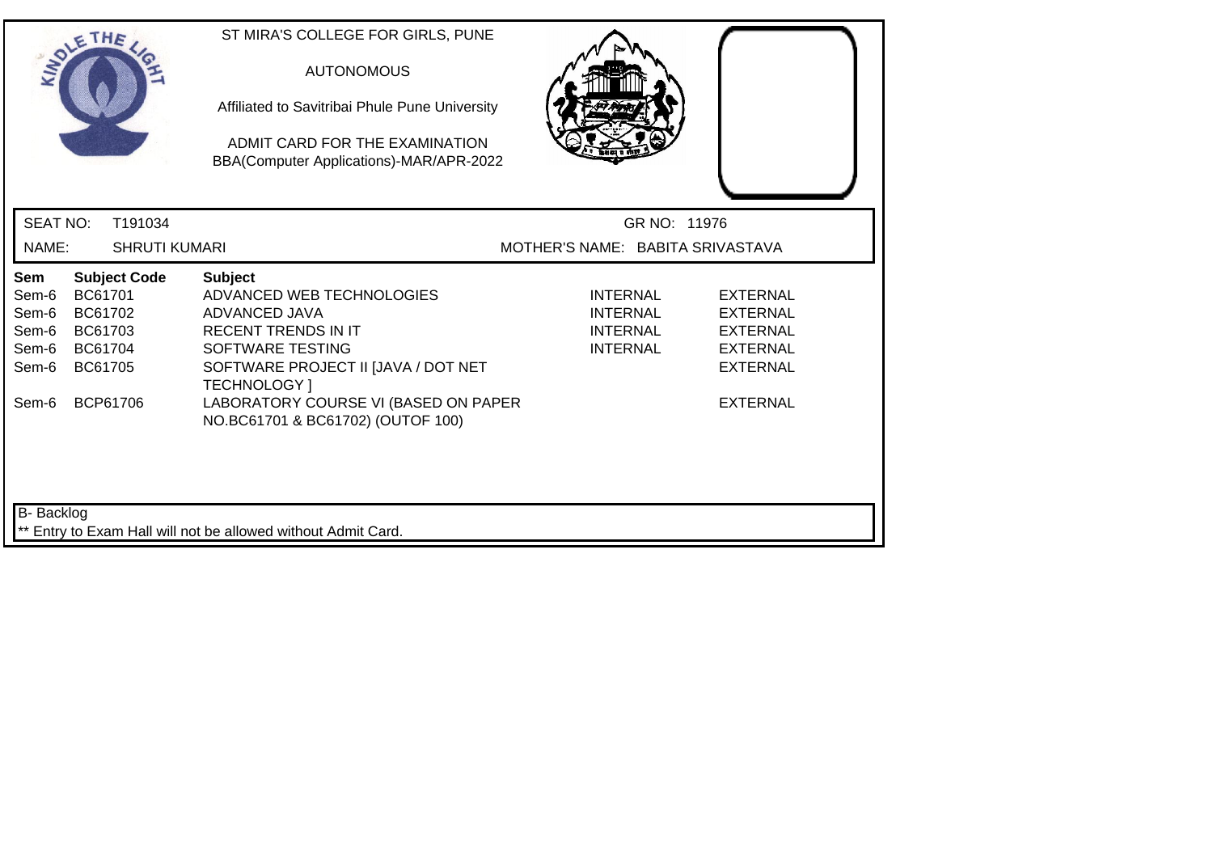ST MIRA'S COLLEGE FOR GIRLS, PUNE

AUTONOMOUS

Affiliated to Savitribai Phule Pune University

ADMIT CARD FOR THE EXAMINATION
BBA(Computer Applications)-MAR/APR-2022

SEAT NO: T191034 GR NO: 11976

NAME: SHRUTI KUMARI MOTHER'S NAME: BABITA SRIVASTAVA

| Sem | Subject Code | Subject | | |
|---|---|---|---|---|
| Sem-6 | BC61701 | ADVANCED WEB TECHNOLOGIES | INTERNAL | EXTERNAL |
| Sem-6 | BC61702 | ADVANCED JAVA | INTERNAL | EXTERNAL |
| Sem-6 | BC61703 | RECENT TRENDS IN IT | INTERNAL | EXTERNAL |
| Sem-6 | BC61704 | SOFTWARE TESTING | INTERNAL | EXTERNAL |
| Sem-6 | BC61705 | SOFTWARE PROJECT II [JAVA / DOT NET TECHNOLOGY ] | | EXTERNAL |
| Sem-6 | BCP61706 | LABORATORY COURSE VI (BASED ON PAPER NO.BC61701 & BC61702) (OUTOF 100) | | EXTERNAL |

B- Backlog

** Entry to Exam Hall will not be allowed without Admit Card.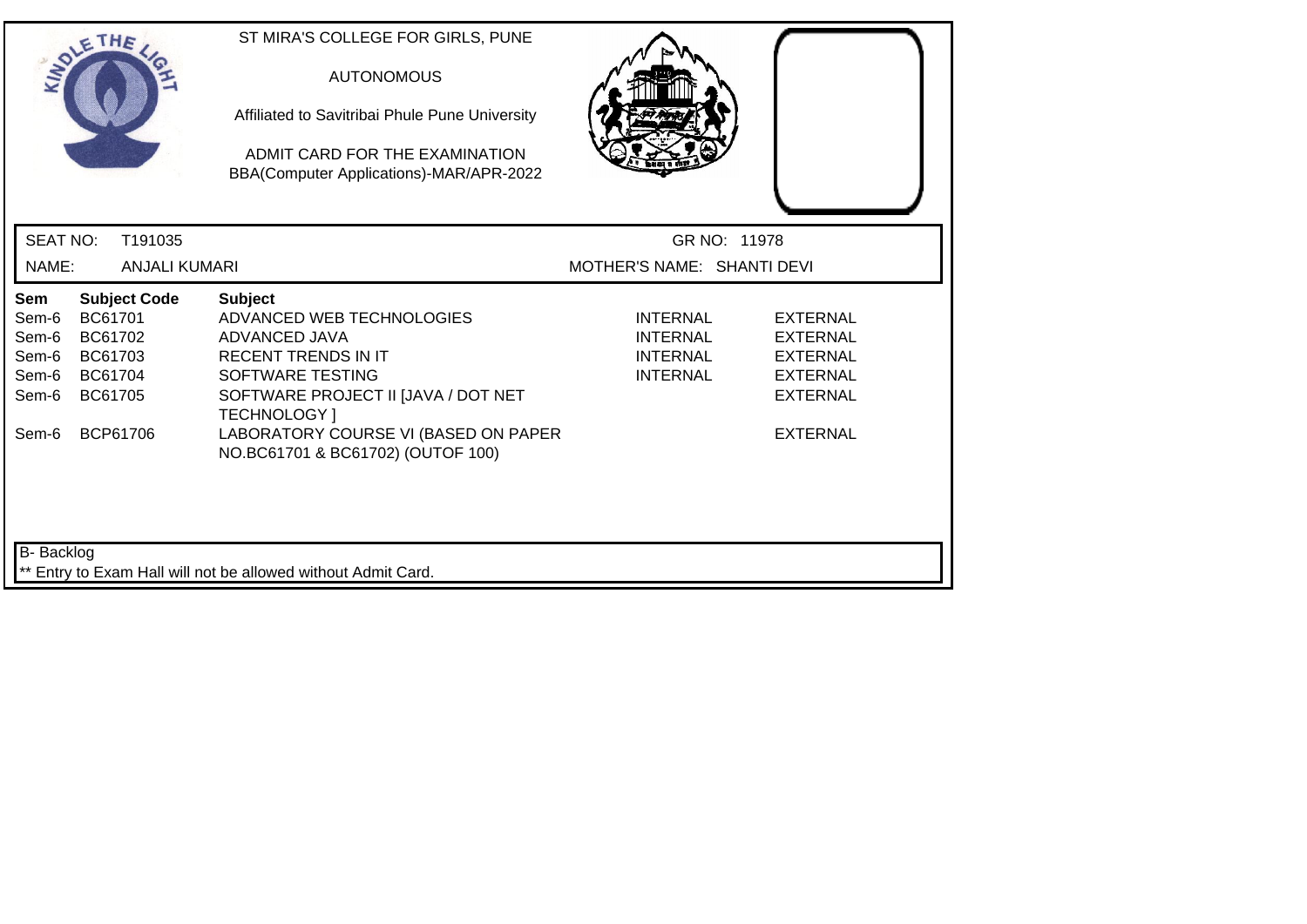ST MIRA'S COLLEGE FOR GIRLS, PUNE

AUTONOMOUS

Affiliated to Savitribai Phule Pune University

ADMIT CARD FOR THE EXAMINATION
BBA(Computer Applications)-MAR/APR-2022

SEAT NO: T191035 GR NO: 11978

NAME: ANJALI KUMARI MOTHER'S NAME: SHANTI DEVI

| Sem | Subject Code | Subject | | |
|---|---|---|---|---|
| Sem-6 | BC61701 | ADVANCED WEB TECHNOLOGIES | INTERNAL | EXTERNAL |
| Sem-6 | BC61702 | ADVANCED JAVA | INTERNAL | EXTERNAL |
| Sem-6 | BC61703 | RECENT TRENDS IN IT | INTERNAL | EXTERNAL |
| Sem-6 | BC61704 | SOFTWARE TESTING | INTERNAL | EXTERNAL |
| Sem-6 | BC61705 | SOFTWARE PROJECT II [JAVA / DOT NET TECHNOLOGY ] | | EXTERNAL |
| Sem-6 | BCP61706 | LABORATORY COURSE VI (BASED ON PAPER NO.BC61701 & BC61702) (OUTOF 100) | | EXTERNAL |

B- Backlog

** Entry to Exam Hall will not be allowed without Admit Card.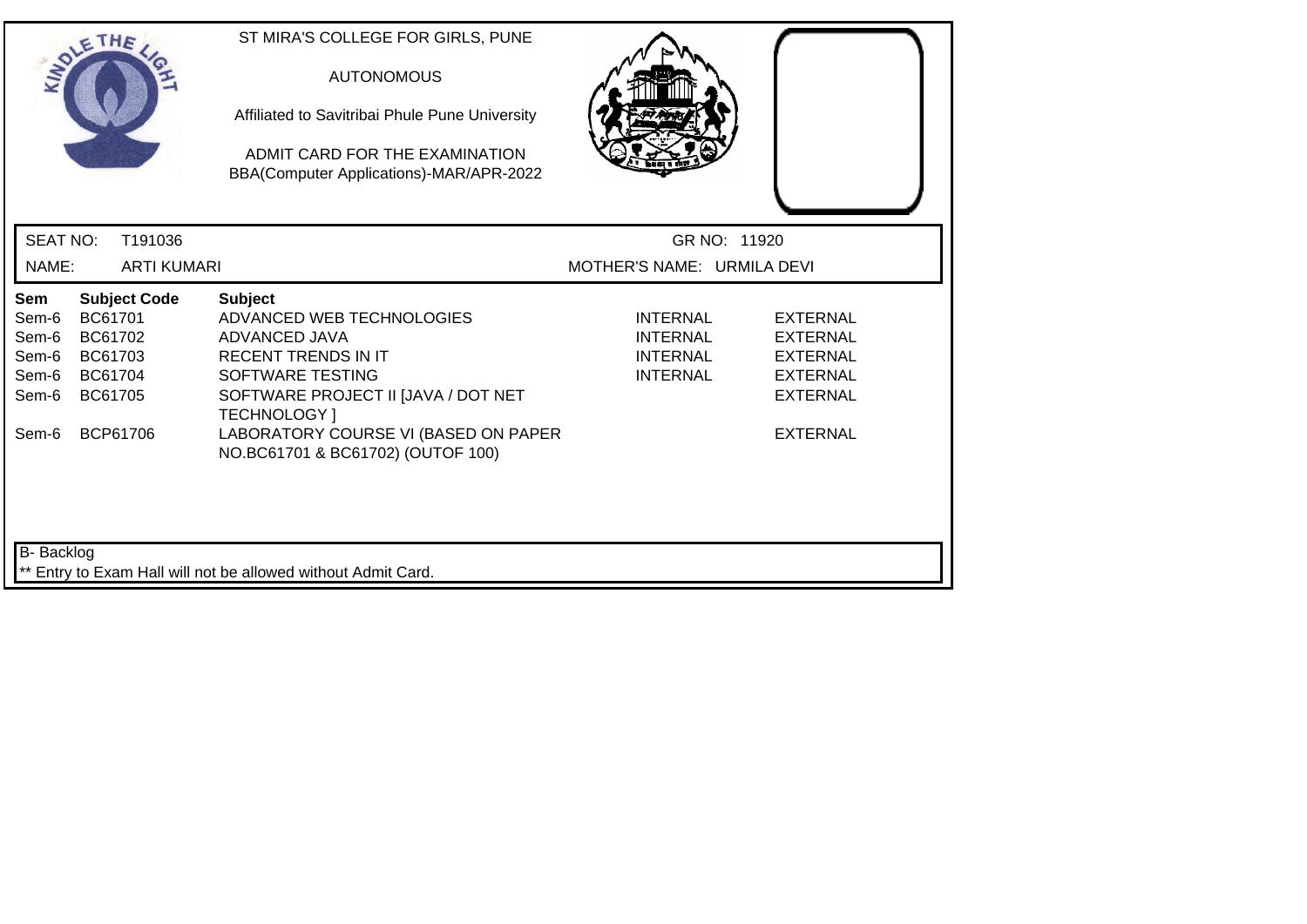ST MIRA'S COLLEGE FOR GIRLS, PUNE

AUTONOMOUS

Affiliated to Savitribai Phule Pune University

ADMIT CARD FOR THE EXAMINATION
BBA(Computer Applications)-MAR/APR-2022

SEAT NO: T191036 GR NO: 11920

NAME: ARTI KUMARI MOTHER'S NAME: URMILA DEVI

| Sem | Subject Code | Subject | | |
|---|---|---|---|---|
| Sem-6 | BC61701 | ADVANCED WEB TECHNOLOGIES | INTERNAL | EXTERNAL |
| Sem-6 | BC61702 | ADVANCED JAVA | INTERNAL | EXTERNAL |
| Sem-6 | BC61703 | RECENT TRENDS IN IT | INTERNAL | EXTERNAL |
| Sem-6 | BC61704 | SOFTWARE TESTING | INTERNAL | EXTERNAL |
| Sem-6 | BC61705 | SOFTWARE PROJECT II [JAVA / DOT NET TECHNOLOGY ] | | EXTERNAL |
| Sem-6 | BCP61706 | LABORATORY COURSE VI (BASED ON PAPER NO.BC61701 & BC61702) (OUTOF 100) | | EXTERNAL |

B- Backlog

** Entry to Exam Hall will not be allowed without Admit Card.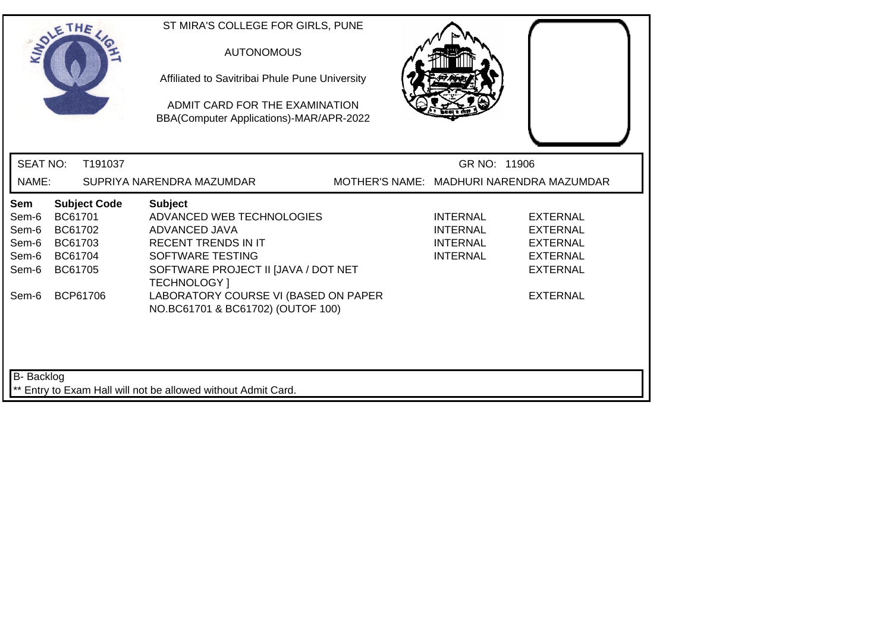ST MIRA'S COLLEGE FOR GIRLS, PUNE

AUTONOMOUS

Affiliated to Savitribai Phule Pune University

ADMIT CARD FOR THE EXAMINATION
BBA(Computer Applications)-MAR/APR-2022

SEAT NO: T191037 GR NO: 11906

NAME: SUPRIYA NARENDRA MAZUMDAR MOTHER'S NAME: MADHURI NARENDRA MAZUMDAR

| Sem | Subject Code | Subject | | |
|---|---|---|---|---|
| Sem-6 | BC61701 | ADVANCED WEB TECHNOLOGIES | INTERNAL | EXTERNAL |
| Sem-6 | BC61702 | ADVANCED JAVA | INTERNAL | EXTERNAL |
| Sem-6 | BC61703 | RECENT TRENDS IN IT | INTERNAL | EXTERNAL |
| Sem-6 | BC61704 | SOFTWARE TESTING | INTERNAL | EXTERNAL |
| Sem-6 | BC61705 | SOFTWARE PROJECT II [JAVA / DOT NET TECHNOLOGY ] | | EXTERNAL |
| Sem-6 | BCP61706 | LABORATORY COURSE VI (BASED ON PAPER NO.BC61701 & BC61702) (OUTOF 100) | | EXTERNAL |

B- Backlog

** Entry to Exam Hall will not be allowed without Admit Card.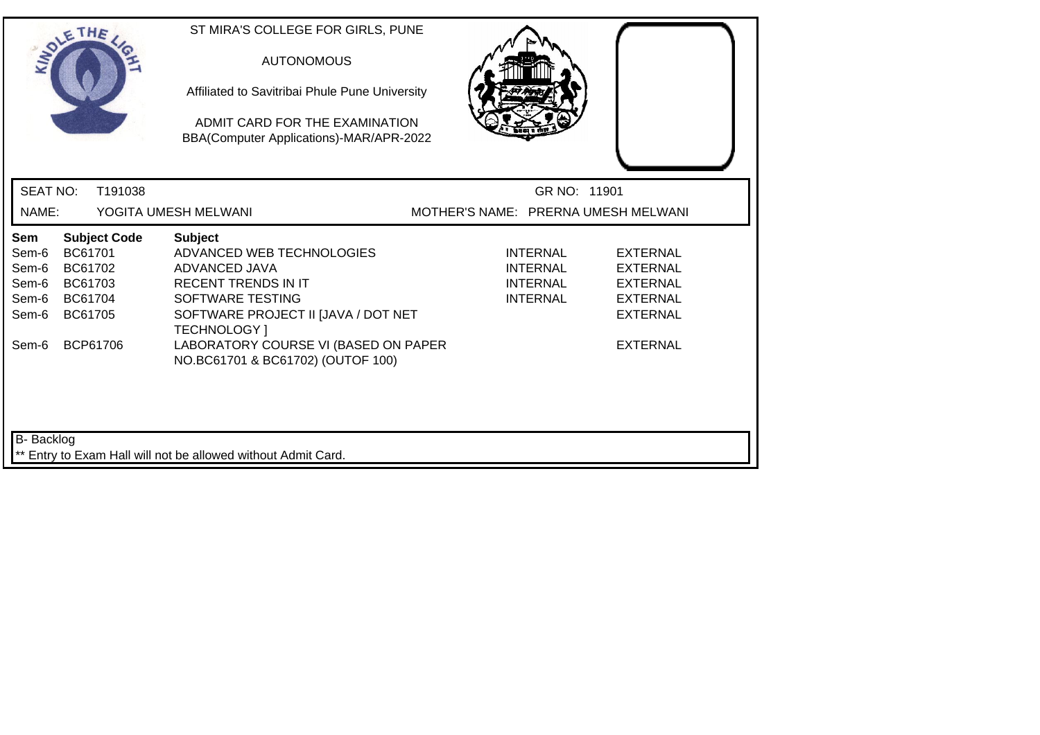ST MIRA'S COLLEGE FOR GIRLS, PUNE

AUTONOMOUS

Affiliated to Savitribai Phule Pune University

ADMIT CARD FOR THE EXAMINATION
BBA(Computer Applications)-MAR/APR-2022

SEAT NO: T191038 GR NO: 11901

NAME: YOGITA UMESH MELWANI MOTHER'S NAME: PRERNA UMESH MELWANI

| Sem | Subject Code | Subject | | |
|---|---|---|---|---|
| Sem-6 | BC61701 | ADVANCED WEB TECHNOLOGIES | INTERNAL | EXTERNAL |
| Sem-6 | BC61702 | ADVANCED JAVA | INTERNAL | EXTERNAL |
| Sem-6 | BC61703 | RECENT TRENDS IN IT | INTERNAL | EXTERNAL |
| Sem-6 | BC61704 | SOFTWARE TESTING | INTERNAL | EXTERNAL |
| Sem-6 | BC61705 | SOFTWARE PROJECT II [JAVA / DOT NET TECHNOLOGY ] | | EXTERNAL |
| Sem-6 | BCP61706 | LABORATORY COURSE VI (BASED ON PAPER NO.BC61701 & BC61702) (OUTOF 100) | | EXTERNAL |

B- Backlog

** Entry to Exam Hall will not be allowed without Admit Card.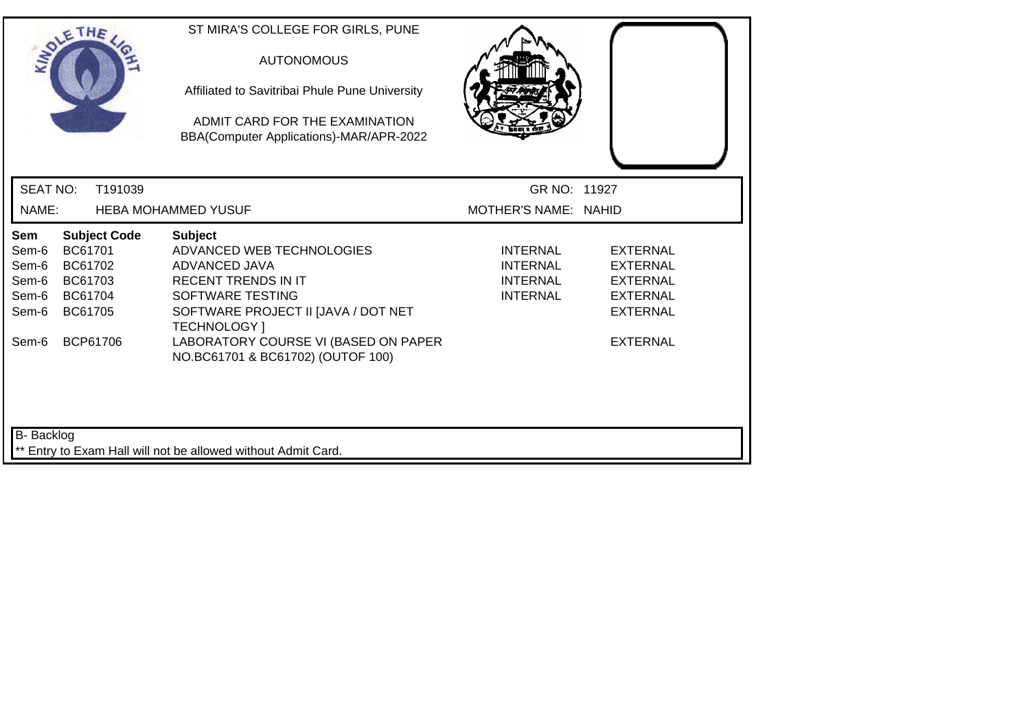ST MIRA'S COLLEGE FOR GIRLS, PUNE

AUTONOMOUS

Affiliated to Savitribai Phule Pune University

ADMIT CARD FOR THE EXAMINATION
BBA(Computer Applications)-MAR/APR-2022

SEAT NO: T191039 GR NO: 11927

NAME: HEBA MOHAMMED YUSUF MOTHER'S NAME: NAHID

| Sem | Subject Code | Subject | | |
|---|---|---|---|---|
| Sem-6 | BC61701 | ADVANCED WEB TECHNOLOGIES | INTERNAL | EXTERNAL |
| Sem-6 | BC61702 | ADVANCED JAVA | INTERNAL | EXTERNAL |
| Sem-6 | BC61703 | RECENT TRENDS IN IT | INTERNAL | EXTERNAL |
| Sem-6 | BC61704 | SOFTWARE TESTING | INTERNAL | EXTERNAL |
| Sem-6 | BC61705 | SOFTWARE PROJECT II [JAVA / DOT NET TECHNOLOGY ] | | EXTERNAL |
| Sem-6 | BCP61706 | LABORATORY COURSE VI (BASED ON PAPER NO.BC61701 & BC61702) (OUTOF 100) | | EXTERNAL |

B- Backlog

** Entry to Exam Hall will not be allowed without Admit Card.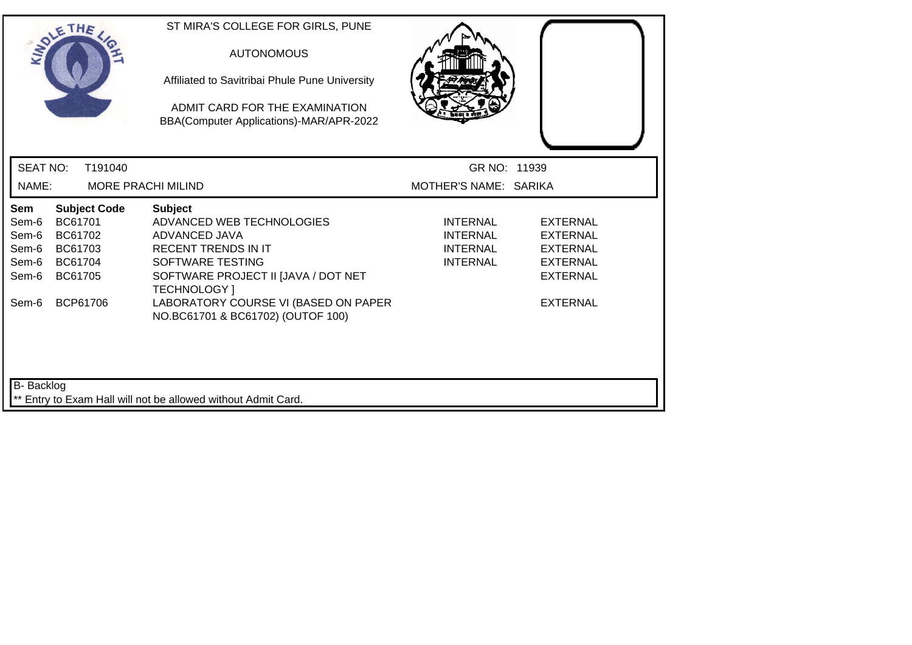ST MIRA'S COLLEGE FOR GIRLS, PUNE

AUTONOMOUS

Affiliated to Savitribai Phule Pune University

ADMIT CARD FOR THE EXAMINATION
BBA(Computer Applications)-MAR/APR-2022

SEAT NO: T191040 GR NO: 11939

NAME: MORE PRACHI MILIND MOTHER'S NAME: SARIKA

| Sem | Subject Code | Subject | | |
|---|---|---|---|---|
| Sem-6 | BC61701 | ADVANCED WEB TECHNOLOGIES | INTERNAL | EXTERNAL |
| Sem-6 | BC61702 | ADVANCED JAVA | INTERNAL | EXTERNAL |
| Sem-6 | BC61703 | RECENT TRENDS IN IT | INTERNAL | EXTERNAL |
| Sem-6 | BC61704 | SOFTWARE TESTING | INTERNAL | EXTERNAL |
| Sem-6 | BC61705 | SOFTWARE PROJECT II [JAVA / DOT NET TECHNOLOGY ] | | EXTERNAL |
| Sem-6 | BCP61706 | LABORATORY COURSE VI (BASED ON PAPER NO.BC61701 & BC61702) (OUTOF 100) | | EXTERNAL |

B- Backlog

** Entry to Exam Hall will not be allowed without Admit Card.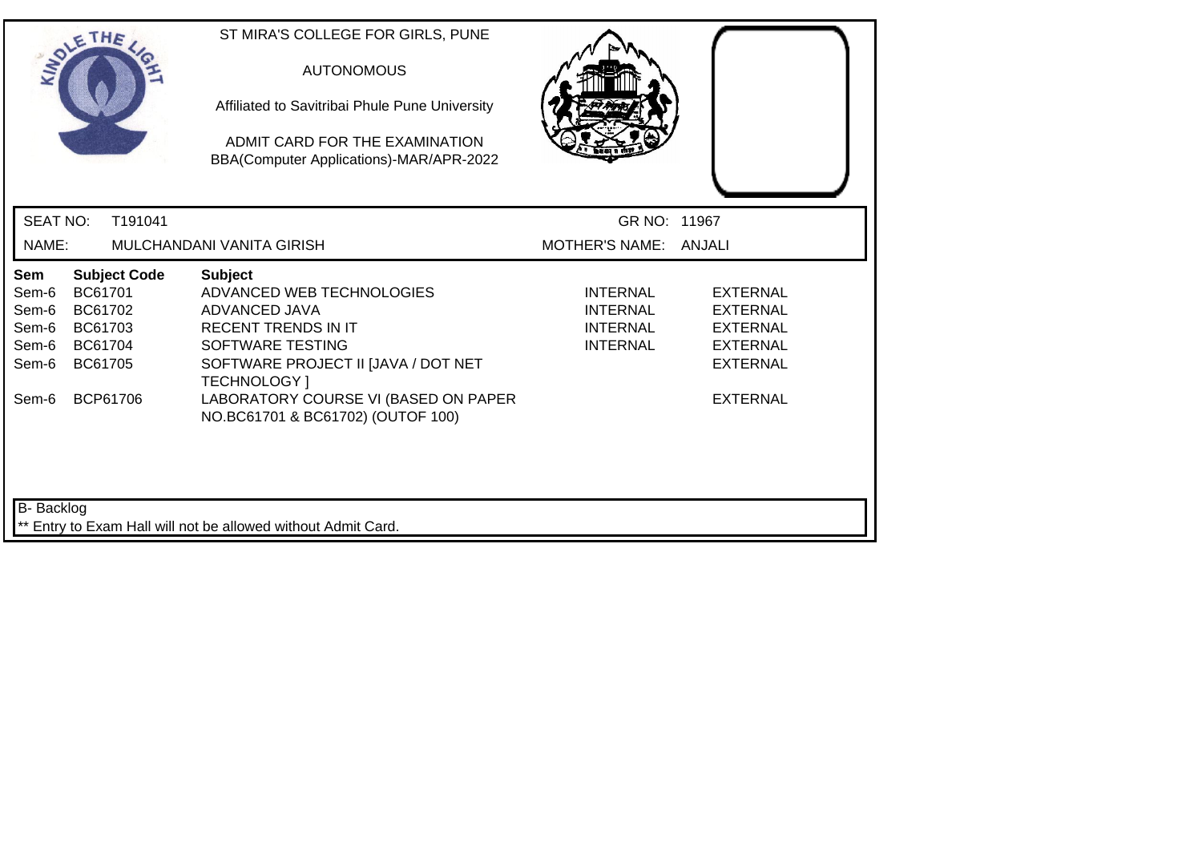ST MIRA'S COLLEGE FOR GIRLS, PUNE

AUTONOMOUS

Affiliated to Savitribai Phule Pune University

ADMIT CARD FOR THE EXAMINATION
BBA(Computer Applications)-MAR/APR-2022

| SEAT NO: | T191041 | GR NO: | 11967 |
|---|---|---|---|
| NAME: | MULCHANDANI VANITA GIRISH | MOTHER'S NAME: | ANJALI |

| Sem | Subject Code | Subject | | |
|---|---|---|---|---|
| Sem-6 | BC61701 | ADVANCED WEB TECHNOLOGIES | INTERNAL | EXTERNAL |
| Sem-6 | BC61702 | ADVANCED JAVA | INTERNAL | EXTERNAL |
| Sem-6 | BC61703 | RECENT TRENDS IN IT | INTERNAL | EXTERNAL |
| Sem-6 | BC61704 | SOFTWARE TESTING | INTERNAL | EXTERNAL |
| Sem-6 | BC61705 | SOFTWARE PROJECT II [JAVA / DOT NET TECHNOLOGY ] | | EXTERNAL |
| Sem-6 | BCP61706 | LABORATORY COURSE VI (BASED ON PAPER NO.BC61701 & BC61702) (OUTOF 100) | | EXTERNAL |

B- Backlog

** Entry to Exam Hall will not be allowed without Admit Card.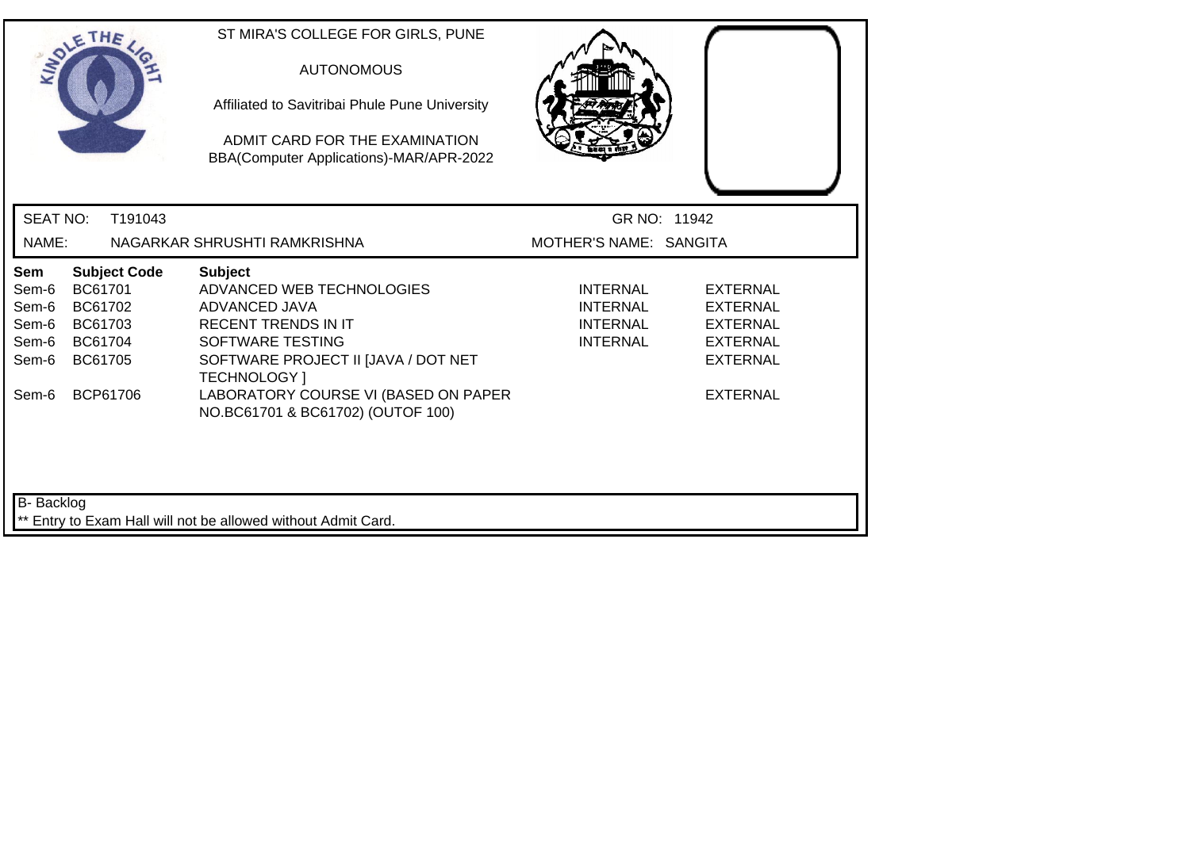ST MIRA'S COLLEGE FOR GIRLS, PUNE

AUTONOMOUS

Affiliated to Savitribai Phule Pune University

ADMIT CARD FOR THE EXAMINATION
BBA(Computer Applications)-MAR/APR-2022

SEAT NO: T191043 GR NO: 11942

NAME: NAGARKAR SHRUSHTI RAMKRISHNA MOTHER'S NAME: SANGITA

| Sem | Subject Code | Subject | | |
|---|---|---|---|---|
| Sem-6 | BC61701 | ADVANCED WEB TECHNOLOGIES | INTERNAL | EXTERNAL |
| Sem-6 | BC61702 | ADVANCED JAVA | INTERNAL | EXTERNAL |
| Sem-6 | BC61703 | RECENT TRENDS IN IT | INTERNAL | EXTERNAL |
| Sem-6 | BC61704 | SOFTWARE TESTING | INTERNAL | EXTERNAL |
| Sem-6 | BC61705 | SOFTWARE PROJECT II [JAVA / DOT NET TECHNOLOGY ] | | EXTERNAL |
| Sem-6 | BCP61706 | LABORATORY COURSE VI (BASED ON PAPER NO.BC61701 & BC61702) (OUTOF 100) | | EXTERNAL |

B- Backlog

** Entry to Exam Hall will not be allowed without Admit Card.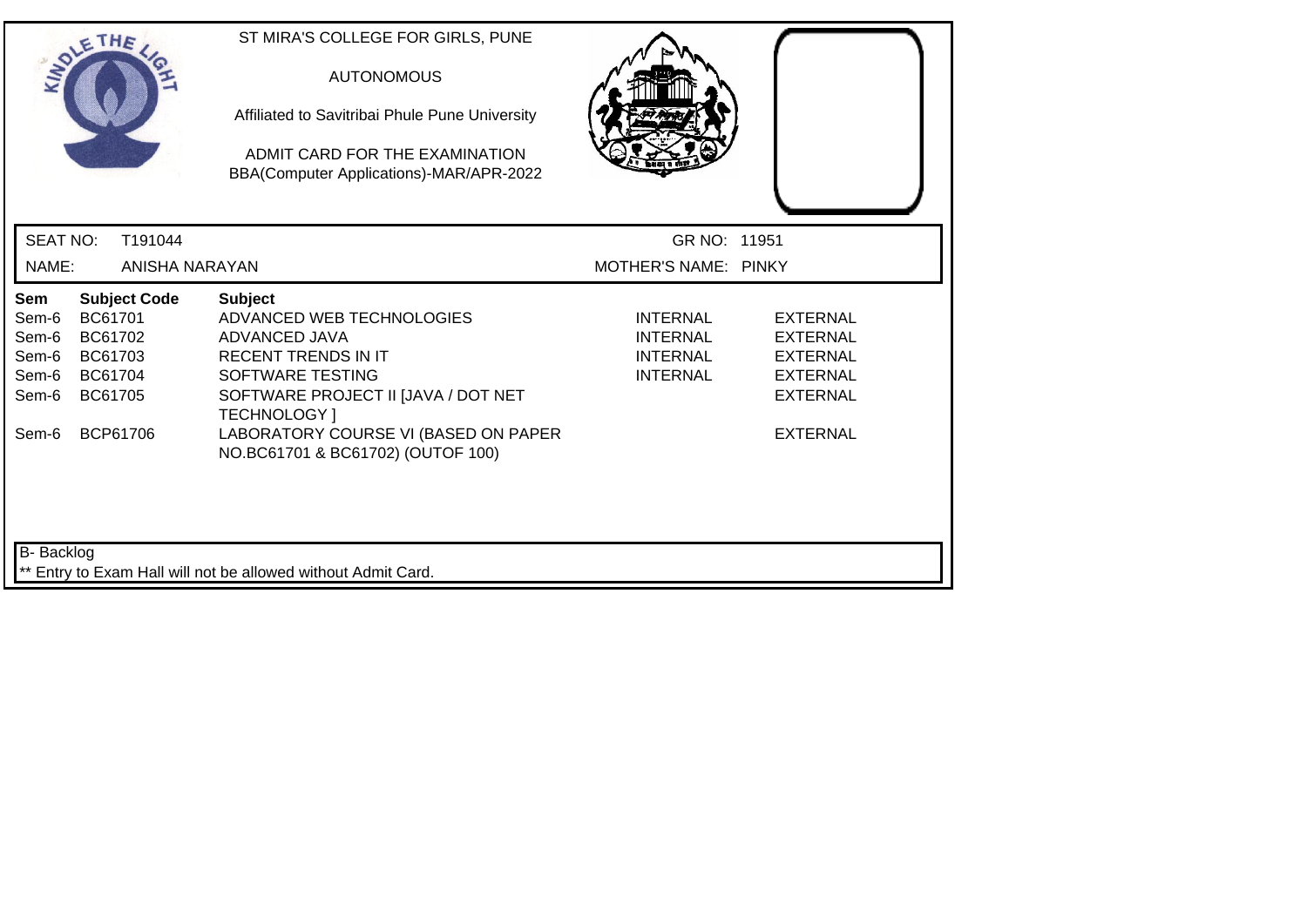ST MIRA'S COLLEGE FOR GIRLS, PUNE

AUTONOMOUS

Affiliated to Savitribai Phule Pune University

ADMIT CARD FOR THE EXAMINATION
BBA(Computer Applications)-MAR/APR-2022

SEAT NO: T191044 GR NO: 11951

NAME: ANISHA NARAYAN MOTHER'S NAME: PINKY

| Sem | Subject Code | Subject | | |
|---|---|---|---|---|
| Sem-6 | BC61701 | ADVANCED WEB TECHNOLOGIES | INTERNAL | EXTERNAL |
| Sem-6 | BC61702 | ADVANCED JAVA | INTERNAL | EXTERNAL |
| Sem-6 | BC61703 | RECENT TRENDS IN IT | INTERNAL | EXTERNAL |
| Sem-6 | BC61704 | SOFTWARE TESTING | INTERNAL | EXTERNAL |
| Sem-6 | BC61705 | SOFTWARE PROJECT II [JAVA / DOT NET TECHNOLOGY ] | | EXTERNAL |
| Sem-6 | BCP61706 | LABORATORY COURSE VI (BASED ON PAPER NO.BC61701 & BC61702) (OUTOF 100) | | EXTERNAL |

B- Backlog

** Entry to Exam Hall will not be allowed without Admit Card.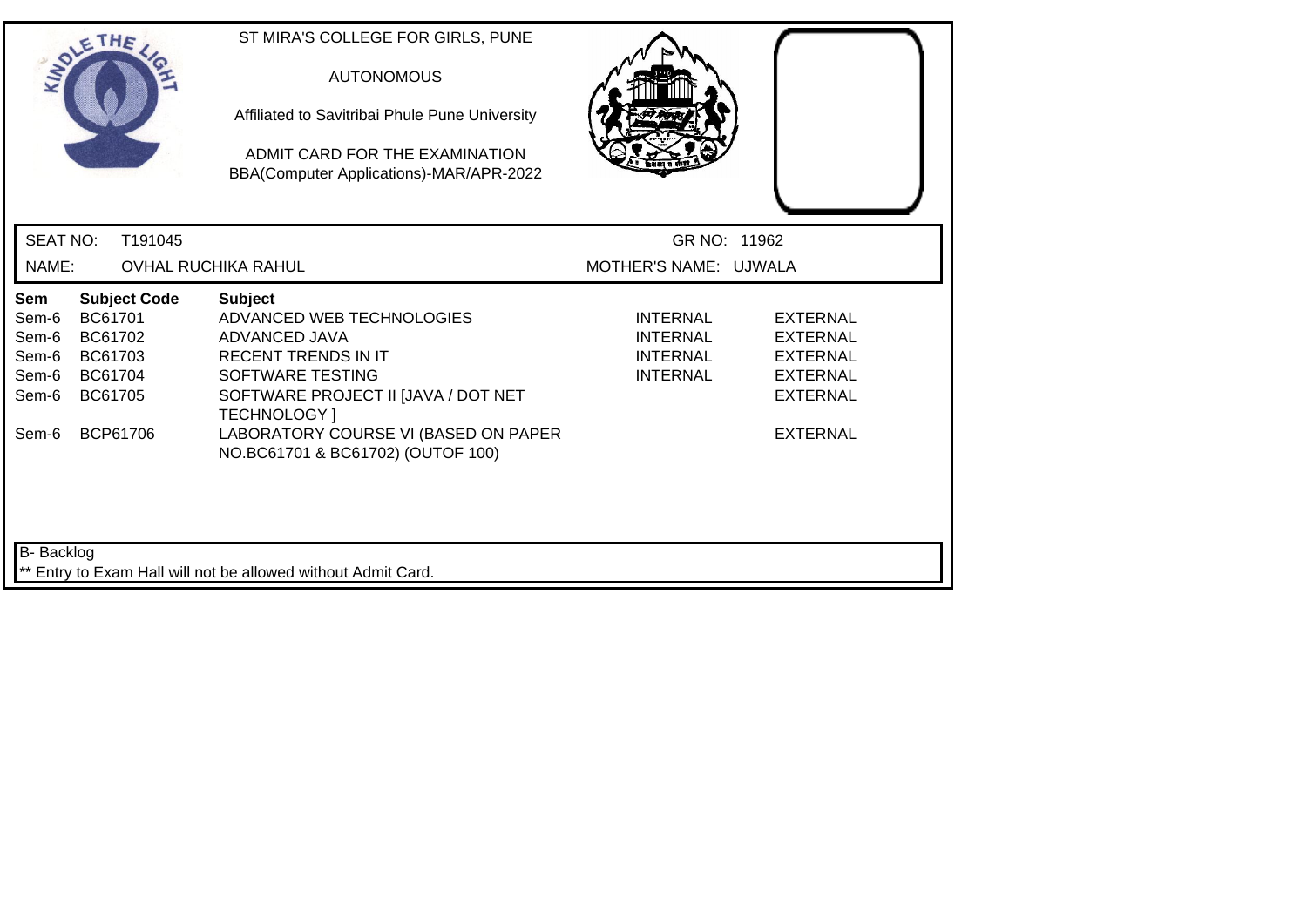ST MIRA'S COLLEGE FOR GIRLS, PUNE

AUTONOMOUS

Affiliated to Savitribai Phule Pune University

ADMIT CARD FOR THE EXAMINATION
BBA(Computer Applications)-MAR/APR-2022

SEAT NO: T191045 GR NO: 11962

NAME: OVHAL RUCHIKA RAHUL MOTHER'S NAME: UJWALA

| Sem | Subject Code | Subject | | |
|---|---|---|---|---|
| Sem-6 | BC61701 | ADVANCED WEB TECHNOLOGIES | INTERNAL | EXTERNAL |
| Sem-6 | BC61702 | ADVANCED JAVA | INTERNAL | EXTERNAL |
| Sem-6 | BC61703 | RECENT TRENDS IN IT | INTERNAL | EXTERNAL |
| Sem-6 | BC61704 | SOFTWARE TESTING | INTERNAL | EXTERNAL |
| Sem-6 | BC61705 | SOFTWARE PROJECT II [JAVA / DOT NET TECHNOLOGY ] | | EXTERNAL |
| Sem-6 | BCP61706 | LABORATORY COURSE VI (BASED ON PAPER NO.BC61701 & BC61702) (OUTOF 100) | | EXTERNAL |

B- Backlog

** Entry to Exam Hall will not be allowed without Admit Card.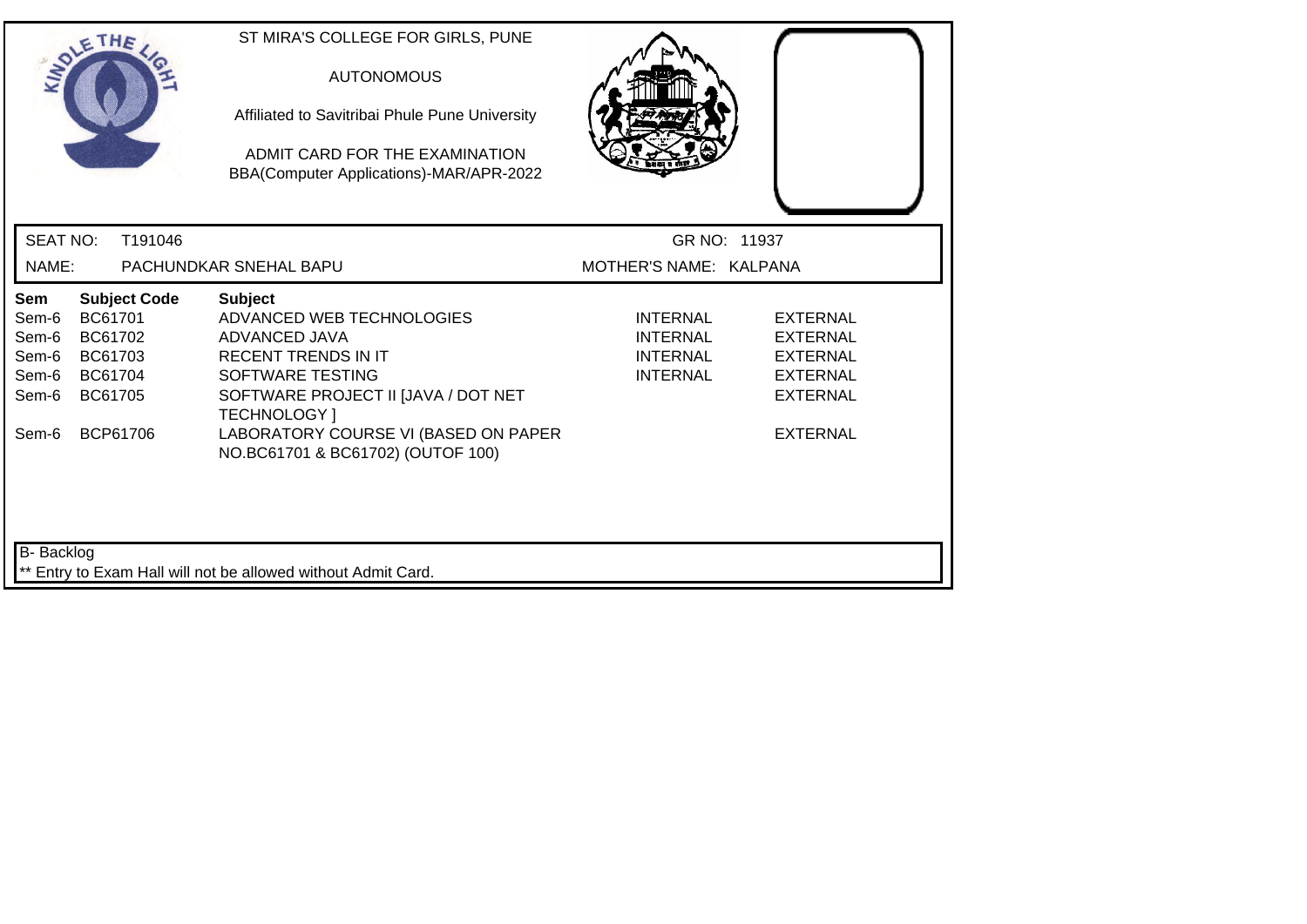ST MIRA'S COLLEGE FOR GIRLS, PUNE

AUTONOMOUS

Affiliated to Savitribai Phule Pune University

ADMIT CARD FOR THE EXAMINATION
BBA(Computer Applications)-MAR/APR-2022

SEAT NO: T191046 GR NO: 11937

NAME: PACHUNDKAR SNEHAL BAPU MOTHER'S NAME: KALPANA

| Sem | Subject Code | Subject | | |
|---|---|---|---|---|
| Sem-6 | BC61701 | ADVANCED WEB TECHNOLOGIES | INTERNAL | EXTERNAL |
| Sem-6 | BC61702 | ADVANCED JAVA | INTERNAL | EXTERNAL |
| Sem-6 | BC61703 | RECENT TRENDS IN IT | INTERNAL | EXTERNAL |
| Sem-6 | BC61704 | SOFTWARE TESTING | INTERNAL | EXTERNAL |
| Sem-6 | BC61705 | SOFTWARE PROJECT II [JAVA / DOT NET TECHNOLOGY ] | | EXTERNAL |
| Sem-6 | BCP61706 | LABORATORY COURSE VI (BASED ON PAPER NO.BC61701 & BC61702) (OUTOF 100) | | EXTERNAL |

B- Backlog

** Entry to Exam Hall will not be allowed without Admit Card.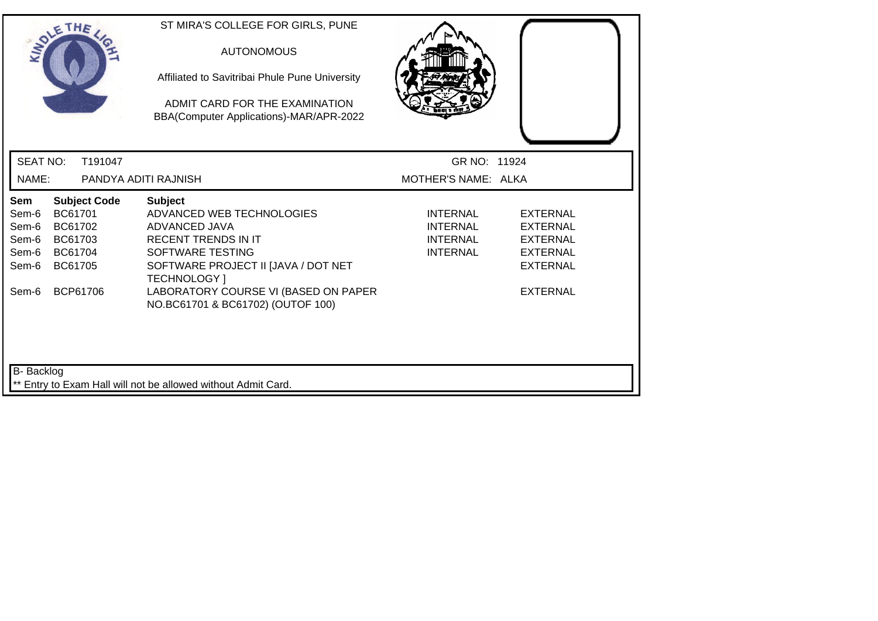ST MIRA'S COLLEGE FOR GIRLS, PUNE

AUTONOMOUS

Affiliated to Savitribai Phule Pune University

ADMIT CARD FOR THE EXAMINATION
BBA(Computer Applications)-MAR/APR-2022

SEAT NO: T191047 GR NO: 11924

NAME: PANDYA ADITI RAJNISH MOTHER'S NAME: ALKA

| Sem | Subject Code | Subject | | |
|---|---|---|---|---|
| Sem-6 | BC61701 | ADVANCED WEB TECHNOLOGIES | INTERNAL | EXTERNAL |
| Sem-6 | BC61702 | ADVANCED JAVA | INTERNAL | EXTERNAL |
| Sem-6 | BC61703 | RECENT TRENDS IN IT | INTERNAL | EXTERNAL |
| Sem-6 | BC61704 | SOFTWARE TESTING | INTERNAL | EXTERNAL |
| Sem-6 | BC61705 | SOFTWARE PROJECT II [JAVA / DOT NET TECHNOLOGY ] | | EXTERNAL |
| Sem-6 | BCP61706 | LABORATORY COURSE VI (BASED ON PAPER NO.BC61701 & BC61702) (OUTOF 100) | | EXTERNAL |

B- Backlog

** Entry to Exam Hall will not be allowed without Admit Card.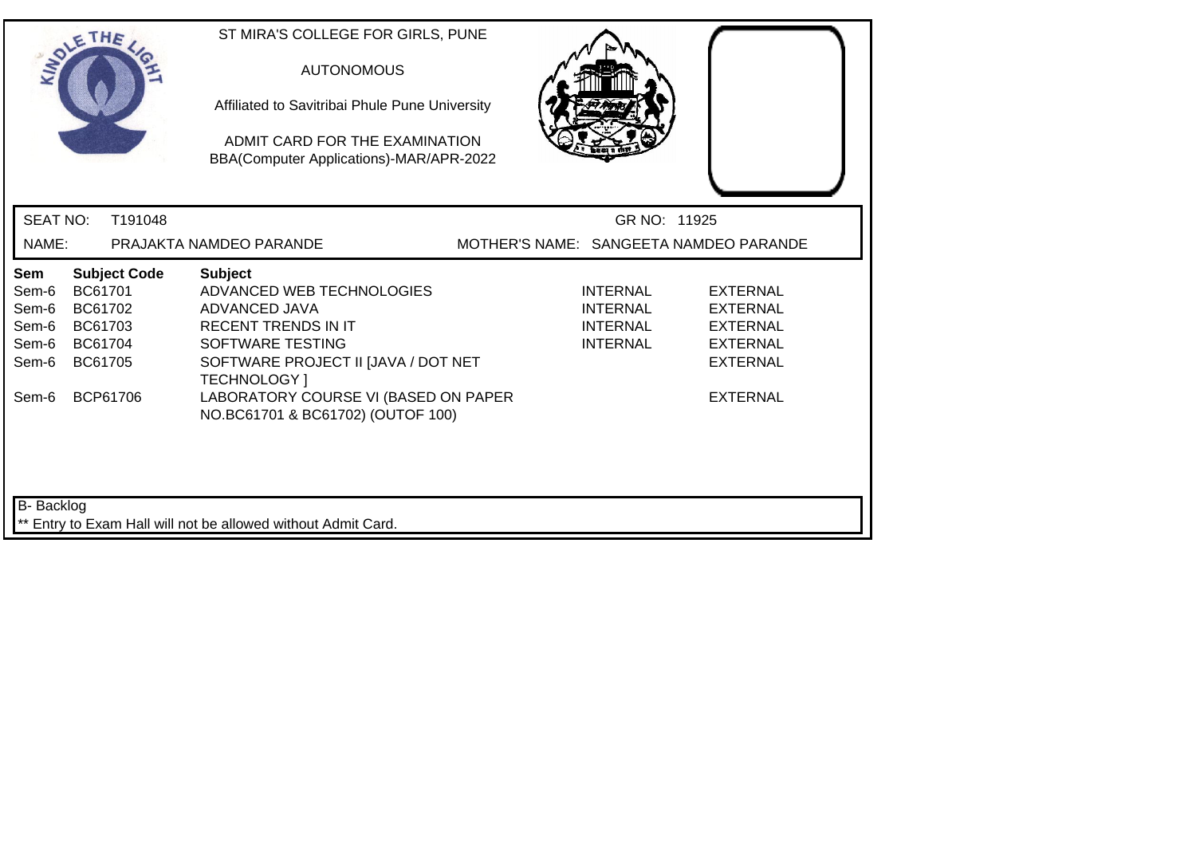ST MIRA'S COLLEGE FOR GIRLS, PUNE

AUTONOMOUS

Affiliated to Savitribai Phule Pune University

ADMIT CARD FOR THE EXAMINATION
BBA(Computer Applications)-MAR/APR-2022

SEAT NO: T191048 GR NO: 11925

NAME: PRAJAKTA NAMDEO PARANDE MOTHER'S NAME: SANGEETA NAMDEO PARANDE

| Sem | Subject Code | Subject | | |
|---|---|---|---|---|
| Sem-6 | BC61701 | ADVANCED WEB TECHNOLOGIES | INTERNAL | EXTERNAL |
| Sem-6 | BC61702 | ADVANCED JAVA | INTERNAL | EXTERNAL |
| Sem-6 | BC61703 | RECENT TRENDS IN IT | INTERNAL | EXTERNAL |
| Sem-6 | BC61704 | SOFTWARE TESTING | INTERNAL | EXTERNAL |
| Sem-6 | BC61705 | SOFTWARE PROJECT II [JAVA / DOT NET TECHNOLOGY ] | | EXTERNAL |
| Sem-6 | BCP61706 | LABORATORY COURSE VI (BASED ON PAPER NO.BC61701 & BC61702) (OUTOF 100) | | EXTERNAL |

B- Backlog

** Entry to Exam Hall will not be allowed without Admit Card.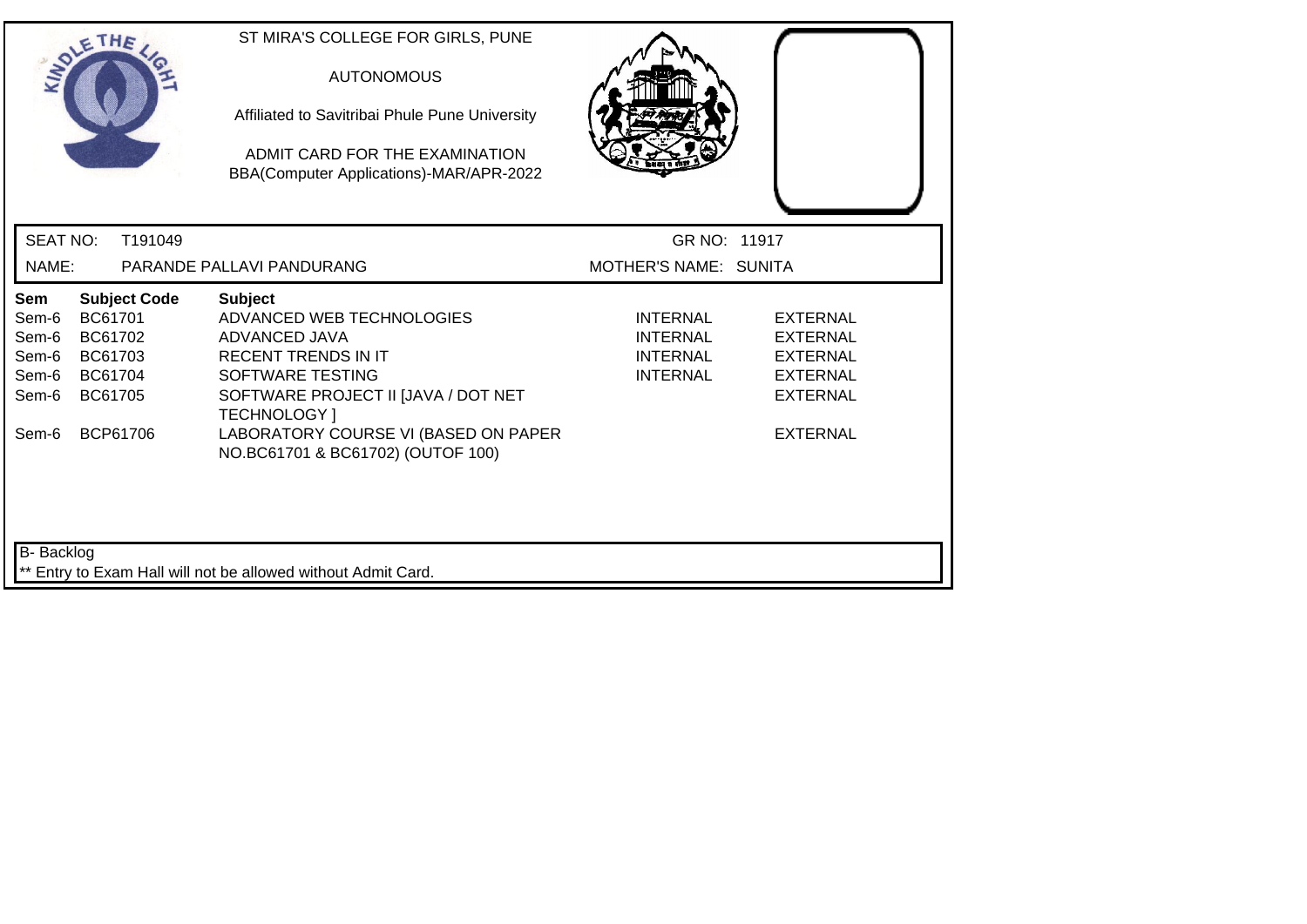ST MIRA'S COLLEGE FOR GIRLS, PUNE

AUTONOMOUS

Affiliated to Savitribai Phule Pune University

ADMIT CARD FOR THE EXAMINATION
BBA(Computer Applications)-MAR/APR-2022

SEAT NO: T191049 GR NO: 11917

NAME: PARANDE PALLAVI PANDURANG MOTHER'S NAME: SUNITA

| Sem | Subject Code | Subject | | |
|---|---|---|---|---|
| Sem-6 | BC61701 | ADVANCED WEB TECHNOLOGIES | INTERNAL | EXTERNAL |
| Sem-6 | BC61702 | ADVANCED JAVA | INTERNAL | EXTERNAL |
| Sem-6 | BC61703 | RECENT TRENDS IN IT | INTERNAL | EXTERNAL |
| Sem-6 | BC61704 | SOFTWARE TESTING | INTERNAL | EXTERNAL |
| Sem-6 | BC61705 | SOFTWARE PROJECT II [JAVA / DOT NET TECHNOLOGY ] | | EXTERNAL |
| Sem-6 | BCP61706 | LABORATORY COURSE VI (BASED ON PAPER NO.BC61701 & BC61702) (OUTOF 100) | | EXTERNAL |

B- Backlog

** Entry to Exam Hall will not be allowed without Admit Card.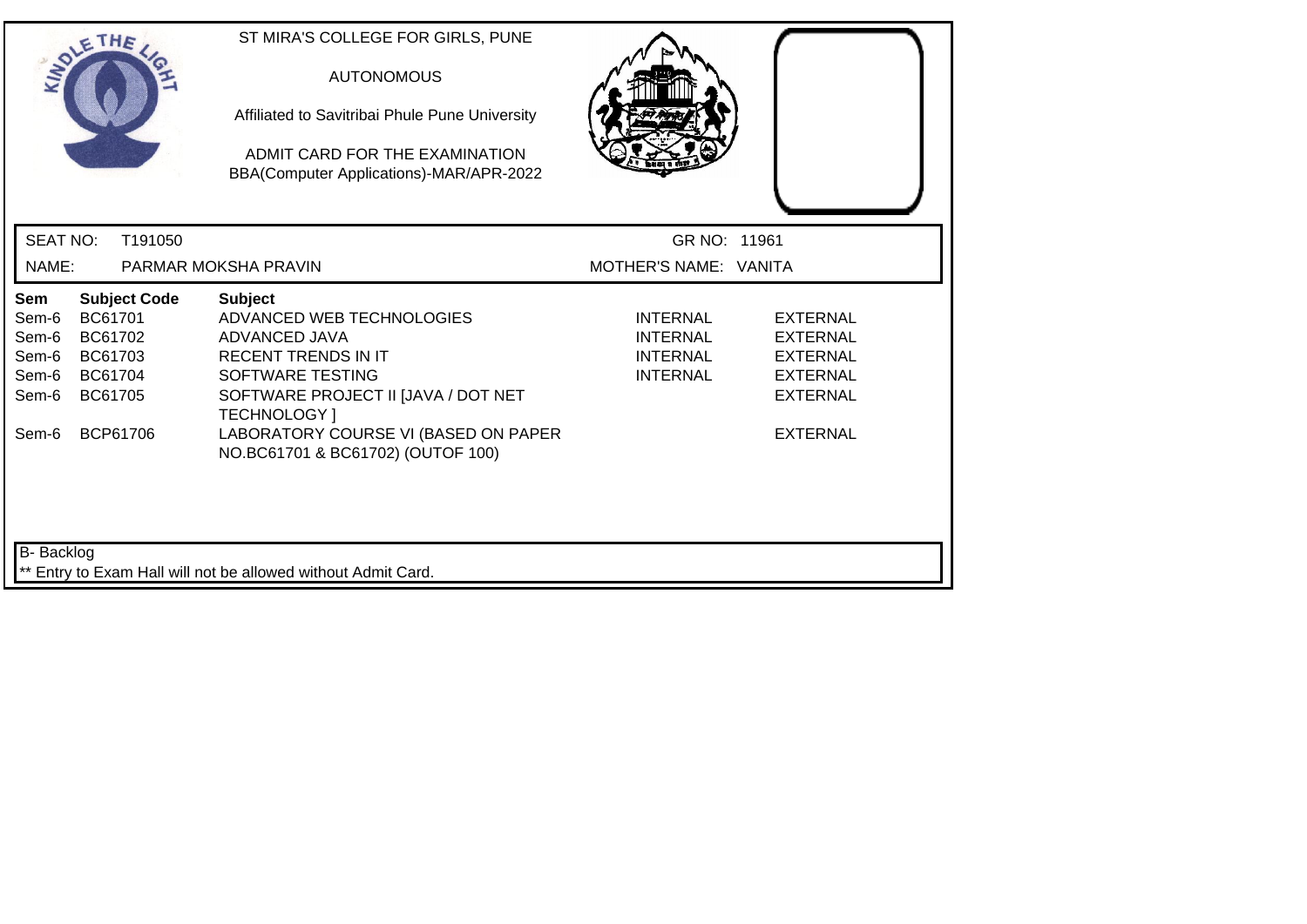ST MIRA'S COLLEGE FOR GIRLS, PUNE

AUTONOMOUS

Affiliated to Savitribai Phule Pune University

ADMIT CARD FOR THE EXAMINATION
BBA(Computer Applications)-MAR/APR-2022

SEAT NO: T191050 GR NO: 11961

NAME: PARMAR MOKSHA PRAVIN MOTHER'S NAME: VANITA

| Sem | Subject Code | Subject | | |
|---|---|---|---|---|
| Sem-6 | BC61701 | ADVANCED WEB TECHNOLOGIES | INTERNAL | EXTERNAL |
| Sem-6 | BC61702 | ADVANCED JAVA | INTERNAL | EXTERNAL |
| Sem-6 | BC61703 | RECENT TRENDS IN IT | INTERNAL | EXTERNAL |
| Sem-6 | BC61704 | SOFTWARE TESTING | INTERNAL | EXTERNAL |
| Sem-6 | BC61705 | SOFTWARE PROJECT II [JAVA / DOT NET TECHNOLOGY ] | | EXTERNAL |
| Sem-6 | BCP61706 | LABORATORY COURSE VI (BASED ON PAPER NO.BC61701 & BC61702) (OUTOF 100) | | EXTERNAL |

B- Backlog

** Entry to Exam Hall will not be allowed without Admit Card.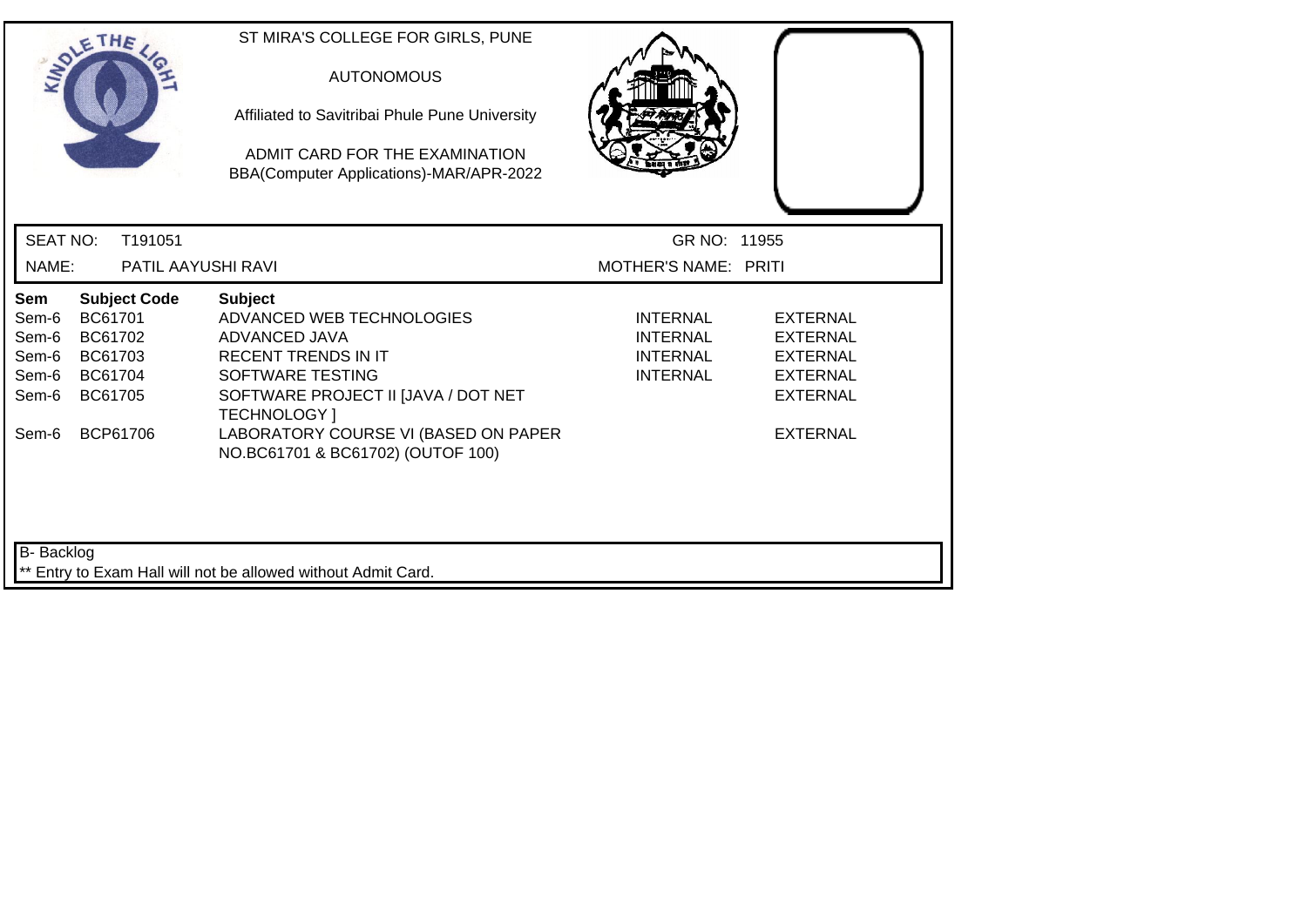ST MIRA'S COLLEGE FOR GIRLS, PUNE

AUTONOMOUS

Affiliated to Savitribai Phule Pune University

ADMIT CARD FOR THE EXAMINATION
BBA(Computer Applications)-MAR/APR-2022

SEAT NO: T191051 GR NO: 11955

NAME: PATIL AAYUSHI RAVI MOTHER'S NAME: PRITI

| Sem | Subject Code | Subject | | |
|---|---|---|---|---|
| Sem-6 | BC61701 | ADVANCED WEB TECHNOLOGIES | INTERNAL | EXTERNAL |
| Sem-6 | BC61702 | ADVANCED JAVA | INTERNAL | EXTERNAL |
| Sem-6 | BC61703 | RECENT TRENDS IN IT | INTERNAL | EXTERNAL |
| Sem-6 | BC61704 | SOFTWARE TESTING | INTERNAL | EXTERNAL |
| Sem-6 | BC61705 | SOFTWARE PROJECT II [JAVA / DOT NET TECHNOLOGY ] | | EXTERNAL |
| Sem-6 | BCP61706 | LABORATORY COURSE VI (BASED ON PAPER NO.BC61701 & BC61702) (OUTOF 100) | | EXTERNAL |

B- Backlog

** Entry to Exam Hall will not be allowed without Admit Card.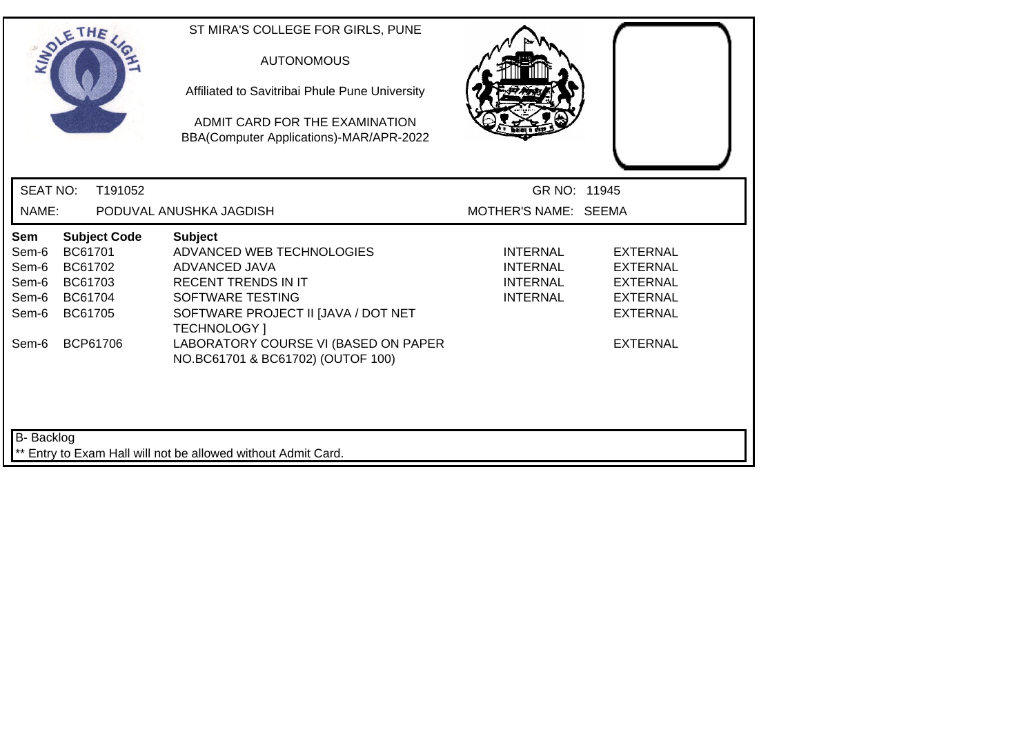ST MIRA'S COLLEGE FOR GIRLS, PUNE

AUTONOMOUS

Affiliated to Savitribai Phule Pune University

ADMIT CARD FOR THE EXAMINATION
BBA(Computer Applications)-MAR/APR-2022

SEAT NO: T191052 GR NO: 11945

NAME: PODUVAL ANUSHKA JAGDISH MOTHER'S NAME: SEEMA

| Sem | Subject Code | Subject | | |
|---|---|---|---|---|
| Sem-6 | BC61701 | ADVANCED WEB TECHNOLOGIES | INTERNAL | EXTERNAL |
| Sem-6 | BC61702 | ADVANCED JAVA | INTERNAL | EXTERNAL |
| Sem-6 | BC61703 | RECENT TRENDS IN IT | INTERNAL | EXTERNAL |
| Sem-6 | BC61704 | SOFTWARE TESTING | INTERNAL | EXTERNAL |
| Sem-6 | BC61705 | SOFTWARE PROJECT II [JAVA / DOT NET TECHNOLOGY ] | | EXTERNAL |
| Sem-6 | BCP61706 | LABORATORY COURSE VI (BASED ON PAPER NO.BC61701 & BC61702) (OUTOF 100) | | EXTERNAL |

B- Backlog

** Entry to Exam Hall will not be allowed without Admit Card.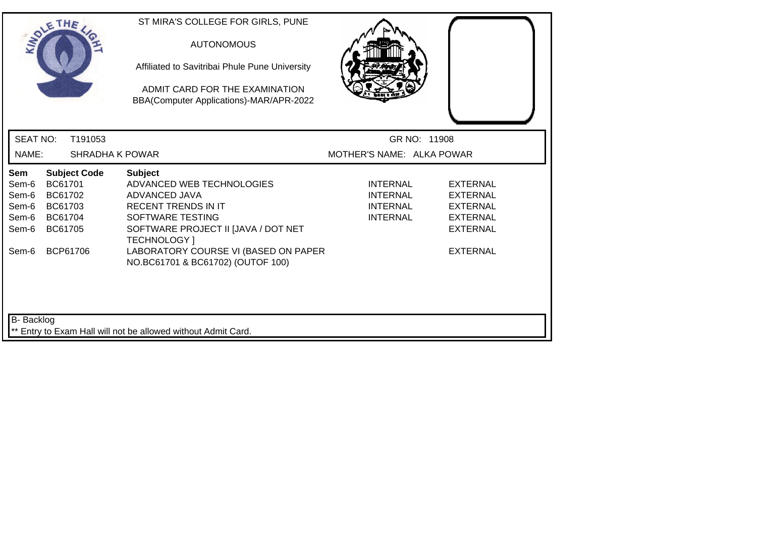ST MIRA'S COLLEGE FOR GIRLS, PUNE

AUTONOMOUS

Affiliated to Savitribai Phule Pune University

ADMIT CARD FOR THE EXAMINATION
BBA(Computer Applications)-MAR/APR-2022

SEAT NO: T191053 GR NO: 11908

NAME: SHRADHA K POWAR MOTHER'S NAME: ALKA POWAR

| Sem | Subject Code | Subject | | |
|---|---|---|---|---|
| Sem-6 | BC61701 | ADVANCED WEB TECHNOLOGIES | INTERNAL | EXTERNAL |
| Sem-6 | BC61702 | ADVANCED JAVA | INTERNAL | EXTERNAL |
| Sem-6 | BC61703 | RECENT TRENDS IN IT | INTERNAL | EXTERNAL |
| Sem-6 | BC61704 | SOFTWARE TESTING | INTERNAL | EXTERNAL |
| Sem-6 | BC61705 | SOFTWARE PROJECT II [JAVA / DOT NET TECHNOLOGY ] | | EXTERNAL |
| Sem-6 | BCP61706 | LABORATORY COURSE VI (BASED ON PAPER NO.BC61701 & BC61702) (OUTOF 100) | | EXTERNAL |

B- Backlog

** Entry to Exam Hall will not be allowed without Admit Card.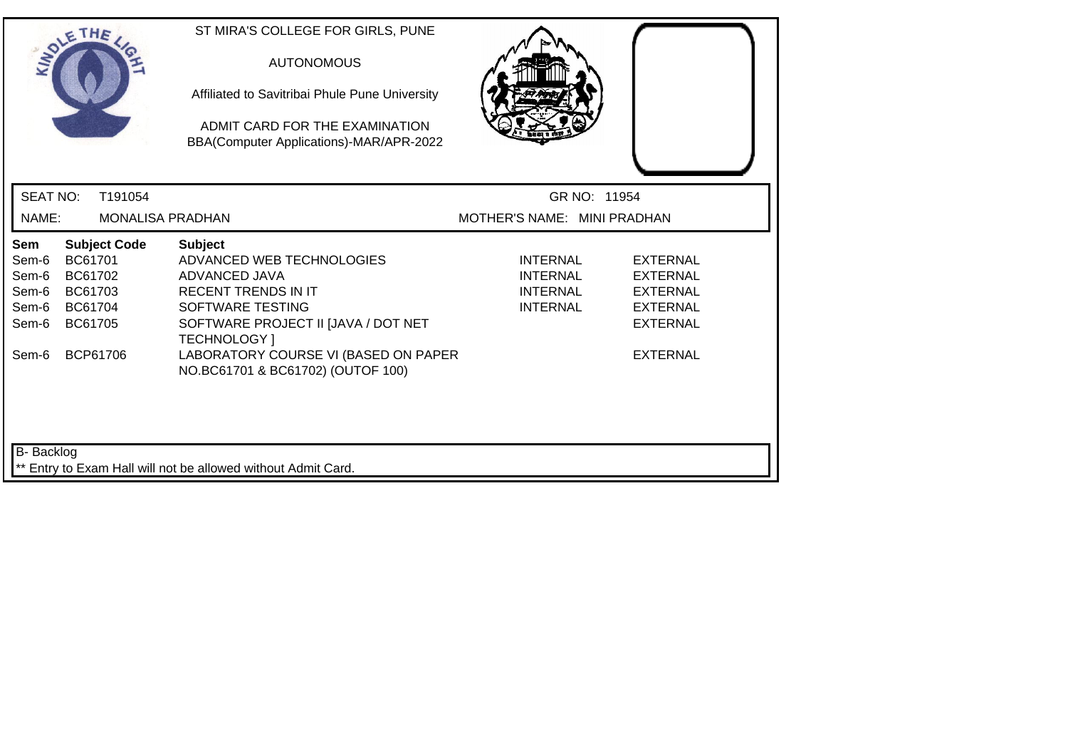ST MIRA'S COLLEGE FOR GIRLS, PUNE

AUTONOMOUS

Affiliated to Savitribai Phule Pune University

ADMIT CARD FOR THE EXAMINATION
BBA(Computer Applications)-MAR/APR-2022

SEAT NO: T191054 GR NO: 11954

NAME: MONALISA PRADHAN MOTHER'S NAME: MINI PRADHAN

| Sem | Subject Code | Subject | | |
|---|---|---|---|---|
| Sem-6 | BC61701 | ADVANCED WEB TECHNOLOGIES | INTERNAL | EXTERNAL |
| Sem-6 | BC61702 | ADVANCED JAVA | INTERNAL | EXTERNAL |
| Sem-6 | BC61703 | RECENT TRENDS IN IT | INTERNAL | EXTERNAL |
| Sem-6 | BC61704 | SOFTWARE TESTING | INTERNAL | EXTERNAL |
| Sem-6 | BC61705 | SOFTWARE PROJECT II [JAVA / DOT NET TECHNOLOGY ] | | EXTERNAL |
| Sem-6 | BCP61706 | LABORATORY COURSE VI (BASED ON PAPER NO.BC61701 & BC61702) (OUTOF 100) | | EXTERNAL |

B- Backlog

** Entry to Exam Hall will not be allowed without Admit Card.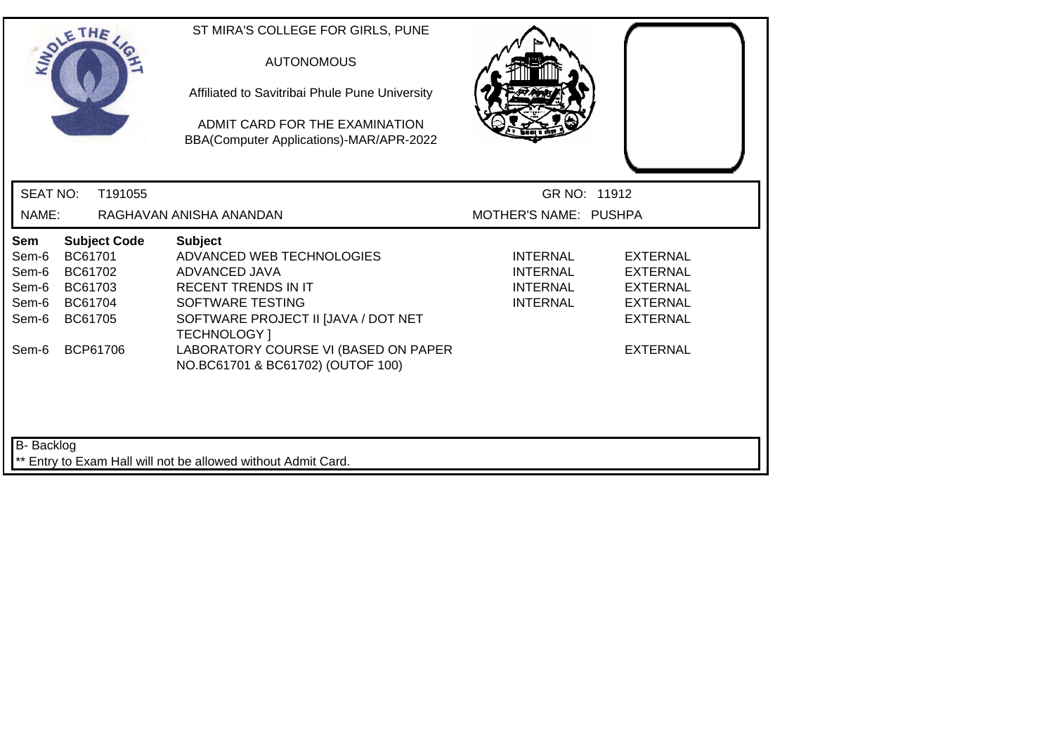ST MIRA'S COLLEGE FOR GIRLS, PUNE

AUTONOMOUS

Affiliated to Savitribai Phule Pune University

ADMIT CARD FOR THE EXAMINATION
BBA(Computer Applications)-MAR/APR-2022

SEAT NO: T191055 GR NO: 11912

NAME: RAGHAVAN ANISHA ANANDAN MOTHER'S NAME: PUSHPA

| Sem | Subject Code | Subject | | |
|---|---|---|---|---|
| Sem-6 | BC61701 | ADVANCED WEB TECHNOLOGIES | INTERNAL | EXTERNAL |
| Sem-6 | BC61702 | ADVANCED JAVA | INTERNAL | EXTERNAL |
| Sem-6 | BC61703 | RECENT TRENDS IN IT | INTERNAL | EXTERNAL |
| Sem-6 | BC61704 | SOFTWARE TESTING | INTERNAL | EXTERNAL |
| Sem-6 | BC61705 | SOFTWARE PROJECT II [JAVA / DOT NET TECHNOLOGY ] | | EXTERNAL |
| Sem-6 | BCP61706 | LABORATORY COURSE VI (BASED ON PAPER NO.BC61701 & BC61702) (OUTOF 100) | | EXTERNAL |

B- Backlog

** Entry to Exam Hall will not be allowed without Admit Card.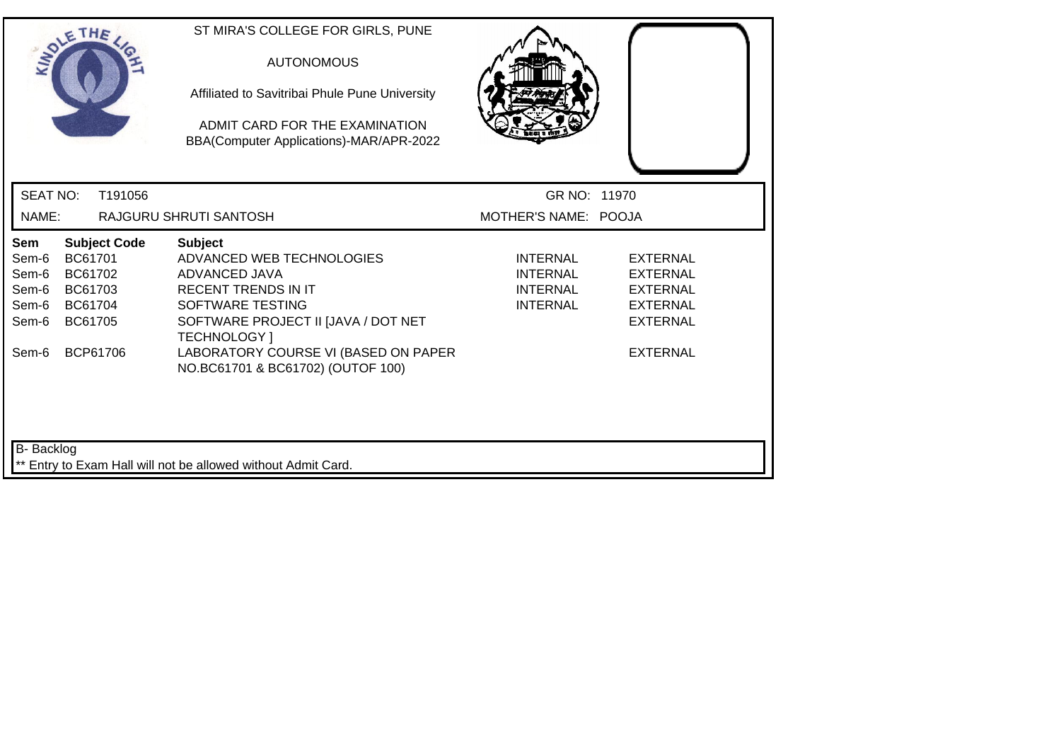ST MIRA'S COLLEGE FOR GIRLS, PUNE

AUTONOMOUS

Affiliated to Savitribai Phule Pune University

ADMIT CARD FOR THE EXAMINATION
BBA(Computer Applications)-MAR/APR-2022

SEAT NO: T191056 GR NO: 11970

NAME: RAJGURU SHRUTI SANTOSH MOTHER'S NAME: POOJA

| Sem | Subject Code | Subject | | |
|---|---|---|---|---|
| Sem-6 | BC61701 | ADVANCED WEB TECHNOLOGIES | INTERNAL | EXTERNAL |
| Sem-6 | BC61702 | ADVANCED JAVA | INTERNAL | EXTERNAL |
| Sem-6 | BC61703 | RECENT TRENDS IN IT | INTERNAL | EXTERNAL |
| Sem-6 | BC61704 | SOFTWARE TESTING | INTERNAL | EXTERNAL |
| Sem-6 | BC61705 | SOFTWARE PROJECT II [JAVA / DOT NET TECHNOLOGY ] | | EXTERNAL |
| Sem-6 | BCP61706 | LABORATORY COURSE VI (BASED ON PAPER NO.BC61701 & BC61702) (OUTOF 100) | | EXTERNAL |

B- Backlog

** Entry to Exam Hall will not be allowed without Admit Card.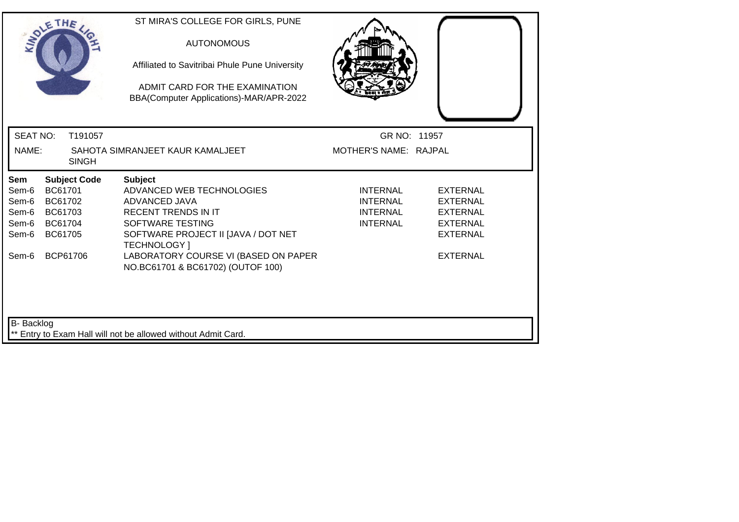ST MIRA'S COLLEGE FOR GIRLS, PUNE

AUTONOMOUS

Affiliated to Savitribai Phule Pune University

ADMIT CARD FOR THE EXAMINATION
BBA(Computer Applications)-MAR/APR-2022

SEAT NO: T191057 GR NO: 11957

NAME: SAHOTA SIMRANJEET KAUR KAMALJEET SINGH MOTHER'S NAME: RAJPAL

| Sem | Subject Code | Subject | | |
|---|---|---|---|---|
| Sem-6 | BC61701 | ADVANCED WEB TECHNOLOGIES | INTERNAL | EXTERNAL |
| Sem-6 | BC61702 | ADVANCED JAVA | INTERNAL | EXTERNAL |
| Sem-6 | BC61703 | RECENT TRENDS IN IT | INTERNAL | EXTERNAL |
| Sem-6 | BC61704 | SOFTWARE TESTING | INTERNAL | EXTERNAL |
| Sem-6 | BC61705 | SOFTWARE PROJECT II [JAVA / DOT NET TECHNOLOGY ] | | EXTERNAL |
| Sem-6 | BCP61706 | LABORATORY COURSE VI (BASED ON PAPER NO.BC61701 & BC61702) (OUTOF 100) | | EXTERNAL |

B- Backlog

** Entry to Exam Hall will not be allowed without Admit Card.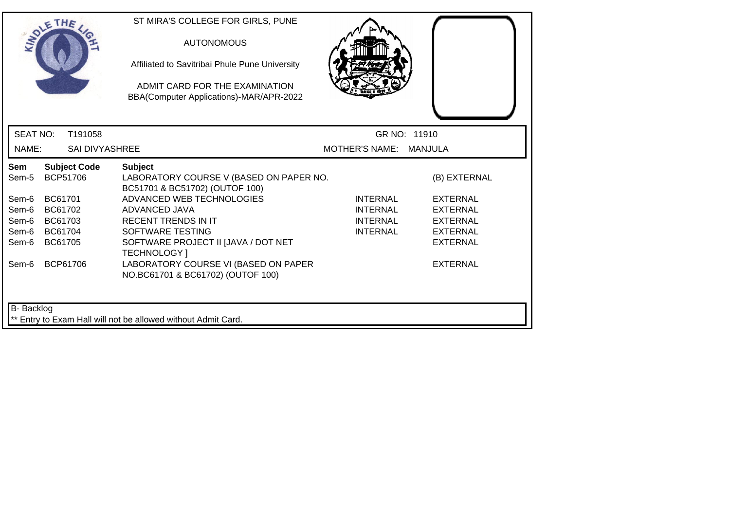ST MIRA'S COLLEGE FOR GIRLS, PUNE

AUTONOMOUS

Affiliated to Savitribai Phule Pune University

ADMIT CARD FOR THE EXAMINATION
BBA(Computer Applications)-MAR/APR-2022

SEAT NO: T191058 GR NO: 11910

NAME: SAI DIVYASHREE MOTHER'S NAME: MANJULA

| Sem | Subject Code | Subject | | |
|---|---|---|---|---|
| Sem-5 | BCP51706 | LABORATORY COURSE V (BASED ON PAPER NO. BC51701 & BC51702) (OUTOF 100) | | (B) EXTERNAL |
| Sem-6 | BC61701 | ADVANCED WEB TECHNOLOGIES | INTERNAL | EXTERNAL |
| Sem-6 | BC61702 | ADVANCED JAVA | INTERNAL | EXTERNAL |
| Sem-6 | BC61703 | RECENT TRENDS IN IT | INTERNAL | EXTERNAL |
| Sem-6 | BC61704 | SOFTWARE TESTING | INTERNAL | EXTERNAL |
| Sem-6 | BC61705 | SOFTWARE PROJECT II [JAVA / DOT NET TECHNOLOGY ] | | EXTERNAL |
| Sem-6 | BCP61706 | LABORATORY COURSE VI (BASED ON PAPER NO.BC61701 & BC61702) (OUTOF 100) | | EXTERNAL |

B- Backlog

** Entry to Exam Hall will not be allowed without Admit Card.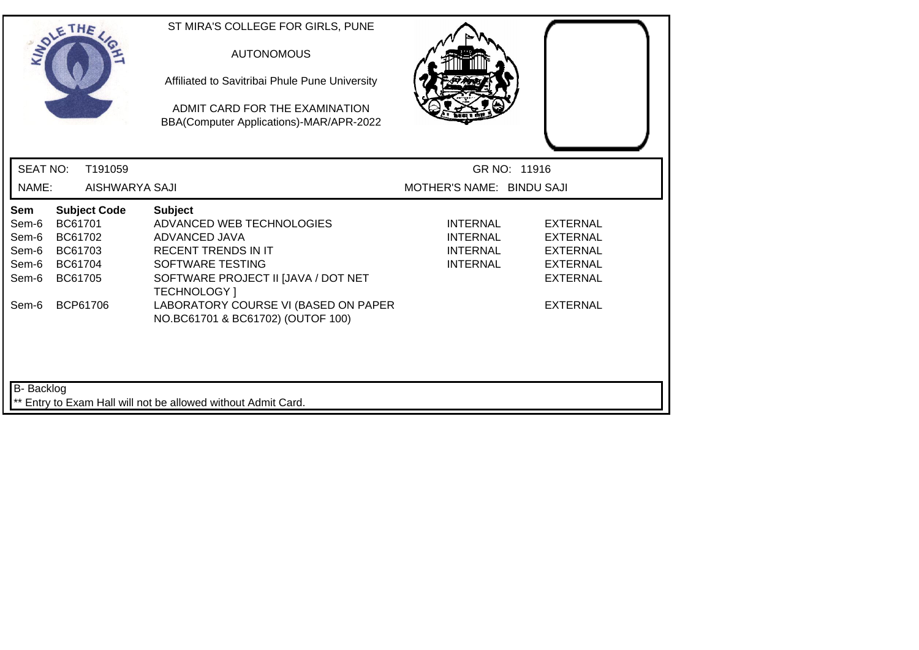ST MIRA'S COLLEGE FOR GIRLS, PUNE

AUTONOMOUS

Affiliated to Savitribai Phule Pune University

ADMIT CARD FOR THE EXAMINATION
BBA(Computer Applications)-MAR/APR-2022

SEAT NO: T191059 | GR NO: 11916

NAME: AISHWARYA SAJI | MOTHER'S NAME: BINDU SAJI

| Sem | Subject Code | Subject | | |
|---|---|---|---|---|
| Sem-6 | BC61701 | ADVANCED WEB TECHNOLOGIES | INTERNAL | EXTERNAL |
| Sem-6 | BC61702 | ADVANCED JAVA | INTERNAL | EXTERNAL |
| Sem-6 | BC61703 | RECENT TRENDS IN IT | INTERNAL | EXTERNAL |
| Sem-6 | BC61704 | SOFTWARE TESTING | INTERNAL | EXTERNAL |
| Sem-6 | BC61705 | SOFTWARE PROJECT II [JAVA / DOT NET TECHNOLOGY ] | | EXTERNAL |
| Sem-6 | BCP61706 | LABORATORY COURSE VI (BASED ON PAPER NO.BC61701 & BC61702) (OUTOF 100) | | EXTERNAL |

B- Backlog

** Entry to Exam Hall will not be allowed without Admit Card.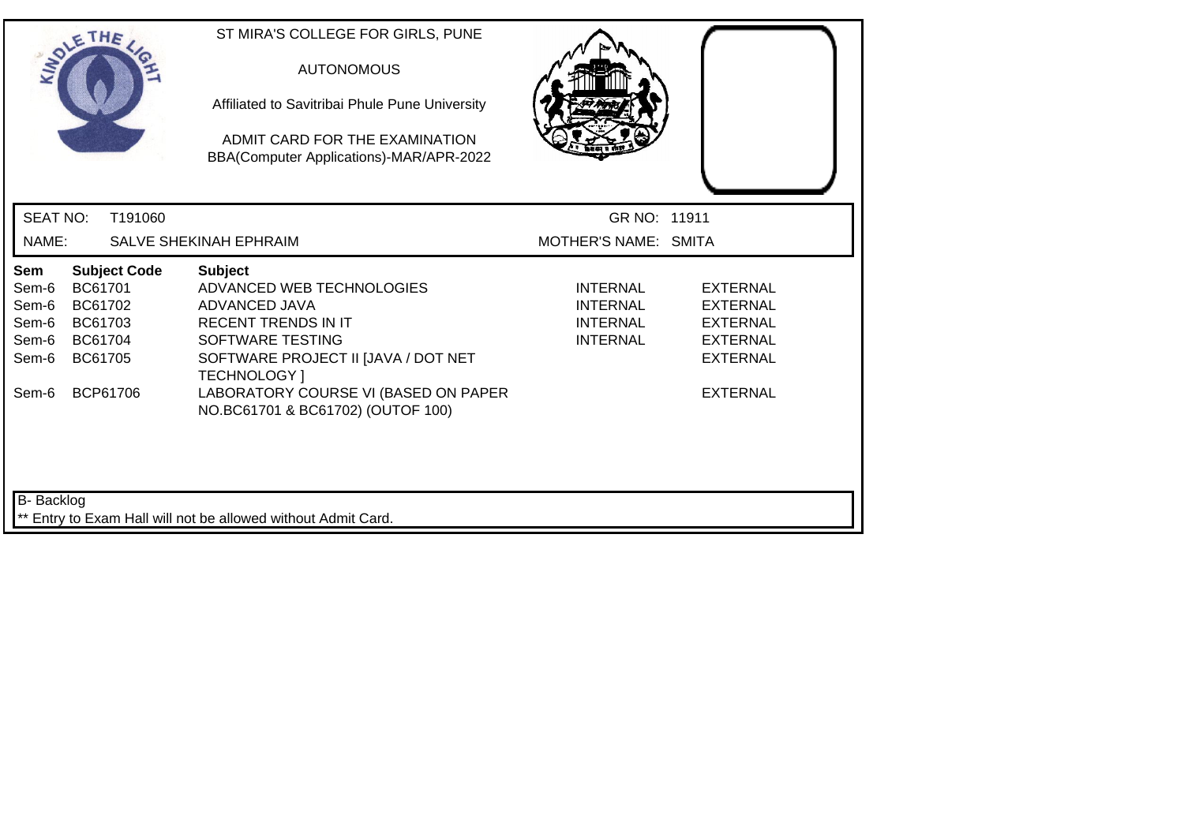ST MIRA'S COLLEGE FOR GIRLS, PUNE

AUTONOMOUS

Affiliated to Savitribai Phule Pune University

ADMIT CARD FOR THE EXAMINATION
BBA(Computer Applications)-MAR/APR-2022

**SEAT NO:** T191060 **GR NO:** 11911

**NAME:** SALVE SHEKINAH EPHRAIM **MOTHER'S NAME:** SMITA

| Sem | Subject Code | Subject | | |
|---|---|---|---|---|
| Sem-6 | BC61701 | ADVANCED WEB TECHNOLOGIES | INTERNAL | EXTERNAL |
| Sem-6 | BC61702 | ADVANCED JAVA | INTERNAL | EXTERNAL |
| Sem-6 | BC61703 | RECENT TRENDS IN IT | INTERNAL | EXTERNAL |
| Sem-6 | BC61704 | SOFTWARE TESTING | INTERNAL | EXTERNAL |
| Sem-6 | BC61705 | SOFTWARE PROJECT II [JAVA / DOT NET TECHNOLOGY ] | | EXTERNAL |
| Sem-6 | BCP61706 | LABORATORY COURSE VI (BASED ON PAPER NO.BC61701 & BC61702) (OUTOF 100) | | EXTERNAL |

B- Backlog

** Entry to Exam Hall will not be allowed without Admit Card.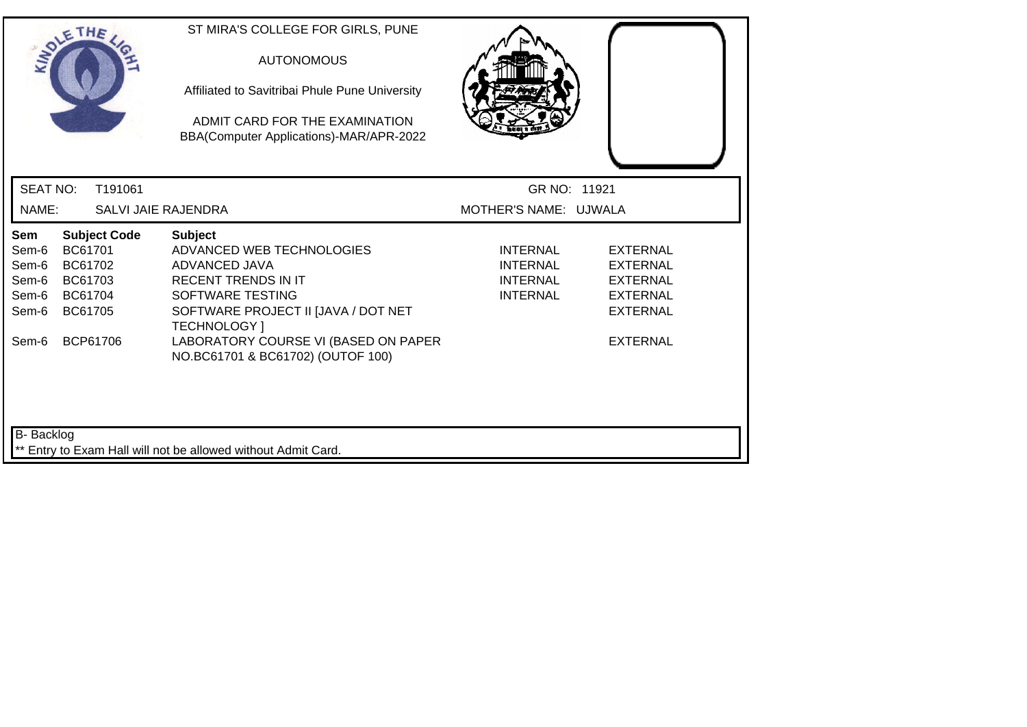ST MIRA'S COLLEGE FOR GIRLS, PUNE

AUTONOMOUS

Affiliated to Savitribai Phule Pune University

ADMIT CARD FOR THE EXAMINATION
BBA(Computer Applications)-MAR/APR-2022

SEAT NO: T191061 GR NO: 11921

NAME: SALVI JAIE RAJENDRA MOTHER'S NAME: UJWALA

| Sem | Subject Code | Subject | | |
|---|---|---|---|---|
| Sem-6 | BC61701 | ADVANCED WEB TECHNOLOGIES | INTERNAL | EXTERNAL |
| Sem-6 | BC61702 | ADVANCED JAVA | INTERNAL | EXTERNAL |
| Sem-6 | BC61703 | RECENT TRENDS IN IT | INTERNAL | EXTERNAL |
| Sem-6 | BC61704 | SOFTWARE TESTING | INTERNAL | EXTERNAL |
| Sem-6 | BC61705 | SOFTWARE PROJECT II [JAVA / DOT NET TECHNOLOGY ] | | EXTERNAL |
| Sem-6 | BCP61706 | LABORATORY COURSE VI (BASED ON PAPER NO.BC61701 & BC61702) (OUTOF 100) | | EXTERNAL |

B- Backlog

** Entry to Exam Hall will not be allowed without Admit Card.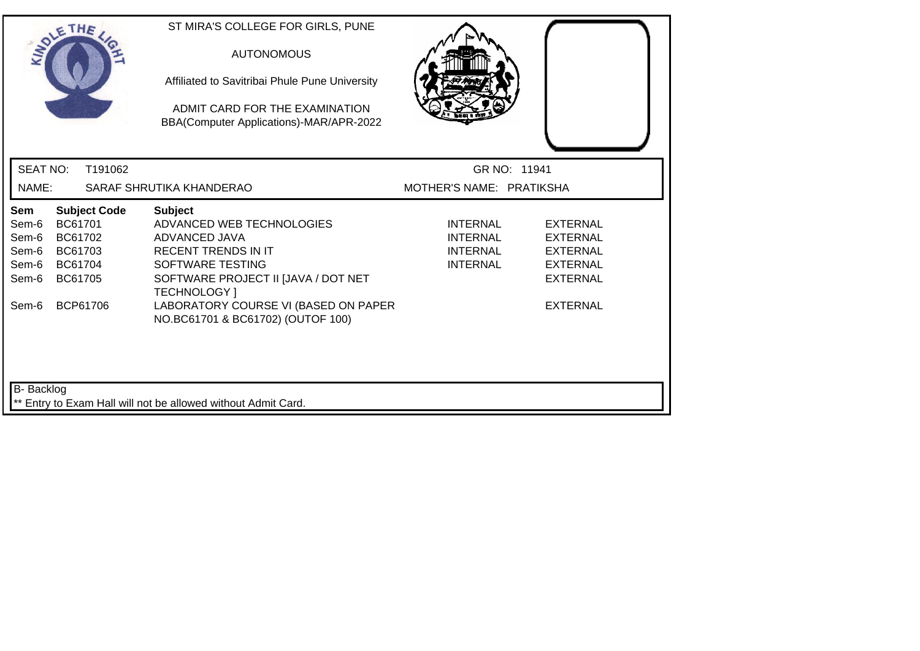ST MIRA'S COLLEGE FOR GIRLS, PUNE

AUTONOMOUS

Affiliated to Savitribai Phule Pune University

ADMIT CARD FOR THE EXAMINATION
BBA(Computer Applications)-MAR/APR-2022

SEAT NO: T191062 GR NO: 11941

NAME: SARAF SHRUTIKA KHANDERAO MOTHER'S NAME: PRATIKSHA

| Sem | Subject Code | Subject | | |
|---|---|---|---|---|
| Sem-6 | BC61701 | ADVANCED WEB TECHNOLOGIES | INTERNAL | EXTERNAL |
| Sem-6 | BC61702 | ADVANCED JAVA | INTERNAL | EXTERNAL |
| Sem-6 | BC61703 | RECENT TRENDS IN IT | INTERNAL | EXTERNAL |
| Sem-6 | BC61704 | SOFTWARE TESTING | INTERNAL | EXTERNAL |
| Sem-6 | BC61705 | SOFTWARE PROJECT II [JAVA / DOT NET TECHNOLOGY ] | | EXTERNAL |
| Sem-6 | BCP61706 | LABORATORY COURSE VI (BASED ON PAPER NO.BC61701 & BC61702) (OUTOF 100) | | EXTERNAL |

B- Backlog

** Entry to Exam Hall will not be allowed without Admit Card.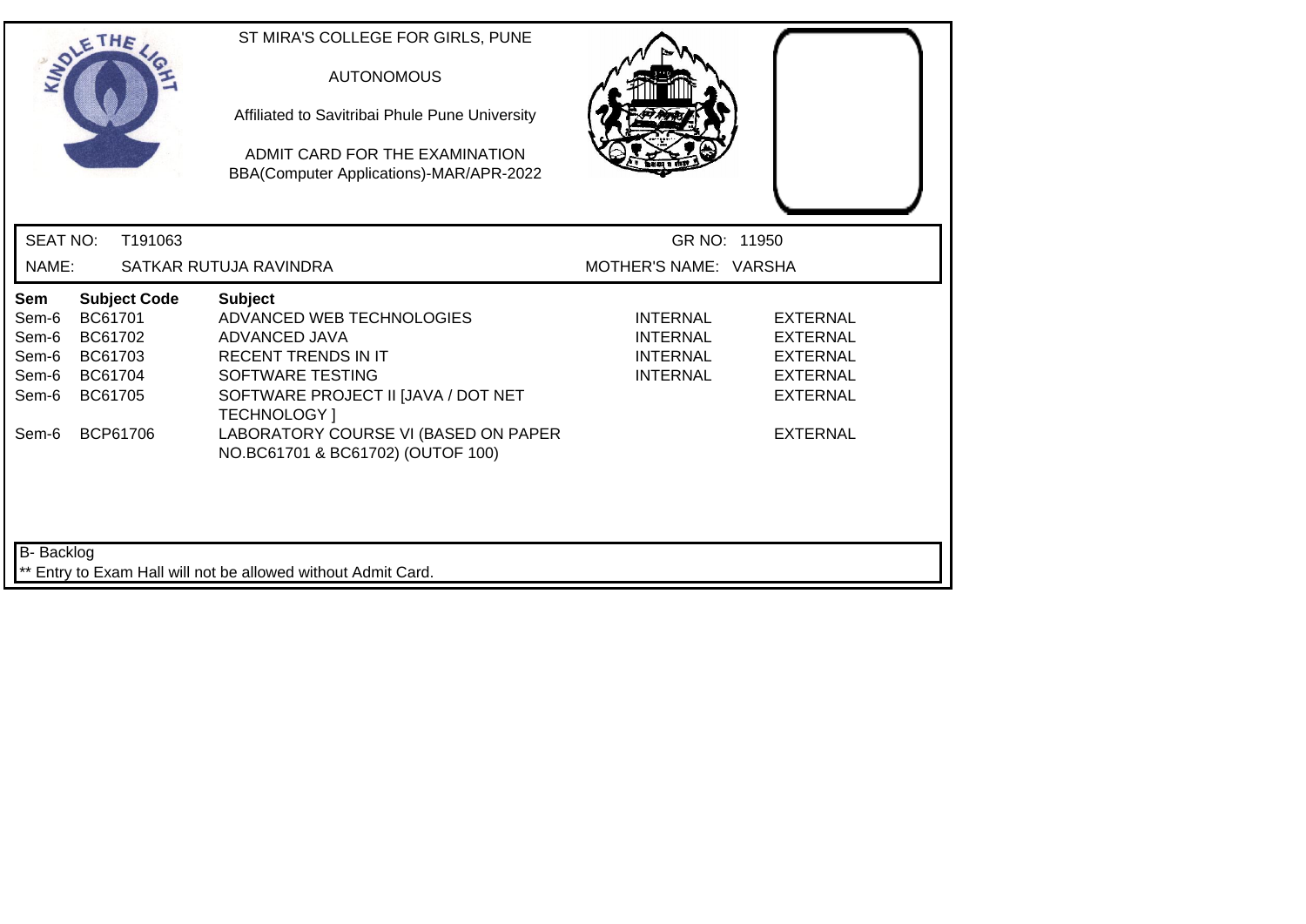ST MIRA'S COLLEGE FOR GIRLS, PUNE

AUTONOMOUS

Affiliated to Savitribai Phule Pune University

ADMIT CARD FOR THE EXAMINATION
BBA(Computer Applications)-MAR/APR-2022

SEAT NO: T191063 GR NO: 11950

NAME: SATKAR RUTUJA RAVINDRA MOTHER'S NAME: VARSHA

| Sem | Subject Code | Subject | | |
|---|---|---|---|---|
| Sem-6 | BC61701 | ADVANCED WEB TECHNOLOGIES | INTERNAL | EXTERNAL |
| Sem-6 | BC61702 | ADVANCED JAVA | INTERNAL | EXTERNAL |
| Sem-6 | BC61703 | RECENT TRENDS IN IT | INTERNAL | EXTERNAL |
| Sem-6 | BC61704 | SOFTWARE TESTING | INTERNAL | EXTERNAL |
| Sem-6 | BC61705 | SOFTWARE PROJECT II [JAVA / DOT NET TECHNOLOGY ] | | EXTERNAL |
| Sem-6 | BCP61706 | LABORATORY COURSE VI (BASED ON PAPER NO.BC61701 & BC61702) (OUTOF 100) | | EXTERNAL |

B- Backlog

** Entry to Exam Hall will not be allowed without Admit Card.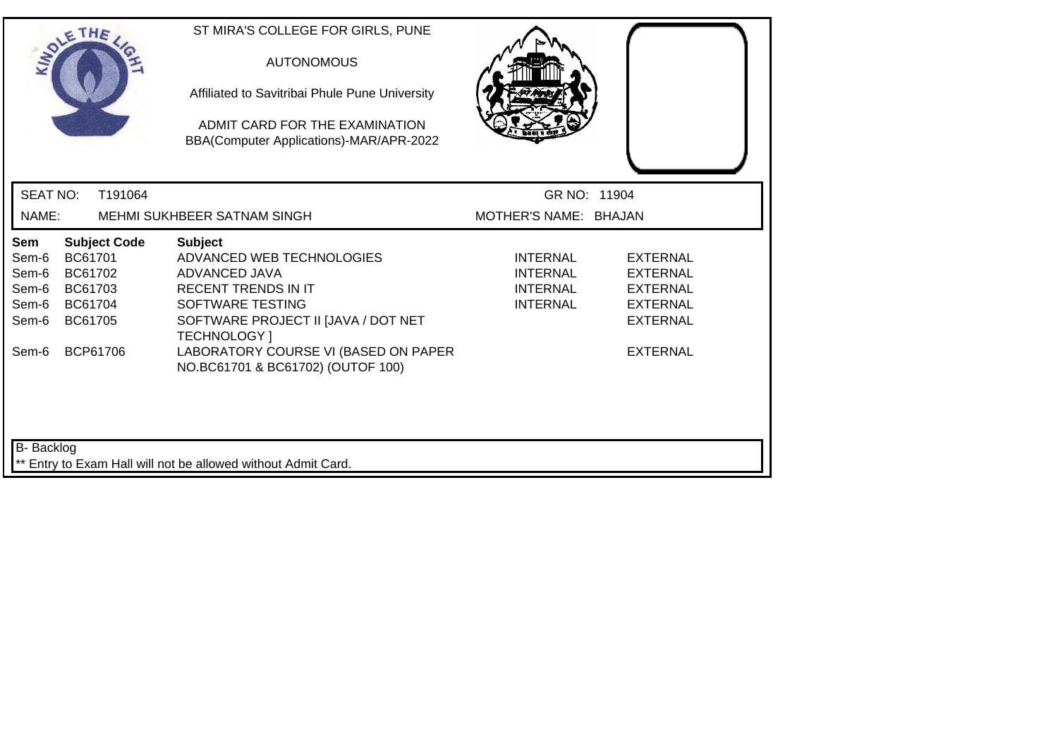ST MIRA'S COLLEGE FOR GIRLS, PUNE

AUTONOMOUS

Affiliated to Savitribai Phule Pune University

ADMIT CARD FOR THE EXAMINATION
BBA(Computer Applications)-MAR/APR-2022

SEAT NO: T191064 GR NO: 11904

NAME: MEHMI SUKHBEER SATNAM SINGH MOTHER'S NAME: BHAJAN

| Sem | Subject Code | Subject | | |
|---|---|---|---|---|
| Sem-6 | BC61701 | ADVANCED WEB TECHNOLOGIES | INTERNAL | EXTERNAL |
| Sem-6 | BC61702 | ADVANCED JAVA | INTERNAL | EXTERNAL |
| Sem-6 | BC61703 | RECENT TRENDS IN IT | INTERNAL | EXTERNAL |
| Sem-6 | BC61704 | SOFTWARE TESTING | INTERNAL | EXTERNAL |
| Sem-6 | BC61705 | SOFTWARE PROJECT II [JAVA / DOT NET TECHNOLOGY ] | | EXTERNAL |
| Sem-6 | BCP61706 | LABORATORY COURSE VI (BASED ON PAPER NO.BC61701 & BC61702) (OUTOF 100) | | EXTERNAL |

B- Backlog

** Entry to Exam Hall will not be allowed without Admit Card.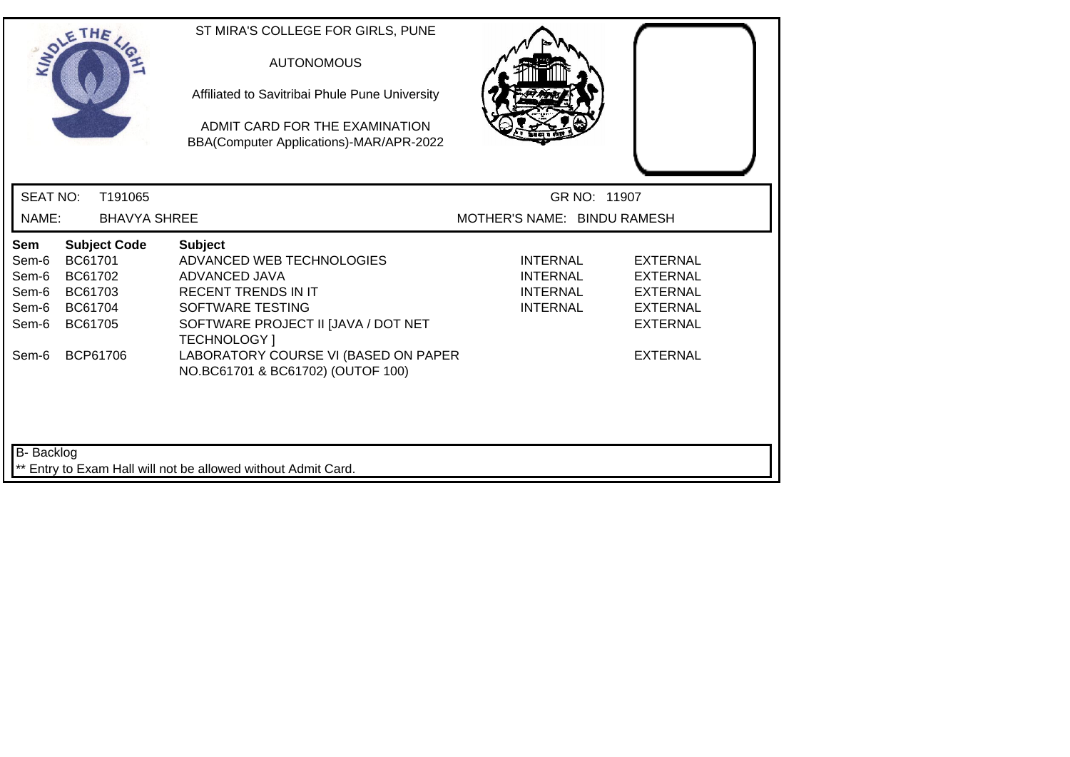ST MIRA'S COLLEGE FOR GIRLS, PUNE

AUTONOMOUS

Affiliated to Savitribai Phule Pune University

ADMIT CARD FOR THE EXAMINATION
BBA(Computer Applications)-MAR/APR-2022

SEAT NO: T191065 | GR NO: 11907

NAME: BHAVYA SHREE | MOTHER'S NAME: BINDU RAMESH

| Sem | Subject Code | Subject | | |
|---|---|---|---|---|
| Sem-6 | BC61701 | ADVANCED WEB TECHNOLOGIES | INTERNAL | EXTERNAL |
| Sem-6 | BC61702 | ADVANCED JAVA | INTERNAL | EXTERNAL |
| Sem-6 | BC61703 | RECENT TRENDS IN IT | INTERNAL | EXTERNAL |
| Sem-6 | BC61704 | SOFTWARE TESTING | INTERNAL | EXTERNAL |
| Sem-6 | BC61705 | SOFTWARE PROJECT II [JAVA / DOT NET TECHNOLOGY ] | | EXTERNAL |
| Sem-6 | BCP61706 | LABORATORY COURSE VI (BASED ON PAPER NO.BC61701 & BC61702) (OUTOF 100) | | EXTERNAL |

B- Backlog

** Entry to Exam Hall will not be allowed without Admit Card.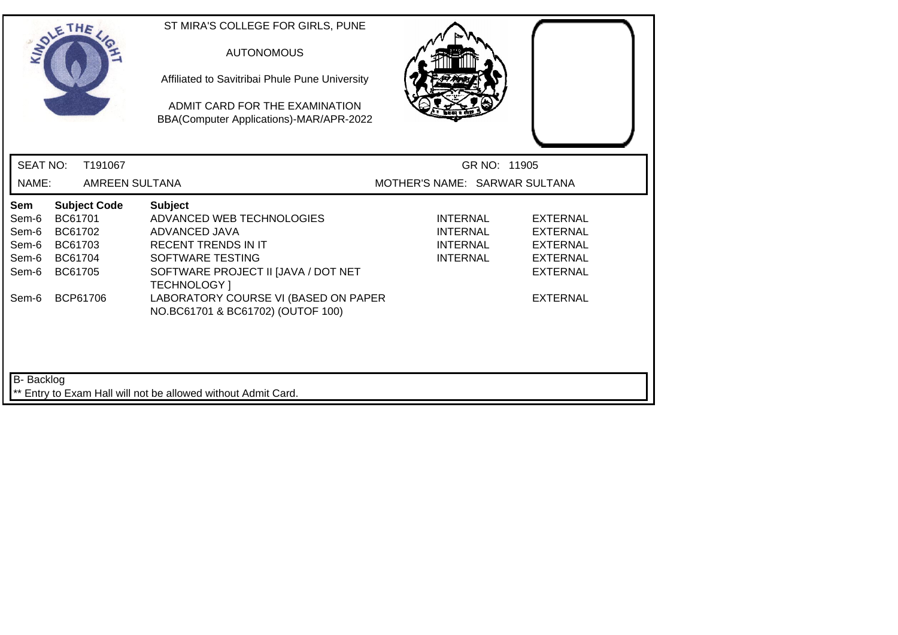ST MIRA'S COLLEGE FOR GIRLS, PUNE

AUTONOMOUS

Affiliated to Savitribai Phule Pune University

ADMIT CARD FOR THE EXAMINATION
BBA(Computer Applications)-MAR/APR-2022

SEAT NO: T191067 GR NO: 11905

NAME: AMREEN SULTANA MOTHER'S NAME: SARWAR SULTANA

| Sem | Subject Code | Subject | | |
|---|---|---|---|---|
| Sem-6 | BC61701 | ADVANCED WEB TECHNOLOGIES | INTERNAL | EXTERNAL |
| Sem-6 | BC61702 | ADVANCED JAVA | INTERNAL | EXTERNAL |
| Sem-6 | BC61703 | RECENT TRENDS IN IT | INTERNAL | EXTERNAL |
| Sem-6 | BC61704 | SOFTWARE TESTING | INTERNAL | EXTERNAL |
| Sem-6 | BC61705 | SOFTWARE PROJECT II [JAVA / DOT NET TECHNOLOGY ] | | EXTERNAL |
| Sem-6 | BCP61706 | LABORATORY COURSE VI (BASED ON PAPER NO.BC61701 & BC61702) (OUTOF 100) | | EXTERNAL |

B- Backlog

** Entry to Exam Hall will not be allowed without Admit Card.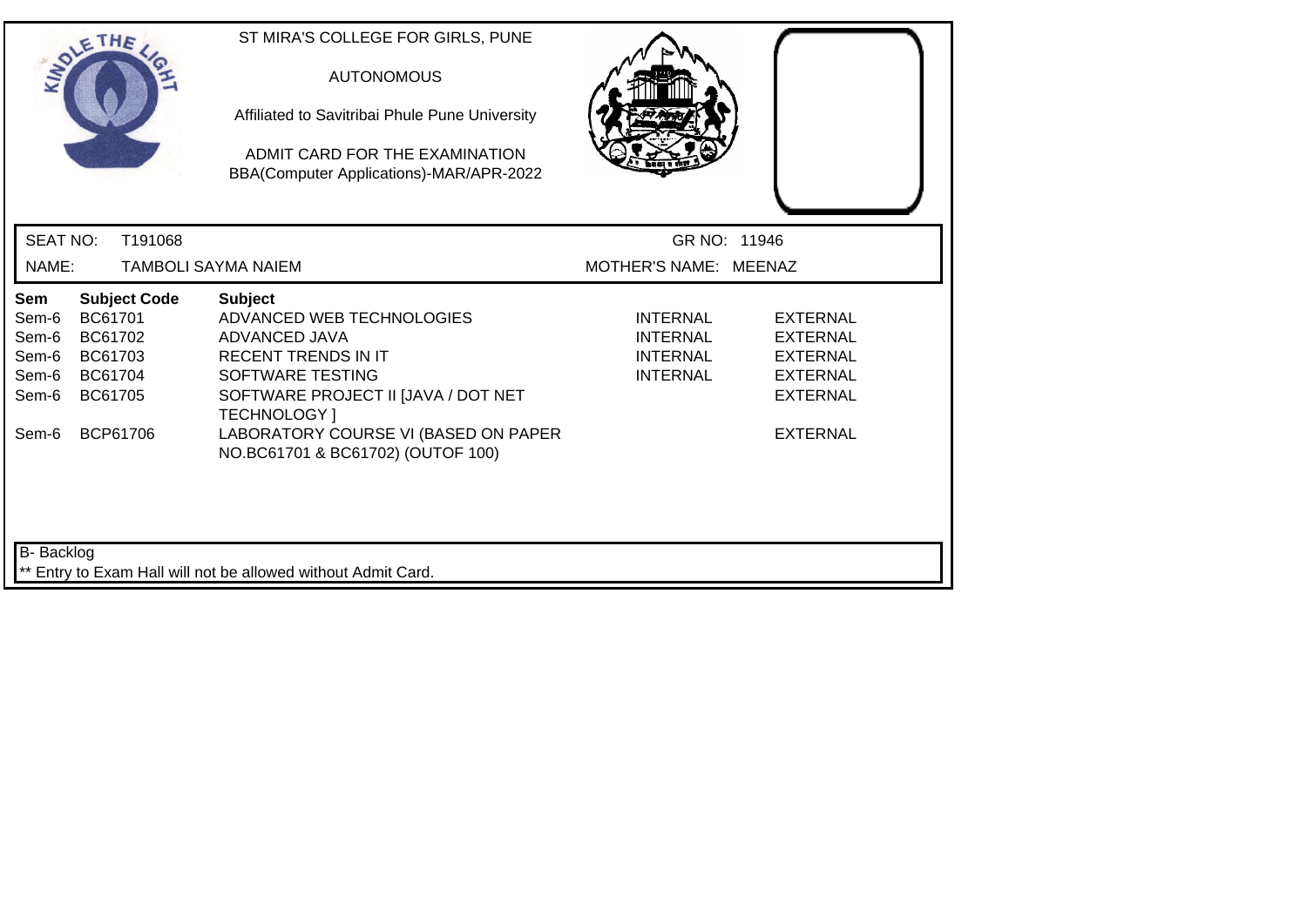ST MIRA'S COLLEGE FOR GIRLS, PUNE

AUTONOMOUS

Affiliated to Savitribai Phule Pune University

ADMIT CARD FOR THE EXAMINATION
BBA(Computer Applications)-MAR/APR-2022

SEAT NO: T191068 GR NO: 11946

NAME: TAMBOLI SAYMA NAIEM MOTHER'S NAME: MEENAZ

| Sem | Subject Code | Subject | | |
|---|---|---|---|---|
| Sem-6 | BC61701 | ADVANCED WEB TECHNOLOGIES | INTERNAL | EXTERNAL |
| Sem-6 | BC61702 | ADVANCED JAVA | INTERNAL | EXTERNAL |
| Sem-6 | BC61703 | RECENT TRENDS IN IT | INTERNAL | EXTERNAL |
| Sem-6 | BC61704 | SOFTWARE TESTING | INTERNAL | EXTERNAL |
| Sem-6 | BC61705 | SOFTWARE PROJECT II [JAVA / DOT NET TECHNOLOGY ] | | EXTERNAL |
| Sem-6 | BCP61706 | LABORATORY COURSE VI (BASED ON PAPER NO.BC61701 & BC61702) (OUTOF 100) | | EXTERNAL |

B- Backlog

** Entry to Exam Hall will not be allowed without Admit Card.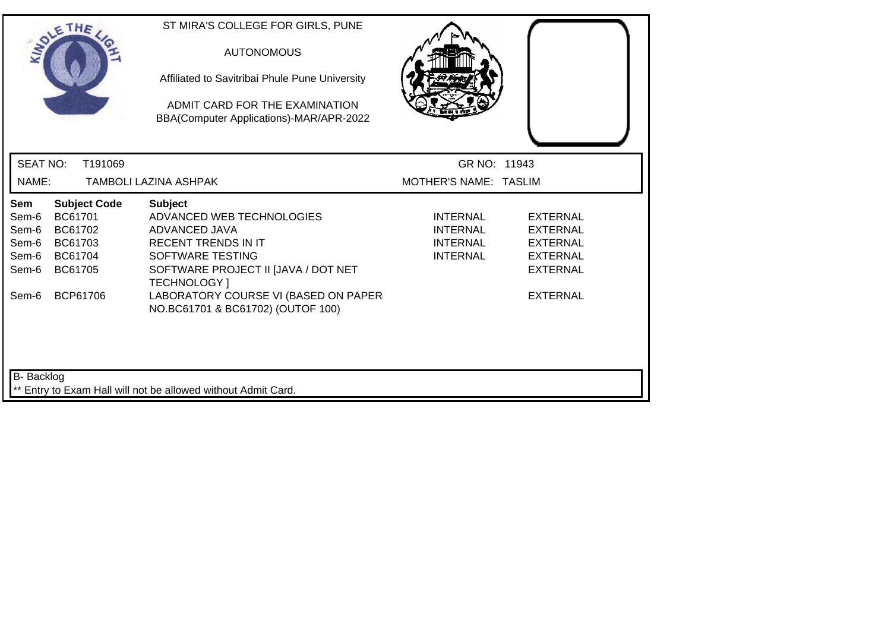ST MIRA'S COLLEGE FOR GIRLS, PUNE

AUTONOMOUS

Affiliated to Savitribai Phule Pune University

ADMIT CARD FOR THE EXAMINATION
BBA(Computer Applications)-MAR/APR-2022

SEAT NO: T191069 GR NO: 11943

NAME: TAMBOLI LAZINA ASHPAK MOTHER'S NAME: TASLIM

| Sem | Subject Code | Subject | | |
|---|---|---|---|---|
| Sem-6 | BC61701 | ADVANCED WEB TECHNOLOGIES | INTERNAL | EXTERNAL |
| Sem-6 | BC61702 | ADVANCED JAVA | INTERNAL | EXTERNAL |
| Sem-6 | BC61703 | RECENT TRENDS IN IT | INTERNAL | EXTERNAL |
| Sem-6 | BC61704 | SOFTWARE TESTING | INTERNAL | EXTERNAL |
| Sem-6 | BC61705 | SOFTWARE PROJECT II [JAVA / DOT NET TECHNOLOGY ] | | EXTERNAL |
| Sem-6 | BCP61706 | LABORATORY COURSE VI (BASED ON PAPER NO.BC61701 & BC61702) (OUTOF 100) | | EXTERNAL |

B- Backlog

** Entry to Exam Hall will not be allowed without Admit Card.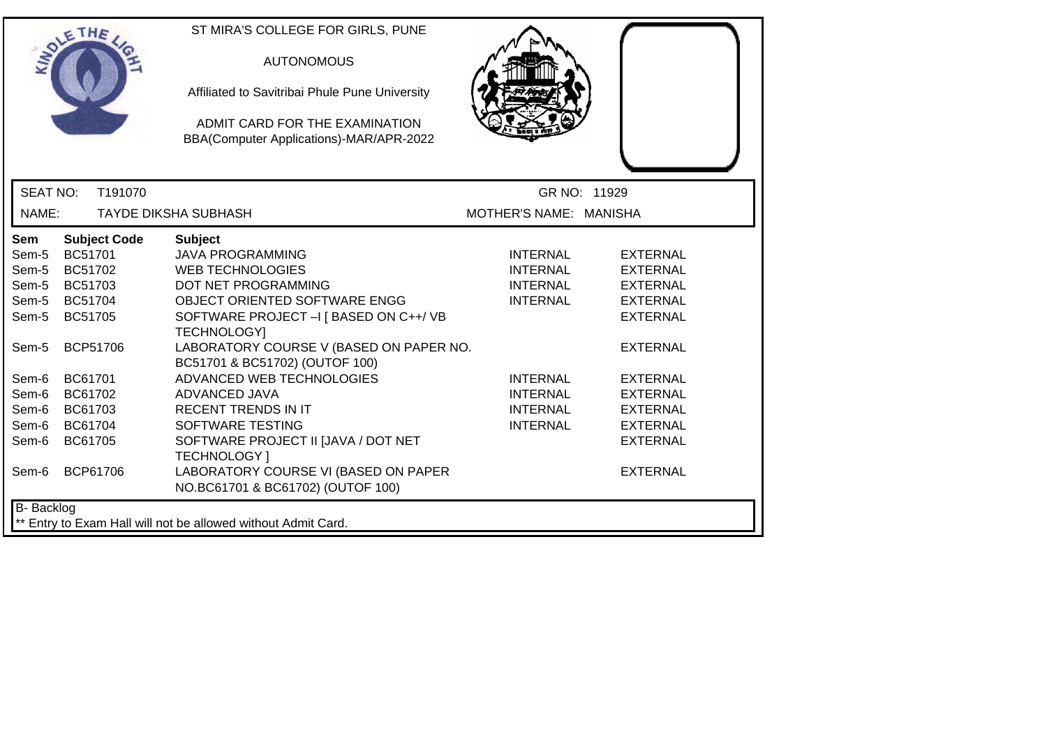ST MIRA'S COLLEGE FOR GIRLS, PUNE

AUTONOMOUS

Affiliated to Savitribai Phule Pune University

ADMIT CARD FOR THE EXAMINATION
BBA(Computer Applications)-MAR/APR-2022

SEAT NO: T191070 GR NO: 11929

NAME: TAYDE DIKSHA SUBHASH MOTHER'S NAME: MANISHA

| Sem | Subject Code | Subject | | |
|---|---|---|---|---|
| Sem-5 | BC51701 | JAVA PROGRAMMING | INTERNAL | EXTERNAL |
| Sem-5 | BC51702 | WEB TECHNOLOGIES | INTERNAL | EXTERNAL |
| Sem-5 | BC51703 | DOT NET PROGRAMMING | INTERNAL | EXTERNAL |
| Sem-5 | BC51704 | OBJECT ORIENTED SOFTWARE ENGG | INTERNAL | EXTERNAL |
| Sem-5 | BC51705 | SOFTWARE PROJECT –I [ BASED ON C++/ VB TECHNOLOGY] | | EXTERNAL |
| Sem-5 | BCP51706 | LABORATORY COURSE V (BASED ON PAPER NO. BC51701 & BC51702) (OUTOF 100) | | EXTERNAL |
| Sem-6 | BC61701 | ADVANCED WEB TECHNOLOGIES | INTERNAL | EXTERNAL |
| Sem-6 | BC61702 | ADVANCED JAVA | INTERNAL | EXTERNAL |
| Sem-6 | BC61703 | RECENT TRENDS IN IT | INTERNAL | EXTERNAL |
| Sem-6 | BC61704 | SOFTWARE TESTING | INTERNAL | EXTERNAL |
| Sem-6 | BC61705 | SOFTWARE PROJECT II [JAVA / DOT NET TECHNOLOGY ] | | EXTERNAL |
| Sem-6 | BCP61706 | LABORATORY COURSE VI (BASED ON PAPER NO.BC61701 & BC61702) (OUTOF 100) | | EXTERNAL |

B- Backlog

** Entry to Exam Hall will not be allowed without Admit Card.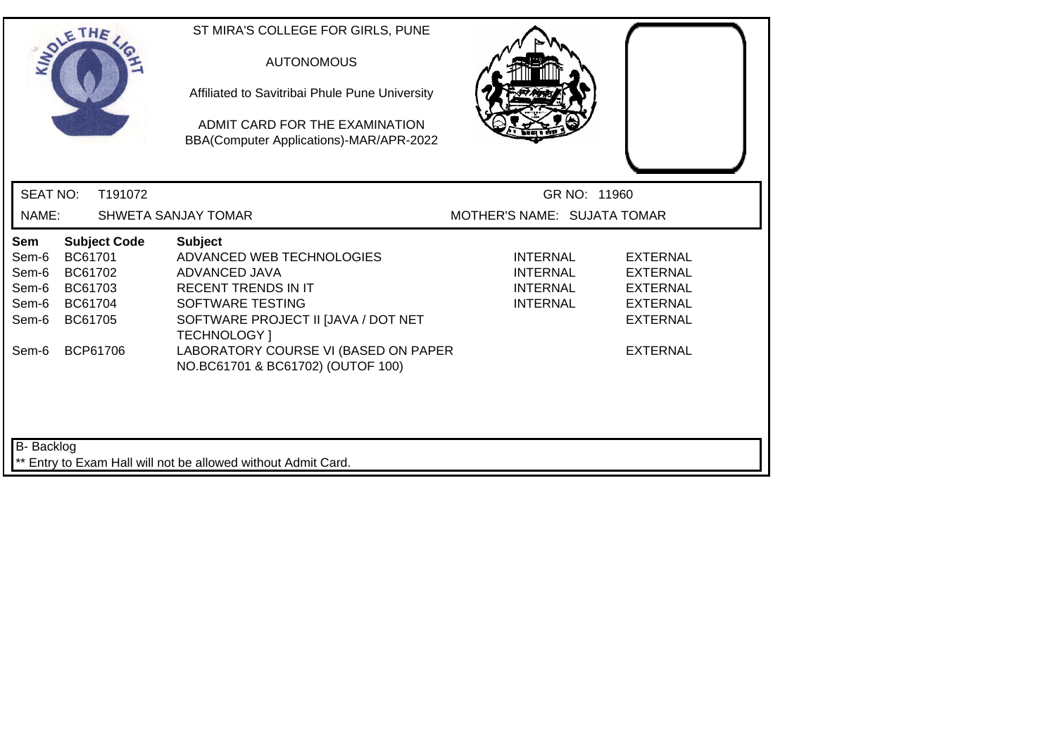ST MIRA'S COLLEGE FOR GIRLS, PUNE

AUTONOMOUS

Affiliated to Savitribai Phule Pune University

ADMIT CARD FOR THE EXAMINATION
BBA(Computer Applications)-MAR/APR-2022

SEAT NO: T191072 GR NO: 11960

NAME: SHWETA SANJAY TOMAR MOTHER'S NAME: SUJATA TOMAR

| Sem | Subject Code | Subject | | |
|---|---|---|---|---|
| Sem-6 | BC61701 | ADVANCED WEB TECHNOLOGIES | INTERNAL | EXTERNAL |
| Sem-6 | BC61702 | ADVANCED JAVA | INTERNAL | EXTERNAL |
| Sem-6 | BC61703 | RECENT TRENDS IN IT | INTERNAL | EXTERNAL |
| Sem-6 | BC61704 | SOFTWARE TESTING | INTERNAL | EXTERNAL |
| Sem-6 | BC61705 | SOFTWARE PROJECT II [JAVA / DOT NET TECHNOLOGY ] | | EXTERNAL |
| Sem-6 | BCP61706 | LABORATORY COURSE VI (BASED ON PAPER NO.BC61701 & BC61702) (OUTOF 100) | | EXTERNAL |

B- Backlog

** Entry to Exam Hall will not be allowed without Admit Card.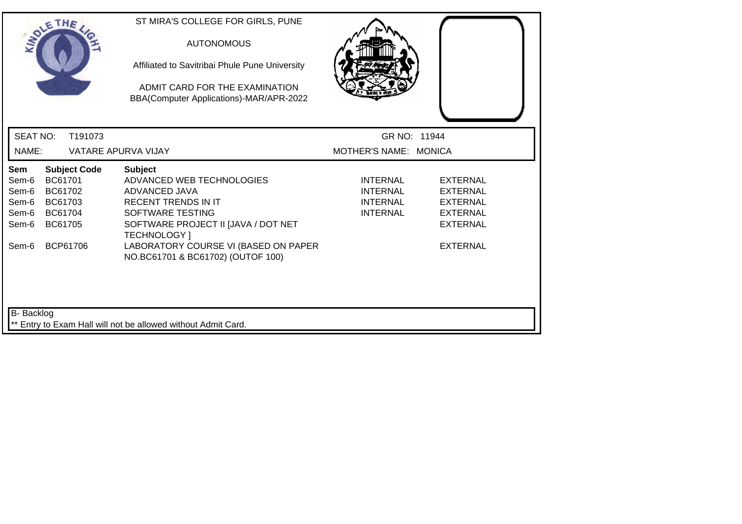ST MIRA'S COLLEGE FOR GIRLS, PUNE

AUTONOMOUS

Affiliated to Savitribai Phule Pune University

ADMIT CARD FOR THE EXAMINATION
BBA(Computer Applications)-MAR/APR-2022

SEAT NO: T191073 GR NO: 11944

NAME: VATARE APURVA VIJAY MOTHER'S NAME: MONICA

| Sem | Subject Code | Subject | | |
|---|---|---|---|---|
| Sem-6 | BC61701 | ADVANCED WEB TECHNOLOGIES | INTERNAL | EXTERNAL |
| Sem-6 | BC61702 | ADVANCED JAVA | INTERNAL | EXTERNAL |
| Sem-6 | BC61703 | RECENT TRENDS IN IT | INTERNAL | EXTERNAL |
| Sem-6 | BC61704 | SOFTWARE TESTING | INTERNAL | EXTERNAL |
| Sem-6 | BC61705 | SOFTWARE PROJECT II [JAVA / DOT NET TECHNOLOGY ] | | EXTERNAL |
| Sem-6 | BCP61706 | LABORATORY COURSE VI (BASED ON PAPER NO.BC61701 & BC61702) (OUTOF 100) | | EXTERNAL |

B- Backlog

** Entry to Exam Hall will not be allowed without Admit Card.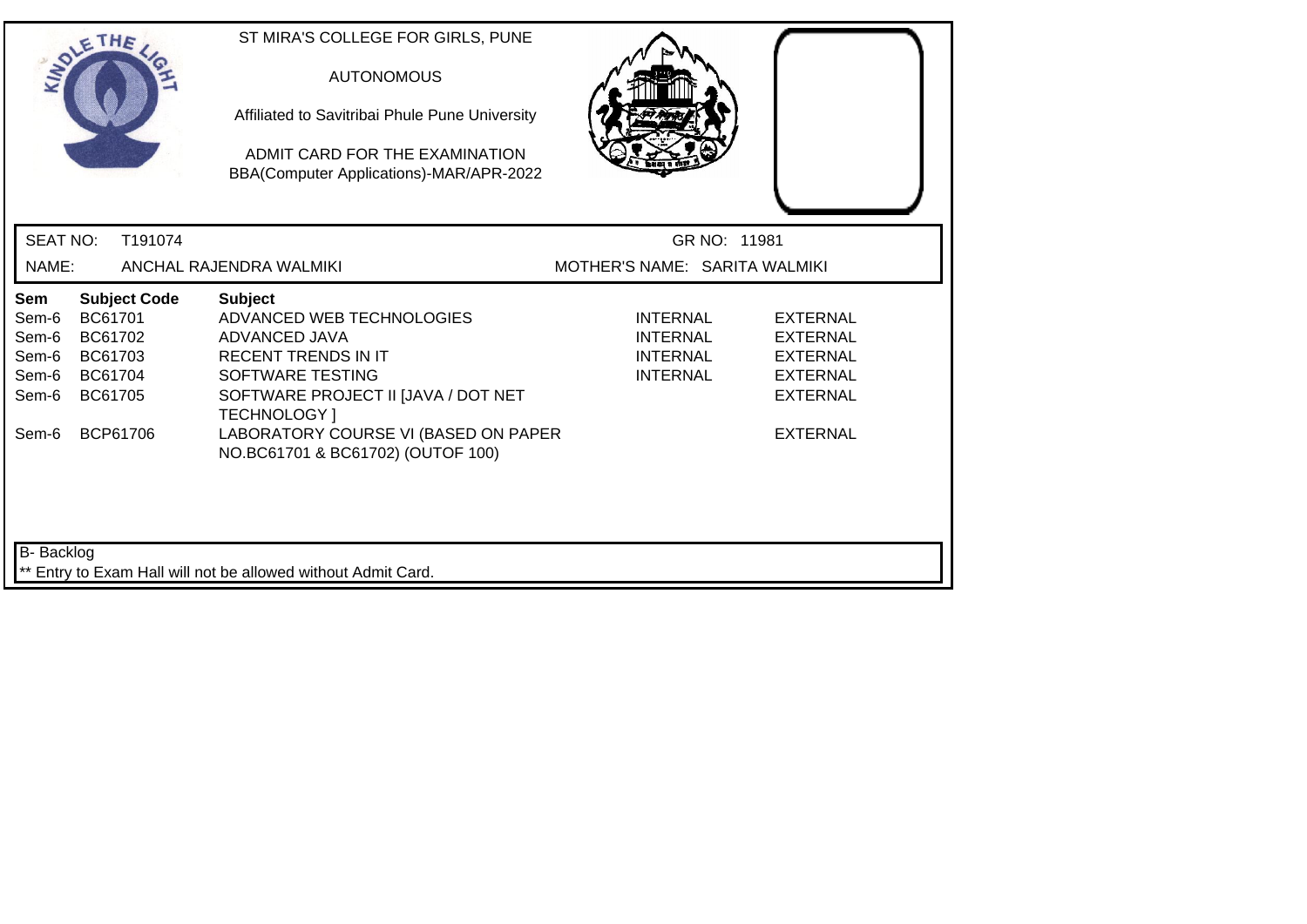ST MIRA'S COLLEGE FOR GIRLS, PUNE

AUTONOMOUS

Affiliated to Savitribai Phule Pune University

ADMIT CARD FOR THE EXAMINATION
BBA(Computer Applications)-MAR/APR-2022

SEAT NO: T191074 GR NO: 11981

NAME: ANCHAL RAJENDRA WALMIKI MOTHER'S NAME: SARITA WALMIKI

| Sem | Subject Code | Subject | | |
|---|---|---|---|---|
| Sem-6 | BC61701 | ADVANCED WEB TECHNOLOGIES | INTERNAL | EXTERNAL |
| Sem-6 | BC61702 | ADVANCED JAVA | INTERNAL | EXTERNAL |
| Sem-6 | BC61703 | RECENT TRENDS IN IT | INTERNAL | EXTERNAL |
| Sem-6 | BC61704 | SOFTWARE TESTING | INTERNAL | EXTERNAL |
| Sem-6 | BC61705 | SOFTWARE PROJECT II [JAVA / DOT NET TECHNOLOGY ] | | EXTERNAL |
| Sem-6 | BCP61706 | LABORATORY COURSE VI (BASED ON PAPER NO.BC61701 & BC61702) (OUTOF 100) | | EXTERNAL |

B- Backlog

** Entry to Exam Hall will not be allowed without Admit Card.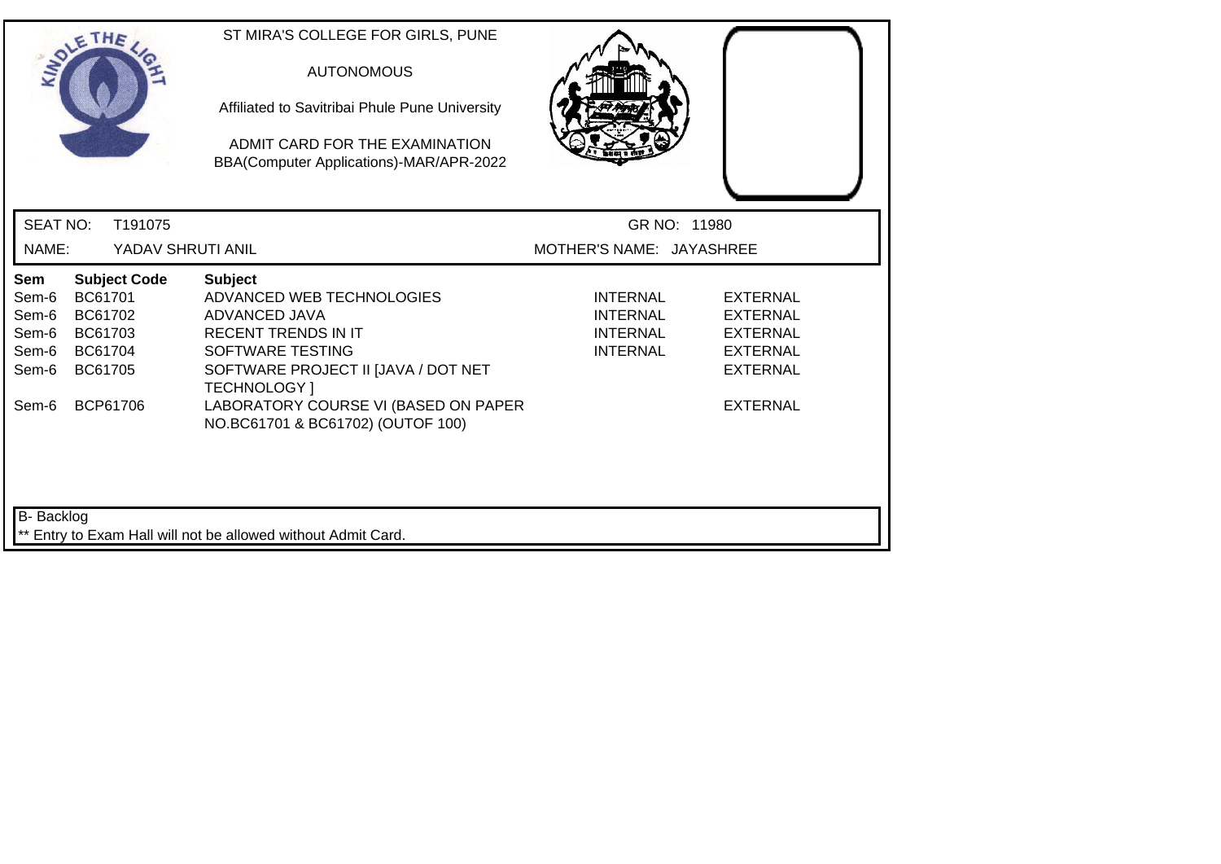ST MIRA'S COLLEGE FOR GIRLS, PUNE

AUTONOMOUS

Affiliated to Savitribai Phule Pune University

ADMIT CARD FOR THE EXAMINATION
BBA(Computer Applications)-MAR/APR-2022

SEAT NO: T191075 GR NO: 11980

NAME: YADAV SHRUTI ANIL MOTHER'S NAME: JAYASHREE

| Sem | Subject Code | Subject | | |
|---|---|---|---|---|
| Sem-6 | BC61701 | ADVANCED WEB TECHNOLOGIES | INTERNAL | EXTERNAL |
| Sem-6 | BC61702 | ADVANCED JAVA | INTERNAL | EXTERNAL |
| Sem-6 | BC61703 | RECENT TRENDS IN IT | INTERNAL | EXTERNAL |
| Sem-6 | BC61704 | SOFTWARE TESTING | INTERNAL | EXTERNAL |
| Sem-6 | BC61705 | SOFTWARE PROJECT II [JAVA / DOT NET TECHNOLOGY ] | | EXTERNAL |
| Sem-6 | BCP61706 | LABORATORY COURSE VI (BASED ON PAPER NO.BC61701 & BC61702) (OUTOF 100) | | EXTERNAL |

B- Backlog

** Entry to Exam Hall will not be allowed without Admit Card.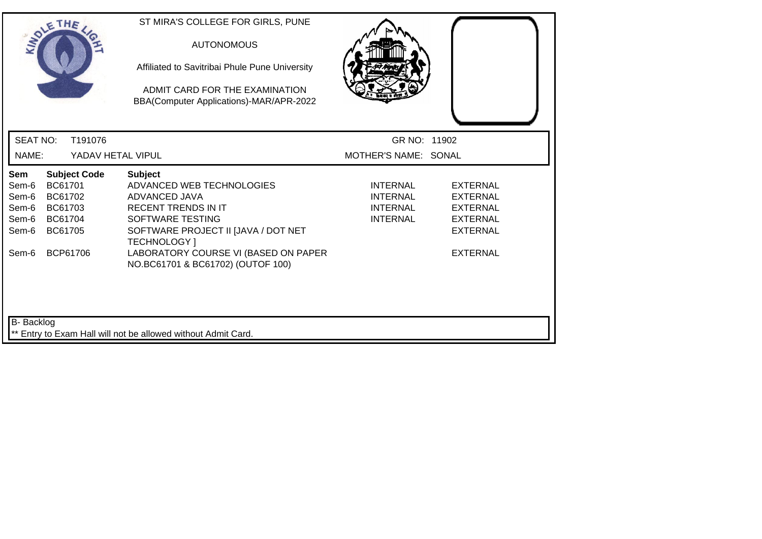ST MIRA'S COLLEGE FOR GIRLS, PUNE

AUTONOMOUS

Affiliated to Savitribai Phule Pune University

ADMIT CARD FOR THE EXAMINATION
BBA(Computer Applications)-MAR/APR-2022

SEAT NO: T191076 GR NO: 11902

NAME: YADAV HETAL VIPUL MOTHER'S NAME: SONAL

| Sem | Subject Code | Subject | | |
|---|---|---|---|---|
| Sem-6 | BC61701 | ADVANCED WEB TECHNOLOGIES | INTERNAL | EXTERNAL |
| Sem-6 | BC61702 | ADVANCED JAVA | INTERNAL | EXTERNAL |
| Sem-6 | BC61703 | RECENT TRENDS IN IT | INTERNAL | EXTERNAL |
| Sem-6 | BC61704 | SOFTWARE TESTING | INTERNAL | EXTERNAL |
| Sem-6 | BC61705 | SOFTWARE PROJECT II [JAVA / DOT NET TECHNOLOGY ] | | EXTERNAL |
| Sem-6 | BCP61706 | LABORATORY COURSE VI (BASED ON PAPER NO.BC61701 & BC61702) (OUTOF 100) | | EXTERNAL |

B- Backlog

** Entry to Exam Hall will not be allowed without Admit Card.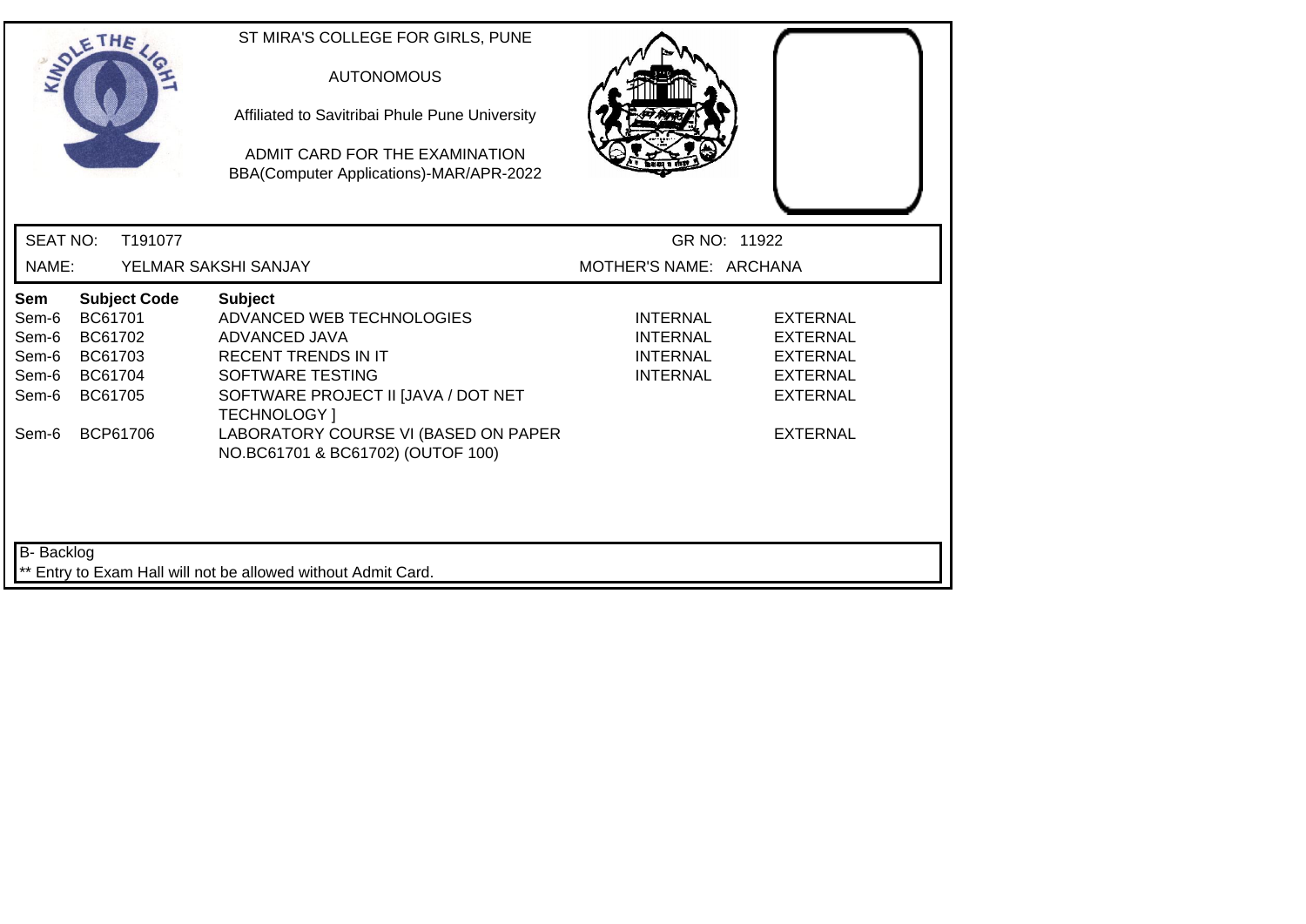ST MIRA'S COLLEGE FOR GIRLS, PUNE

AUTONOMOUS

Affiliated to Savitribai Phule Pune University

ADMIT CARD FOR THE EXAMINATION
BBA(Computer Applications)-MAR/APR-2022

SEAT NO: T191077 | GR NO: 11922

NAME: YELMAR SAKSHI SANJAY | MOTHER'S NAME: ARCHANA

| Sem | Subject Code | Subject | | |
|---|---|---|---|---|
| Sem-6 | BC61701 | ADVANCED WEB TECHNOLOGIES | INTERNAL | EXTERNAL |
| Sem-6 | BC61702 | ADVANCED JAVA | INTERNAL | EXTERNAL |
| Sem-6 | BC61703 | RECENT TRENDS IN IT | INTERNAL | EXTERNAL |
| Sem-6 | BC61704 | SOFTWARE TESTING | INTERNAL | EXTERNAL |
| Sem-6 | BC61705 | SOFTWARE PROJECT II [JAVA / DOT NET TECHNOLOGY ] | | EXTERNAL |
| Sem-6 | BCP61706 | LABORATORY COURSE VI (BASED ON PAPER NO.BC61701 & BC61702) (OUTOF 100) | | EXTERNAL |

B- Backlog

** Entry to Exam Hall will not be allowed without Admit Card.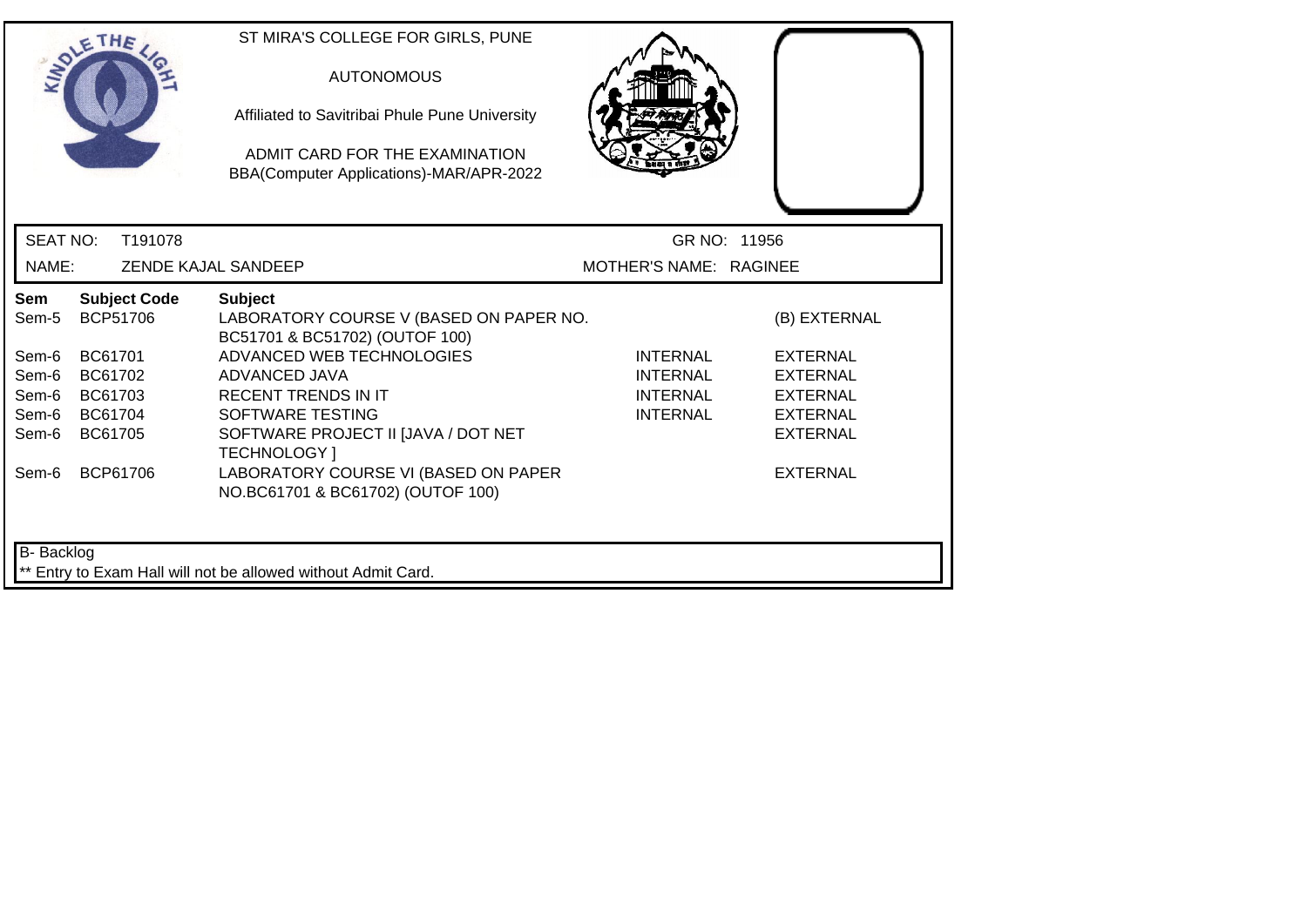ST MIRA'S COLLEGE FOR GIRLS, PUNE

AUTONOMOUS

Affiliated to Savitribai Phule Pune University

ADMIT CARD FOR THE EXAMINATION
BBA(Computer Applications)-MAR/APR-2022

SEAT NO: T191078 GR NO: 11956

NAME: ZENDE KAJAL SANDEEP MOTHER'S NAME: RAGINEE

| Sem | Subject Code | Subject | | |
|---|---|---|---|---|
| Sem-5 | BCP51706 | LABORATORY COURSE V (BASED ON PAPER NO. BC51701 & BC51702) (OUTOF 100) | | (B) EXTERNAL |
| Sem-6 | BC61701 | ADVANCED WEB TECHNOLOGIES | INTERNAL | EXTERNAL |
| Sem-6 | BC61702 | ADVANCED JAVA | INTERNAL | EXTERNAL |
| Sem-6 | BC61703 | RECENT TRENDS IN IT | INTERNAL | EXTERNAL |
| Sem-6 | BC61704 | SOFTWARE TESTING | INTERNAL | EXTERNAL |
| Sem-6 | BC61705 | SOFTWARE PROJECT II [JAVA / DOT NET TECHNOLOGY ] | | EXTERNAL |
| Sem-6 | BCP61706 | LABORATORY COURSE VI (BASED ON PAPER NO.BC61701 & BC61702) (OUTOF 100) | | EXTERNAL |

B- Backlog

** Entry to Exam Hall will not be allowed without Admit Card.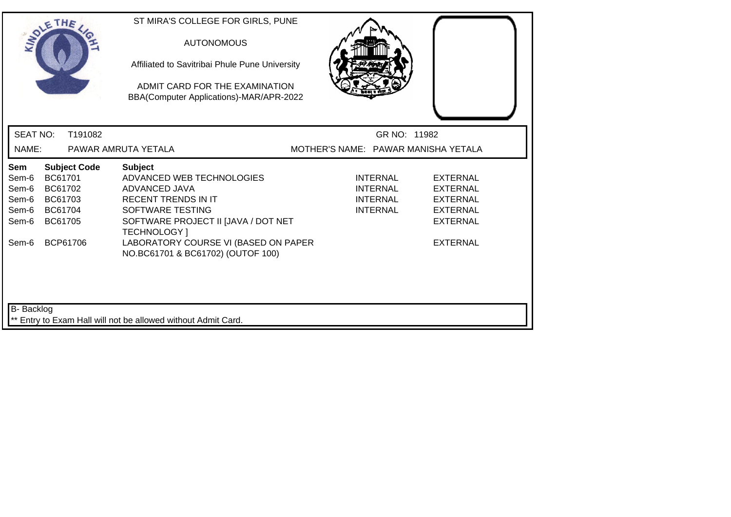ST MIRA'S COLLEGE FOR GIRLS, PUNE

AUTONOMOUS

Affiliated to Savitribai Phule Pune University

ADMIT CARD FOR THE EXAMINATION
BBA(Computer Applications)-MAR/APR-2022

SEAT NO: T191082 GR NO: 11982

NAME: PAWAR AMRUTA YETALA MOTHER'S NAME: PAWAR MANISHA YETALA

| Sem | Subject Code | Subject | | |
|---|---|---|---|---|
| Sem-6 | BC61701 | ADVANCED WEB TECHNOLOGIES | INTERNAL | EXTERNAL |
| Sem-6 | BC61702 | ADVANCED JAVA | INTERNAL | EXTERNAL |
| Sem-6 | BC61703 | RECENT TRENDS IN IT | INTERNAL | EXTERNAL |
| Sem-6 | BC61704 | SOFTWARE TESTING | INTERNAL | EXTERNAL |
| Sem-6 | BC61705 | SOFTWARE PROJECT II [JAVA / DOT NET TECHNOLOGY ] | | EXTERNAL |
| Sem-6 | BCP61706 | LABORATORY COURSE VI (BASED ON PAPER NO.BC61701 & BC61702) (OUTOF 100) | | EXTERNAL |

B- Backlog

** Entry to Exam Hall will not be allowed without Admit Card.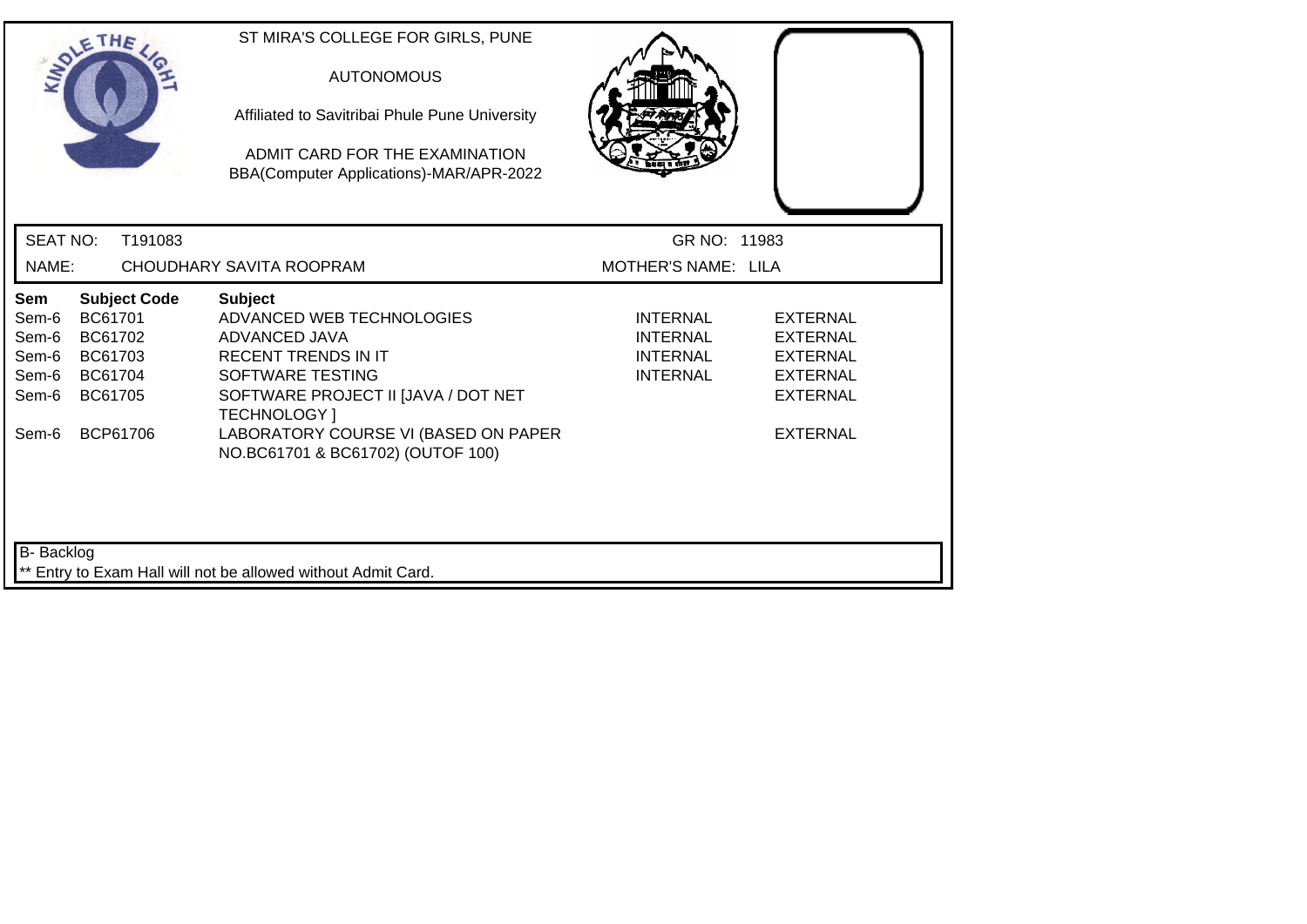ST MIRA'S COLLEGE FOR GIRLS, PUNE

AUTONOMOUS

Affiliated to Savitribai Phule Pune University

ADMIT CARD FOR THE EXAMINATION
BBA(Computer Applications)-MAR/APR-2022

SEAT NO: T191083 GR NO: 11983

NAME: CHOUDHARY SAVITA ROOPRAM MOTHER'S NAME: LILA

| Sem | Subject Code | Subject | | |
|---|---|---|---|---|
| Sem-6 | BC61701 | ADVANCED WEB TECHNOLOGIES | INTERNAL | EXTERNAL |
| Sem-6 | BC61702 | ADVANCED JAVA | INTERNAL | EXTERNAL |
| Sem-6 | BC61703 | RECENT TRENDS IN IT | INTERNAL | EXTERNAL |
| Sem-6 | BC61704 | SOFTWARE TESTING | INTERNAL | EXTERNAL |
| Sem-6 | BC61705 | SOFTWARE PROJECT II [JAVA / DOT NET TECHNOLOGY ] | | EXTERNAL |
| Sem-6 | BCP61706 | LABORATORY COURSE VI (BASED ON PAPER NO.BC61701 & BC61702) (OUTOF 100) | | EXTERNAL |

B- Backlog

** Entry to Exam Hall will not be allowed without Admit Card.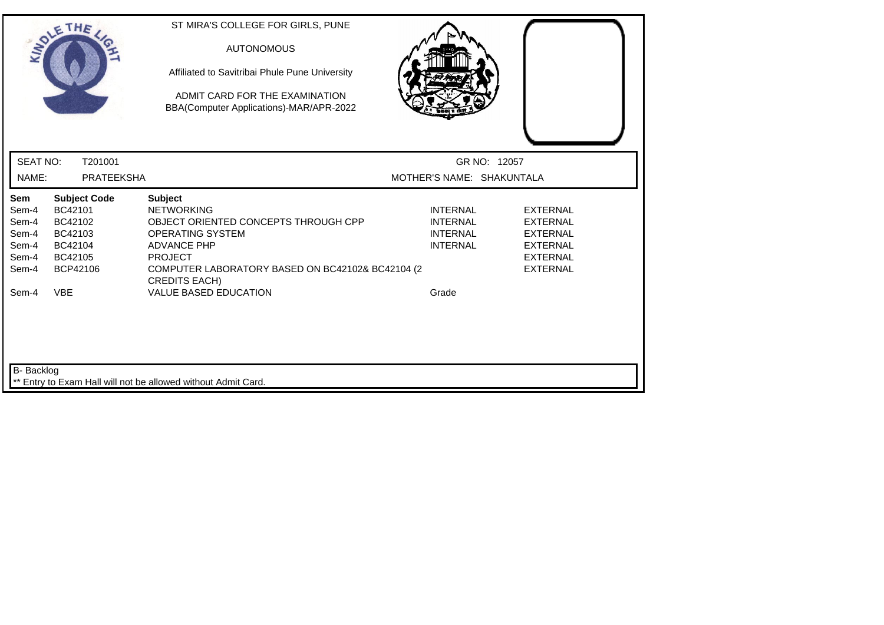ST MIRA'S COLLEGE FOR GIRLS, PUNE

AUTONOMOUS

Affiliated to Savitribai Phule Pune University

ADMIT CARD FOR THE EXAMINATION
BBA(Computer Applications)-MAR/APR-2022

SEAT NO: T201001 GR NO: 12057

NAME: PRATEEKSHA MOTHER'S NAME: SHAKUNTALA

| Sem | Subject Code | Subject | | |
|---|---|---|---|---|
| Sem-4 | BC42101 | NETWORKING | INTERNAL | EXTERNAL |
| Sem-4 | BC42102 | OBJECT ORIENTED CONCEPTS THROUGH CPP | INTERNAL | EXTERNAL |
| Sem-4 | BC42103 | OPERATING SYSTEM | INTERNAL | EXTERNAL |
| Sem-4 | BC42104 | ADVANCE PHP | INTERNAL | EXTERNAL |
| Sem-4 | BC42105 | PROJECT | | EXTERNAL |
| Sem-4 | BCP42106 | COMPUTER LABORATORY BASED ON BC42102& BC42104 (2 CREDITS EACH) | | EXTERNAL |
| Sem-4 | VBE | VALUE BASED EDUCATION | Grade | |

B- Backlog

** Entry to Exam Hall will not be allowed without Admit Card.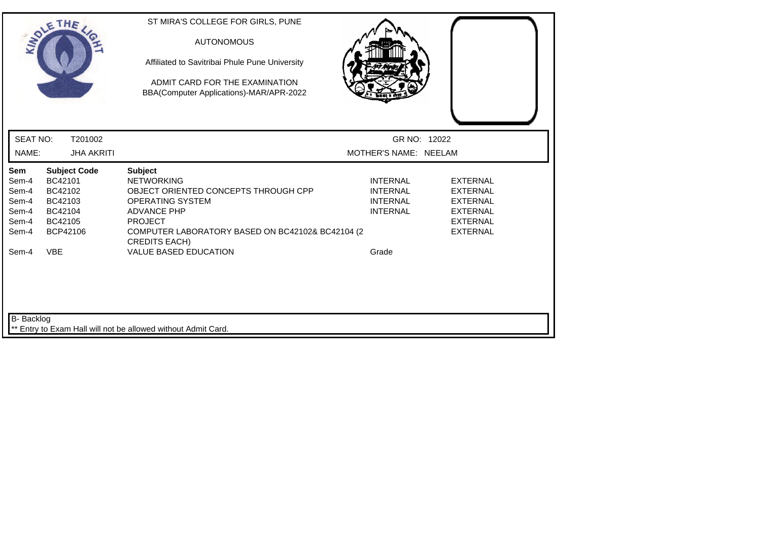ST MIRA'S COLLEGE FOR GIRLS, PUNE

AUTONOMOUS

Affiliated to Savitribai Phule Pune University

ADMIT CARD FOR THE EXAMINATION
BBA(Computer Applications)-MAR/APR-2022

SEAT NO: T201002 | GR NO: 12022

NAME: JHA AKRITI | MOTHER'S NAME: NEELAM

| Sem | Subject Code | Subject | | |
|---|---|---|---|---|
| Sem-4 | BC42101 | NETWORKING | INTERNAL | EXTERNAL |
| Sem-4 | BC42102 | OBJECT ORIENTED CONCEPTS THROUGH CPP | INTERNAL | EXTERNAL |
| Sem-4 | BC42103 | OPERATING SYSTEM | INTERNAL | EXTERNAL |
| Sem-4 | BC42104 | ADVANCE PHP | INTERNAL | EXTERNAL |
| Sem-4 | BC42105 | PROJECT | | EXTERNAL |
| Sem-4 | BCP42106 | COMPUTER LABORATORY BASED ON BC42102& BC42104 (2 CREDITS EACH) | | EXTERNAL |
| Sem-4 | VBE | VALUE BASED EDUCATION | Grade | |

B- Backlog

** Entry to Exam Hall will not be allowed without Admit Card.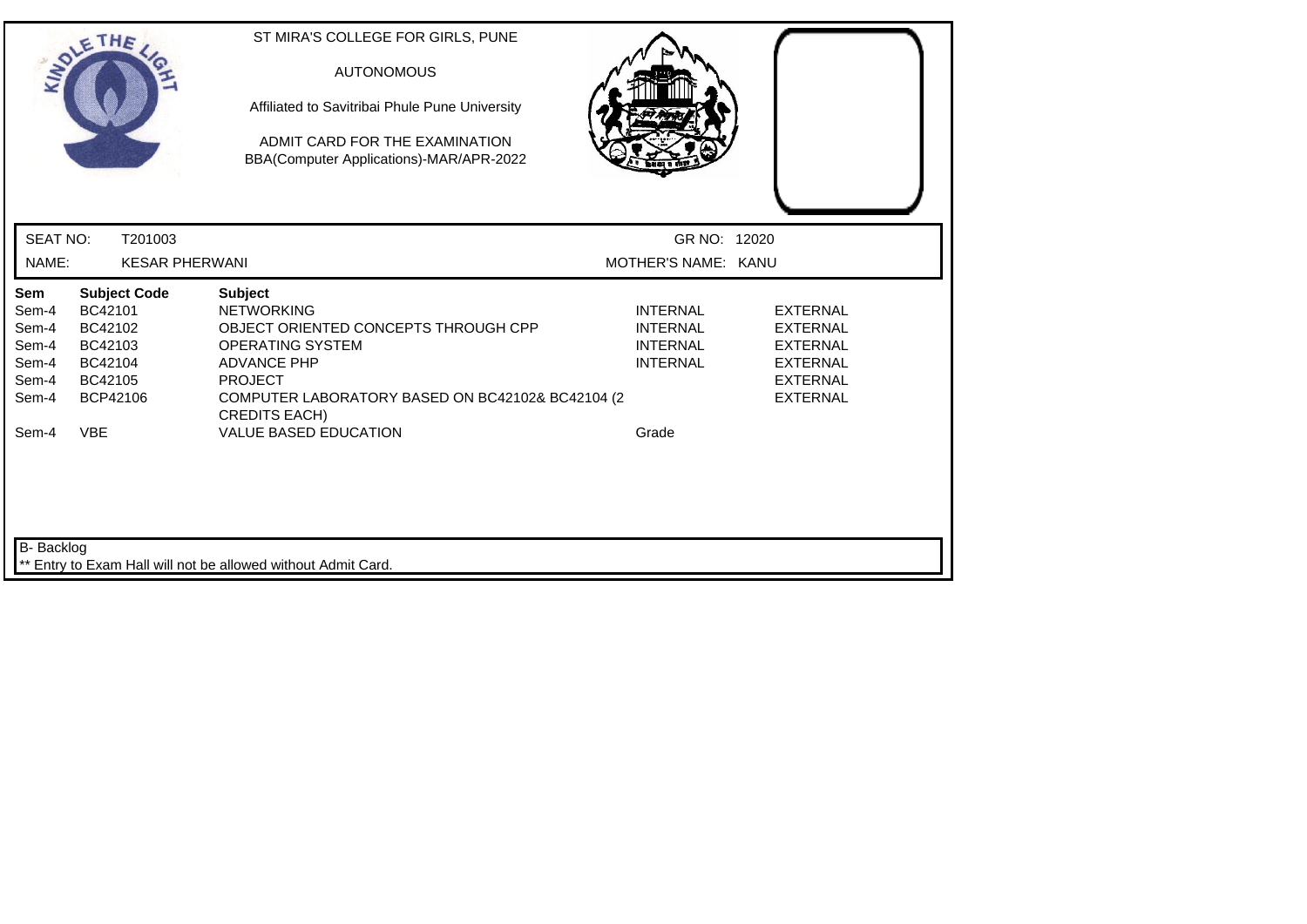ST MIRA'S COLLEGE FOR GIRLS, PUNE

AUTONOMOUS

Affiliated to Savitribai Phule Pune University

ADMIT CARD FOR THE EXAMINATION
BBA(Computer Applications)-MAR/APR-2022

SEAT NO: T201003 GR NO: 12020

NAME: KESAR PHERWANI MOTHER'S NAME: KANU

| Sem | Subject Code | Subject | | |
|---|---|---|---|---|
| Sem-4 | BC42101 | NETWORKING | INTERNAL | EXTERNAL |
| Sem-4 | BC42102 | OBJECT ORIENTED CONCEPTS THROUGH CPP | INTERNAL | EXTERNAL |
| Sem-4 | BC42103 | OPERATING SYSTEM | INTERNAL | EXTERNAL |
| Sem-4 | BC42104 | ADVANCE PHP | INTERNAL | EXTERNAL |
| Sem-4 | BC42105 | PROJECT | | EXTERNAL |
| Sem-4 | BCP42106 | COMPUTER LABORATORY BASED ON BC42102& BC42104 (2 CREDITS EACH) | | EXTERNAL |
| Sem-4 | VBE | VALUE BASED EDUCATION | Grade | |

B- Backlog

** Entry to Exam Hall will not be allowed without Admit Card.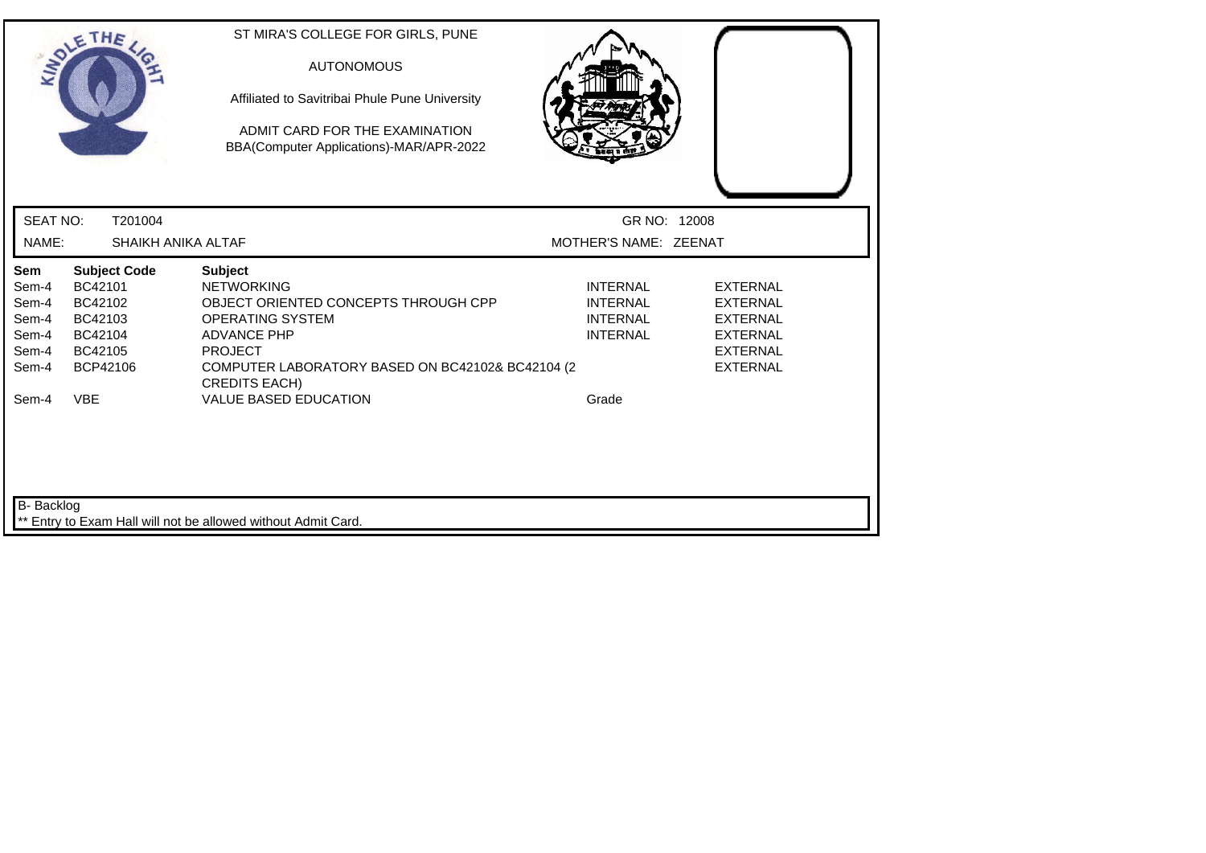ST MIRA'S COLLEGE FOR GIRLS, PUNE

AUTONOMOUS

Affiliated to Savitribai Phule Pune University

ADMIT CARD FOR THE EXAMINATION
BBA(Computer Applications)-MAR/APR-2022

SEAT NO: T201004 GR NO: 12008

NAME: SHAIKH ANIKA ALTAF MOTHER'S NAME: ZEENAT

| Sem | Subject Code | Subject | | |
|---|---|---|---|---|
| Sem-4 | BC42101 | NETWORKING | INTERNAL | EXTERNAL |
| Sem-4 | BC42102 | OBJECT ORIENTED CONCEPTS THROUGH CPP | INTERNAL | EXTERNAL |
| Sem-4 | BC42103 | OPERATING SYSTEM | INTERNAL | EXTERNAL |
| Sem-4 | BC42104 | ADVANCE PHP | INTERNAL | EXTERNAL |
| Sem-4 | BC42105 | PROJECT | | EXTERNAL |
| Sem-4 | BCP42106 | COMPUTER LABORATORY BASED ON BC42102& BC42104 (2 CREDITS EACH) | | EXTERNAL |
| Sem-4 | VBE | VALUE BASED EDUCATION | Grade | |

B- Backlog

** Entry to Exam Hall will not be allowed without Admit Card.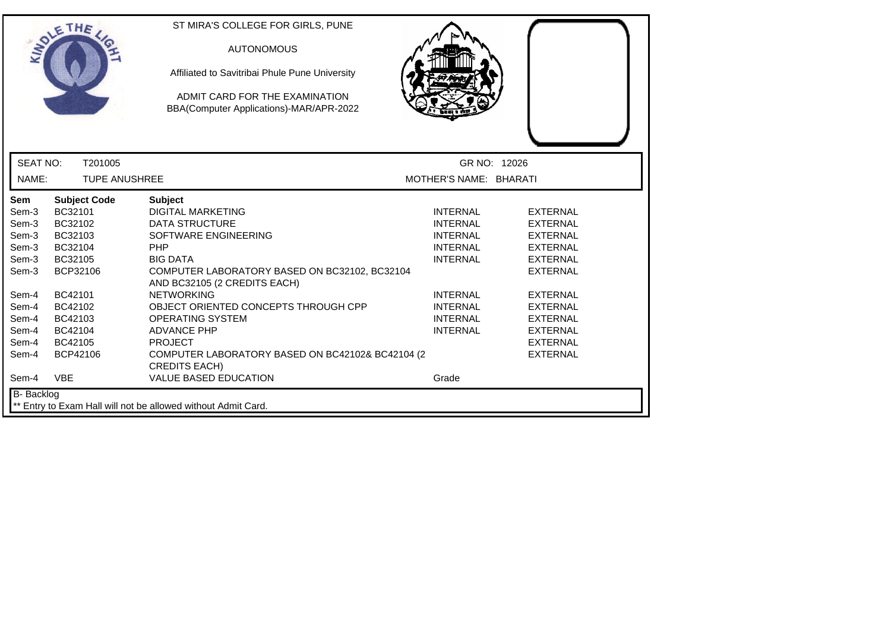ST MIRA'S COLLEGE FOR GIRLS, PUNE

AUTONOMOUS

Affiliated to Savitribai Phule Pune University

ADMIT CARD FOR THE EXAMINATION
BBA(Computer Applications)-MAR/APR-2022

SEAT NO: T201005 | GR NO: 12026

NAME: TUPE ANUSHREE | MOTHER'S NAME: BHARATI

| Sem | Subject Code | Subject | | |
|---|---|---|---|---|
| Sem-3 | BC32101 | DIGITAL MARKETING | INTERNAL | EXTERNAL |
| Sem-3 | BC32102 | DATA STRUCTURE | INTERNAL | EXTERNAL |
| Sem-3 | BC32103 | SOFTWARE ENGINEERING | INTERNAL | EXTERNAL |
| Sem-3 | BC32104 | PHP | INTERNAL | EXTERNAL |
| Sem-3 | BC32105 | BIG DATA | INTERNAL | EXTERNAL |
| Sem-3 | BCP32106 | COMPUTER LABORATORY BASED ON BC32102, BC32104 AND BC32105 (2 CREDITS EACH) | | EXTERNAL |
| Sem-4 | BC42101 | NETWORKING | INTERNAL | EXTERNAL |
| Sem-4 | BC42102 | OBJECT ORIENTED CONCEPTS THROUGH CPP | INTERNAL | EXTERNAL |
| Sem-4 | BC42103 | OPERATING SYSTEM | INTERNAL | EXTERNAL |
| Sem-4 | BC42104 | ADVANCE PHP | INTERNAL | EXTERNAL |
| Sem-4 | BC42105 | PROJECT | | EXTERNAL |
| Sem-4 | BCP42106 | COMPUTER LABORATORY BASED ON BC42102& BC42104 (2 CREDITS EACH) | | EXTERNAL |
| Sem-4 | VBE | VALUE BASED EDUCATION | Grade | |

B- Backlog

** Entry to Exam Hall will not be allowed without Admit Card.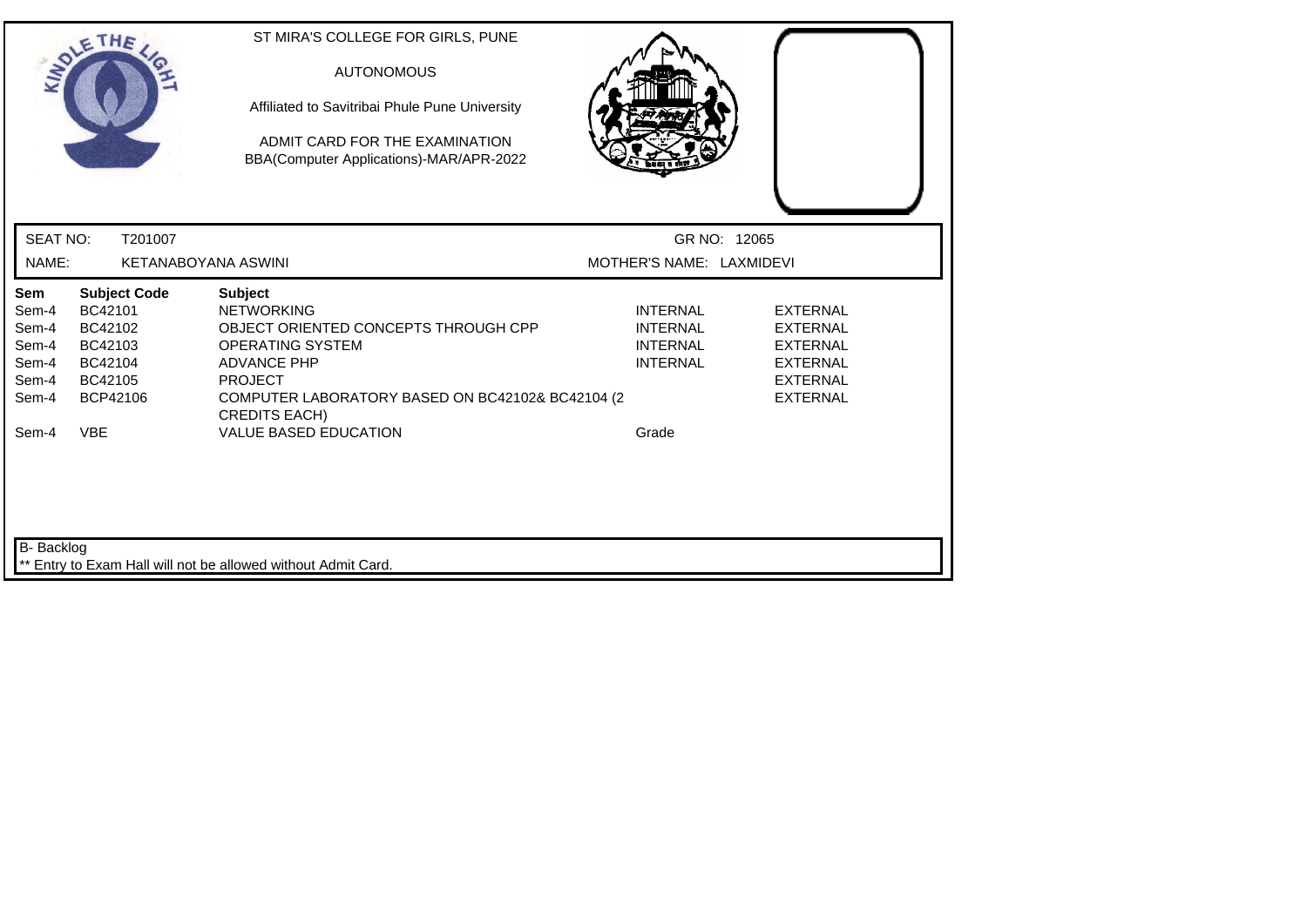ST MIRA'S COLLEGE FOR GIRLS, PUNE

AUTONOMOUS

Affiliated to Savitribai Phule Pune University

ADMIT CARD FOR THE EXAMINATION
BBA(Computer Applications)-MAR/APR-2022

SEAT NO: T201007 GR NO: 12065

NAME: KETANABOYANA ASWINI MOTHER'S NAME: LAXMIDEVI

| Sem | Subject Code | Subject | | |
|---|---|---|---|---|
| Sem-4 | BC42101 | NETWORKING | INTERNAL | EXTERNAL |
| Sem-4 | BC42102 | OBJECT ORIENTED CONCEPTS THROUGH CPP | INTERNAL | EXTERNAL |
| Sem-4 | BC42103 | OPERATING SYSTEM | INTERNAL | EXTERNAL |
| Sem-4 | BC42104 | ADVANCE PHP | INTERNAL | EXTERNAL |
| Sem-4 | BC42105 | PROJECT | | EXTERNAL |
| Sem-4 | BCP42106 | COMPUTER LABORATORY BASED ON BC42102& BC42104 (2 CREDITS EACH) | | EXTERNAL |
| Sem-4 | VBE | VALUE BASED EDUCATION | Grade | |

B- Backlog

** Entry to Exam Hall will not be allowed without Admit Card.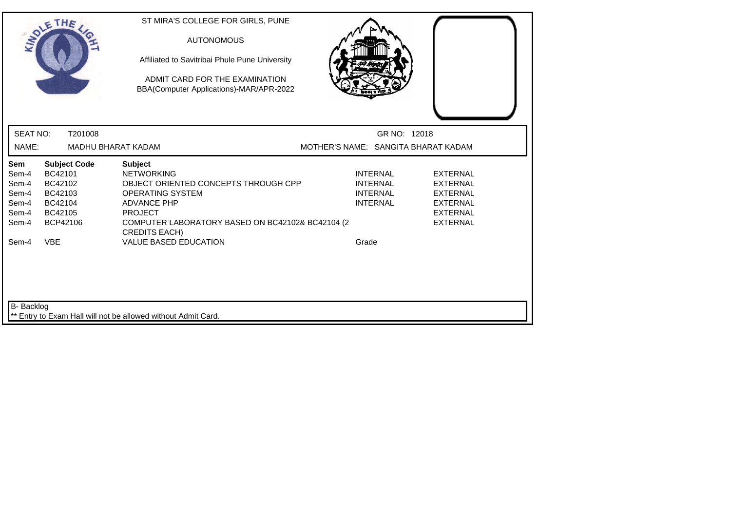ST MIRA'S COLLEGE FOR GIRLS, PUNE

AUTONOMOUS

Affiliated to Savitribai Phule Pune University

ADMIT CARD FOR THE EXAMINATION
BBA(Computer Applications)-MAR/APR-2022

SEAT NO: T201008 GR NO: 12018

NAME: MADHU BHARAT KADAM MOTHER'S NAME: SANGITA BHARAT KADAM

| Sem | Subject Code | Subject | | |
|---|---|---|---|---|
| Sem-4 | BC42101 | NETWORKING | INTERNAL | EXTERNAL |
| Sem-4 | BC42102 | OBJECT ORIENTED CONCEPTS THROUGH CPP | INTERNAL | EXTERNAL |
| Sem-4 | BC42103 | OPERATING SYSTEM | INTERNAL | EXTERNAL |
| Sem-4 | BC42104 | ADVANCE PHP | INTERNAL | EXTERNAL |
| Sem-4 | BC42105 | PROJECT | | EXTERNAL |
| Sem-4 | BCP42106 | COMPUTER LABORATORY BASED ON BC42102& BC42104 (2 CREDITS EACH) | | EXTERNAL |
| Sem-4 | VBE | VALUE BASED EDUCATION | Grade | |

B- Backlog

** Entry to Exam Hall will not be allowed without Admit Card.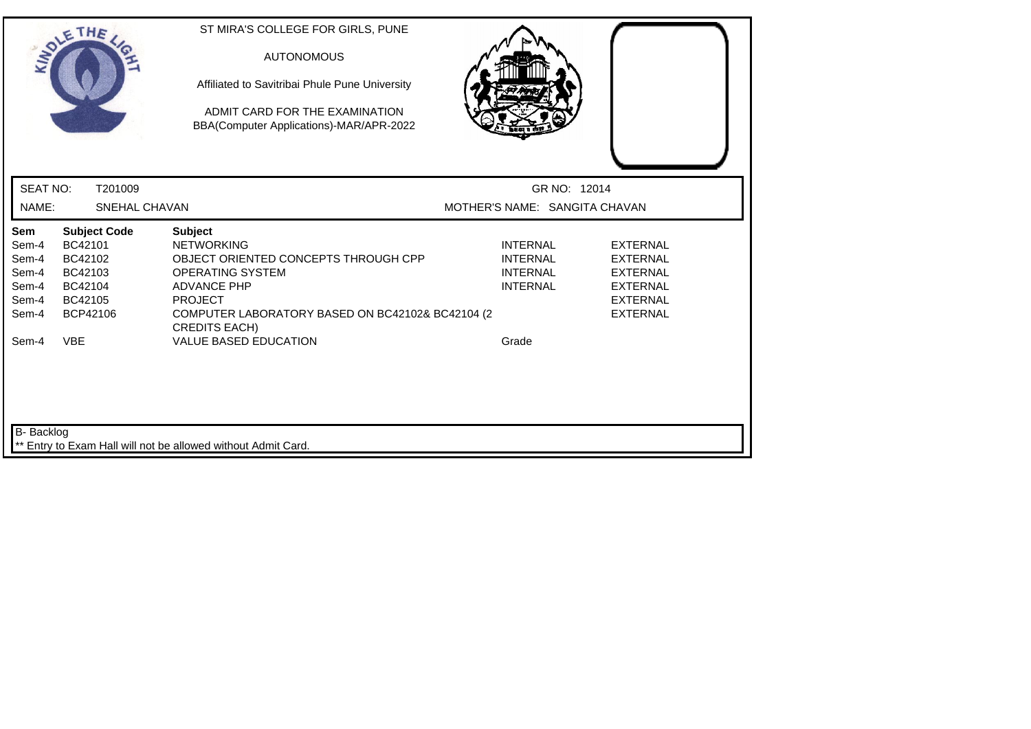ST MIRA'S COLLEGE FOR GIRLS, PUNE

AUTONOMOUS

Affiliated to Savitribai Phule Pune University

ADMIT CARD FOR THE EXAMINATION
BBA(Computer Applications)-MAR/APR-2022

SEAT NO: T201009 GR NO: 12014

NAME: SNEHAL CHAVAN MOTHER'S NAME: SANGITA CHAVAN

| Sem | Subject Code | Subject | | |
|---|---|---|---|---|
| Sem-4 | BC42101 | NETWORKING | INTERNAL | EXTERNAL |
| Sem-4 | BC42102 | OBJECT ORIENTED CONCEPTS THROUGH CPP | INTERNAL | EXTERNAL |
| Sem-4 | BC42103 | OPERATING SYSTEM | INTERNAL | EXTERNAL |
| Sem-4 | BC42104 | ADVANCE PHP | INTERNAL | EXTERNAL |
| Sem-4 | BC42105 | PROJECT | | EXTERNAL |
| Sem-4 | BCP42106 | COMPUTER LABORATORY BASED ON BC42102& BC42104 (2 CREDITS EACH) | | EXTERNAL |
| Sem-4 | VBE | VALUE BASED EDUCATION | Grade | |

B- Backlog

** Entry to Exam Hall will not be allowed without Admit Card.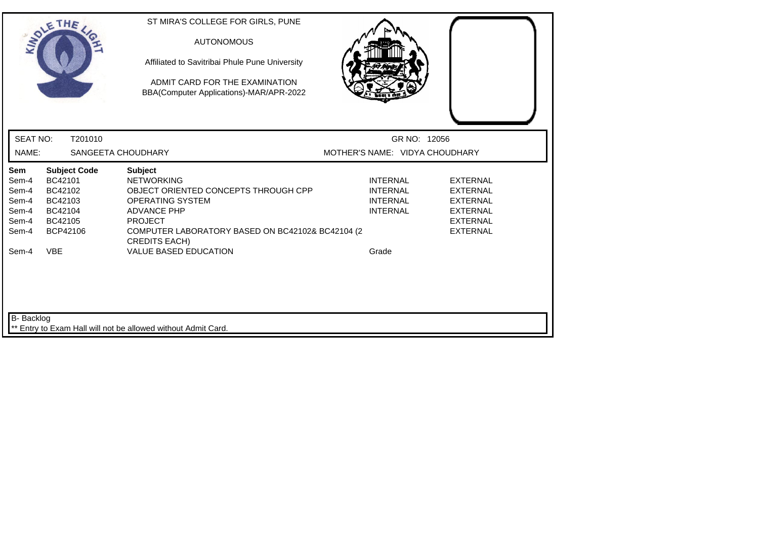ST MIRA'S COLLEGE FOR GIRLS, PUNE

AUTONOMOUS

Affiliated to Savitribai Phule Pune University

ADMIT CARD FOR THE EXAMINATION
BBA(Computer Applications)-MAR/APR-2022

SEAT NO: T201010 GR NO: 12056

NAME: SANGEETA CHOUDHARY MOTHER'S NAME: VIDYA CHOUDHARY

| Sem | Subject Code | Subject | | |
|---|---|---|---|---|
| Sem-4 | BC42101 | NETWORKING | INTERNAL | EXTERNAL |
| Sem-4 | BC42102 | OBJECT ORIENTED CONCEPTS THROUGH CPP | INTERNAL | EXTERNAL |
| Sem-4 | BC42103 | OPERATING SYSTEM | INTERNAL | EXTERNAL |
| Sem-4 | BC42104 | ADVANCE PHP | INTERNAL | EXTERNAL |
| Sem-4 | BC42105 | PROJECT | | EXTERNAL |
| Sem-4 | BCP42106 | COMPUTER LABORATORY BASED ON BC42102& BC42104 (2 CREDITS EACH) | | EXTERNAL |
| Sem-4 | VBE | VALUE BASED EDUCATION | Grade | |

B- Backlog

** Entry to Exam Hall will not be allowed without Admit Card.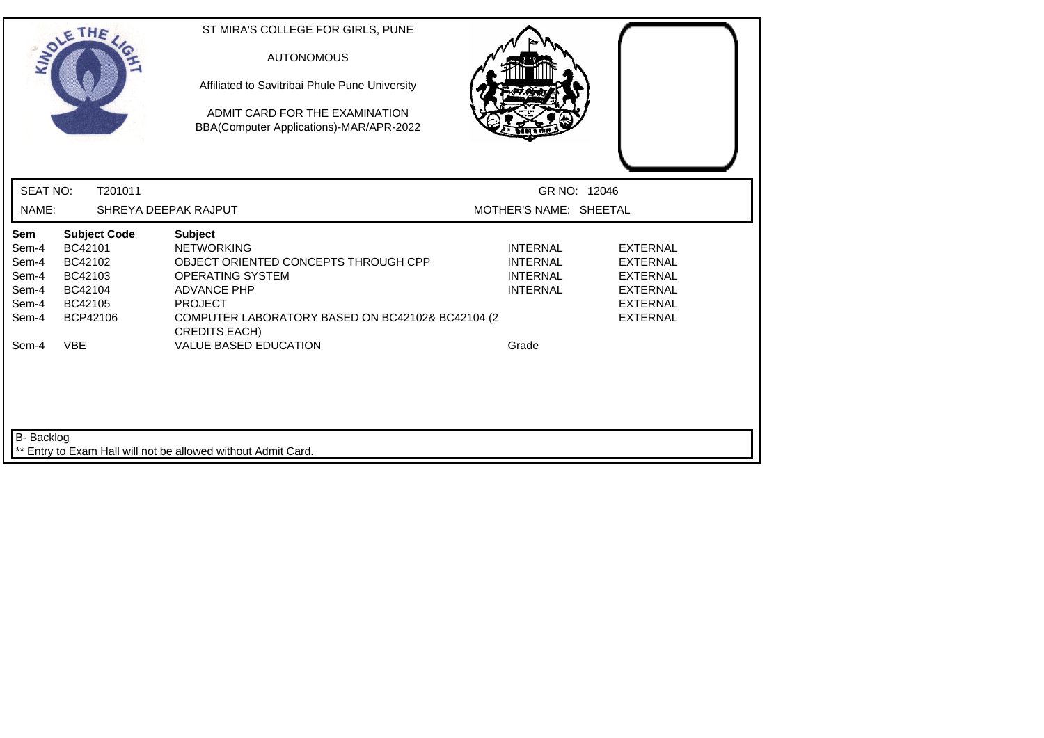ST MIRA'S COLLEGE FOR GIRLS, PUNE

AUTONOMOUS

Affiliated to Savitribai Phule Pune University

ADMIT CARD FOR THE EXAMINATION
BBA(Computer Applications)-MAR/APR-2022

SEAT NO: T201011 GR NO: 12046

NAME: SHREYA DEEPAK RAJPUT MOTHER'S NAME: SHEETAL

| Sem | Subject Code | Subject | | |
|---|---|---|---|---|
| Sem-4 | BC42101 | NETWORKING | INTERNAL | EXTERNAL |
| Sem-4 | BC42102 | OBJECT ORIENTED CONCEPTS THROUGH CPP | INTERNAL | EXTERNAL |
| Sem-4 | BC42103 | OPERATING SYSTEM | INTERNAL | EXTERNAL |
| Sem-4 | BC42104 | ADVANCE PHP | INTERNAL | EXTERNAL |
| Sem-4 | BC42105 | PROJECT | | EXTERNAL |
| Sem-4 | BCP42106 | COMPUTER LABORATORY BASED ON BC42102& BC42104 (2 CREDITS EACH) | | EXTERNAL |
| Sem-4 | VBE | VALUE BASED EDUCATION | Grade | |

B- Backlog

** Entry to Exam Hall will not be allowed without Admit Card.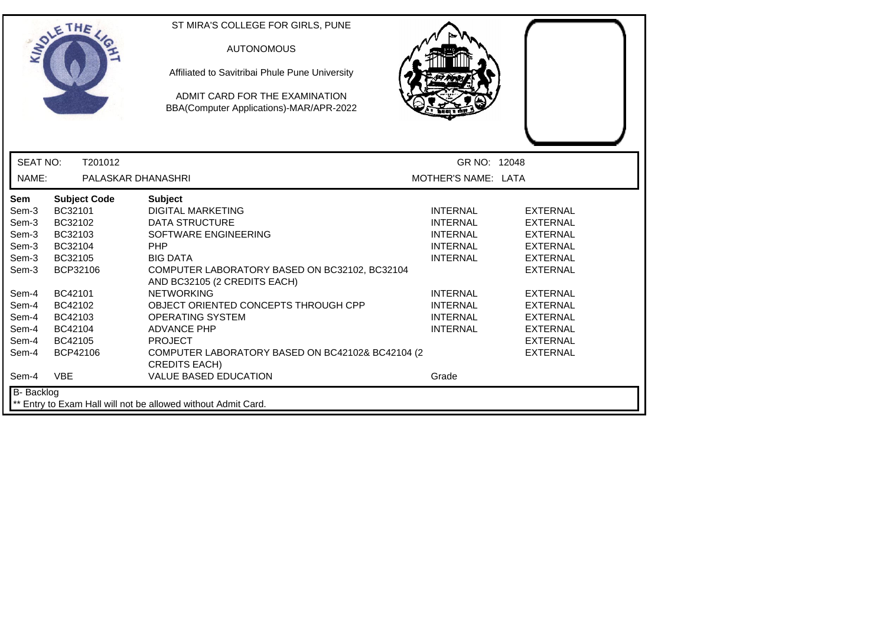ST MIRA'S COLLEGE FOR GIRLS, PUNE

AUTONOMOUS

Affiliated to Savitribai Phule Pune University

ADMIT CARD FOR THE EXAMINATION

BBA(Computer Applications)-MAR/APR-2022

SEAT NO: T201012 GR NO: 12048

NAME: PALASKAR DHANASHRI MOTHER'S NAME: LATA

| Sem | Subject Code | Subject | | |
|---|---|---|---|---|
| Sem-3 | BC32101 | DIGITAL MARKETING | INTERNAL | EXTERNAL |
| Sem-3 | BC32102 | DATA STRUCTURE | INTERNAL | EXTERNAL |
| Sem-3 | BC32103 | SOFTWARE ENGINEERING | INTERNAL | EXTERNAL |
| Sem-3 | BC32104 | PHP | INTERNAL | EXTERNAL |
| Sem-3 | BC32105 | BIG DATA | INTERNAL | EXTERNAL |
| Sem-3 | BCP32106 | COMPUTER LABORATORY BASED ON BC32102, BC32104 AND BC32105 (2 CREDITS EACH) | | EXTERNAL |
| Sem-4 | BC42101 | NETWORKING | INTERNAL | EXTERNAL |
| Sem-4 | BC42102 | OBJECT ORIENTED CONCEPTS THROUGH CPP | INTERNAL | EXTERNAL |
| Sem-4 | BC42103 | OPERATING SYSTEM | INTERNAL | EXTERNAL |
| Sem-4 | BC42104 | ADVANCE PHP | INTERNAL | EXTERNAL |
| Sem-4 | BC42105 | PROJECT | | EXTERNAL |
| Sem-4 | BCP42106 | COMPUTER LABORATORY BASED ON BC42102& BC42104 (2 CREDITS EACH) | | EXTERNAL |
| Sem-4 | VBE | VALUE BASED EDUCATION | Grade | |

B- Backlog

** Entry to Exam Hall will not be allowed without Admit Card.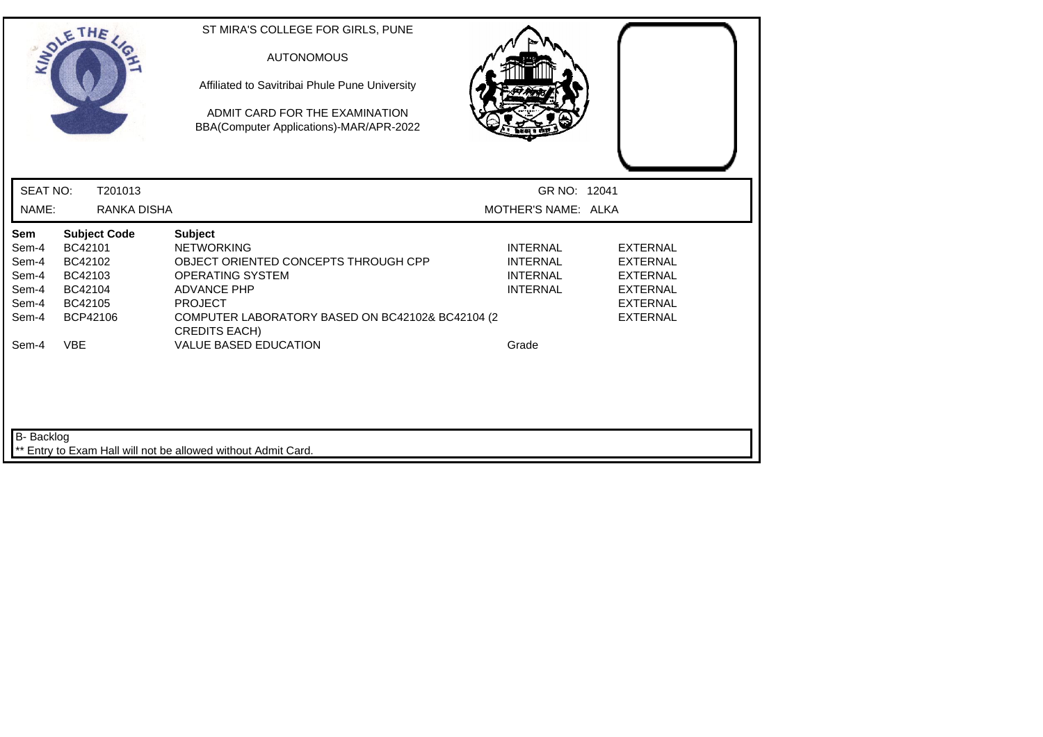ST MIRA'S COLLEGE FOR GIRLS, PUNE

AUTONOMOUS

Affiliated to Savitribai Phule Pune University

ADMIT CARD FOR THE EXAMINATION
BBA(Computer Applications)-MAR/APR-2022

SEAT NO: T201013 GR NO: 12041

NAME: RANKA DISHA MOTHER'S NAME: ALKA

| Sem | Subject Code | Subject | | |
|---|---|---|---|---|
| Sem-4 | BC42101 | NETWORKING | INTERNAL | EXTERNAL |
| Sem-4 | BC42102 | OBJECT ORIENTED CONCEPTS THROUGH CPP | INTERNAL | EXTERNAL |
| Sem-4 | BC42103 | OPERATING SYSTEM | INTERNAL | EXTERNAL |
| Sem-4 | BC42104 | ADVANCE PHP | INTERNAL | EXTERNAL |
| Sem-4 | BC42105 | PROJECT | | EXTERNAL |
| Sem-4 | BCP42106 | COMPUTER LABORATORY BASED ON BC42102& BC42104 (2 CREDITS EACH) | | EXTERNAL |
| Sem-4 | VBE | VALUE BASED EDUCATION | Grade | |

B- Backlog

** Entry to Exam Hall will not be allowed without Admit Card.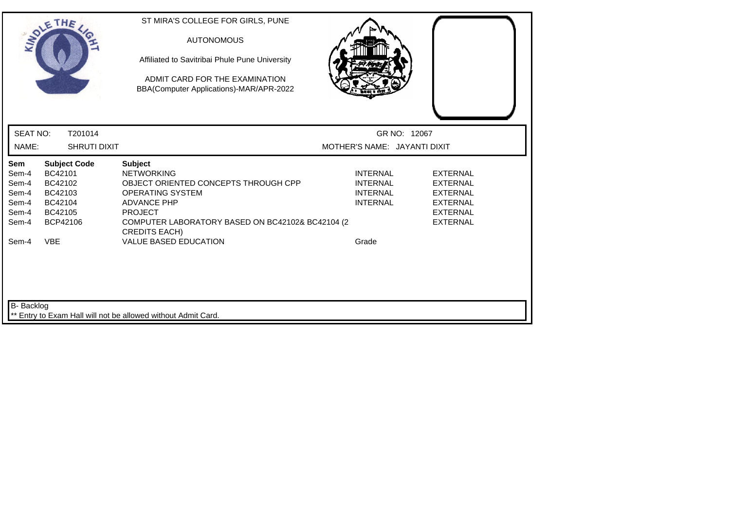ST MIRA'S COLLEGE FOR GIRLS, PUNE

AUTONOMOUS

Affiliated to Savitribai Phule Pune University

ADMIT CARD FOR THE EXAMINATION
BBA(Computer Applications)-MAR/APR-2022

SEAT NO: T201014 GR NO: 12067

NAME: SHRUTI DIXIT MOTHER'S NAME: JAYANTI DIXIT

| Sem | Subject Code | Subject | | |
|---|---|---|---|---|
| Sem-4 | BC42101 | NETWORKING | INTERNAL | EXTERNAL |
| Sem-4 | BC42102 | OBJECT ORIENTED CONCEPTS THROUGH CPP | INTERNAL | EXTERNAL |
| Sem-4 | BC42103 | OPERATING SYSTEM | INTERNAL | EXTERNAL |
| Sem-4 | BC42104 | ADVANCE PHP | INTERNAL | EXTERNAL |
| Sem-4 | BC42105 | PROJECT | | EXTERNAL |
| Sem-4 | BCP42106 | COMPUTER LABORATORY BASED ON BC42102& BC42104 (2 CREDITS EACH) | | EXTERNAL |
| Sem-4 | VBE | VALUE BASED EDUCATION | Grade | |

B- Backlog

** Entry to Exam Hall will not be allowed without Admit Card.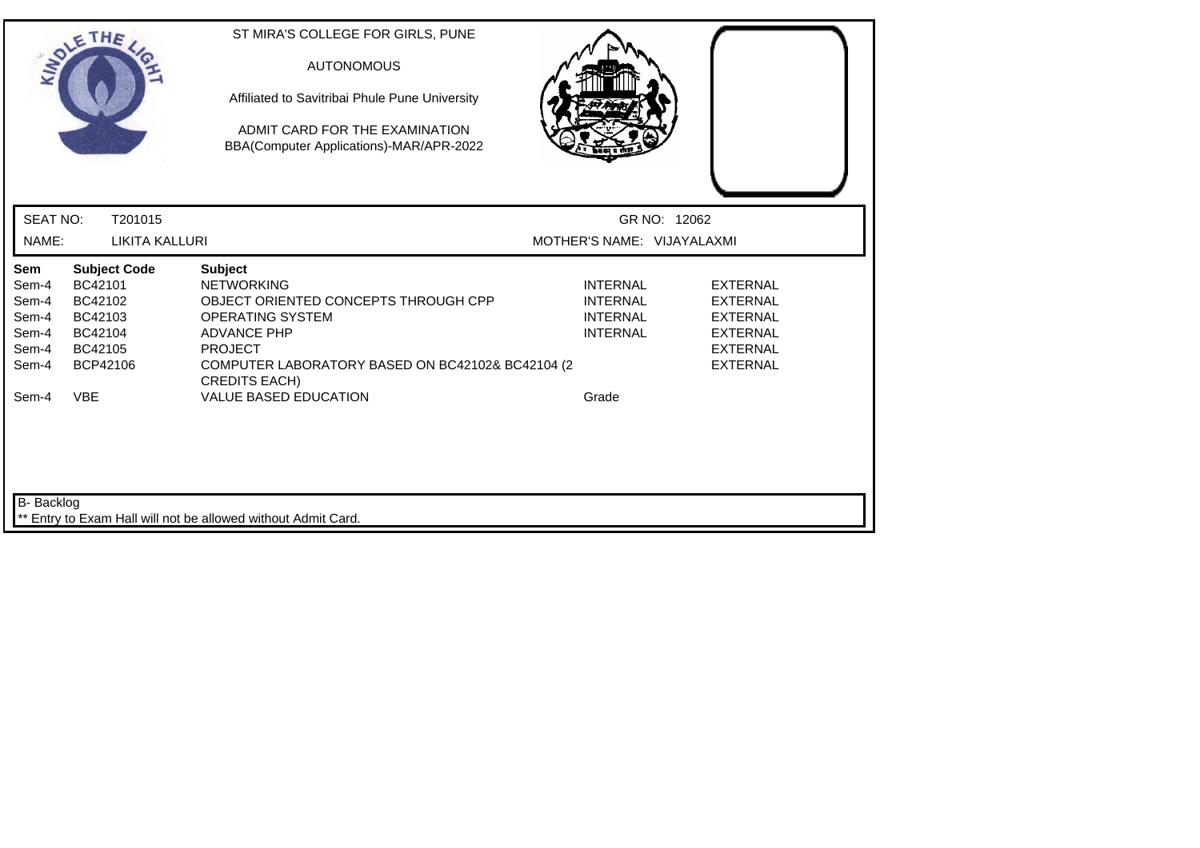ST MIRA'S COLLEGE FOR GIRLS, PUNE

AUTONOMOUS

Affiliated to Savitribai Phule Pune University

ADMIT CARD FOR THE EXAMINATION
BBA(Computer Applications)-MAR/APR-2022

SEAT NO: T201015 GR NO: 12062

NAME: LIKITA KALLURI MOTHER'S NAME: VIJAYALAXMI

| Sem | Subject Code | Subject | | |
|---|---|---|---|---|
| Sem-4 | BC42101 | NETWORKING | INTERNAL | EXTERNAL |
| Sem-4 | BC42102 | OBJECT ORIENTED CONCEPTS THROUGH CPP | INTERNAL | EXTERNAL |
| Sem-4 | BC42103 | OPERATING SYSTEM | INTERNAL | EXTERNAL |
| Sem-4 | BC42104 | ADVANCE PHP | INTERNAL | EXTERNAL |
| Sem-4 | BC42105 | PROJECT | | EXTERNAL |
| Sem-4 | BCP42106 | COMPUTER LABORATORY BASED ON BC42102& BC42104 (2 CREDITS EACH) | | EXTERNAL |
| Sem-4 | VBE | VALUE BASED EDUCATION | Grade | |

B- Backlog

** Entry to Exam Hall will not be allowed without Admit Card.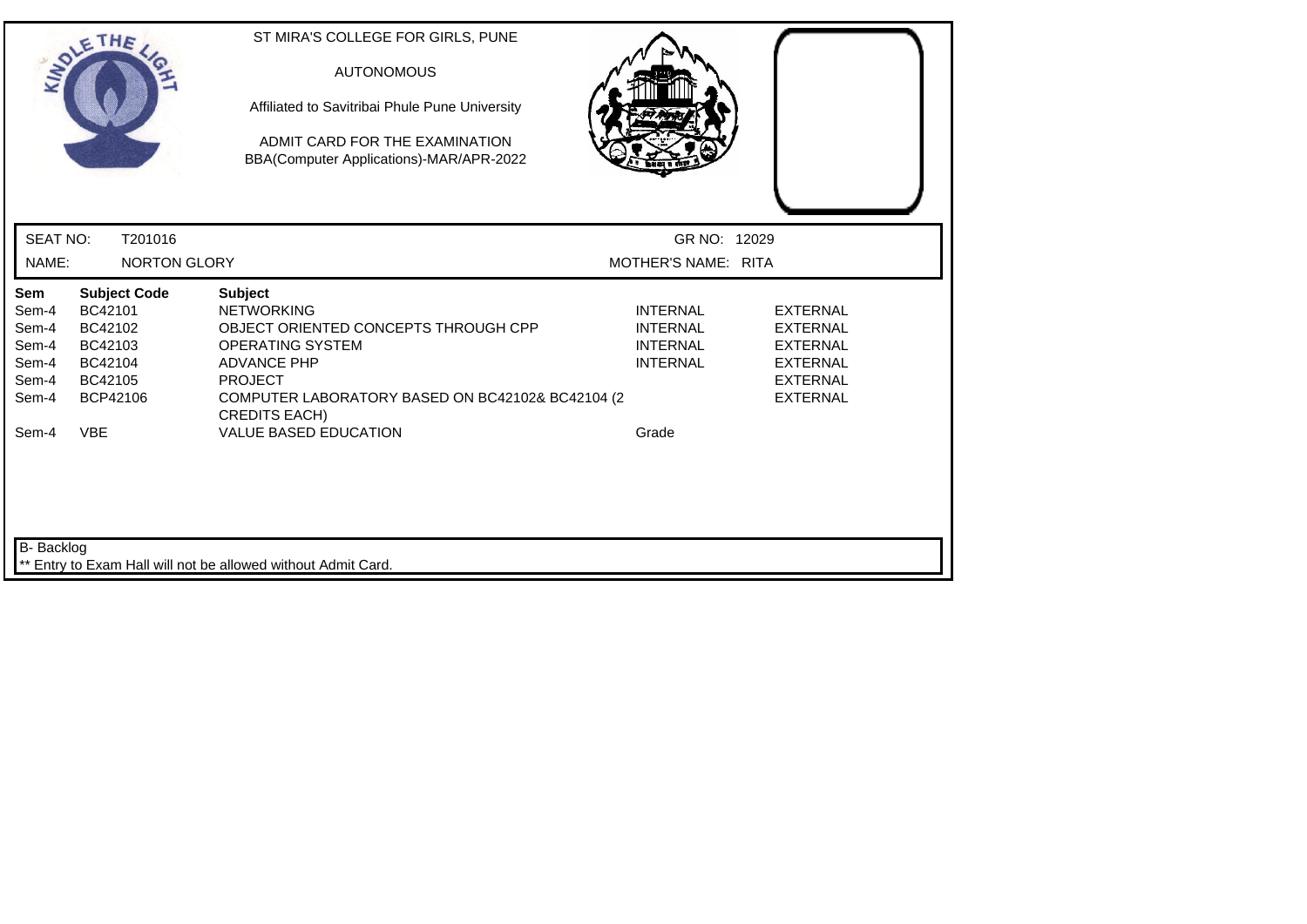ST MIRA'S COLLEGE FOR GIRLS, PUNE

AUTONOMOUS

Affiliated to Savitribai Phule Pune University

ADMIT CARD FOR THE EXAMINATION
BBA(Computer Applications)-MAR/APR-2022

| SEAT NO: | T201016 | GR NO: | 12029 |
|---|---|---|---|
| NAME: | NORTON GLORY | MOTHER'S NAME: | RITA |

| Sem | Subject Code | Subject | | |
|---|---|---|---|---|
| Sem-4 | BC42101 | NETWORKING | INTERNAL | EXTERNAL |
| Sem-4 | BC42102 | OBJECT ORIENTED CONCEPTS THROUGH CPP | INTERNAL | EXTERNAL |
| Sem-4 | BC42103 | OPERATING SYSTEM | INTERNAL | EXTERNAL |
| Sem-4 | BC42104 | ADVANCE PHP | INTERNAL | EXTERNAL |
| Sem-4 | BC42105 | PROJECT | | EXTERNAL |
| Sem-4 | BCP42106 | COMPUTER LABORATORY BASED ON BC42102& BC42104 (2 CREDITS EACH) | | EXTERNAL |
| Sem-4 | VBE | VALUE BASED EDUCATION | Grade | |

B- Backlog

** Entry to Exam Hall will not be allowed without Admit Card.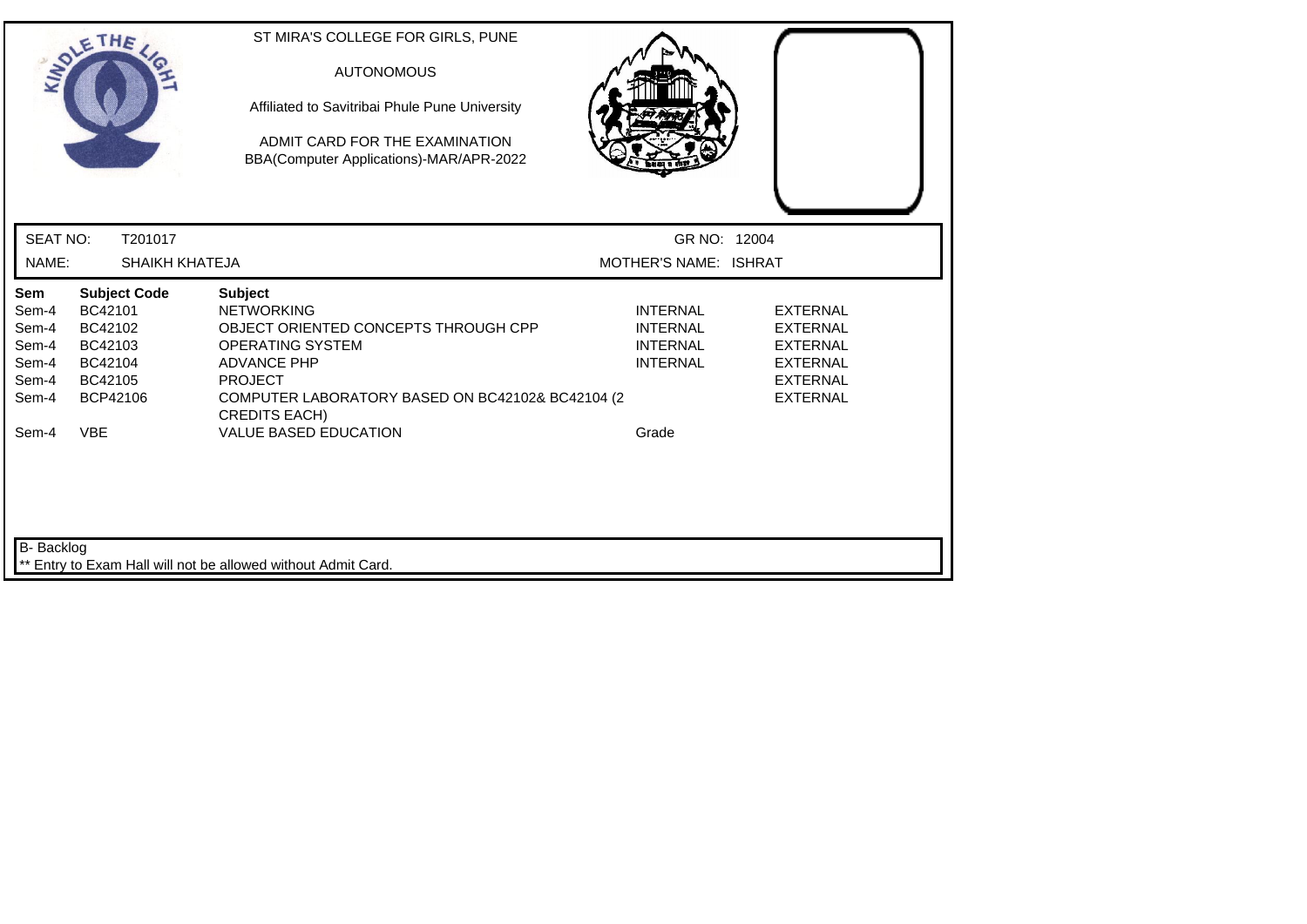ST MIRA'S COLLEGE FOR GIRLS, PUNE

AUTONOMOUS

Affiliated to Savitribai Phule Pune University

ADMIT CARD FOR THE EXAMINATION
BBA(Computer Applications)-MAR/APR-2022

SEAT NO: T201017 GR NO: 12004

NAME: SHAIKH KHATEJA MOTHER'S NAME: ISHRAT

| Sem | Subject Code | Subject | | |
|---|---|---|---|---|
| Sem-4 | BC42101 | NETWORKING | INTERNAL | EXTERNAL |
| Sem-4 | BC42102 | OBJECT ORIENTED CONCEPTS THROUGH CPP | INTERNAL | EXTERNAL |
| Sem-4 | BC42103 | OPERATING SYSTEM | INTERNAL | EXTERNAL |
| Sem-4 | BC42104 | ADVANCE PHP | INTERNAL | EXTERNAL |
| Sem-4 | BC42105 | PROJECT | | EXTERNAL |
| Sem-4 | BCP42106 | COMPUTER LABORATORY BASED ON BC42102& BC42104 (2 CREDITS EACH) | | EXTERNAL |
| Sem-4 | VBE | VALUE BASED EDUCATION | Grade | |

B- Backlog

** Entry to Exam Hall will not be allowed without Admit Card.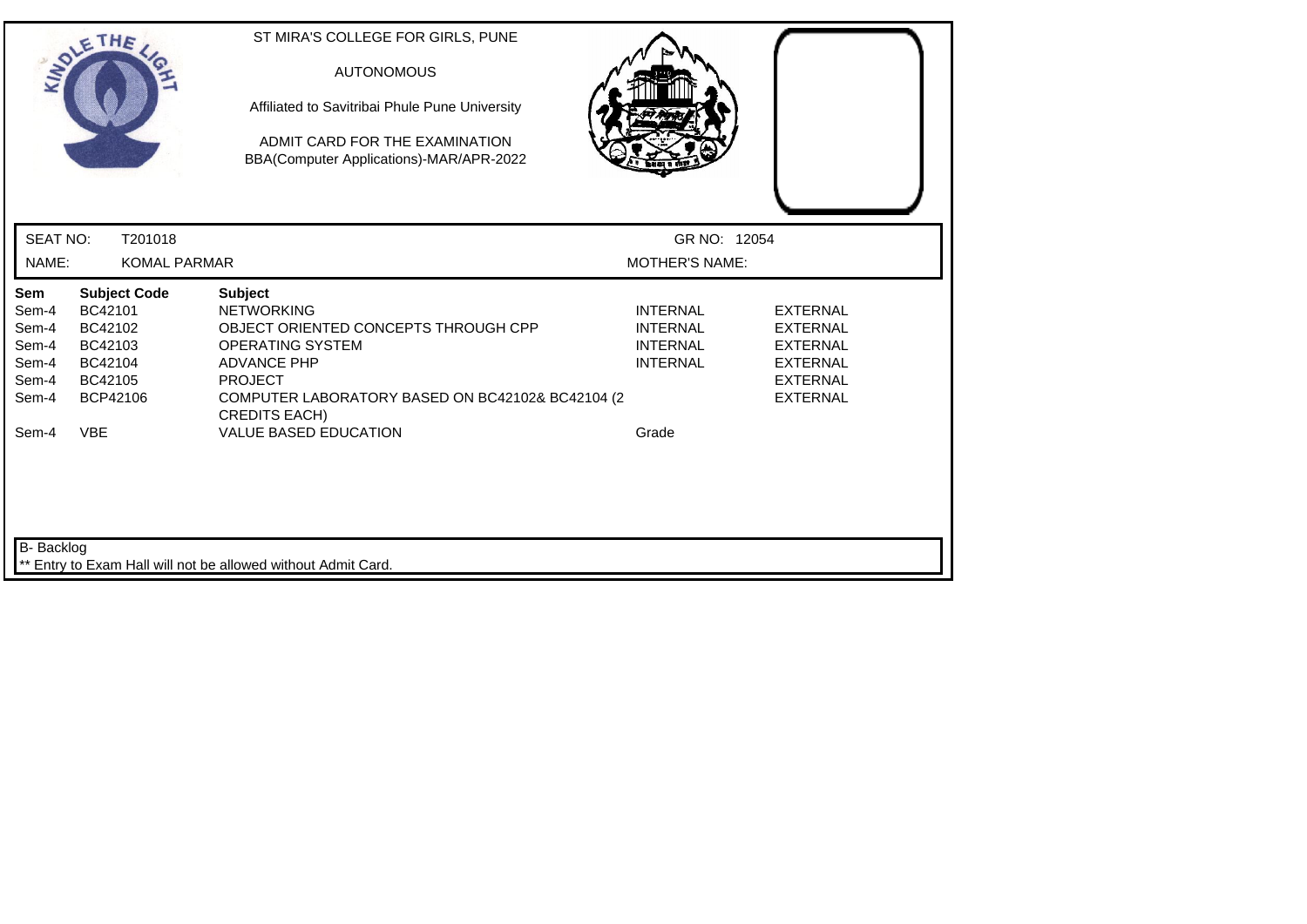ST MIRA'S COLLEGE FOR GIRLS, PUNE

AUTONOMOUS

Affiliated to Savitribai Phule Pune University

ADMIT CARD FOR THE EXAMINATION
BBA(Computer Applications)-MAR/APR-2022

SEAT NO: T201018 GR NO: 12054

NAME: KOMAL PARMAR MOTHER'S NAME:

| Sem | Subject Code | Subject | | |
|---|---|---|---|---|
| Sem-4 | BC42101 | NETWORKING | INTERNAL | EXTERNAL |
| Sem-4 | BC42102 | OBJECT ORIENTED CONCEPTS THROUGH CPP | INTERNAL | EXTERNAL |
| Sem-4 | BC42103 | OPERATING SYSTEM | INTERNAL | EXTERNAL |
| Sem-4 | BC42104 | ADVANCE PHP | INTERNAL | EXTERNAL |
| Sem-4 | BC42105 | PROJECT | | EXTERNAL |
| Sem-4 | BCP42106 | COMPUTER LABORATORY BASED ON BC42102& BC42104 (2 CREDITS EACH) | | EXTERNAL |
| Sem-4 | VBE | VALUE BASED EDUCATION | Grade | |

B- Backlog

** Entry to Exam Hall will not be allowed without Admit Card.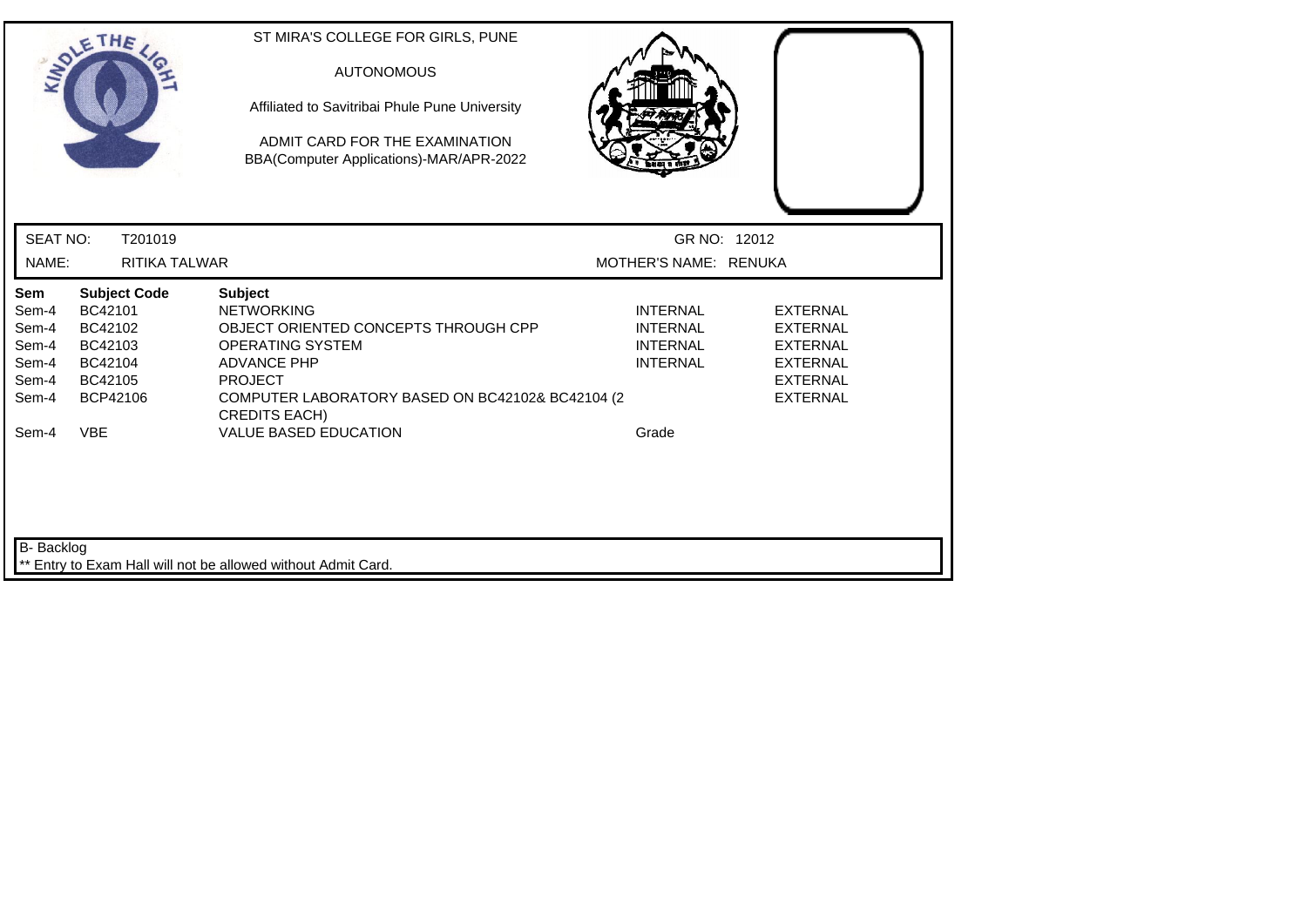ST MIRA'S COLLEGE FOR GIRLS, PUNE

AUTONOMOUS

Affiliated to Savitribai Phule Pune University

ADMIT CARD FOR THE EXAMINATION
BBA(Computer Applications)-MAR/APR-2022

| SEAT NO: | T201019 | GR NO: | 12012 |
|---|---|---|---|
| NAME: | RITIKA TALWAR | MOTHER'S NAME: | RENUKA |

| Sem | Subject Code | Subject | | |
|---|---|---|---|---|
| Sem-4 | BC42101 | NETWORKING | INTERNAL | EXTERNAL |
| Sem-4 | BC42102 | OBJECT ORIENTED CONCEPTS THROUGH CPP | INTERNAL | EXTERNAL |
| Sem-4 | BC42103 | OPERATING SYSTEM | INTERNAL | EXTERNAL |
| Sem-4 | BC42104 | ADVANCE PHP | INTERNAL | EXTERNAL |
| Sem-4 | BC42105 | PROJECT | | EXTERNAL |
| Sem-4 | BCP42106 | COMPUTER LABORATORY BASED ON BC42102& BC42104 (2 CREDITS EACH) | | EXTERNAL |
| Sem-4 | VBE | VALUE BASED EDUCATION | Grade | |

B- Backlog

** Entry to Exam Hall will not be allowed without Admit Card.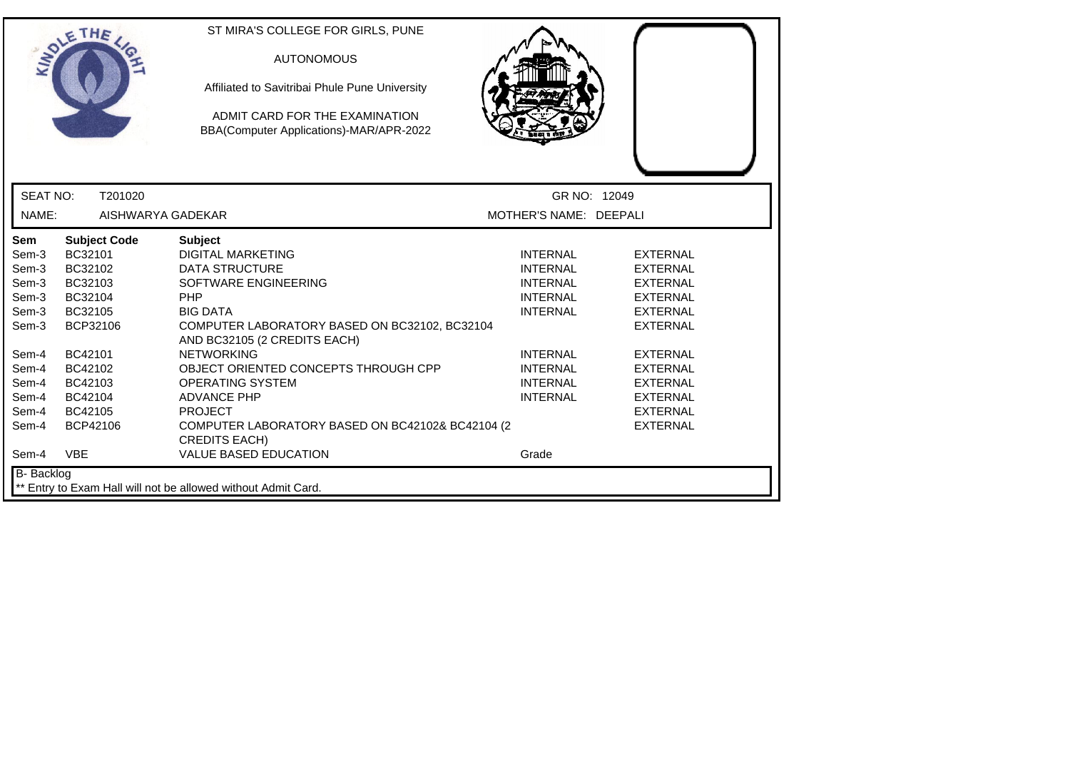ST MIRA'S COLLEGE FOR GIRLS, PUNE

AUTONOMOUS

Affiliated to Savitribai Phule Pune University

ADMIT CARD FOR THE EXAMINATION
BBA(Computer Applications)-MAR/APR-2022

SEAT NO: T201020 GR NO: 12049

NAME: AISHWARYA GADEKAR MOTHER'S NAME: DEEPALI

| Sem | Subject Code | Subject | | |
|---|---|---|---|---|
| Sem-3 | BC32101 | DIGITAL MARKETING | INTERNAL | EXTERNAL |
| Sem-3 | BC32102 | DATA STRUCTURE | INTERNAL | EXTERNAL |
| Sem-3 | BC32103 | SOFTWARE ENGINEERING | INTERNAL | EXTERNAL |
| Sem-3 | BC32104 | PHP | INTERNAL | EXTERNAL |
| Sem-3 | BC32105 | BIG DATA | INTERNAL | EXTERNAL |
| Sem-3 | BCP32106 | COMPUTER LABORATORY BASED ON BC32102, BC32104 AND BC32105 (2 CREDITS EACH) | | EXTERNAL |
| Sem-4 | BC42101 | NETWORKING | INTERNAL | EXTERNAL |
| Sem-4 | BC42102 | OBJECT ORIENTED CONCEPTS THROUGH CPP | INTERNAL | EXTERNAL |
| Sem-4 | BC42103 | OPERATING SYSTEM | INTERNAL | EXTERNAL |
| Sem-4 | BC42104 | ADVANCE PHP | INTERNAL | EXTERNAL |
| Sem-4 | BC42105 | PROJECT | | EXTERNAL |
| Sem-4 | BCP42106 | COMPUTER LABORATORY BASED ON BC42102& BC42104 (2 CREDITS EACH) | | EXTERNAL |
| Sem-4 | VBE | VALUE BASED EDUCATION | Grade | |

B- Backlog

** Entry to Exam Hall will not be allowed without Admit Card.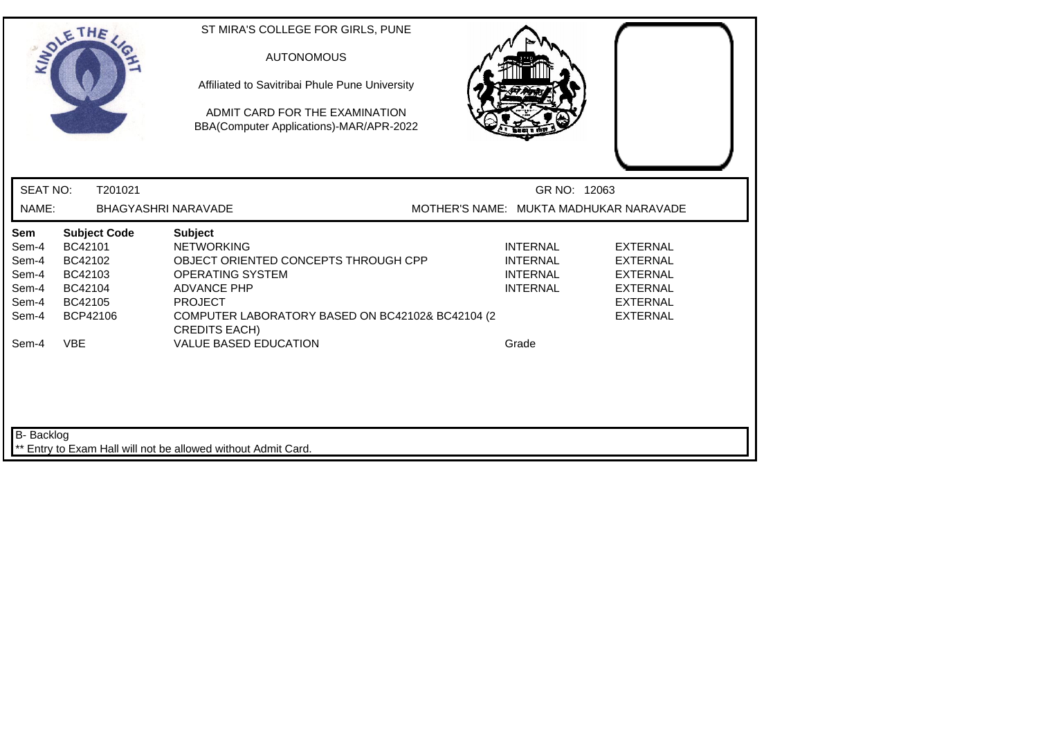ST MIRA'S COLLEGE FOR GIRLS, PUNE

AUTONOMOUS

Affiliated to Savitribai Phule Pune University

ADMIT CARD FOR THE EXAMINATION
BBA(Computer Applications)-MAR/APR-2022

SEAT NO: T201021 GR NO: 12063

NAME: BHAGYASHRI NARAVADE MOTHER'S NAME: MUKTA MADHUKAR NARAVADE

| Sem | Subject Code | Subject | | |
|---|---|---|---|---|
| Sem-4 | BC42101 | NETWORKING | INTERNAL | EXTERNAL |
| Sem-4 | BC42102 | OBJECT ORIENTED CONCEPTS THROUGH CPP | INTERNAL | EXTERNAL |
| Sem-4 | BC42103 | OPERATING SYSTEM | INTERNAL | EXTERNAL |
| Sem-4 | BC42104 | ADVANCE PHP | INTERNAL | EXTERNAL |
| Sem-4 | BC42105 | PROJECT | | EXTERNAL |
| Sem-4 | BCP42106 | COMPUTER LABORATORY BASED ON BC42102& BC42104 (2 CREDITS EACH) | | EXTERNAL |
| Sem-4 | VBE | VALUE BASED EDUCATION | Grade | |

B- Backlog

** Entry to Exam Hall will not be allowed without Admit Card.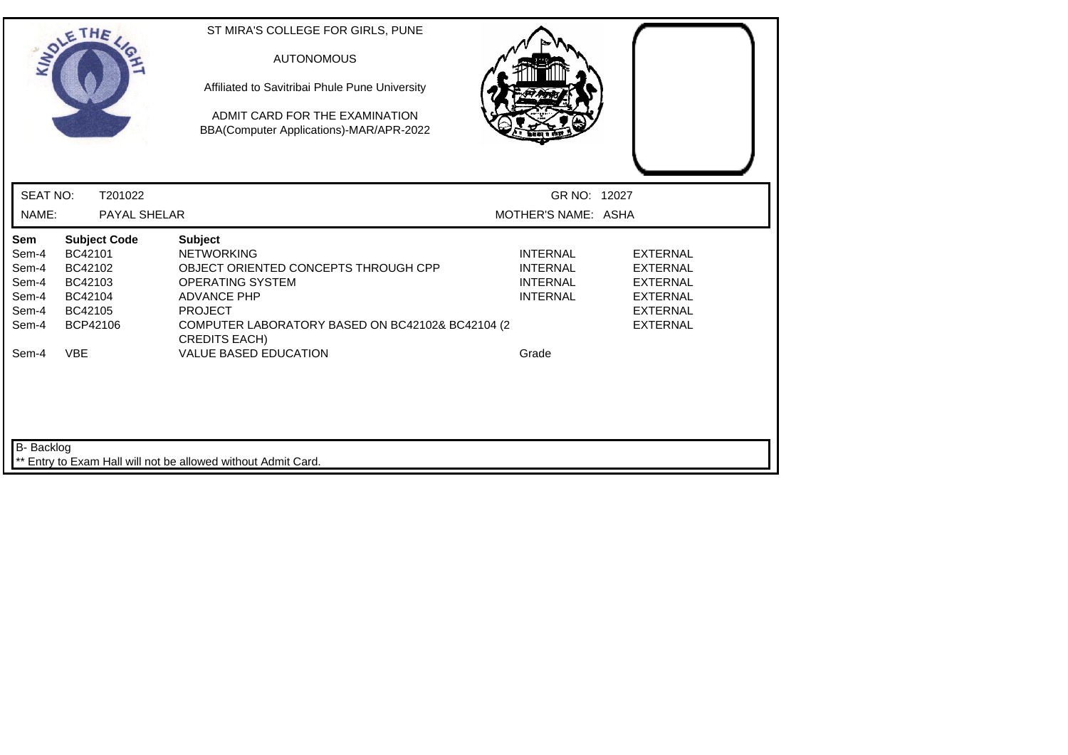ST MIRA'S COLLEGE FOR GIRLS, PUNE

AUTONOMOUS

Affiliated to Savitribai Phule Pune University

ADMIT CARD FOR THE EXAMINATION
BBA(Computer Applications)-MAR/APR-2022

SEAT NO: T201022 | GR NO: 12027

NAME: PAYAL SHELAR | MOTHER'S NAME: ASHA

| Sem | Subject Code | Subject | | |
|---|---|---|---|---|
| Sem-4 | BC42101 | NETWORKING | INTERNAL | EXTERNAL |
| Sem-4 | BC42102 | OBJECT ORIENTED CONCEPTS THROUGH CPP | INTERNAL | EXTERNAL |
| Sem-4 | BC42103 | OPERATING SYSTEM | INTERNAL | EXTERNAL |
| Sem-4 | BC42104 | ADVANCE PHP | INTERNAL | EXTERNAL |
| Sem-4 | BC42105 | PROJECT | | EXTERNAL |
| Sem-4 | BCP42106 | COMPUTER LABORATORY BASED ON BC42102& BC42104 (2 CREDITS EACH) | | EXTERNAL |
| Sem-4 | VBE | VALUE BASED EDUCATION | Grade | |

B- Backlog

** Entry to Exam Hall will not be allowed without Admit Card.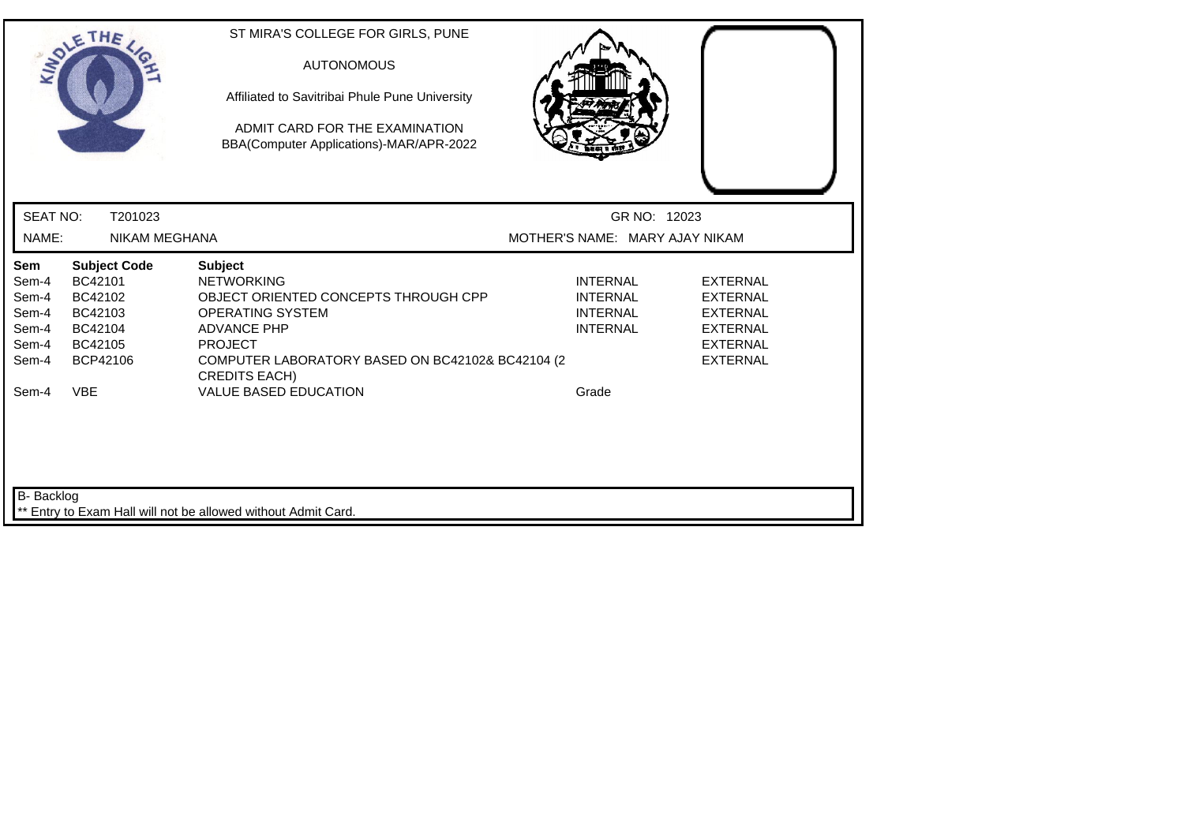ST MIRA'S COLLEGE FOR GIRLS, PUNE

AUTONOMOUS

Affiliated to Savitribai Phule Pune University

ADMIT CARD FOR THE EXAMINATION
BBA(Computer Applications)-MAR/APR-2022

SEAT NO: T201023 | GR NO: 12023

NAME: NIKAM MEGHANA | MOTHER'S NAME: MARY AJAY NIKAM

| Sem | Subject Code | Subject | | |
|---|---|---|---|---|
| Sem-4 | BC42101 | NETWORKING | INTERNAL | EXTERNAL |
| Sem-4 | BC42102 | OBJECT ORIENTED CONCEPTS THROUGH CPP | INTERNAL | EXTERNAL |
| Sem-4 | BC42103 | OPERATING SYSTEM | INTERNAL | EXTERNAL |
| Sem-4 | BC42104 | ADVANCE PHP | INTERNAL | EXTERNAL |
| Sem-4 | BC42105 | PROJECT | | EXTERNAL |
| Sem-4 | BCP42106 | COMPUTER LABORATORY BASED ON BC42102& BC42104 (2 CREDITS EACH) | | EXTERNAL |
| Sem-4 | VBE | VALUE BASED EDUCATION | Grade | |

B- Backlog

** Entry to Exam Hall will not be allowed without Admit Card.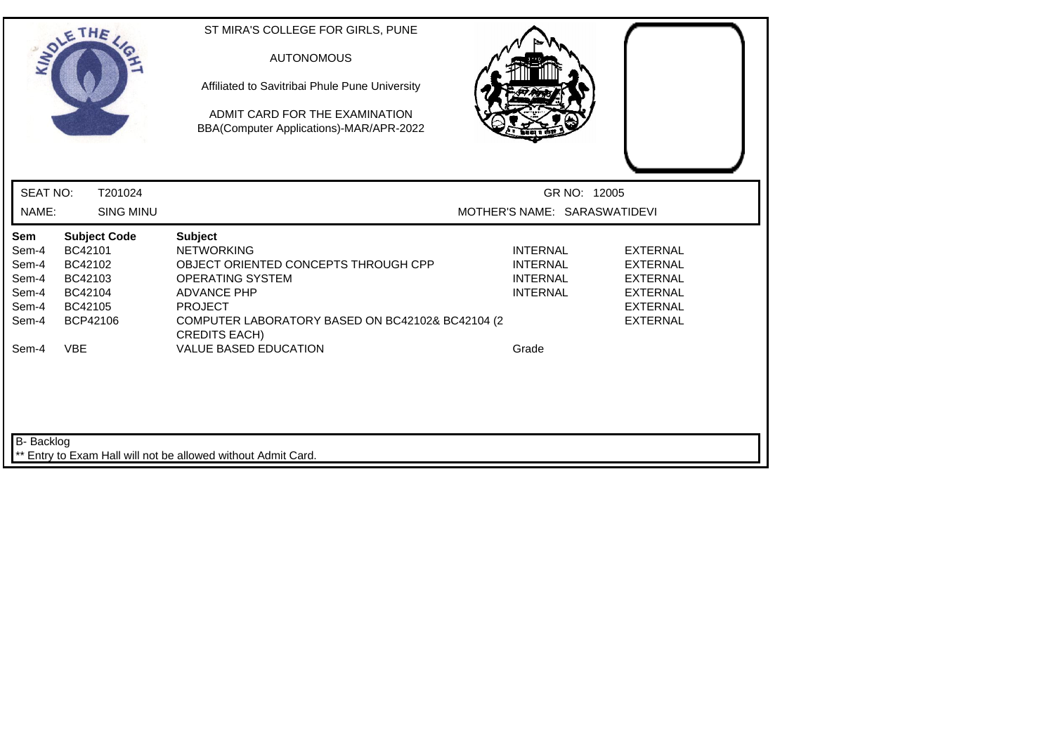ST MIRA'S COLLEGE FOR GIRLS, PUNE

AUTONOMOUS

Affiliated to Savitribai Phule Pune University

ADMIT CARD FOR THE EXAMINATION
BBA(Computer Applications)-MAR/APR-2022

SEAT NO: T201024 GR NO: 12005

NAME: SING MINU MOTHER'S NAME: SARASWATIDEVI

| Sem | Subject Code | Subject | | |
|---|---|---|---|---|
| Sem-4 | BC42101 | NETWORKING | INTERNAL | EXTERNAL |
| Sem-4 | BC42102 | OBJECT ORIENTED CONCEPTS THROUGH CPP | INTERNAL | EXTERNAL |
| Sem-4 | BC42103 | OPERATING SYSTEM | INTERNAL | EXTERNAL |
| Sem-4 | BC42104 | ADVANCE PHP | INTERNAL | EXTERNAL |
| Sem-4 | BC42105 | PROJECT | | EXTERNAL |
| Sem-4 | BCP42106 | COMPUTER LABORATORY BASED ON BC42102& BC42104 (2 CREDITS EACH) | | EXTERNAL |
| Sem-4 | VBE | VALUE BASED EDUCATION | Grade | |

B- Backlog

** Entry to Exam Hall will not be allowed without Admit Card.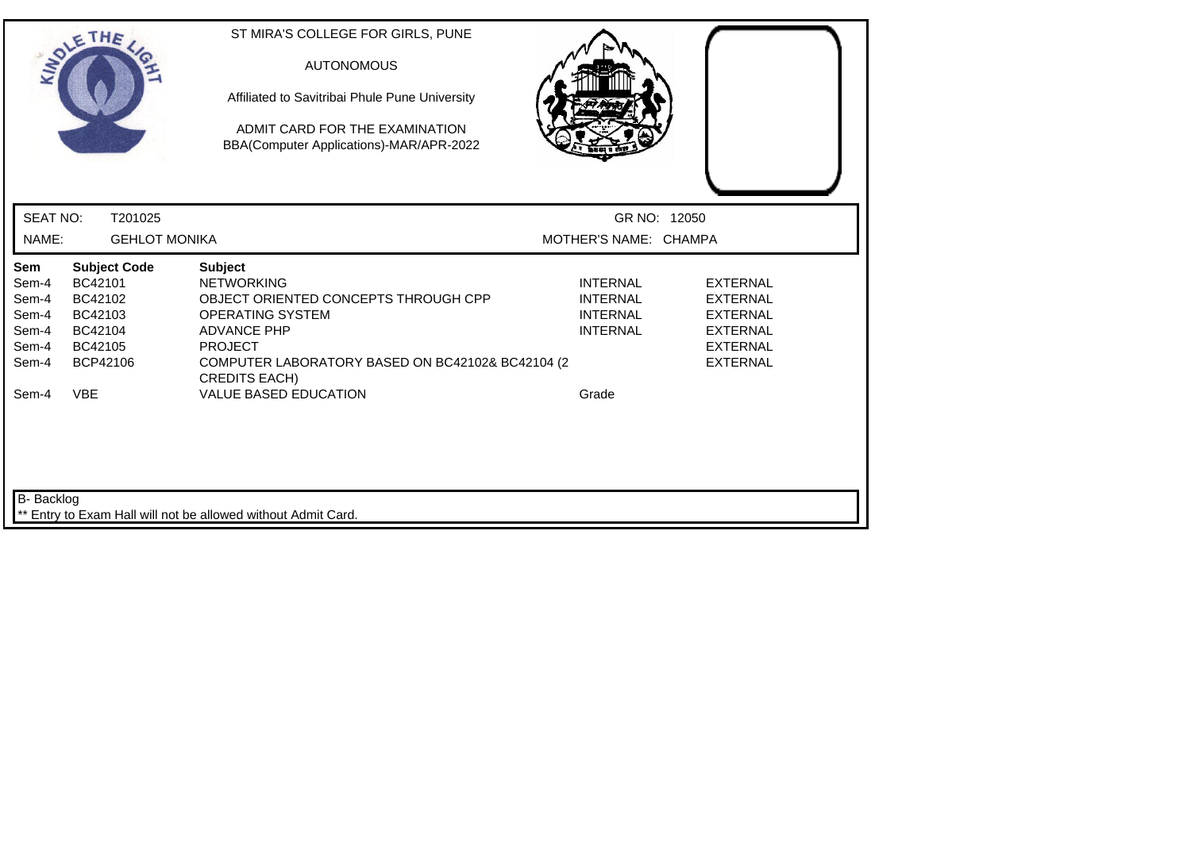ST MIRA'S COLLEGE FOR GIRLS, PUNE

AUTONOMOUS

Affiliated to Savitribai Phule Pune University

ADMIT CARD FOR THE EXAMINATION
BBA(Computer Applications)-MAR/APR-2022

SEAT NO: T201025 GR NO: 12050

NAME: GEHLOT MONIKA MOTHER'S NAME: CHAMPA

| Sem | Subject Code | Subject | | |
|---|---|---|---|---|
| Sem-4 | BC42101 | NETWORKING | INTERNAL | EXTERNAL |
| Sem-4 | BC42102 | OBJECT ORIENTED CONCEPTS THROUGH CPP | INTERNAL | EXTERNAL |
| Sem-4 | BC42103 | OPERATING SYSTEM | INTERNAL | EXTERNAL |
| Sem-4 | BC42104 | ADVANCE PHP | INTERNAL | EXTERNAL |
| Sem-4 | BC42105 | PROJECT | | EXTERNAL |
| Sem-4 | BCP42106 | COMPUTER LABORATORY BASED ON BC42102& BC42104 (2 CREDITS EACH) | | EXTERNAL |
| Sem-4 | VBE | VALUE BASED EDUCATION | Grade | |

B- Backlog

** Entry to Exam Hall will not be allowed without Admit Card.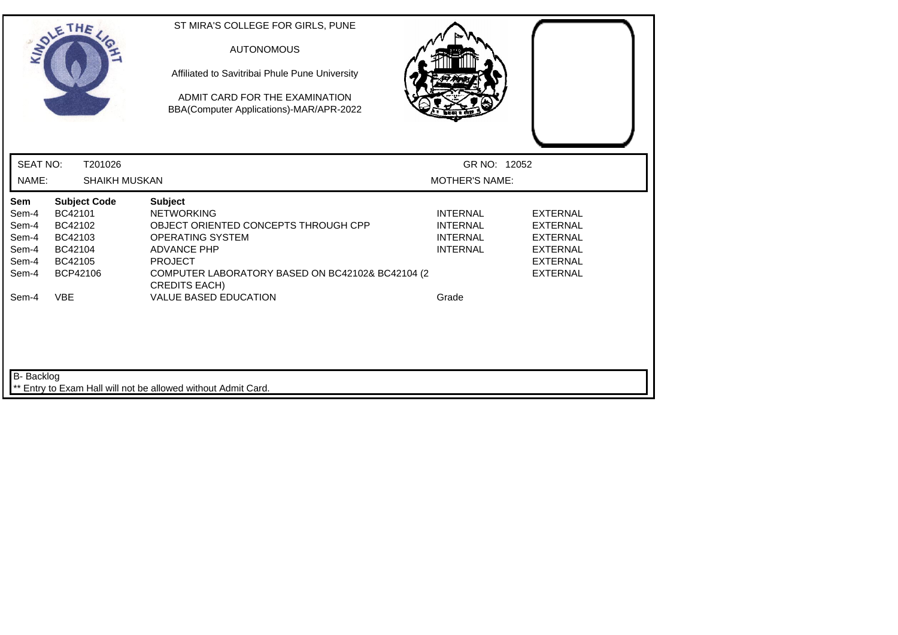ST MIRA'S COLLEGE FOR GIRLS, PUNE

AUTONOMOUS

Affiliated to Savitribai Phule Pune University

ADMIT CARD FOR THE EXAMINATION
BBA(Computer Applications)-MAR/APR-2022

SEAT NO: T201026 GR NO: 12052

NAME: SHAIKH MUSKAN MOTHER'S NAME:

| Sem | Subject Code | Subject | | |
|---|---|---|---|---|
| Sem-4 | BC42101 | NETWORKING | INTERNAL | EXTERNAL |
| Sem-4 | BC42102 | OBJECT ORIENTED CONCEPTS THROUGH CPP | INTERNAL | EXTERNAL |
| Sem-4 | BC42103 | OPERATING SYSTEM | INTERNAL | EXTERNAL |
| Sem-4 | BC42104 | ADVANCE PHP | INTERNAL | EXTERNAL |
| Sem-4 | BC42105 | PROJECT | | EXTERNAL |
| Sem-4 | BCP42106 | COMPUTER LABORATORY BASED ON BC42102& BC42104 (2 CREDITS EACH) | | EXTERNAL |
| Sem-4 | VBE | VALUE BASED EDUCATION | Grade | |

B- Backlog

** Entry to Exam Hall will not be allowed without Admit Card.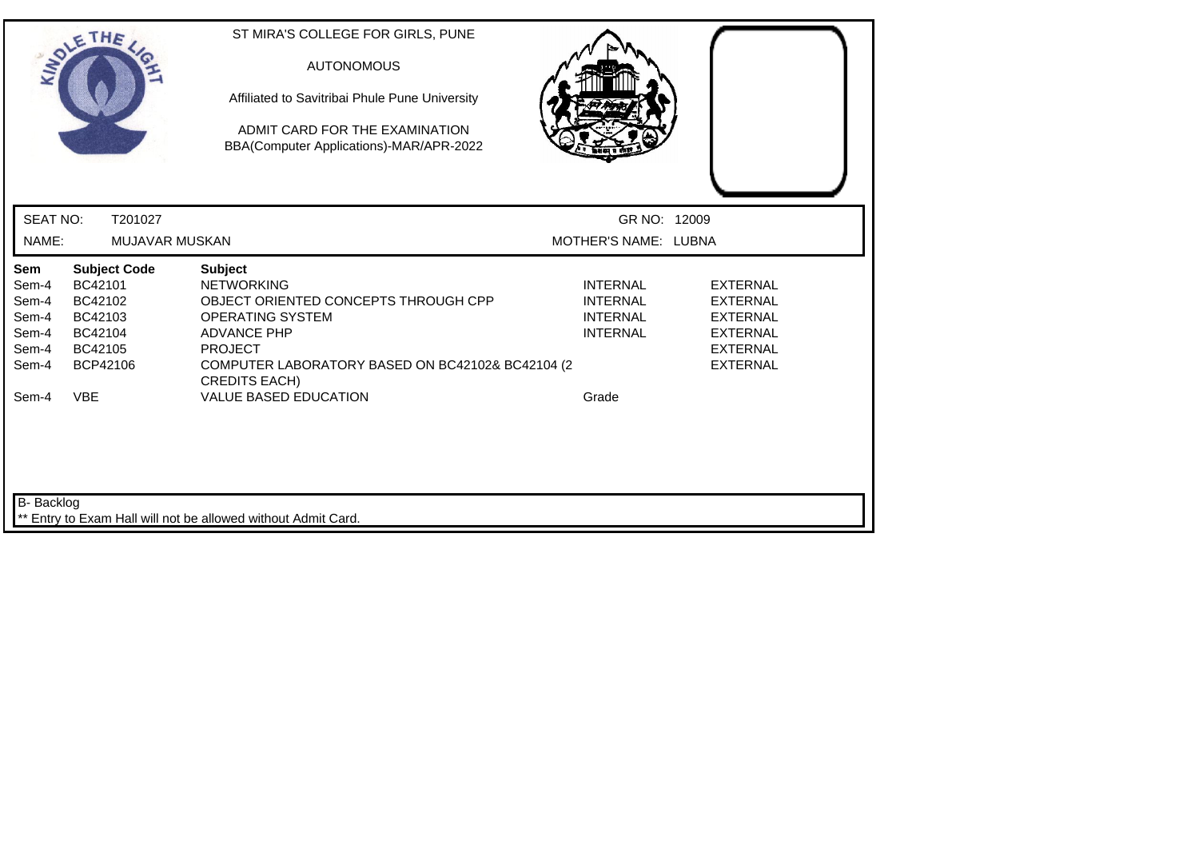ST MIRA'S COLLEGE FOR GIRLS, PUNE

AUTONOMOUS

Affiliated to Savitribai Phule Pune University

ADMIT CARD FOR THE EXAMINATION
BBA(Computer Applications)-MAR/APR-2022

SEAT NO: T201027 GR NO: 12009

NAME: MUJAVAR MUSKAN MOTHER'S NAME: LUBNA

| Sem | Subject Code | Subject | | |
|---|---|---|---|---|
| Sem-4 | BC42101 | NETWORKING | INTERNAL | EXTERNAL |
| Sem-4 | BC42102 | OBJECT ORIENTED CONCEPTS THROUGH CPP | INTERNAL | EXTERNAL |
| Sem-4 | BC42103 | OPERATING SYSTEM | INTERNAL | EXTERNAL |
| Sem-4 | BC42104 | ADVANCE PHP | INTERNAL | EXTERNAL |
| Sem-4 | BC42105 | PROJECT | | EXTERNAL |
| Sem-4 | BCP42106 | COMPUTER LABORATORY BASED ON BC42102& BC42104 (2 CREDITS EACH) | | EXTERNAL |
| Sem-4 | VBE | VALUE BASED EDUCATION | Grade | |

B- Backlog

** Entry to Exam Hall will not be allowed without Admit Card.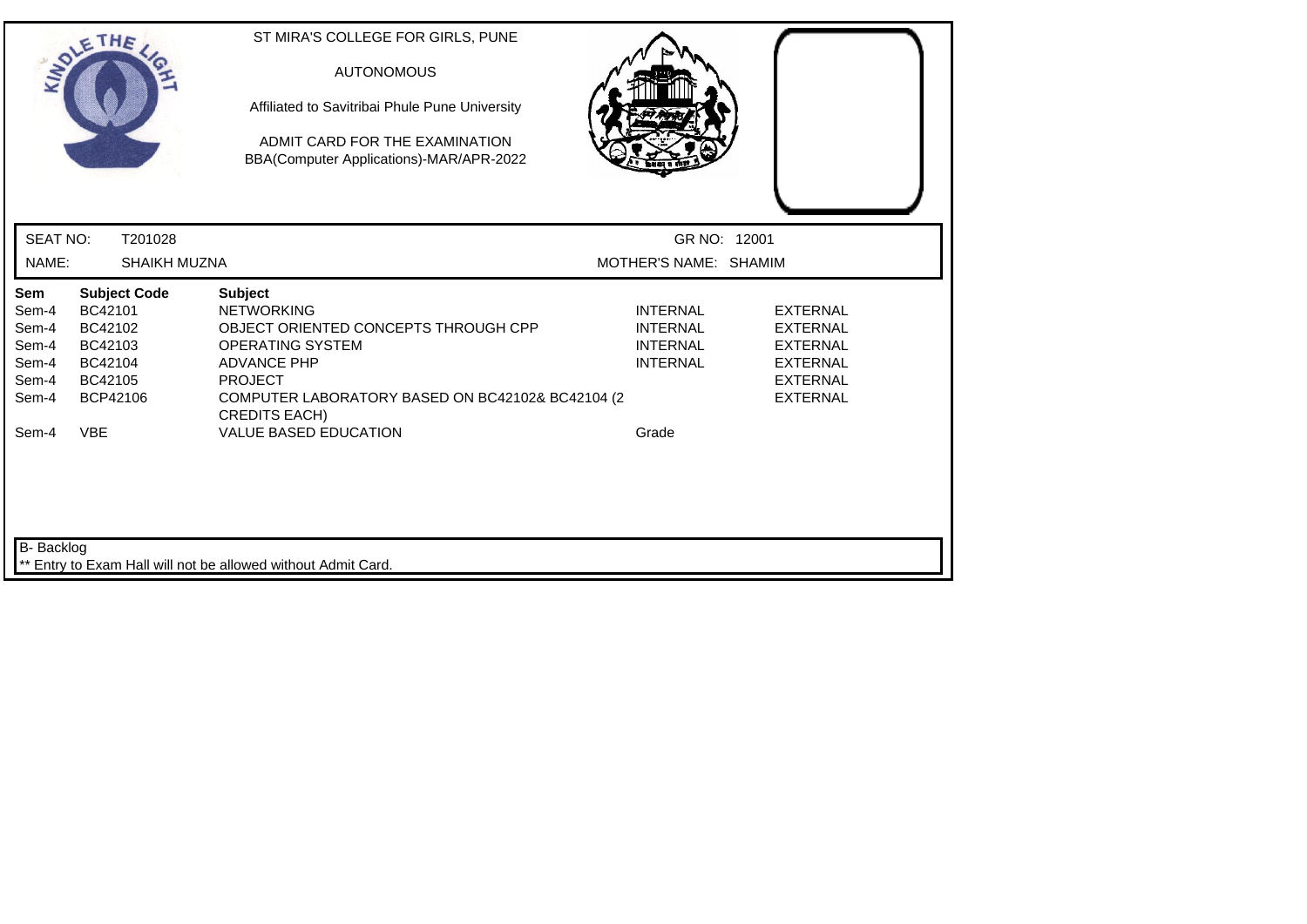ST MIRA'S COLLEGE FOR GIRLS, PUNE

AUTONOMOUS

Affiliated to Savitribai Phule Pune University

ADMIT CARD FOR THE EXAMINATION
BBA(Computer Applications)-MAR/APR-2022

| SEAT NO: | T201028 | GR NO: | 12001 |
|---|---|---|---|
| NAME: | SHAIKH MUZNA | MOTHER'S NAME: | SHAMIM |

| Sem | Subject Code | Subject | | |
|---|---|---|---|---|
| Sem-4 | BC42101 | NETWORKING | INTERNAL | EXTERNAL |
| Sem-4 | BC42102 | OBJECT ORIENTED CONCEPTS THROUGH CPP | INTERNAL | EXTERNAL |
| Sem-4 | BC42103 | OPERATING SYSTEM | INTERNAL | EXTERNAL |
| Sem-4 | BC42104 | ADVANCE PHP | INTERNAL | EXTERNAL |
| Sem-4 | BC42105 | PROJECT | | EXTERNAL |
| Sem-4 | BCP42106 | COMPUTER LABORATORY BASED ON BC42102& BC42104 (2 CREDITS EACH) | | EXTERNAL |
| Sem-4 | VBE | VALUE BASED EDUCATION | Grade | |

B- Backlog

** Entry to Exam Hall will not be allowed without Admit Card.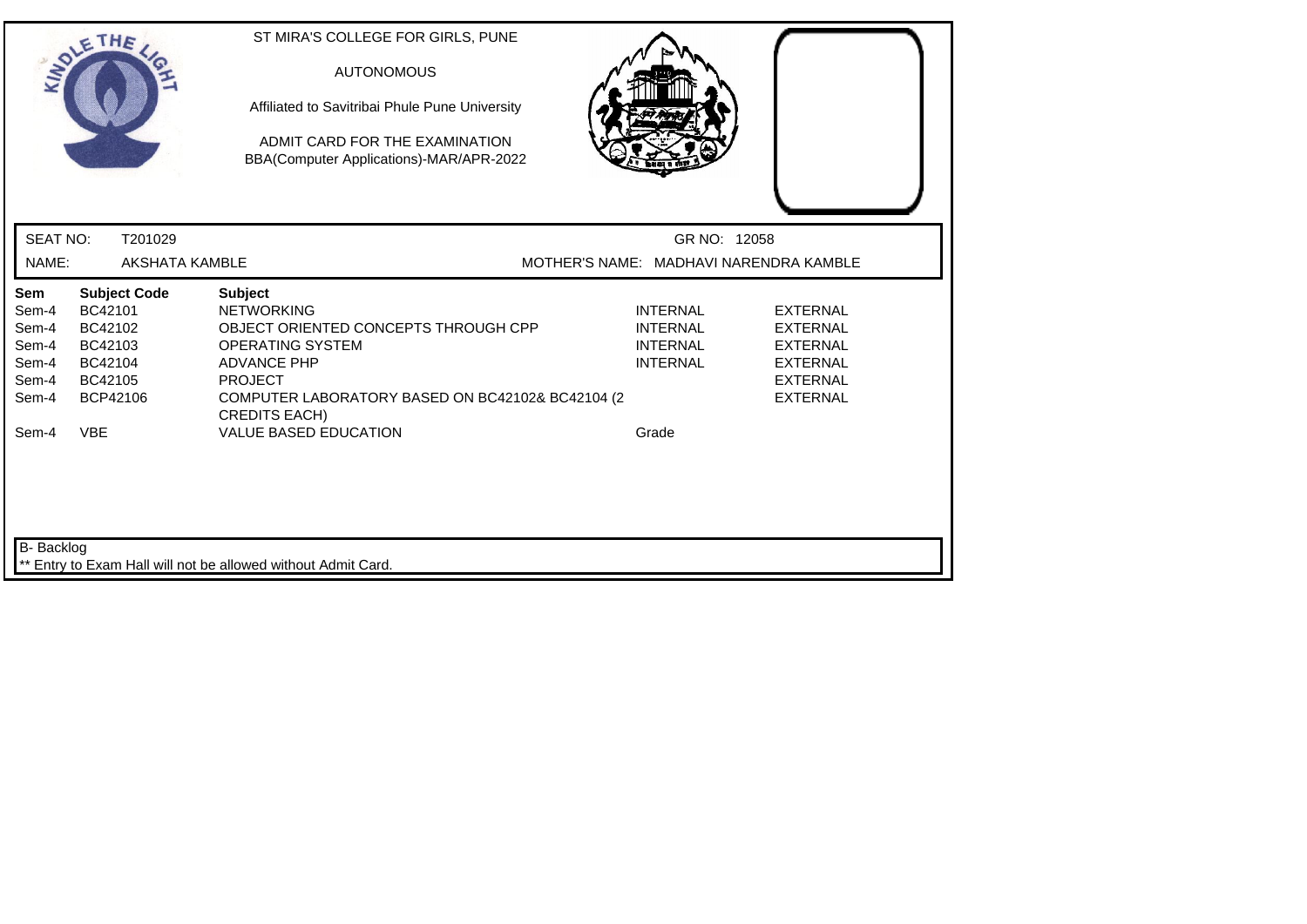ST MIRA'S COLLEGE FOR GIRLS, PUNE

AUTONOMOUS

Affiliated to Savitribai Phule Pune University

ADMIT CARD FOR THE EXAMINATION
BBA(Computer Applications)-MAR/APR-2022

SEAT NO: T201029 GR NO: 12058

NAME: AKSHATA KAMBLE MOTHER'S NAME: MADHAVI NARENDRA KAMBLE

| Sem | Subject Code | Subject | | |
|---|---|---|---|---|
| Sem-4 | BC42101 | NETWORKING | INTERNAL | EXTERNAL |
| Sem-4 | BC42102 | OBJECT ORIENTED CONCEPTS THROUGH CPP | INTERNAL | EXTERNAL |
| Sem-4 | BC42103 | OPERATING SYSTEM | INTERNAL | EXTERNAL |
| Sem-4 | BC42104 | ADVANCE PHP | INTERNAL | EXTERNAL |
| Sem-4 | BC42105 | PROJECT | | EXTERNAL |
| Sem-4 | BCP42106 | COMPUTER LABORATORY BASED ON BC42102& BC42104 (2 CREDITS EACH) | | EXTERNAL |
| Sem-4 | VBE | VALUE BASED EDUCATION | Grade | |

B- Backlog

** Entry to Exam Hall will not be allowed without Admit Card.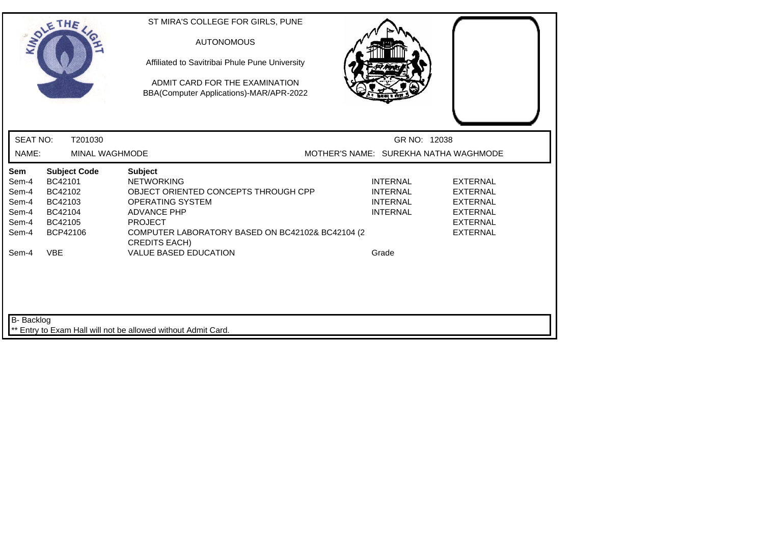ST MIRA'S COLLEGE FOR GIRLS, PUNE

AUTONOMOUS

Affiliated to Savitribai Phule Pune University

ADMIT CARD FOR THE EXAMINATION
BBA(Computer Applications)-MAR/APR-2022

SEAT NO: T201030 GR NO: 12038

NAME: MINAL WAGHMODE MOTHER'S NAME: SUREKHA NATHA WAGHMODE

| Sem | Subject Code | Subject | | |
|---|---|---|---|---|
| Sem-4 | BC42101 | NETWORKING | INTERNAL | EXTERNAL |
| Sem-4 | BC42102 | OBJECT ORIENTED CONCEPTS THROUGH CPP | INTERNAL | EXTERNAL |
| Sem-4 | BC42103 | OPERATING SYSTEM | INTERNAL | EXTERNAL |
| Sem-4 | BC42104 | ADVANCE PHP | INTERNAL | EXTERNAL |
| Sem-4 | BC42105 | PROJECT | | EXTERNAL |
| Sem-4 | BCP42106 | COMPUTER LABORATORY BASED ON BC42102& BC42104 (2 CREDITS EACH) | | EXTERNAL |
| Sem-4 | VBE | VALUE BASED EDUCATION | Grade | |

B- Backlog

** Entry to Exam Hall will not be allowed without Admit Card.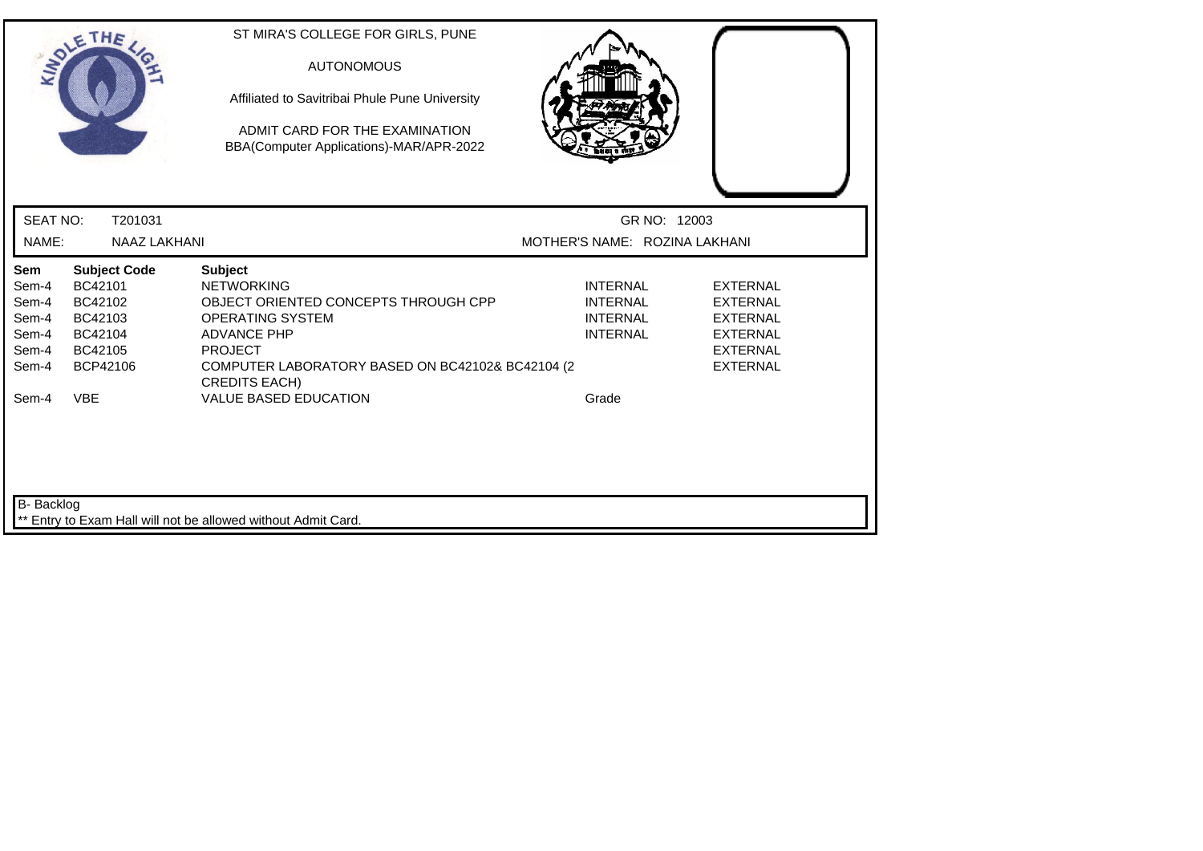ST MIRA'S COLLEGE FOR GIRLS, PUNE

AUTONOMOUS

Affiliated to Savitribai Phule Pune University

ADMIT CARD FOR THE EXAMINATION
BBA(Computer Applications)-MAR/APR-2022

SEAT NO: T201031

GR NO: 12003

NAME: NAAZ LAKHANI

MOTHER'S NAME: ROZINA LAKHANI

| Sem | Subject Code | Subject | | |
|---|---|---|---|---|
| Sem-4 | BC42101 | NETWORKING | INTERNAL | EXTERNAL |
| Sem-4 | BC42102 | OBJECT ORIENTED CONCEPTS THROUGH CPP | INTERNAL | EXTERNAL |
| Sem-4 | BC42103 | OPERATING SYSTEM | INTERNAL | EXTERNAL |
| Sem-4 | BC42104 | ADVANCE PHP | INTERNAL | EXTERNAL |
| Sem-4 | BC42105 | PROJECT | | EXTERNAL |
| Sem-4 | BCP42106 | COMPUTER LABORATORY BASED ON BC42102& BC42104 (2 CREDITS EACH) | | EXTERNAL |
| Sem-4 | VBE | VALUE BASED EDUCATION | Grade | |

B- Backlog

** Entry to Exam Hall will not be allowed without Admit Card.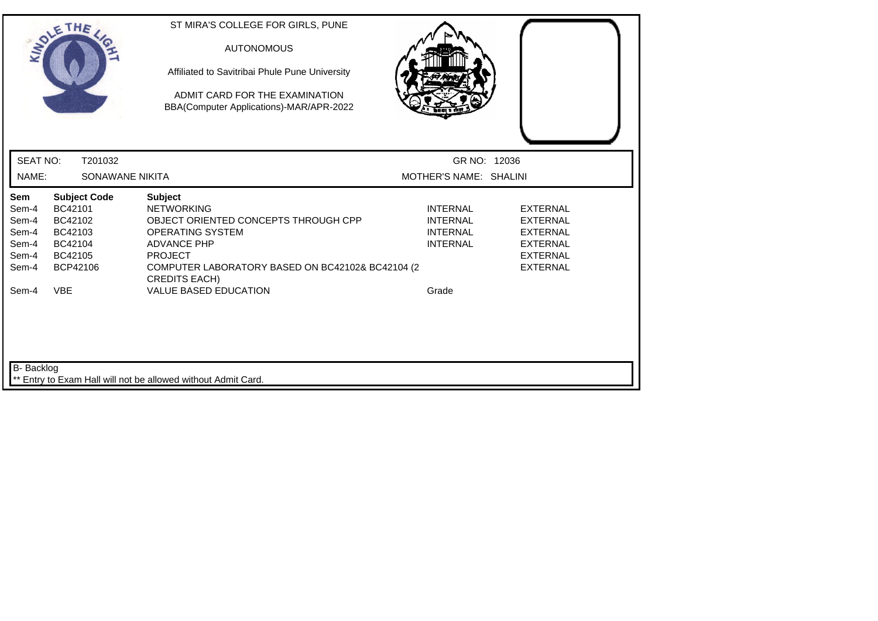ST MIRA'S COLLEGE FOR GIRLS, PUNE

AUTONOMOUS

Affiliated to Savitribai Phule Pune University

ADMIT CARD FOR THE EXAMINATION
BBA(Computer Applications)-MAR/APR-2022

SEAT NO: T201032 GR NO: 12036

NAME: SONAWANE NIKITA MOTHER'S NAME: SHALINI

| Sem | Subject Code | Subject | | |
|---|---|---|---|---|
| Sem-4 | BC42101 | NETWORKING | INTERNAL | EXTERNAL |
| Sem-4 | BC42102 | OBJECT ORIENTED CONCEPTS THROUGH CPP | INTERNAL | EXTERNAL |
| Sem-4 | BC42103 | OPERATING SYSTEM | INTERNAL | EXTERNAL |
| Sem-4 | BC42104 | ADVANCE PHP | INTERNAL | EXTERNAL |
| Sem-4 | BC42105 | PROJECT | | EXTERNAL |
| Sem-4 | BCP42106 | COMPUTER LABORATORY BASED ON BC42102& BC42104 (2 CREDITS EACH) | | EXTERNAL |
| Sem-4 | VBE | VALUE BASED EDUCATION | Grade | |

B- Backlog

** Entry to Exam Hall will not be allowed without Admit Card.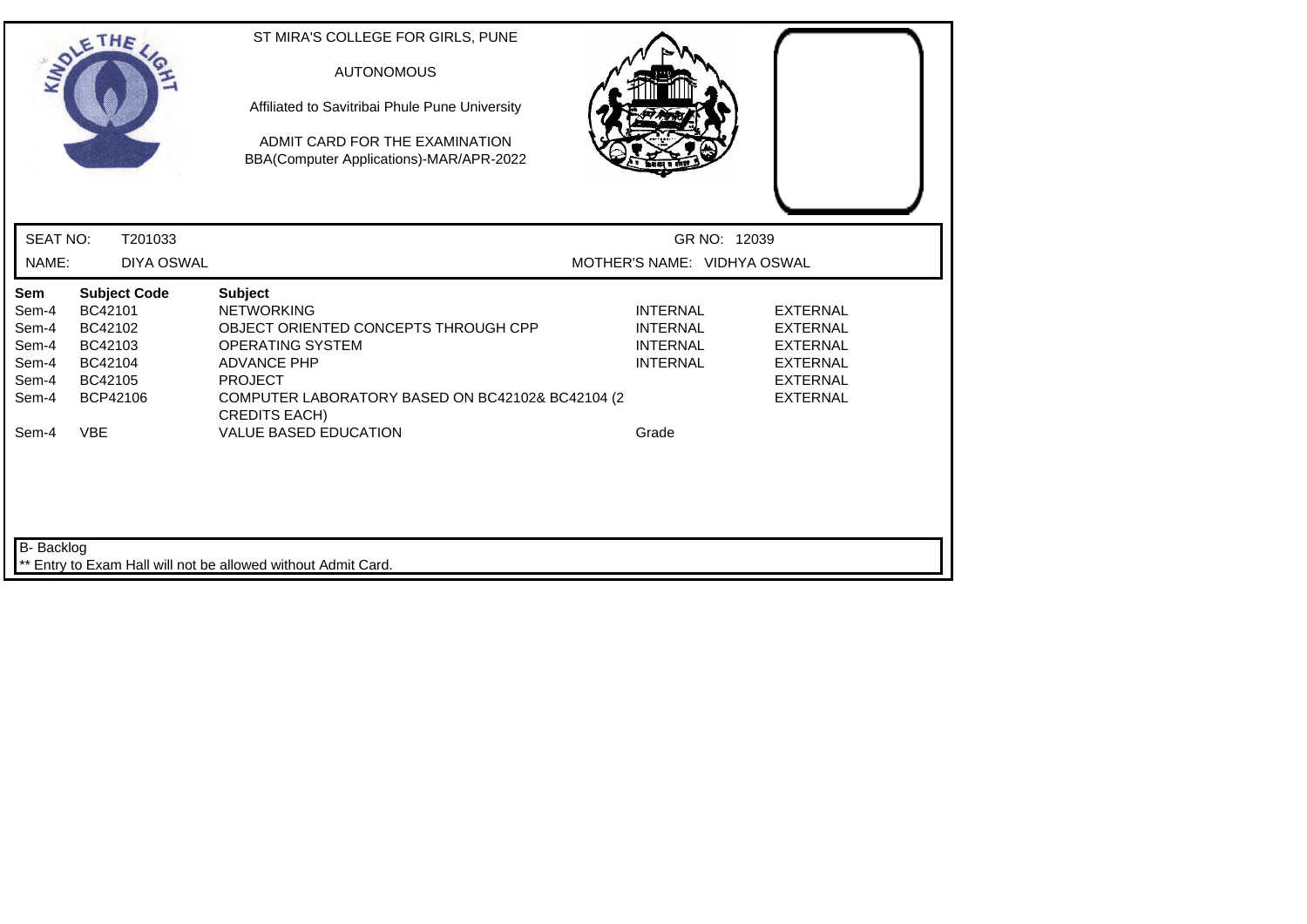ST MIRA'S COLLEGE FOR GIRLS, PUNE

AUTONOMOUS

Affiliated to Savitribai Phule Pune University

ADMIT CARD FOR THE EXAMINATION
BBA(Computer Applications)-MAR/APR-2022

SEAT NO: T201033 | GR NO: 12039

NAME: DIYA OSWAL | MOTHER'S NAME: VIDHYA OSWAL

| Sem | Subject Code | Subject | | |
|---|---|---|---|---|
| Sem-4 | BC42101 | NETWORKING | INTERNAL | EXTERNAL |
| Sem-4 | BC42102 | OBJECT ORIENTED CONCEPTS THROUGH CPP | INTERNAL | EXTERNAL |
| Sem-4 | BC42103 | OPERATING SYSTEM | INTERNAL | EXTERNAL |
| Sem-4 | BC42104 | ADVANCE PHP | INTERNAL | EXTERNAL |
| Sem-4 | BC42105 | PROJECT | | EXTERNAL |
| Sem-4 | BCP42106 | COMPUTER LABORATORY BASED ON BC42102& BC42104 (2 CREDITS EACH) | | EXTERNAL |
| Sem-4 | VBE | VALUE BASED EDUCATION | Grade | |

B- Backlog

** Entry to Exam Hall will not be allowed without Admit Card.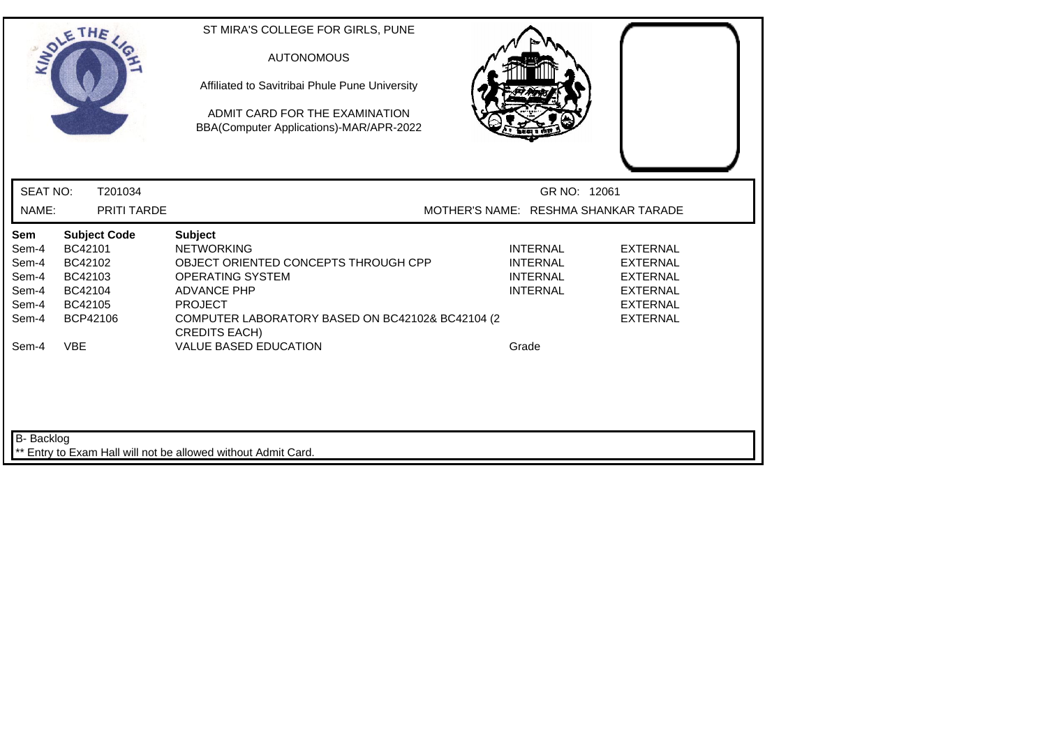ST MIRA'S COLLEGE FOR GIRLS, PUNE

AUTONOMOUS

Affiliated to Savitribai Phule Pune University

ADMIT CARD FOR THE EXAMINATION
BBA(Computer Applications)-MAR/APR-2022

SEAT NO: T201034 GR NO: 12061

NAME: PRITI TARDE MOTHER'S NAME: RESHMA SHANKAR TARADE

| Sem | Subject Code | Subject | | |
|---|---|---|---|---|
| Sem-4 | BC42101 | NETWORKING | INTERNAL | EXTERNAL |
| Sem-4 | BC42102 | OBJECT ORIENTED CONCEPTS THROUGH CPP | INTERNAL | EXTERNAL |
| Sem-4 | BC42103 | OPERATING SYSTEM | INTERNAL | EXTERNAL |
| Sem-4 | BC42104 | ADVANCE PHP | INTERNAL | EXTERNAL |
| Sem-4 | BC42105 | PROJECT | | EXTERNAL |
| Sem-4 | BCP42106 | COMPUTER LABORATORY BASED ON BC42102& BC42104 (2 CREDITS EACH) | | EXTERNAL |
| Sem-4 | VBE | VALUE BASED EDUCATION | Grade | |

B- Backlog

** Entry to Exam Hall will not be allowed without Admit Card.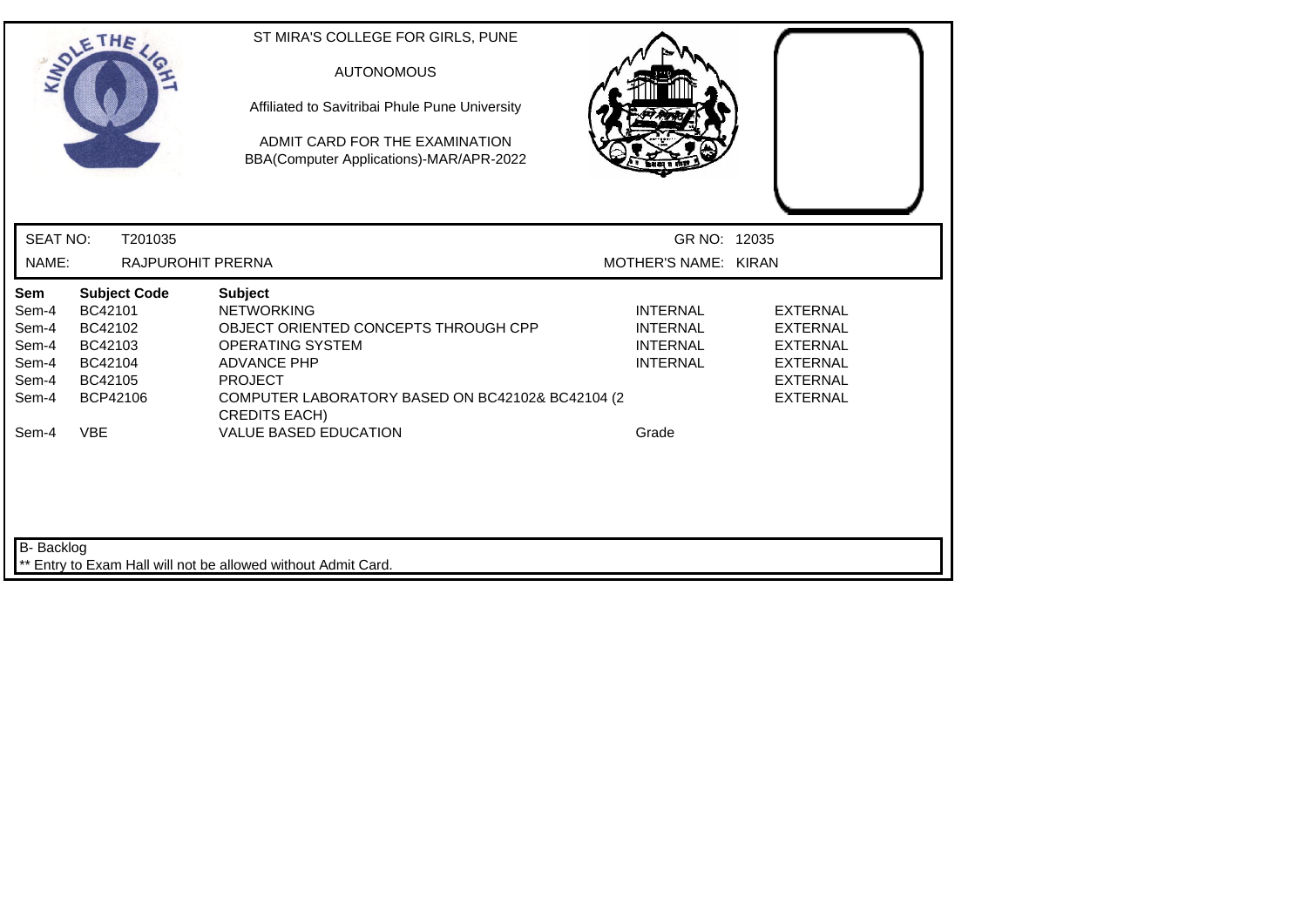ST MIRA'S COLLEGE FOR GIRLS, PUNE

AUTONOMOUS

Affiliated to Savitribai Phule Pune University

ADMIT CARD FOR THE EXAMINATION
BBA(Computer Applications)-MAR/APR-2022

SEAT NO: T201035 GR NO: 12035

NAME: RAJPUROHIT PRERNA MOTHER'S NAME: KIRAN

| Sem | Subject Code | Subject | | |
|---|---|---|---|---|
| Sem-4 | BC42101 | NETWORKING | INTERNAL | EXTERNAL |
| Sem-4 | BC42102 | OBJECT ORIENTED CONCEPTS THROUGH CPP | INTERNAL | EXTERNAL |
| Sem-4 | BC42103 | OPERATING SYSTEM | INTERNAL | EXTERNAL |
| Sem-4 | BC42104 | ADVANCE PHP | INTERNAL | EXTERNAL |
| Sem-4 | BC42105 | PROJECT | | EXTERNAL |
| Sem-4 | BCP42106 | COMPUTER LABORATORY BASED ON BC42102& BC42104 (2 CREDITS EACH) | | EXTERNAL |
| Sem-4 | VBE | VALUE BASED EDUCATION | Grade | |

B- Backlog

** Entry to Exam Hall will not be allowed without Admit Card.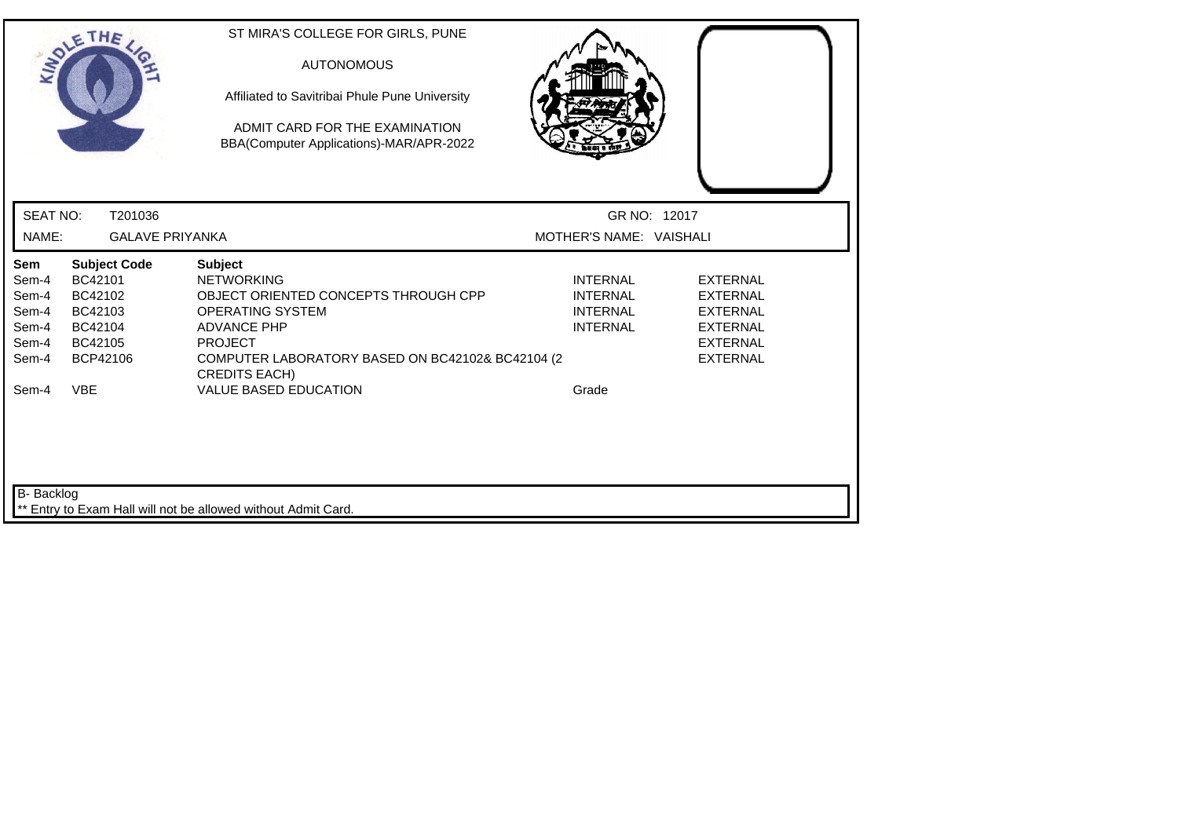ST MIRA'S COLLEGE FOR GIRLS, PUNE

AUTONOMOUS

Affiliated to Savitribai Phule Pune University

ADMIT CARD FOR THE EXAMINATION
BBA(Computer Applications)-MAR/APR-2022

SEAT NO: T201036 GR NO: 12017

NAME: GALAVE PRIYANKA MOTHER'S NAME: VAISHALI

| Sem | Subject Code | Subject | | |
|---|---|---|---|---|
| Sem-4 | BC42101 | NETWORKING | INTERNAL | EXTERNAL |
| Sem-4 | BC42102 | OBJECT ORIENTED CONCEPTS THROUGH CPP | INTERNAL | EXTERNAL |
| Sem-4 | BC42103 | OPERATING SYSTEM | INTERNAL | EXTERNAL |
| Sem-4 | BC42104 | ADVANCE PHP | INTERNAL | EXTERNAL |
| Sem-4 | BC42105 | PROJECT | | EXTERNAL |
| Sem-4 | BCP42106 | COMPUTER LABORATORY BASED ON BC42102& BC42104 (2 CREDITS EACH) | | EXTERNAL |
| Sem-4 | VBE | VALUE BASED EDUCATION | Grade | |

B- Backlog

** Entry to Exam Hall will not be allowed without Admit Card.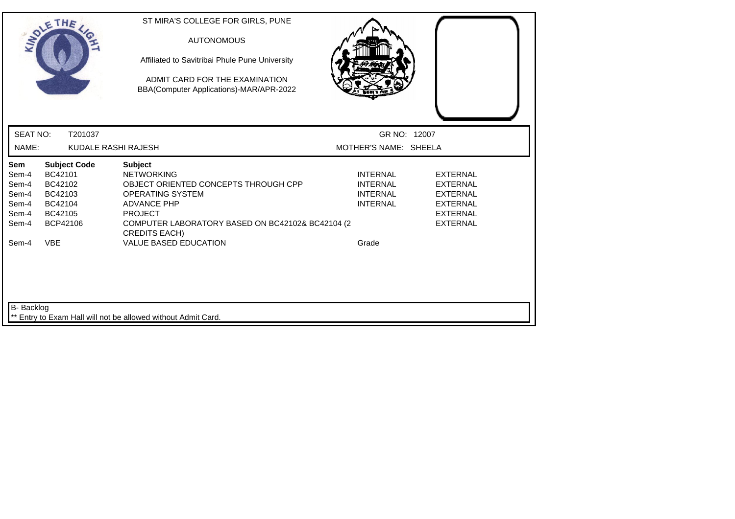ST MIRA'S COLLEGE FOR GIRLS, PUNE

AUTONOMOUS

Affiliated to Savitribai Phule Pune University

ADMIT CARD FOR THE EXAMINATION
BBA(Computer Applications)-MAR/APR-2022

SEAT NO: T201037

GR NO: 12007

NAME: KUDALE RASHI RAJESH

MOTHER'S NAME: SHEELA

| Sem | Subject Code | Subject | | |
|---|---|---|---|---|
| Sem-4 | BC42101 | NETWORKING | INTERNAL | EXTERNAL |
| Sem-4 | BC42102 | OBJECT ORIENTED CONCEPTS THROUGH CPP | INTERNAL | EXTERNAL |
| Sem-4 | BC42103 | OPERATING SYSTEM | INTERNAL | EXTERNAL |
| Sem-4 | BC42104 | ADVANCE PHP | INTERNAL | EXTERNAL |
| Sem-4 | BC42105 | PROJECT | | EXTERNAL |
| Sem-4 | BCP42106 | COMPUTER LABORATORY BASED ON BC42102& BC42104 (2 CREDITS EACH) | | EXTERNAL |
| Sem-4 | VBE | VALUE BASED EDUCATION | Grade | |

B- Backlog

** Entry to Exam Hall will not be allowed without Admit Card.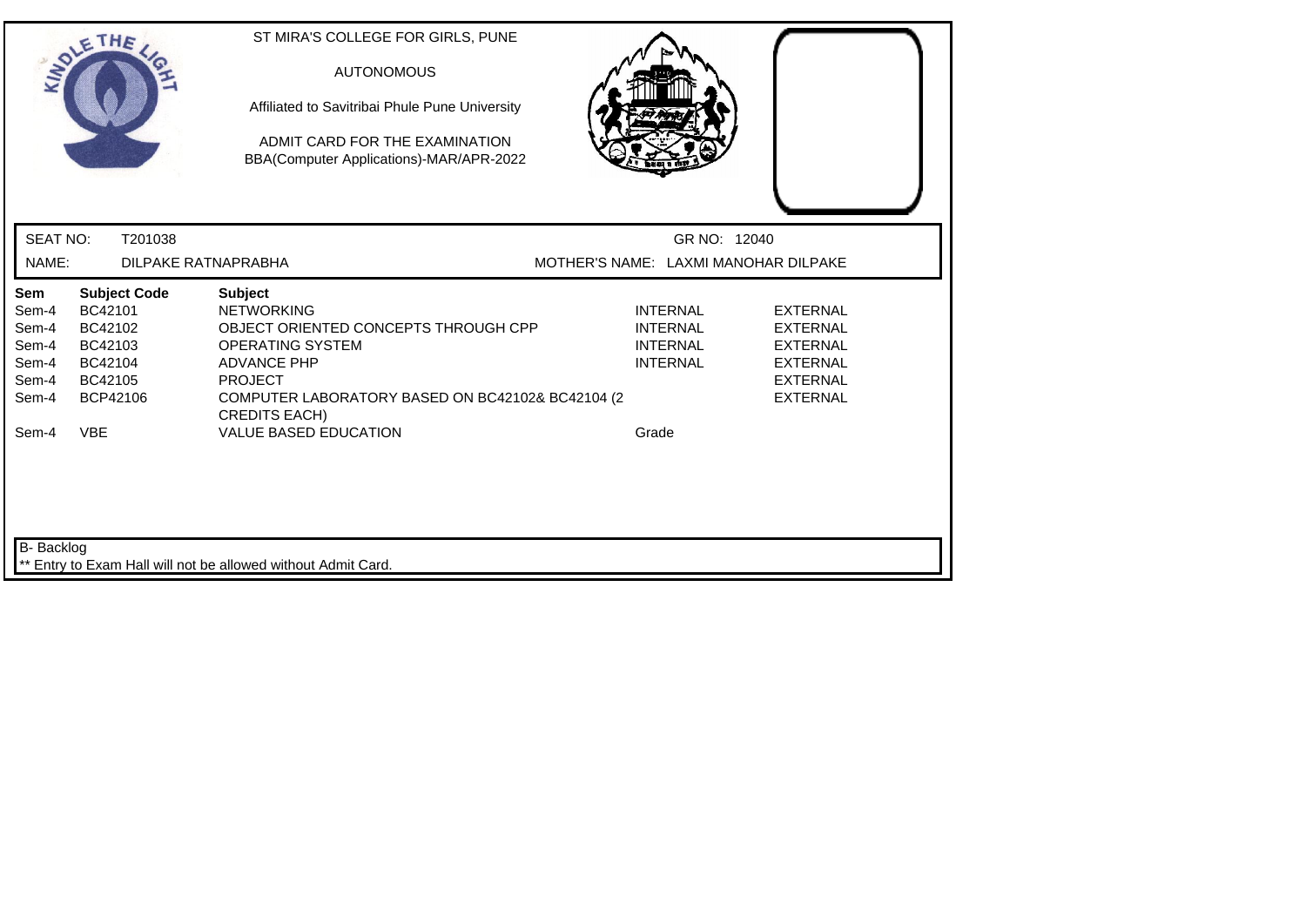ST MIRA'S COLLEGE FOR GIRLS, PUNE

AUTONOMOUS

Affiliated to Savitribai Phule Pune University

ADMIT CARD FOR THE EXAMINATION
BBA(Computer Applications)-MAR/APR-2022

SEAT NO: T201038 GR NO: 12040

NAME: DILPAKE RATNAPRABHA MOTHER'S NAME: LAXMI MANOHAR DILPAKE

| Sem | Subject Code | Subject | | |
|---|---|---|---|---|
| Sem-4 | BC42101 | NETWORKING | INTERNAL | EXTERNAL |
| Sem-4 | BC42102 | OBJECT ORIENTED CONCEPTS THROUGH CPP | INTERNAL | EXTERNAL |
| Sem-4 | BC42103 | OPERATING SYSTEM | INTERNAL | EXTERNAL |
| Sem-4 | BC42104 | ADVANCE PHP | INTERNAL | EXTERNAL |
| Sem-4 | BC42105 | PROJECT | | EXTERNAL |
| Sem-4 | BCP42106 | COMPUTER LABORATORY BASED ON BC42102& BC42104 (2 CREDITS EACH) | | EXTERNAL |
| Sem-4 | VBE | VALUE BASED EDUCATION | Grade | |

B- Backlog

** Entry to Exam Hall will not be allowed without Admit Card.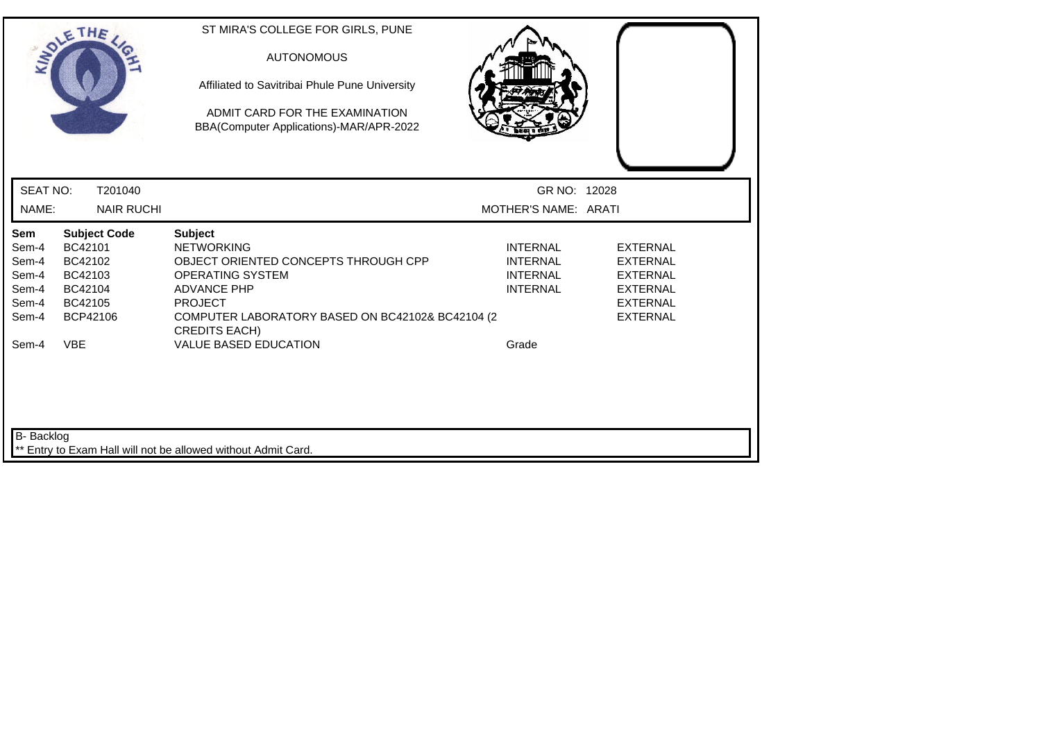ST MIRA'S COLLEGE FOR GIRLS, PUNE

AUTONOMOUS

Affiliated to Savitribai Phule Pune University

ADMIT CARD FOR THE EXAMINATION
BBA(Computer Applications)-MAR/APR-2022

SEAT NO: T201040 GR NO: 12028

NAME: NAIR RUCHI MOTHER'S NAME: ARATI

| Sem | Subject Code | Subject | | |
|---|---|---|---|---|
| Sem-4 | BC42101 | NETWORKING | INTERNAL | EXTERNAL |
| Sem-4 | BC42102 | OBJECT ORIENTED CONCEPTS THROUGH CPP | INTERNAL | EXTERNAL |
| Sem-4 | BC42103 | OPERATING SYSTEM | INTERNAL | EXTERNAL |
| Sem-4 | BC42104 | ADVANCE PHP | INTERNAL | EXTERNAL |
| Sem-4 | BC42105 | PROJECT | | EXTERNAL |
| Sem-4 | BCP42106 | COMPUTER LABORATORY BASED ON BC42102& BC42104 (2 CREDITS EACH) | | EXTERNAL |
| Sem-4 | VBE | VALUE BASED EDUCATION | Grade | |

B- Backlog

** Entry to Exam Hall will not be allowed without Admit Card.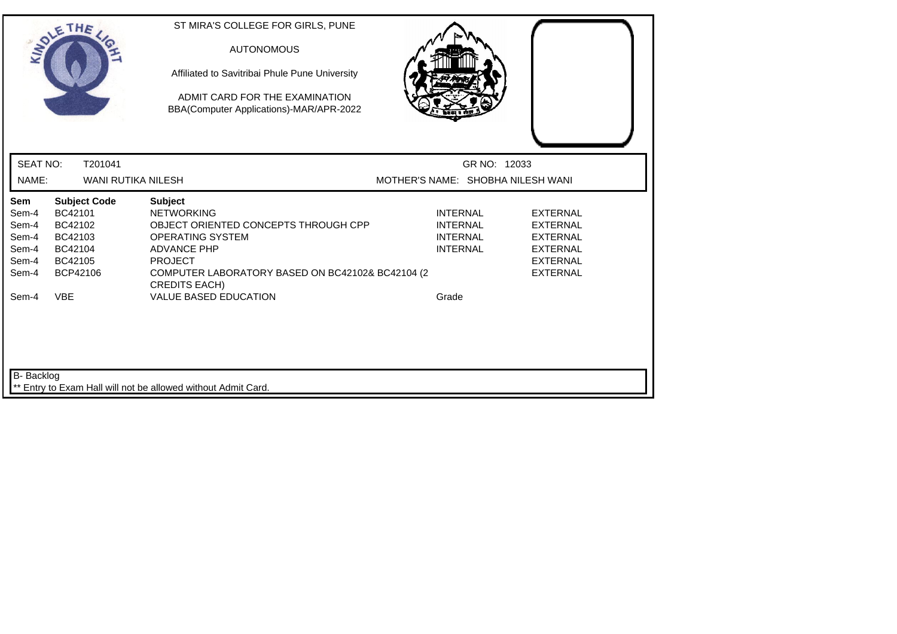ST MIRA'S COLLEGE FOR GIRLS, PUNE

AUTONOMOUS

Affiliated to Savitribai Phule Pune University

ADMIT CARD FOR THE EXAMINATION
BBA(Computer Applications)-MAR/APR-2022

SEAT NO: T201041 GR NO: 12033

NAME: WANI RUTIKA NILESH MOTHER'S NAME: SHOBHA NILESH WANI

| Sem | Subject Code | Subject | | |
|---|---|---|---|---|
| Sem-4 | BC42101 | NETWORKING | INTERNAL | EXTERNAL |
| Sem-4 | BC42102 | OBJECT ORIENTED CONCEPTS THROUGH CPP | INTERNAL | EXTERNAL |
| Sem-4 | BC42103 | OPERATING SYSTEM | INTERNAL | EXTERNAL |
| Sem-4 | BC42104 | ADVANCE PHP | INTERNAL | EXTERNAL |
| Sem-4 | BC42105 | PROJECT | | EXTERNAL |
| Sem-4 | BCP42106 | COMPUTER LABORATORY BASED ON BC42102& BC42104 (2 CREDITS EACH) | | EXTERNAL |
| Sem-4 | VBE | VALUE BASED EDUCATION | Grade | |

B- Backlog

** Entry to Exam Hall will not be allowed without Admit Card.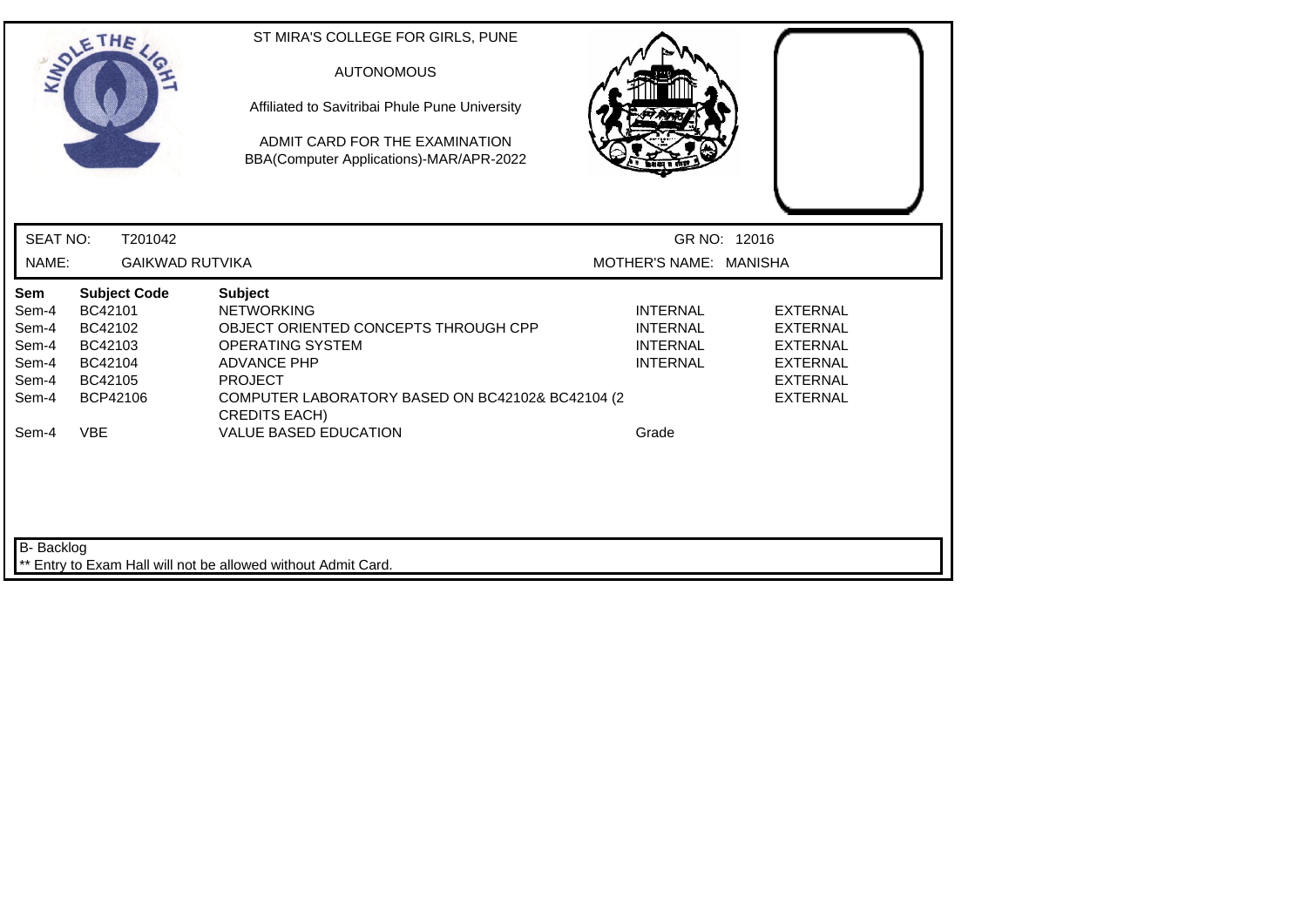ST MIRA'S COLLEGE FOR GIRLS, PUNE

AUTONOMOUS

Affiliated to Savitribai Phule Pune University

ADMIT CARD FOR THE EXAMINATION
BBA(Computer Applications)-MAR/APR-2022

SEAT NO: T201042 GR NO: 12016

NAME: GAIKWAD RUTVIKA MOTHER'S NAME: MANISHA

| Sem | Subject Code | Subject | | |
|---|---|---|---|---|
| Sem-4 | BC42101 | NETWORKING | INTERNAL | EXTERNAL |
| Sem-4 | BC42102 | OBJECT ORIENTED CONCEPTS THROUGH CPP | INTERNAL | EXTERNAL |
| Sem-4 | BC42103 | OPERATING SYSTEM | INTERNAL | EXTERNAL |
| Sem-4 | BC42104 | ADVANCE PHP | INTERNAL | EXTERNAL |
| Sem-4 | BC42105 | PROJECT | | EXTERNAL |
| Sem-4 | BCP42106 | COMPUTER LABORATORY BASED ON BC42102& BC42104 (2 CREDITS EACH) | | EXTERNAL |
| Sem-4 | VBE | VALUE BASED EDUCATION | Grade | |

B- Backlog

** Entry to Exam Hall will not be allowed without Admit Card.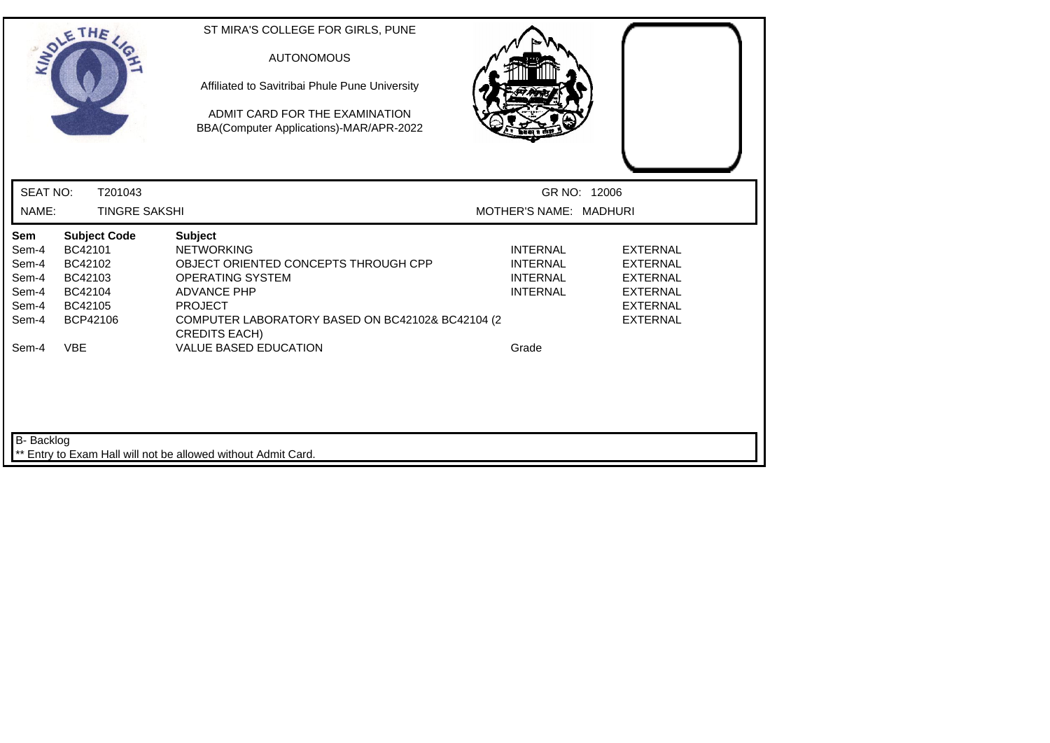ST MIRA'S COLLEGE FOR GIRLS, PUNE

AUTONOMOUS

Affiliated to Savitribai Phule Pune University

ADMIT CARD FOR THE EXAMINATION
BBA(Computer Applications)-MAR/APR-2022

SEAT NO: T201043 GR NO: 12006

NAME: TINGRE SAKSHI MOTHER'S NAME: MADHURI

| Sem | Subject Code | Subject | | |
|---|---|---|---|---|
| Sem-4 | BC42101 | NETWORKING | INTERNAL | EXTERNAL |
| Sem-4 | BC42102 | OBJECT ORIENTED CONCEPTS THROUGH CPP | INTERNAL | EXTERNAL |
| Sem-4 | BC42103 | OPERATING SYSTEM | INTERNAL | EXTERNAL |
| Sem-4 | BC42104 | ADVANCE PHP | INTERNAL | EXTERNAL |
| Sem-4 | BC42105 | PROJECT | | EXTERNAL |
| Sem-4 | BCP42106 | COMPUTER LABORATORY BASED ON BC42102& BC42104 (2 CREDITS EACH) | | EXTERNAL |
| Sem-4 | VBE | VALUE BASED EDUCATION | Grade | |

B- Backlog

** Entry to Exam Hall will not be allowed without Admit Card.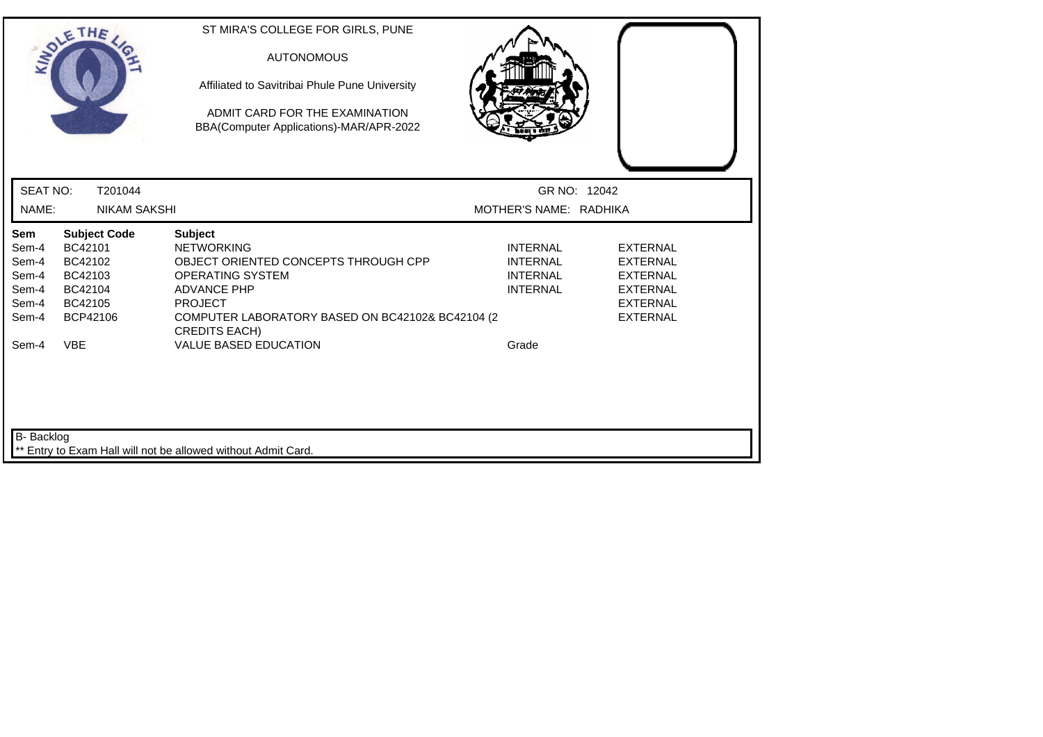ST MIRA'S COLLEGE FOR GIRLS, PUNE

AUTONOMOUS

Affiliated to Savitribai Phule Pune University

ADMIT CARD FOR THE EXAMINATION
BBA(Computer Applications)-MAR/APR-2022

SEAT NO: T201044 GR NO: 12042

NAME: NIKAM SAKSHI MOTHER'S NAME: RADHIKA

| Sem | Subject Code | Subject | | |
|---|---|---|---|---|
| Sem-4 | BC42101 | NETWORKING | INTERNAL | EXTERNAL |
| Sem-4 | BC42102 | OBJECT ORIENTED CONCEPTS THROUGH CPP | INTERNAL | EXTERNAL |
| Sem-4 | BC42103 | OPERATING SYSTEM | INTERNAL | EXTERNAL |
| Sem-4 | BC42104 | ADVANCE PHP | INTERNAL | EXTERNAL |
| Sem-4 | BC42105 | PROJECT | | EXTERNAL |
| Sem-4 | BCP42106 | COMPUTER LABORATORY BASED ON BC42102& BC42104 (2 CREDITS EACH) | | EXTERNAL |
| Sem-4 | VBE | VALUE BASED EDUCATION | Grade | |

B- Backlog

** Entry to Exam Hall will not be allowed without Admit Card.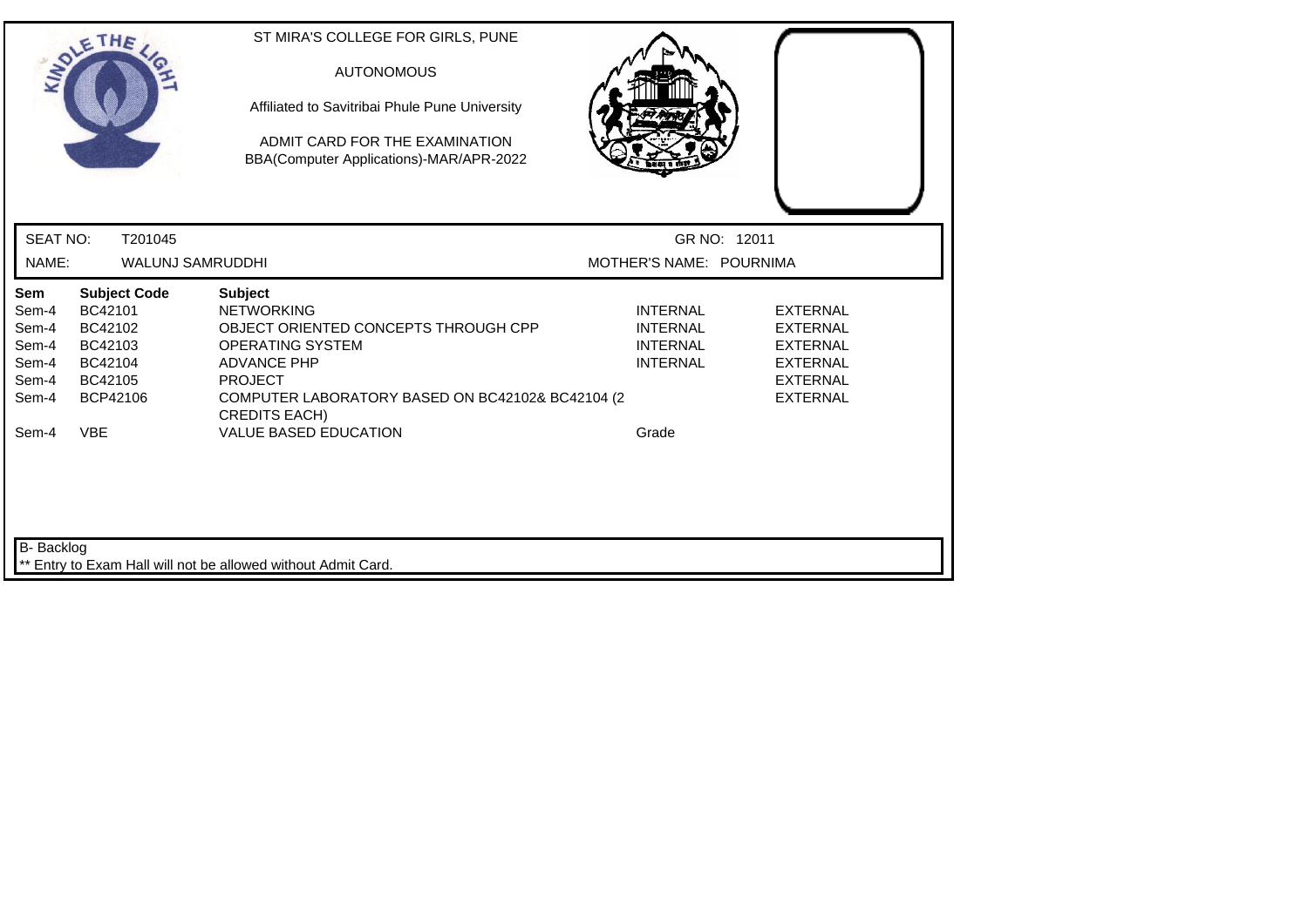ST MIRA'S COLLEGE FOR GIRLS, PUNE

AUTONOMOUS

Affiliated to Savitribai Phule Pune University

ADMIT CARD FOR THE EXAMINATION
BBA(Computer Applications)-MAR/APR-2022

SEAT NO: T201045 GR NO: 12011

NAME: WALUNJ SAMRUDDHI MOTHER'S NAME: POURNIMA

| Sem | Subject Code | Subject | | |
|---|---|---|---|---|
| Sem-4 | BC42101 | NETWORKING | INTERNAL | EXTERNAL |
| Sem-4 | BC42102 | OBJECT ORIENTED CONCEPTS THROUGH CPP | INTERNAL | EXTERNAL |
| Sem-4 | BC42103 | OPERATING SYSTEM | INTERNAL | EXTERNAL |
| Sem-4 | BC42104 | ADVANCE PHP | INTERNAL | EXTERNAL |
| Sem-4 | BC42105 | PROJECT | | EXTERNAL |
| Sem-4 | BCP42106 | COMPUTER LABORATORY BASED ON BC42102& BC42104 (2 CREDITS EACH) | | EXTERNAL |
| Sem-4 | VBE | VALUE BASED EDUCATION | Grade | |

B- Backlog

** Entry to Exam Hall will not be allowed without Admit Card.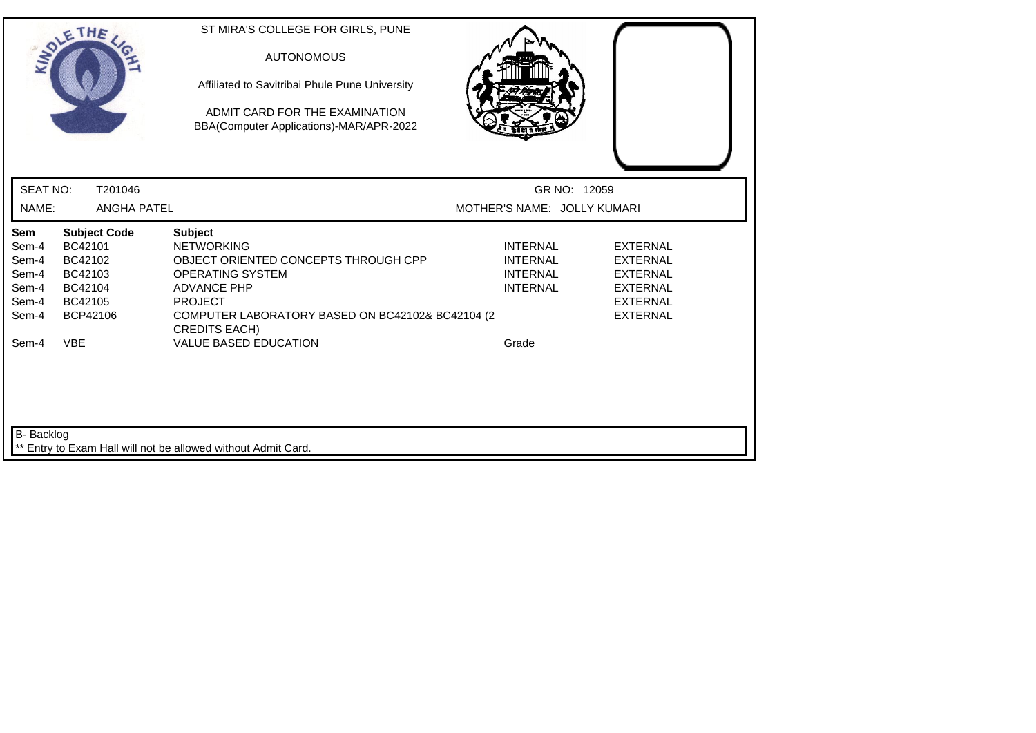ST MIRA'S COLLEGE FOR GIRLS, PUNE

AUTONOMOUS

Affiliated to Savitribai Phule Pune University

ADMIT CARD FOR THE EXAMINATION
BBA(Computer Applications)-MAR/APR-2022

| SEAT NO: | T201046 | GR NO: | 12059 |
|---|---|---|---|
| NAME: | ANGHA PATEL | MOTHER'S NAME: | JOLLY KUMARI |

| Sem | Subject Code | Subject | | |
|---|---|---|---|---|
| Sem-4 | BC42101 | NETWORKING | INTERNAL | EXTERNAL |
| Sem-4 | BC42102 | OBJECT ORIENTED CONCEPTS THROUGH CPP | INTERNAL | EXTERNAL |
| Sem-4 | BC42103 | OPERATING SYSTEM | INTERNAL | EXTERNAL |
| Sem-4 | BC42104 | ADVANCE PHP | INTERNAL | EXTERNAL |
| Sem-4 | BC42105 | PROJECT | | EXTERNAL |
| Sem-4 | BCP42106 | COMPUTER LABORATORY BASED ON BC42102& BC42104 (2 CREDITS EACH) | | EXTERNAL |
| Sem-4 | VBE | VALUE BASED EDUCATION | Grade | |

B- Backlog

** Entry to Exam Hall will not be allowed without Admit Card.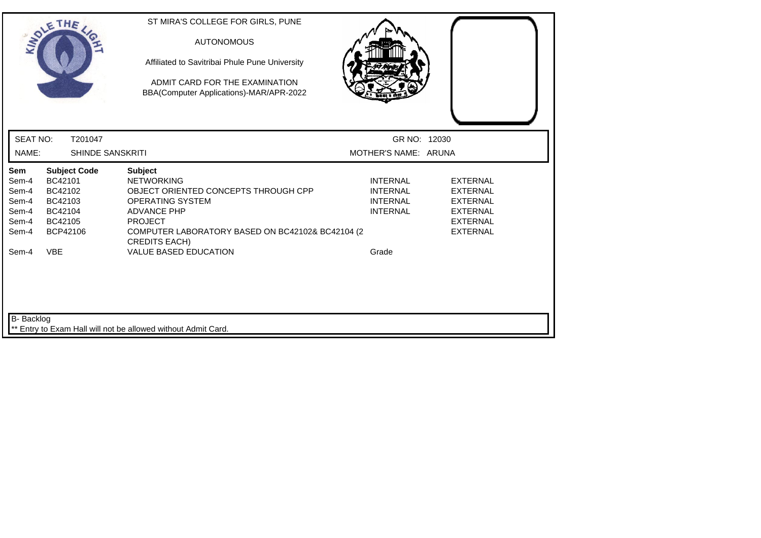ST MIRA'S COLLEGE FOR GIRLS, PUNE

AUTONOMOUS

Affiliated to Savitribai Phule Pune University

ADMIT CARD FOR THE EXAMINATION
BBA(Computer Applications)-MAR/APR-2022

SEAT NO: T201047 GR NO: 12030

NAME: SHINDE SANSKRITI MOTHER'S NAME: ARUNA

| Sem | Subject Code | Subject | | |
|---|---|---|---|---|
| Sem-4 | BC42101 | NETWORKING | INTERNAL | EXTERNAL |
| Sem-4 | BC42102 | OBJECT ORIENTED CONCEPTS THROUGH CPP | INTERNAL | EXTERNAL |
| Sem-4 | BC42103 | OPERATING SYSTEM | INTERNAL | EXTERNAL |
| Sem-4 | BC42104 | ADVANCE PHP | INTERNAL | EXTERNAL |
| Sem-4 | BC42105 | PROJECT | | EXTERNAL |
| Sem-4 | BCP42106 | COMPUTER LABORATORY BASED ON BC42102& BC42104 (2 CREDITS EACH) | | EXTERNAL |
| Sem-4 | VBE | VALUE BASED EDUCATION | Grade | |

B- Backlog

** Entry to Exam Hall will not be allowed without Admit Card.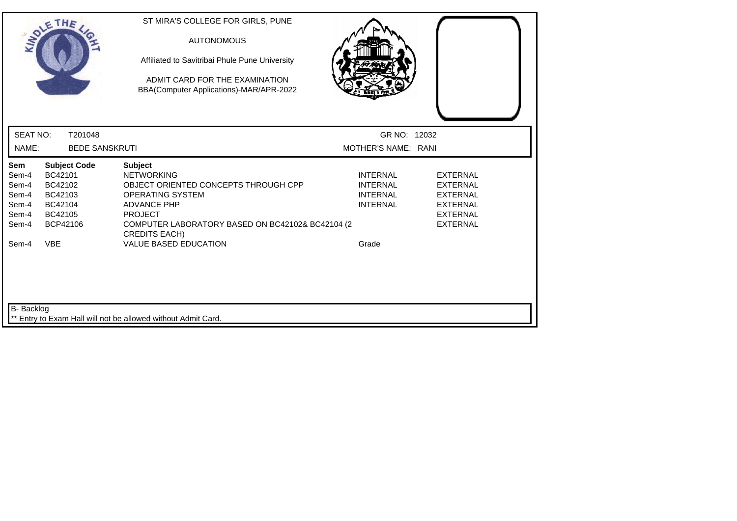ST MIRA'S COLLEGE FOR GIRLS, PUNE

AUTONOMOUS

Affiliated to Savitribai Phule Pune University

ADMIT CARD FOR THE EXAMINATION
BBA(Computer Applications)-MAR/APR-2022

SEAT NO: T201048 GR NO: 12032

NAME: BEDE SANSKRUTI MOTHER'S NAME: RANI

| Sem | Subject Code | Subject | | |
|---|---|---|---|---|
| Sem-4 | BC42101 | NETWORKING | INTERNAL | EXTERNAL |
| Sem-4 | BC42102 | OBJECT ORIENTED CONCEPTS THROUGH CPP | INTERNAL | EXTERNAL |
| Sem-4 | BC42103 | OPERATING SYSTEM | INTERNAL | EXTERNAL |
| Sem-4 | BC42104 | ADVANCE PHP | INTERNAL | EXTERNAL |
| Sem-4 | BC42105 | PROJECT | | EXTERNAL |
| Sem-4 | BCP42106 | COMPUTER LABORATORY BASED ON BC42102& BC42104 (2 CREDITS EACH) | | EXTERNAL |
| Sem-4 | VBE | VALUE BASED EDUCATION | Grade | |

B- Backlog

** Entry to Exam Hall will not be allowed without Admit Card.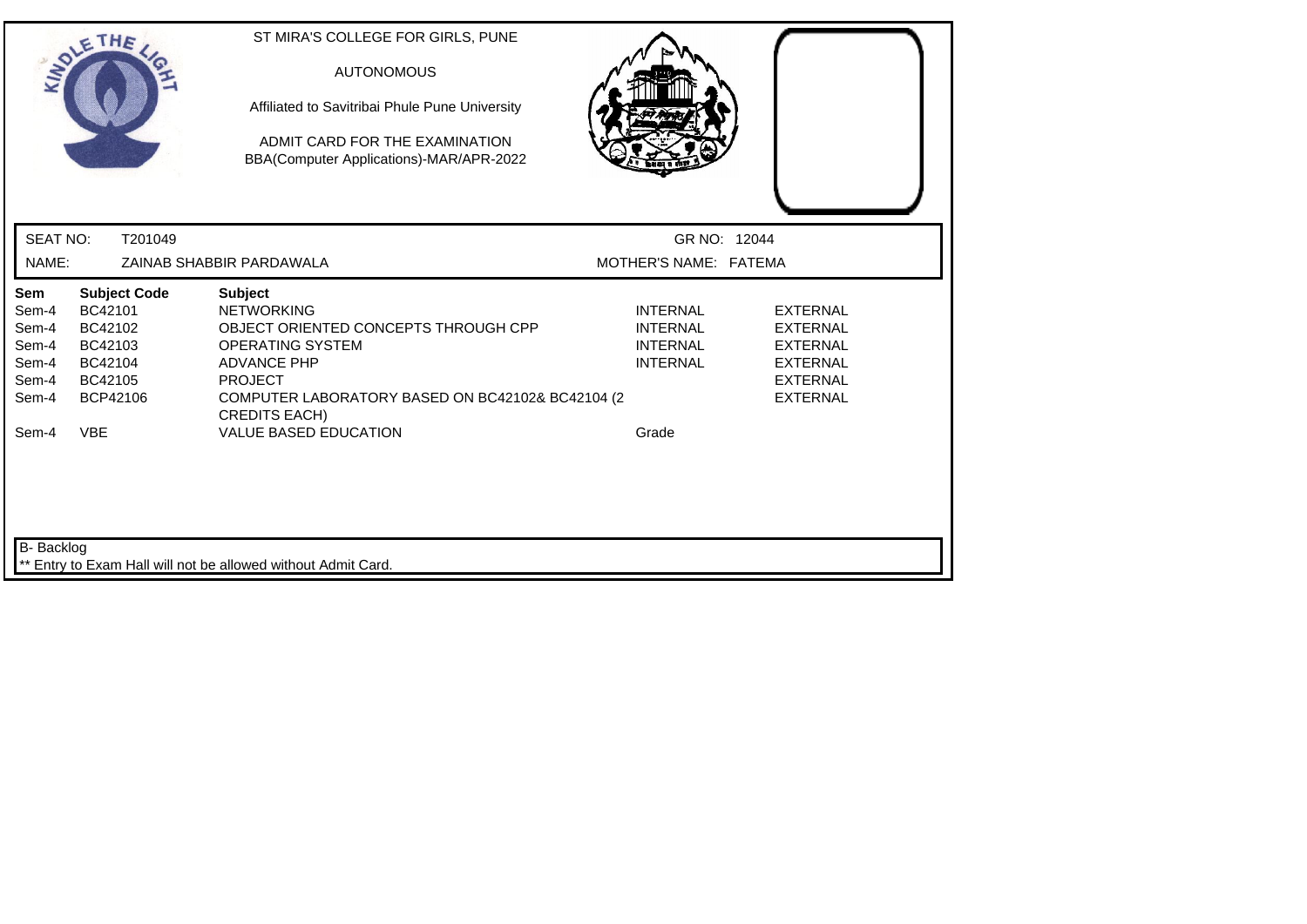ST MIRA'S COLLEGE FOR GIRLS, PUNE

AUTONOMOUS

Affiliated to Savitribai Phule Pune University

ADMIT CARD FOR THE EXAMINATION
BBA(Computer Applications)-MAR/APR-2022

SEAT NO: T201049 GR NO: 12044

NAME: ZAINAB SHABBIR PARDAWALA MOTHER'S NAME: FATEMA

| Sem | Subject Code | Subject | | |
|---|---|---|---|---|
| Sem-4 | BC42101 | NETWORKING | INTERNAL | EXTERNAL |
| Sem-4 | BC42102 | OBJECT ORIENTED CONCEPTS THROUGH CPP | INTERNAL | EXTERNAL |
| Sem-4 | BC42103 | OPERATING SYSTEM | INTERNAL | EXTERNAL |
| Sem-4 | BC42104 | ADVANCE PHP | INTERNAL | EXTERNAL |
| Sem-4 | BC42105 | PROJECT | | EXTERNAL |
| Sem-4 | BCP42106 | COMPUTER LABORATORY BASED ON BC42102& BC42104 (2 CREDITS EACH) | | EXTERNAL |
| Sem-4 | VBE | VALUE BASED EDUCATION | Grade | |

B- Backlog

** Entry to Exam Hall will not be allowed without Admit Card.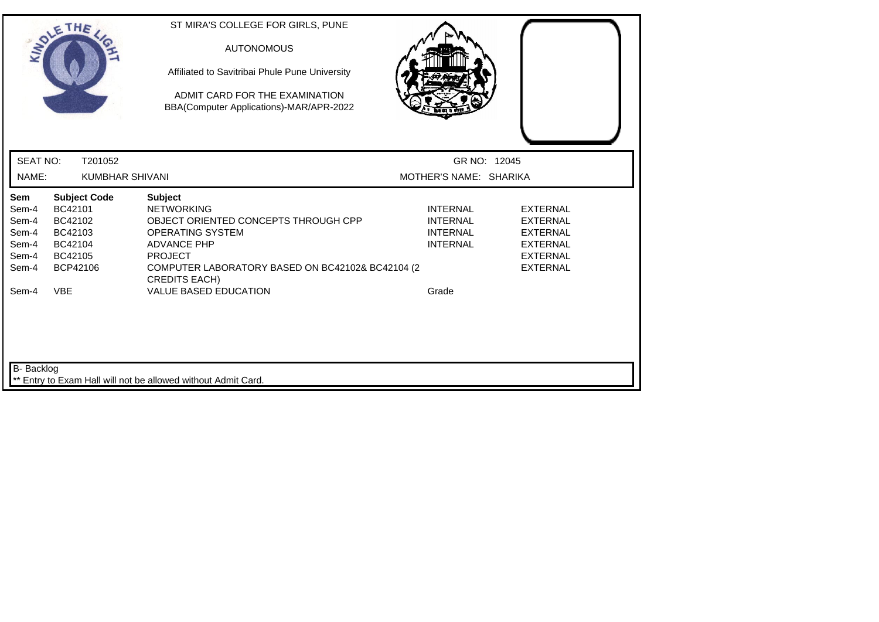ST MIRA'S COLLEGE FOR GIRLS, PUNE

AUTONOMOUS

Affiliated to Savitribai Phule Pune University

ADMIT CARD FOR THE EXAMINATION
BBA(Computer Applications)-MAR/APR-2022

SEAT NO: T201052 | GR NO: 12045

NAME: KUMBHAR SHIVANI | MOTHER'S NAME: SHARIKA

| Sem | Subject Code | Subject | | |
|---|---|---|---|---|
| Sem-4 | BC42101 | NETWORKING | INTERNAL | EXTERNAL |
| Sem-4 | BC42102 | OBJECT ORIENTED CONCEPTS THROUGH CPP | INTERNAL | EXTERNAL |
| Sem-4 | BC42103 | OPERATING SYSTEM | INTERNAL | EXTERNAL |
| Sem-4 | BC42104 | ADVANCE PHP | INTERNAL | EXTERNAL |
| Sem-4 | BC42105 | PROJECT | | EXTERNAL |
| Sem-4 | BCP42106 | COMPUTER LABORATORY BASED ON BC42102& BC42104 (2 CREDITS EACH) | | EXTERNAL |
| Sem-4 | VBE | VALUE BASED EDUCATION | Grade | |

B- Backlog

** Entry to Exam Hall will not be allowed without Admit Card.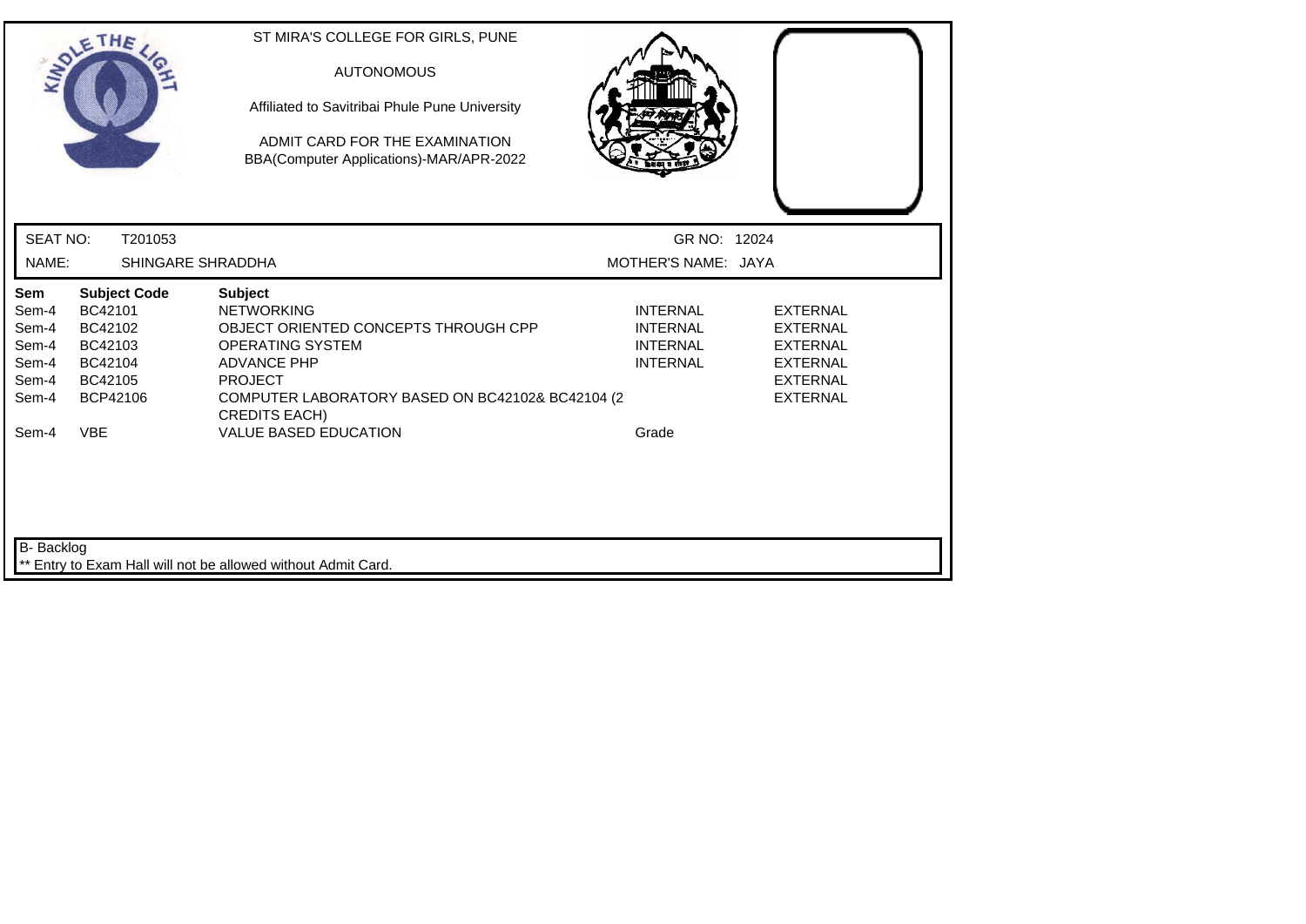ST MIRA'S COLLEGE FOR GIRLS, PUNE

AUTONOMOUS

Affiliated to Savitribai Phule Pune University

ADMIT CARD FOR THE EXAMINATION
BBA(Computer Applications)-MAR/APR-2022

| SEAT NO: | T201053 | GR NO: | 12024 |
|---|---|---|---|
| NAME: | SHINGARE SHRADDHA | MOTHER'S NAME: | JAYA |

| Sem | Subject Code | Subject | | |
|---|---|---|---|---|
| Sem-4 | BC42101 | NETWORKING | INTERNAL | EXTERNAL |
| Sem-4 | BC42102 | OBJECT ORIENTED CONCEPTS THROUGH CPP | INTERNAL | EXTERNAL |
| Sem-4 | BC42103 | OPERATING SYSTEM | INTERNAL | EXTERNAL |
| Sem-4 | BC42104 | ADVANCE PHP | INTERNAL | EXTERNAL |
| Sem-4 | BC42105 | PROJECT | | EXTERNAL |
| Sem-4 | BCP42106 | COMPUTER LABORATORY BASED ON BC42102& BC42104 (2 CREDITS EACH) | | EXTERNAL |
| Sem-4 | VBE | VALUE BASED EDUCATION | Grade | |

B- Backlog

** Entry to Exam Hall will not be allowed without Admit Card.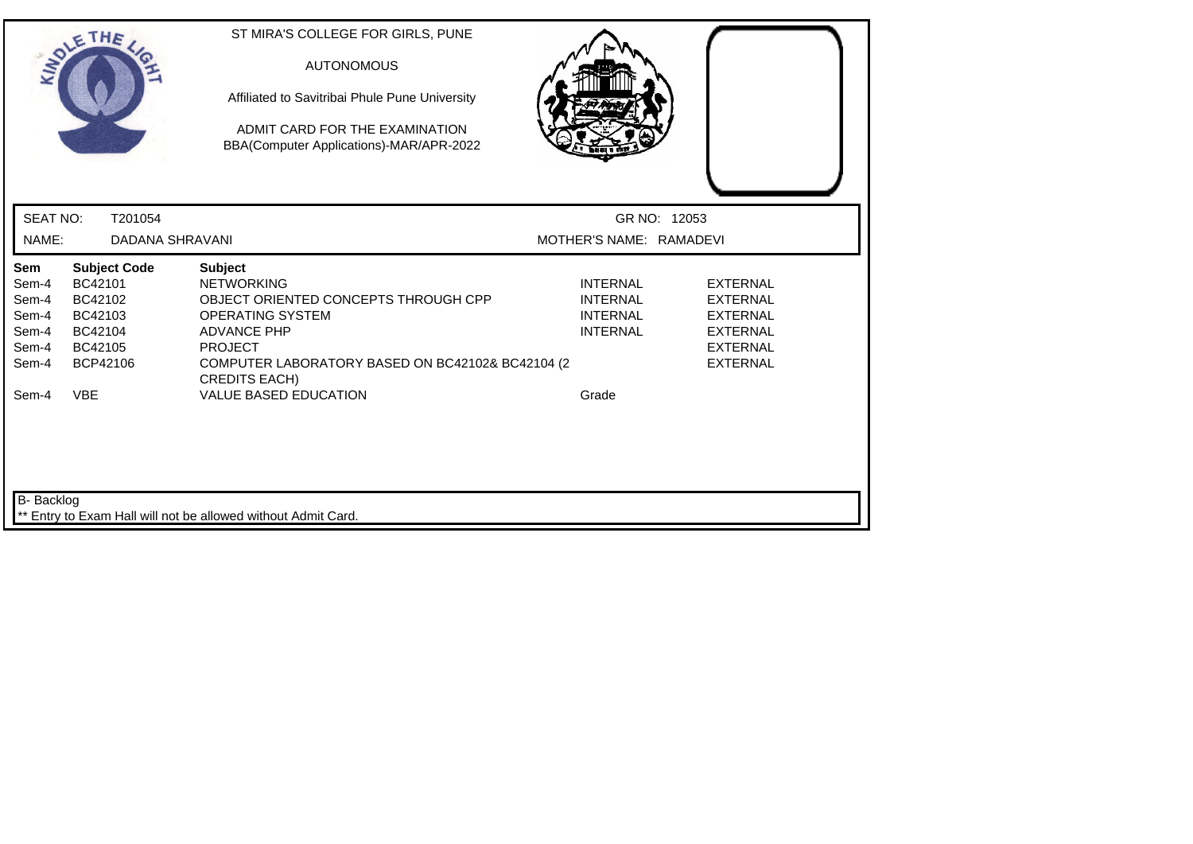ST MIRA'S COLLEGE FOR GIRLS, PUNE

AUTONOMOUS

Affiliated to Savitribai Phule Pune University

ADMIT CARD FOR THE EXAMINATION
BBA(Computer Applications)-MAR/APR-2022

SEAT NO: T201054 GR NO: 12053

NAME: DADANA SHRAVANI MOTHER'S NAME: RAMADEVI

| Sem | Subject Code | Subject | | |
|---|---|---|---|---|
| Sem-4 | BC42101 | NETWORKING | INTERNAL | EXTERNAL |
| Sem-4 | BC42102 | OBJECT ORIENTED CONCEPTS THROUGH CPP | INTERNAL | EXTERNAL |
| Sem-4 | BC42103 | OPERATING SYSTEM | INTERNAL | EXTERNAL |
| Sem-4 | BC42104 | ADVANCE PHP | INTERNAL | EXTERNAL |
| Sem-4 | BC42105 | PROJECT | | EXTERNAL |
| Sem-4 | BCP42106 | COMPUTER LABORATORY BASED ON BC42102& BC42104 (2 CREDITS EACH) | | EXTERNAL |
| Sem-4 | VBE | VALUE BASED EDUCATION | Grade | |

B- Backlog

** Entry to Exam Hall will not be allowed without Admit Card.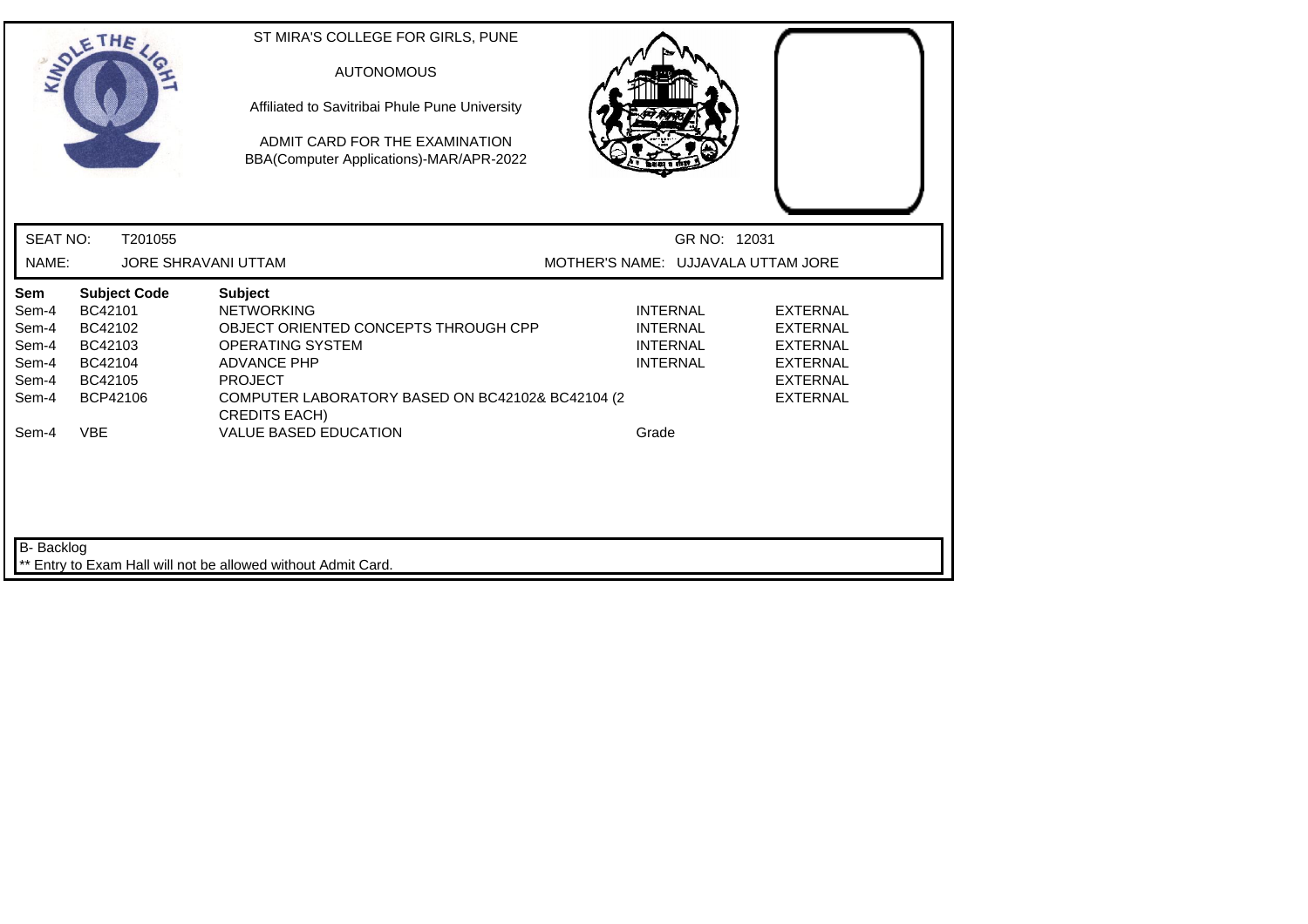ST MIRA'S COLLEGE FOR GIRLS, PUNE

AUTONOMOUS

Affiliated to Savitribai Phule Pune University

ADMIT CARD FOR THE EXAMINATION
BBA(Computer Applications)-MAR/APR-2022

SEAT NO: T201055 GR NO: 12031

NAME: JORE SHRAVANI UTTAM MOTHER'S NAME: UJJAVALA UTTAM JORE

| Sem | Subject Code | Subject | | |
|---|---|---|---|---|
| Sem-4 | BC42101 | NETWORKING | INTERNAL | EXTERNAL |
| Sem-4 | BC42102 | OBJECT ORIENTED CONCEPTS THROUGH CPP | INTERNAL | EXTERNAL |
| Sem-4 | BC42103 | OPERATING SYSTEM | INTERNAL | EXTERNAL |
| Sem-4 | BC42104 | ADVANCE PHP | INTERNAL | EXTERNAL |
| Sem-4 | BC42105 | PROJECT | | EXTERNAL |
| Sem-4 | BCP42106 | COMPUTER LABORATORY BASED ON BC42102& BC42104 (2 CREDITS EACH) | | EXTERNAL |
| Sem-4 | VBE | VALUE BASED EDUCATION | Grade | |

B- Backlog

** Entry to Exam Hall will not be allowed without Admit Card.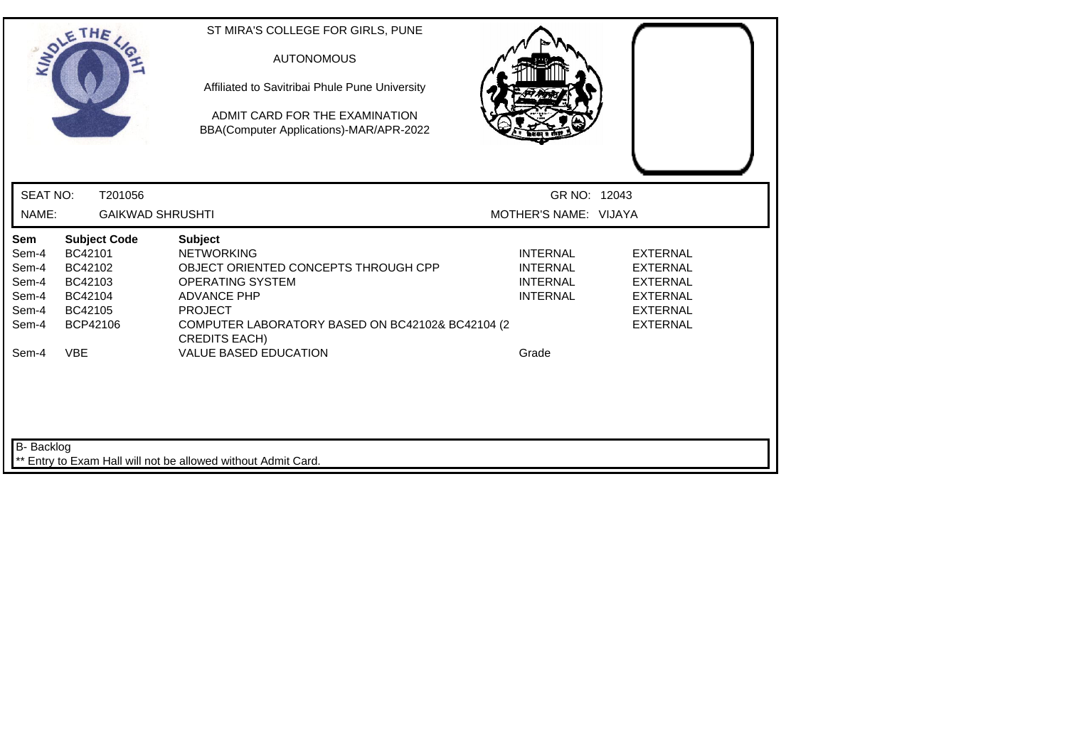ST MIRA'S COLLEGE FOR GIRLS, PUNE

AUTONOMOUS

Affiliated to Savitribai Phule Pune University

ADMIT CARD FOR THE EXAMINATION
BBA(Computer Applications)-MAR/APR-2022

SEAT NO: T201056 GR NO: 12043

NAME: GAIKWAD SHRUSHTI MOTHER'S NAME: VIJAYA

| Sem | Subject Code | Subject | | |
|---|---|---|---|---|
| Sem-4 | BC42101 | NETWORKING | INTERNAL | EXTERNAL |
| Sem-4 | BC42102 | OBJECT ORIENTED CONCEPTS THROUGH CPP | INTERNAL | EXTERNAL |
| Sem-4 | BC42103 | OPERATING SYSTEM | INTERNAL | EXTERNAL |
| Sem-4 | BC42104 | ADVANCE PHP | INTERNAL | EXTERNAL |
| Sem-4 | BC42105 | PROJECT | | EXTERNAL |
| Sem-4 | BCP42106 | COMPUTER LABORATORY BASED ON BC42102& BC42104 (2 CREDITS EACH) | | EXTERNAL |
| Sem-4 | VBE | VALUE BASED EDUCATION | Grade | |

B- Backlog

** Entry to Exam Hall will not be allowed without Admit Card.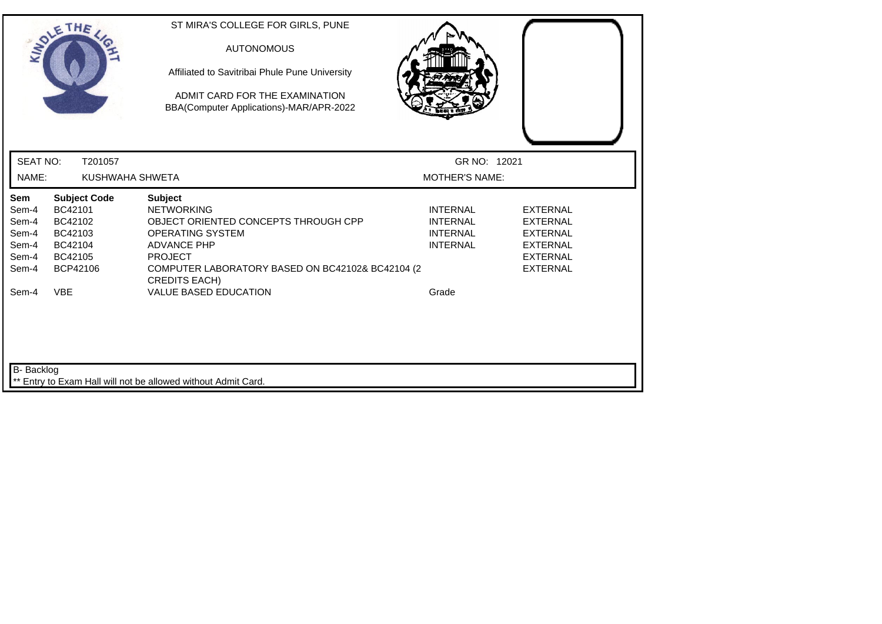ST MIRA'S COLLEGE FOR GIRLS, PUNE

AUTONOMOUS

Affiliated to Savitribai Phule Pune University

ADMIT CARD FOR THE EXAMINATION
BBA(Computer Applications)-MAR/APR-2022

SEAT NO: T201057 GR NO: 12021

NAME: KUSHWAHA SHWETA MOTHER'S NAME:

| Sem | Subject Code | Subject | | |
|---|---|---|---|---|
| Sem-4 | BC42101 | NETWORKING | INTERNAL | EXTERNAL |
| Sem-4 | BC42102 | OBJECT ORIENTED CONCEPTS THROUGH CPP | INTERNAL | EXTERNAL |
| Sem-4 | BC42103 | OPERATING SYSTEM | INTERNAL | EXTERNAL |
| Sem-4 | BC42104 | ADVANCE PHP | INTERNAL | EXTERNAL |
| Sem-4 | BC42105 | PROJECT | | EXTERNAL |
| Sem-4 | BCP42106 | COMPUTER LABORATORY BASED ON BC42102& BC42104 (2 CREDITS EACH) | | EXTERNAL |
| Sem-4 | VBE | VALUE BASED EDUCATION | Grade | |

B- Backlog

** Entry to Exam Hall will not be allowed without Admit Card.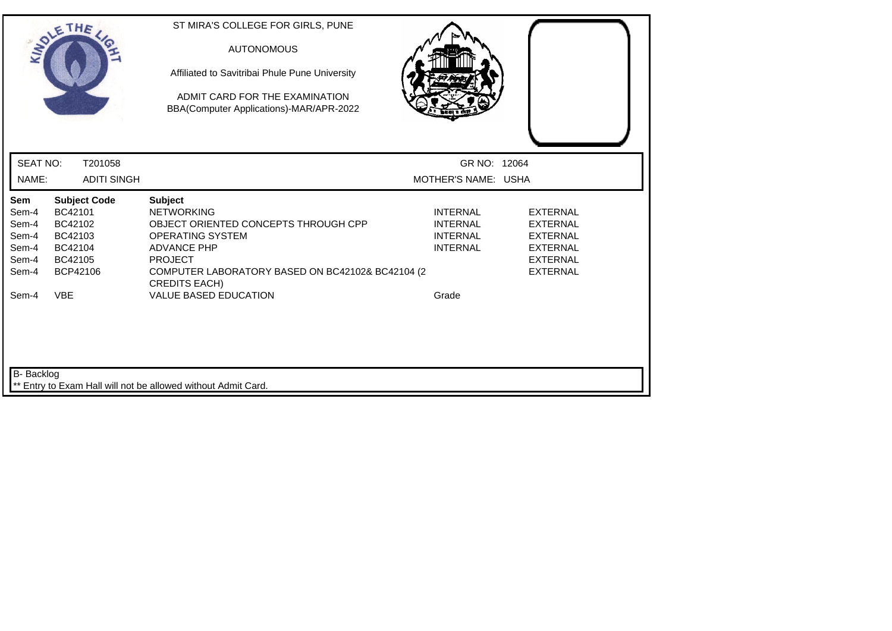ST MIRA'S COLLEGE FOR GIRLS, PUNE

AUTONOMOUS

Affiliated to Savitribai Phule Pune University

ADMIT CARD FOR THE EXAMINATION
BBA(Computer Applications)-MAR/APR-2022

| SEAT NO: | T201058 | GR NO: | 12064 |
|---|---|---|---|
| NAME: | ADITI SINGH | MOTHER'S NAME: | USHA |

| Sem | Subject Code | Subject | | |
|---|---|---|---|---|
| Sem-4 | BC42101 | NETWORKING | INTERNAL | EXTERNAL |
| Sem-4 | BC42102 | OBJECT ORIENTED CONCEPTS THROUGH CPP | INTERNAL | EXTERNAL |
| Sem-4 | BC42103 | OPERATING SYSTEM | INTERNAL | EXTERNAL |
| Sem-4 | BC42104 | ADVANCE PHP | INTERNAL | EXTERNAL |
| Sem-4 | BC42105 | PROJECT | | EXTERNAL |
| Sem-4 | BCP42106 | COMPUTER LABORATORY BASED ON BC42102& BC42104 (2 CREDITS EACH) | | EXTERNAL |
| Sem-4 | VBE | VALUE BASED EDUCATION | Grade | |

B- Backlog

** Entry to Exam Hall will not be allowed without Admit Card.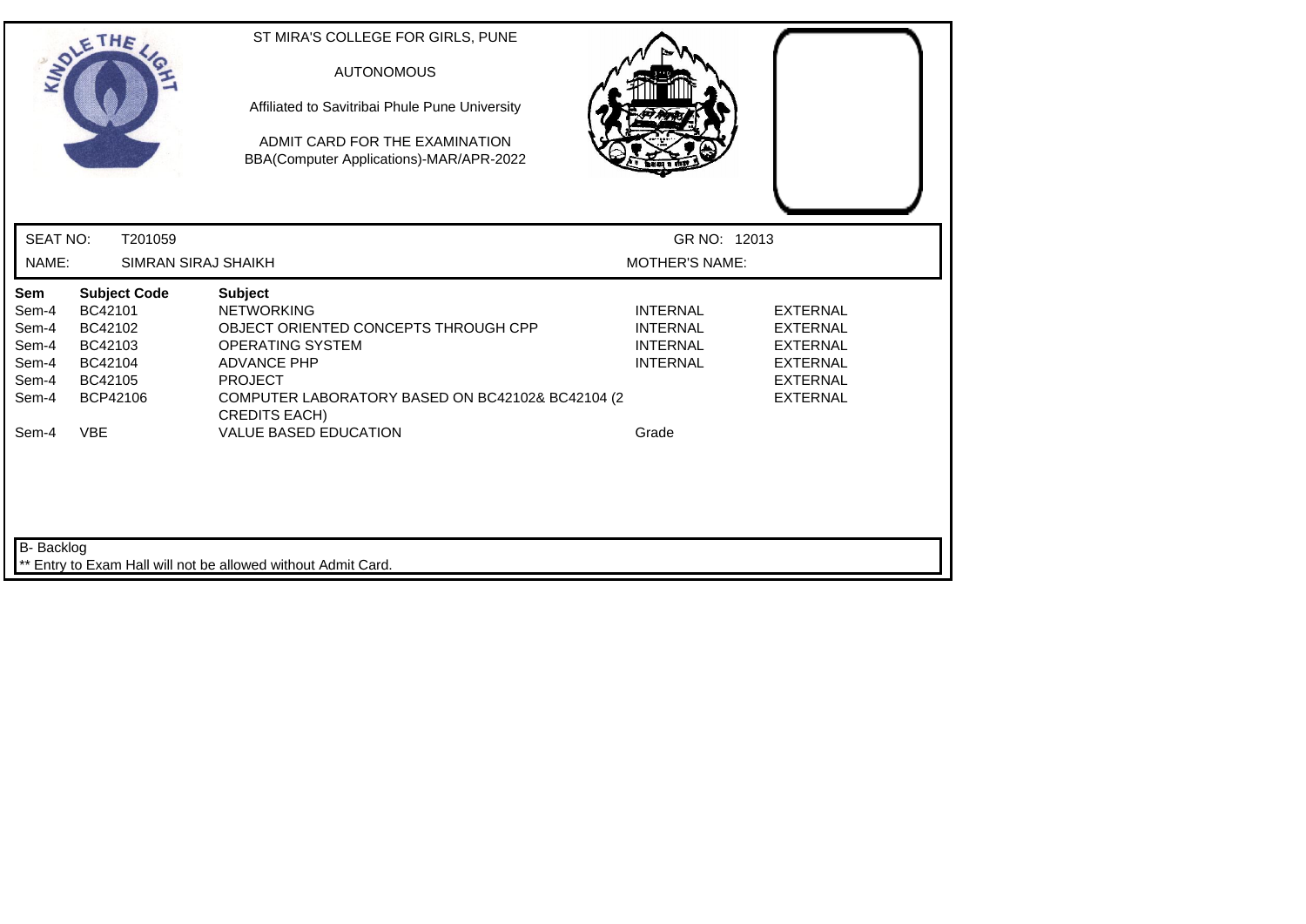ST MIRA'S COLLEGE FOR GIRLS, PUNE

AUTONOMOUS

Affiliated to Savitribai Phule Pune University

ADMIT CARD FOR THE EXAMINATION
BBA(Computer Applications)-MAR/APR-2022

| SEAT NO: | T201059 | GR NO: 12013 |
|---|---|---|
| NAME: | SIMRAN SIRAJ SHAIKH | MOTHER'S NAME: |

| Sem | Subject Code | Subject | | |
|---|---|---|---|---|
| Sem-4 | BC42101 | NETWORKING | INTERNAL | EXTERNAL |
| Sem-4 | BC42102 | OBJECT ORIENTED CONCEPTS THROUGH CPP | INTERNAL | EXTERNAL |
| Sem-4 | BC42103 | OPERATING SYSTEM | INTERNAL | EXTERNAL |
| Sem-4 | BC42104 | ADVANCE PHP | INTERNAL | EXTERNAL |
| Sem-4 | BC42105 | PROJECT | | EXTERNAL |
| Sem-4 | BCP42106 | COMPUTER LABORATORY BASED ON BC42102& BC42104 (2 CREDITS EACH) | | EXTERNAL |
| Sem-4 | VBE | VALUE BASED EDUCATION | Grade | |

B- Backlog

** Entry to Exam Hall will not be allowed without Admit Card.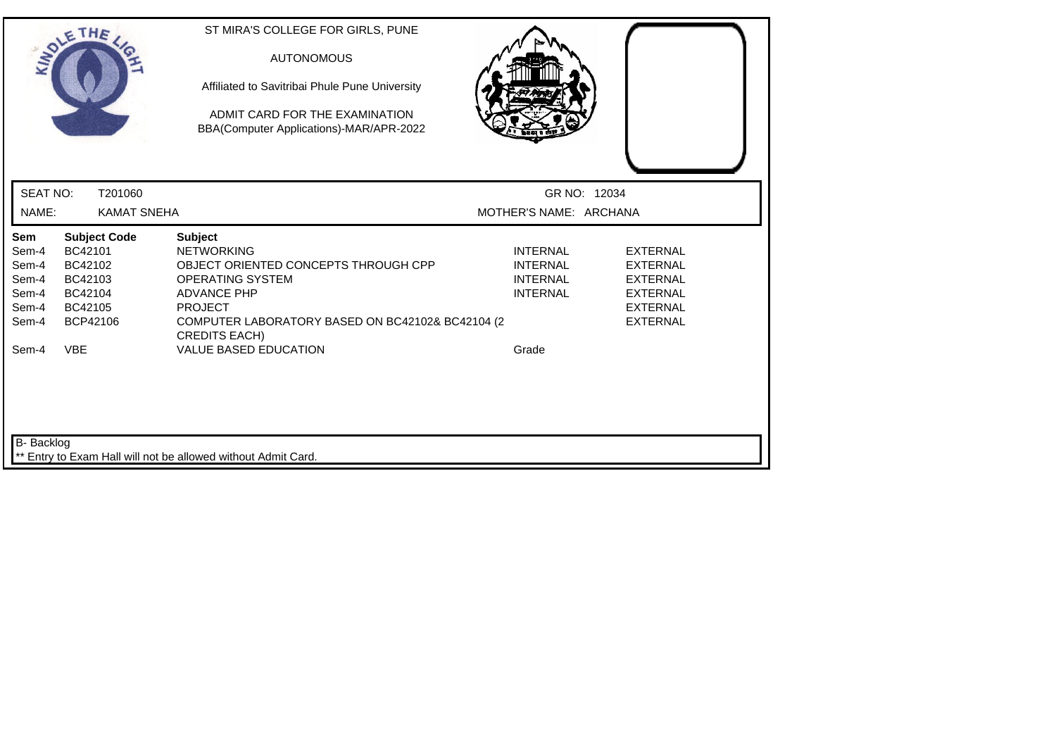ST MIRA'S COLLEGE FOR GIRLS, PUNE

AUTONOMOUS

Affiliated to Savitribai Phule Pune University

ADMIT CARD FOR THE EXAMINATION
BBA(Computer Applications)-MAR/APR-2022

SEAT NO: T201060 GR NO: 12034

NAME: KAMAT SNEHA MOTHER'S NAME: ARCHANA

| Sem | Subject Code | Subject | | |
|---|---|---|---|---|
| Sem-4 | BC42101 | NETWORKING | INTERNAL | EXTERNAL |
| Sem-4 | BC42102 | OBJECT ORIENTED CONCEPTS THROUGH CPP | INTERNAL | EXTERNAL |
| Sem-4 | BC42103 | OPERATING SYSTEM | INTERNAL | EXTERNAL |
| Sem-4 | BC42104 | ADVANCE PHP | INTERNAL | EXTERNAL |
| Sem-4 | BC42105 | PROJECT | | EXTERNAL |
| Sem-4 | BCP42106 | COMPUTER LABORATORY BASED ON BC42102& BC42104 (2 CREDITS EACH) | | EXTERNAL |
| Sem-4 | VBE | VALUE BASED EDUCATION | Grade | |

B- Backlog

** Entry to Exam Hall will not be allowed without Admit Card.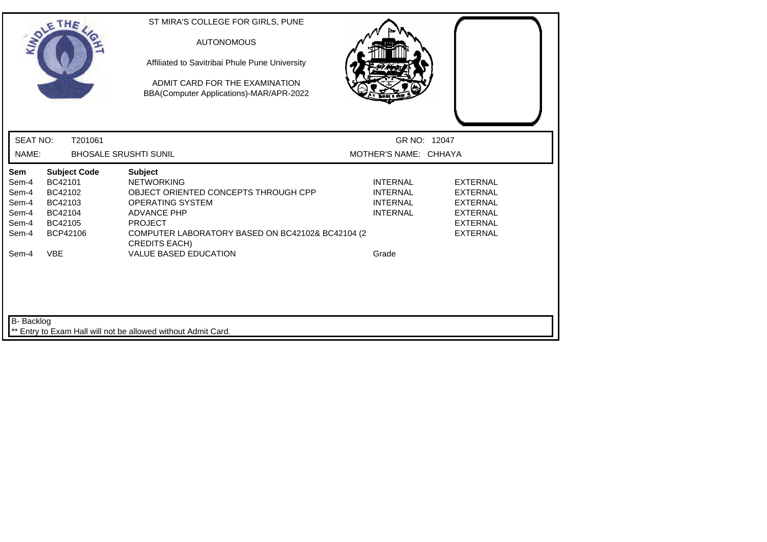ST MIRA'S COLLEGE FOR GIRLS, PUNE

AUTONOMOUS

Affiliated to Savitribai Phule Pune University

ADMIT CARD FOR THE EXAMINATION
BBA(Computer Applications)-MAR/APR-2022

SEAT NO: T201061 GR NO: 12047

NAME: BHOSALE SRUSHTI SUNIL MOTHER'S NAME: CHHAYA

| Sem | Subject Code | Subject | | |
|---|---|---|---|---|
| Sem-4 | BC42101 | NETWORKING | INTERNAL | EXTERNAL |
| Sem-4 | BC42102 | OBJECT ORIENTED CONCEPTS THROUGH CPP | INTERNAL | EXTERNAL |
| Sem-4 | BC42103 | OPERATING SYSTEM | INTERNAL | EXTERNAL |
| Sem-4 | BC42104 | ADVANCE PHP | INTERNAL | EXTERNAL |
| Sem-4 | BC42105 | PROJECT | | EXTERNAL |
| Sem-4 | BCP42106 | COMPUTER LABORATORY BASED ON BC42102& BC42104 (2 CREDITS EACH) | | EXTERNAL |
| Sem-4 | VBE | VALUE BASED EDUCATION | Grade | |

B- Backlog

** Entry to Exam Hall will not be allowed without Admit Card.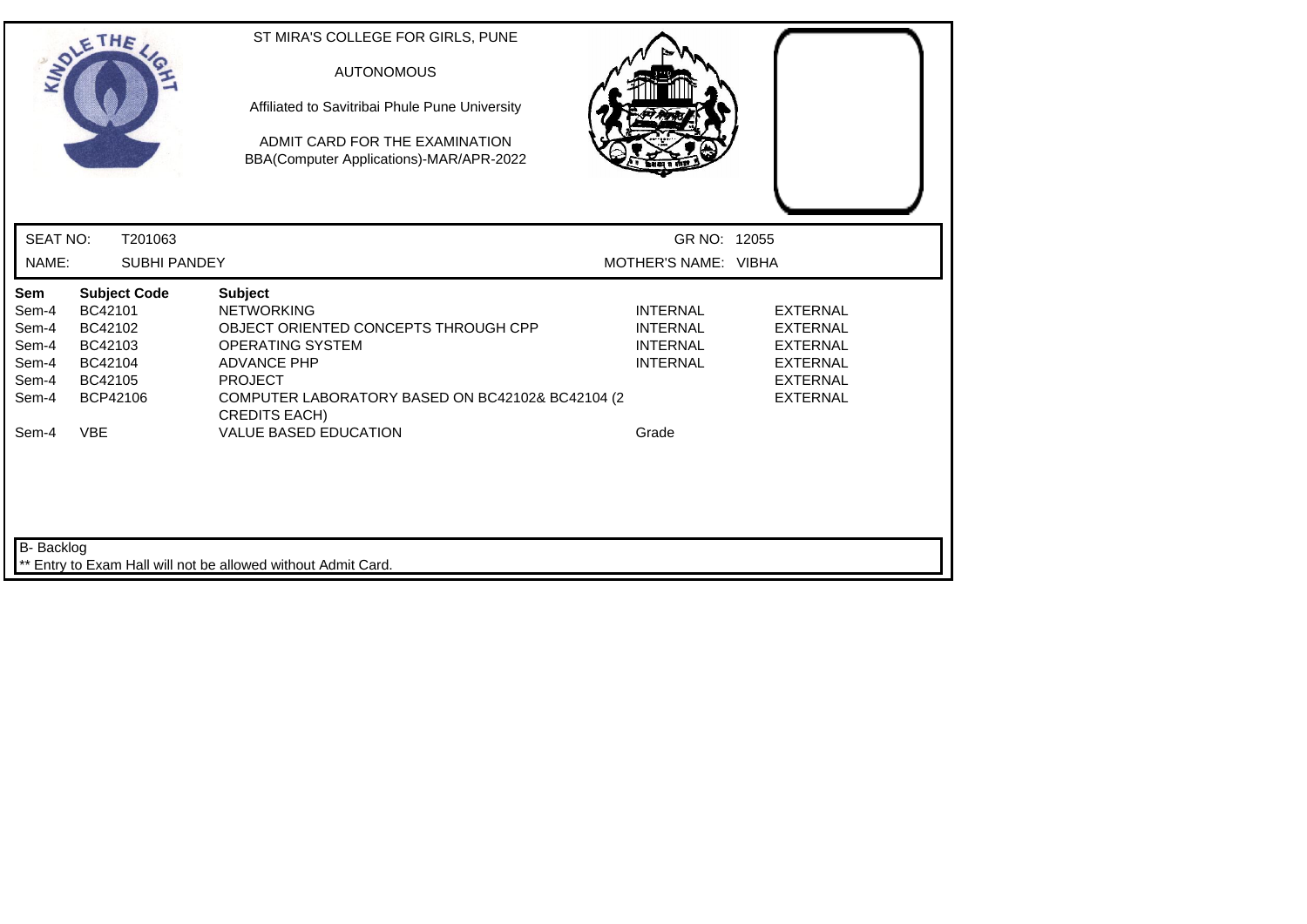ST MIRA'S COLLEGE FOR GIRLS, PUNE

AUTONOMOUS

Affiliated to Savitribai Phule Pune University

ADMIT CARD FOR THE EXAMINATION
BBA(Computer Applications)-MAR/APR-2022

| SEAT NO: | T201063 | GR NO: | 12055 |
|---|---|---|---|
| NAME: | SUBHI PANDEY | MOTHER'S NAME: | VIBHA |

| Sem | Subject Code | Subject | | |
|---|---|---|---|---|
| Sem-4 | BC42101 | NETWORKING | INTERNAL | EXTERNAL |
| Sem-4 | BC42102 | OBJECT ORIENTED CONCEPTS THROUGH CPP | INTERNAL | EXTERNAL |
| Sem-4 | BC42103 | OPERATING SYSTEM | INTERNAL | EXTERNAL |
| Sem-4 | BC42104 | ADVANCE PHP | INTERNAL | EXTERNAL |
| Sem-4 | BC42105 | PROJECT | | EXTERNAL |
| Sem-4 | BCP42106 | COMPUTER LABORATORY BASED ON BC42102& BC42104 (2 CREDITS EACH) | | EXTERNAL |
| Sem-4 | VBE | VALUE BASED EDUCATION | Grade | |

B- Backlog

** Entry to Exam Hall will not be allowed without Admit Card.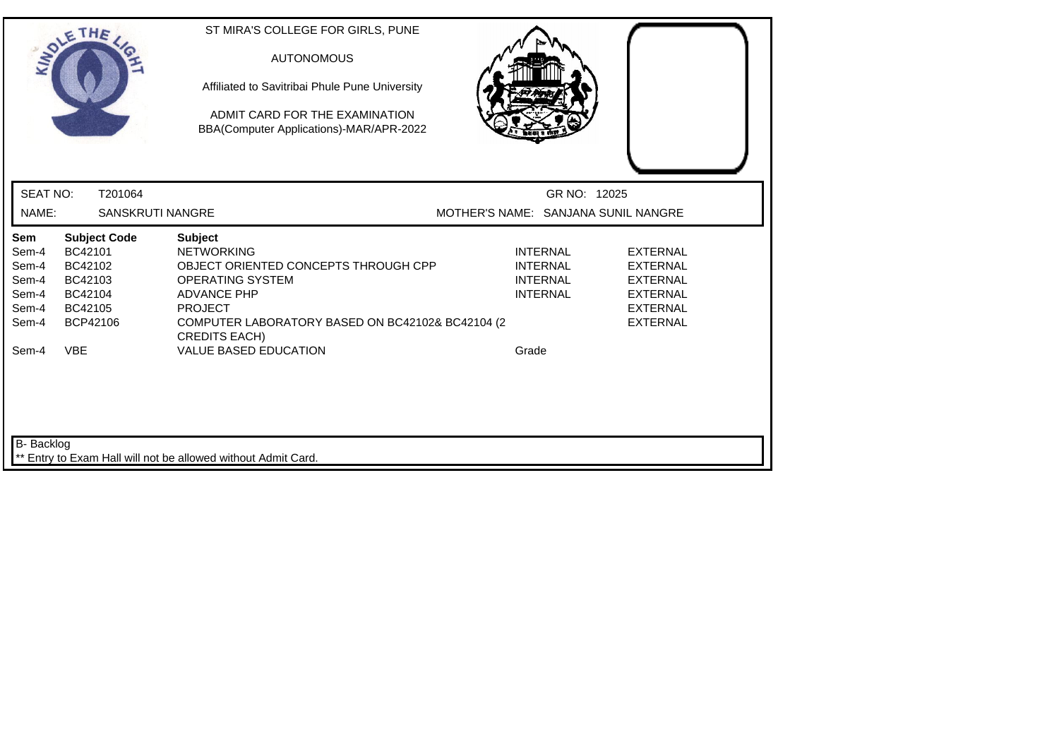ST MIRA'S COLLEGE FOR GIRLS, PUNE

AUTONOMOUS

Affiliated to Savitribai Phule Pune University

ADMIT CARD FOR THE EXAMINATION
BBA(Computer Applications)-MAR/APR-2022

SEAT NO: T201064 GR NO: 12025

NAME: SANSKRUTI NANGRE MOTHER'S NAME: SANJANA SUNIL NANGRE

| Sem | Subject Code | Subject | | |
|---|---|---|---|---|
| Sem-4 | BC42101 | NETWORKING | INTERNAL | EXTERNAL |
| Sem-4 | BC42102 | OBJECT ORIENTED CONCEPTS THROUGH CPP | INTERNAL | EXTERNAL |
| Sem-4 | BC42103 | OPERATING SYSTEM | INTERNAL | EXTERNAL |
| Sem-4 | BC42104 | ADVANCE PHP | INTERNAL | EXTERNAL |
| Sem-4 | BC42105 | PROJECT | | EXTERNAL |
| Sem-4 | BCP42106 | COMPUTER LABORATORY BASED ON BC42102& BC42104 (2 CREDITS EACH) | | EXTERNAL |
| Sem-4 | VBE | VALUE BASED EDUCATION | Grade | |

B- Backlog

** Entry to Exam Hall will not be allowed without Admit Card.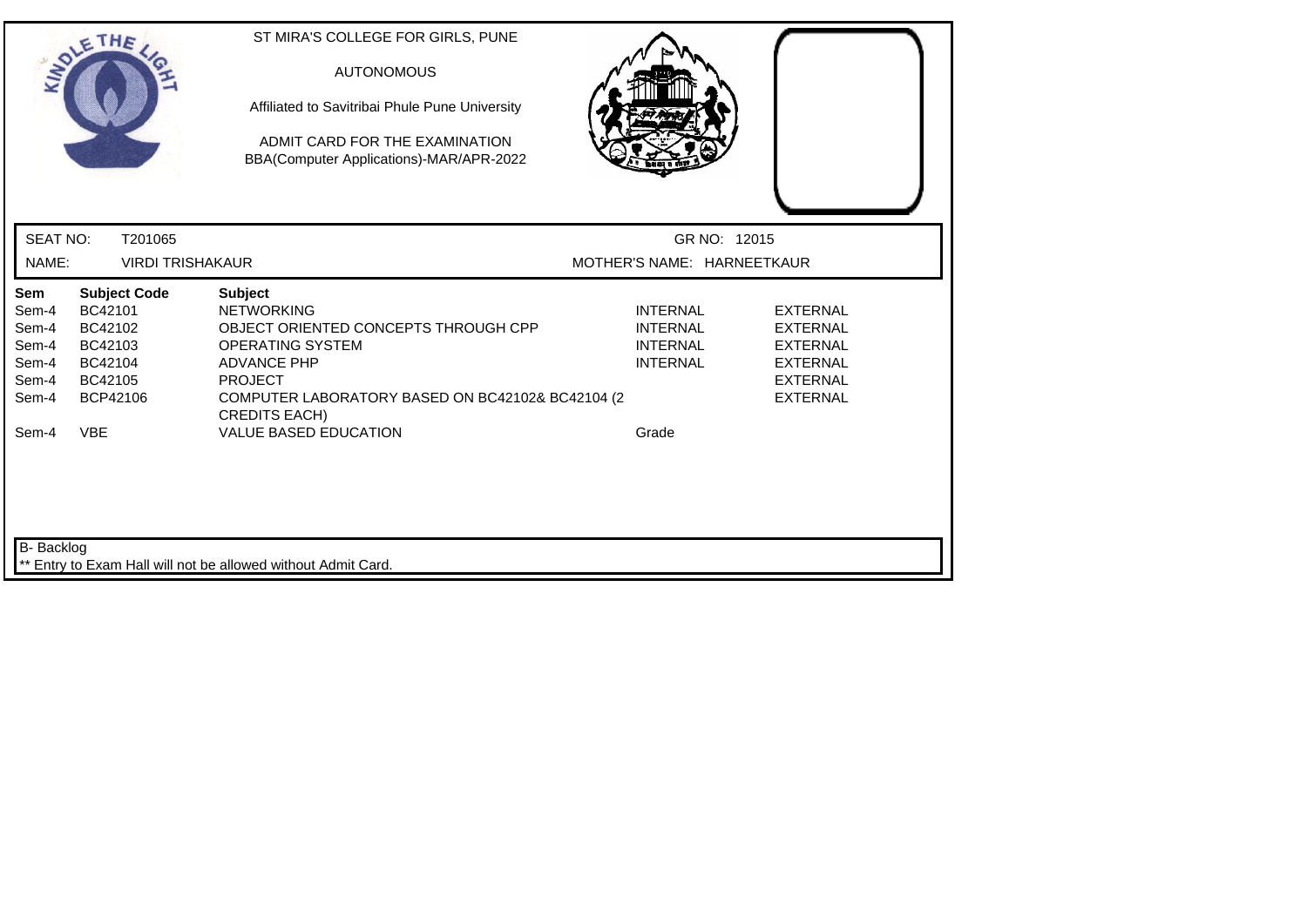ST MIRA'S COLLEGE FOR GIRLS, PUNE

AUTONOMOUS

Affiliated to Savitribai Phule Pune University

ADMIT CARD FOR THE EXAMINATION
BBA(Computer Applications)-MAR/APR-2022

SEAT NO: T201065 GR NO: 12015

NAME: VIRDI TRISHAKAUR MOTHER'S NAME: HARNEETKAUR

| Sem | Subject Code | Subject | | |
|---|---|---|---|---|
| Sem-4 | BC42101 | NETWORKING | INTERNAL | EXTERNAL |
| Sem-4 | BC42102 | OBJECT ORIENTED CONCEPTS THROUGH CPP | INTERNAL | EXTERNAL |
| Sem-4 | BC42103 | OPERATING SYSTEM | INTERNAL | EXTERNAL |
| Sem-4 | BC42104 | ADVANCE PHP | INTERNAL | EXTERNAL |
| Sem-4 | BC42105 | PROJECT | | EXTERNAL |
| Sem-4 | BCP42106 | COMPUTER LABORATORY BASED ON BC42102& BC42104 (2 CREDITS EACH) | | EXTERNAL |
| Sem-4 | VBE | VALUE BASED EDUCATION | Grade | |

B- Backlog

** Entry to Exam Hall will not be allowed without Admit Card.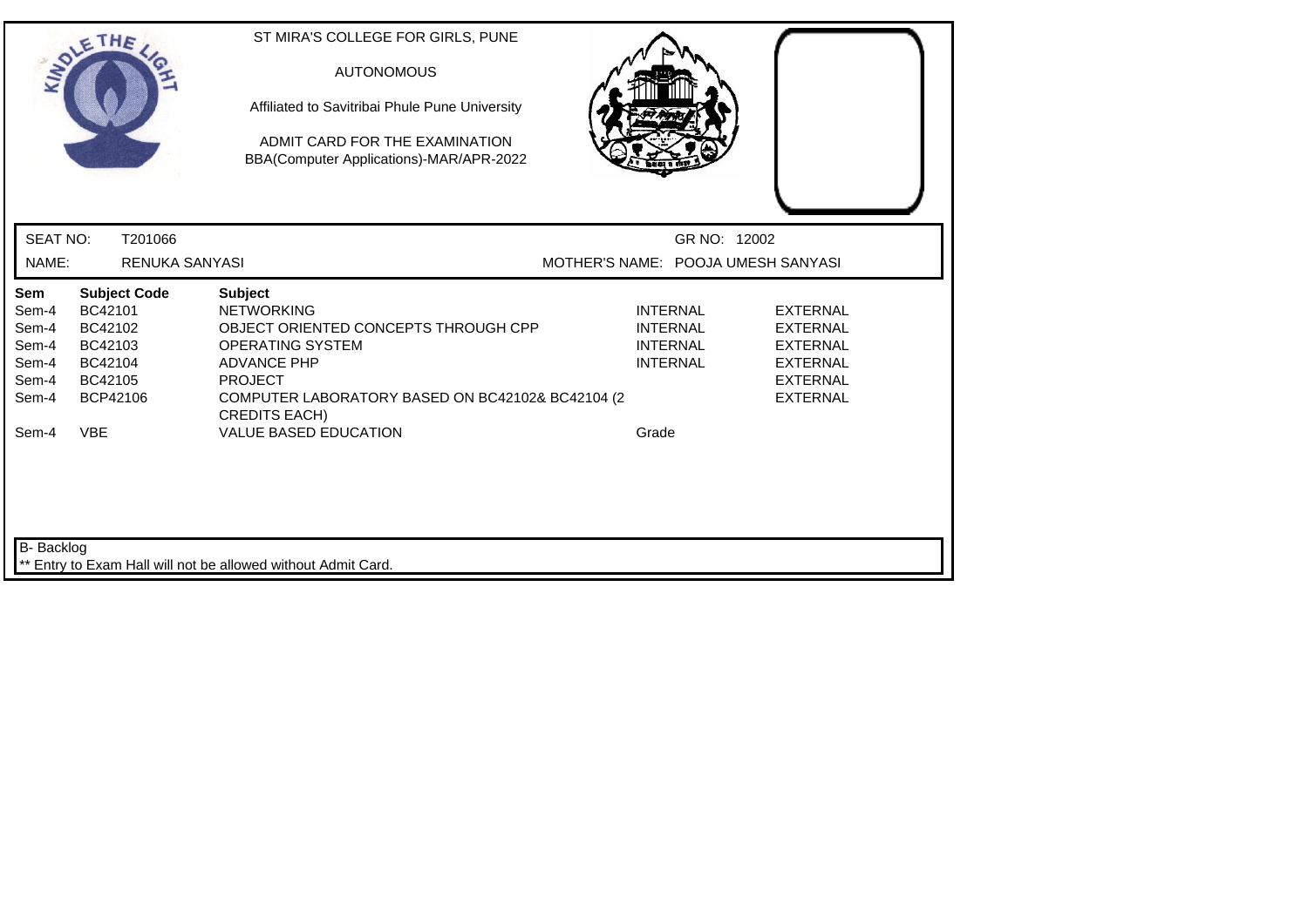ST MIRA'S COLLEGE FOR GIRLS, PUNE

AUTONOMOUS

Affiliated to Savitribai Phule Pune University

ADMIT CARD FOR THE EXAMINATION

BBA(Computer Applications)-MAR/APR-2022

SEAT NO: T201066 GR NO: 12002

NAME: RENUKA SANYASI MOTHER'S NAME: POOJA UMESH SANYASI

| Sem | Subject Code | Subject | | |
|---|---|---|---|---|
| Sem-4 | BC42101 | NETWORKING | INTERNAL | EXTERNAL |
| Sem-4 | BC42102 | OBJECT ORIENTED CONCEPTS THROUGH CPP | INTERNAL | EXTERNAL |
| Sem-4 | BC42103 | OPERATING SYSTEM | INTERNAL | EXTERNAL |
| Sem-4 | BC42104 | ADVANCE PHP | INTERNAL | EXTERNAL |
| Sem-4 | BC42105 | PROJECT | | EXTERNAL |
| Sem-4 | BCP42106 | COMPUTER LABORATORY BASED ON BC42102& BC42104 (2 CREDITS EACH) | | EXTERNAL |
| Sem-4 | VBE | VALUE BASED EDUCATION | Grade | |

B- Backlog

** Entry to Exam Hall will not be allowed without Admit Card.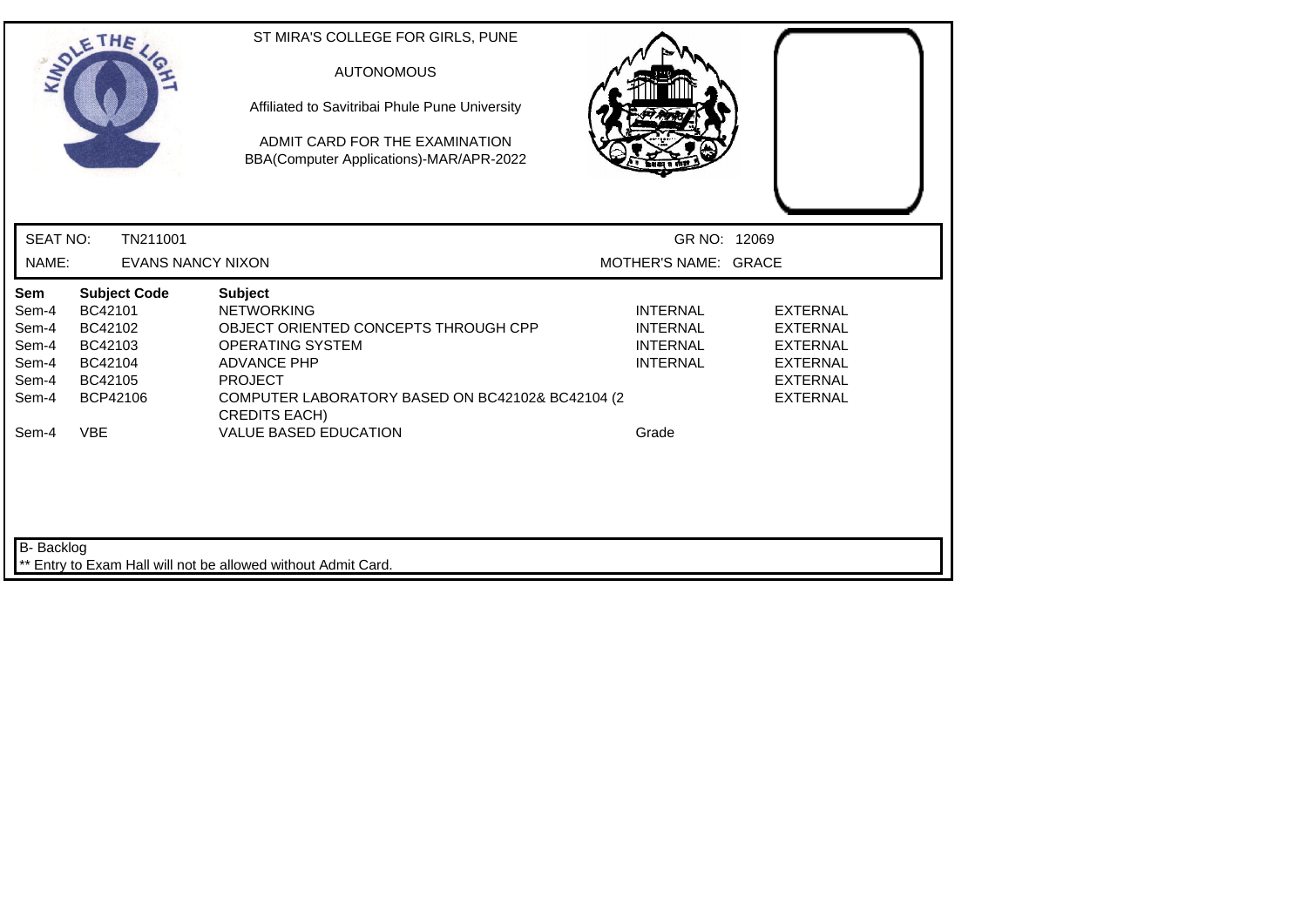ST MIRA'S COLLEGE FOR GIRLS, PUNE

AUTONOMOUS

Affiliated to Savitribai Phule Pune University

ADMIT CARD FOR THE EXAMINATION
BBA(Computer Applications)-MAR/APR-2022

SEAT NO: TN211001 GR NO: 12069

NAME: EVANS NANCY NIXON MOTHER'S NAME: GRACE

| Sem | Subject Code | Subject | | |
|---|---|---|---|---|
| Sem-4 | BC42101 | NETWORKING | INTERNAL | EXTERNAL |
| Sem-4 | BC42102 | OBJECT ORIENTED CONCEPTS THROUGH CPP | INTERNAL | EXTERNAL |
| Sem-4 | BC42103 | OPERATING SYSTEM | INTERNAL | EXTERNAL |
| Sem-4 | BC42104 | ADVANCE PHP | INTERNAL | EXTERNAL |
| Sem-4 | BC42105 | PROJECT | | EXTERNAL |
| Sem-4 | BCP42106 | COMPUTER LABORATORY BASED ON BC42102& BC42104 (2 CREDITS EACH) | | EXTERNAL |
| Sem-4 | VBE | VALUE BASED EDUCATION | Grade | |

B- Backlog

** Entry to Exam Hall will not be allowed without Admit Card.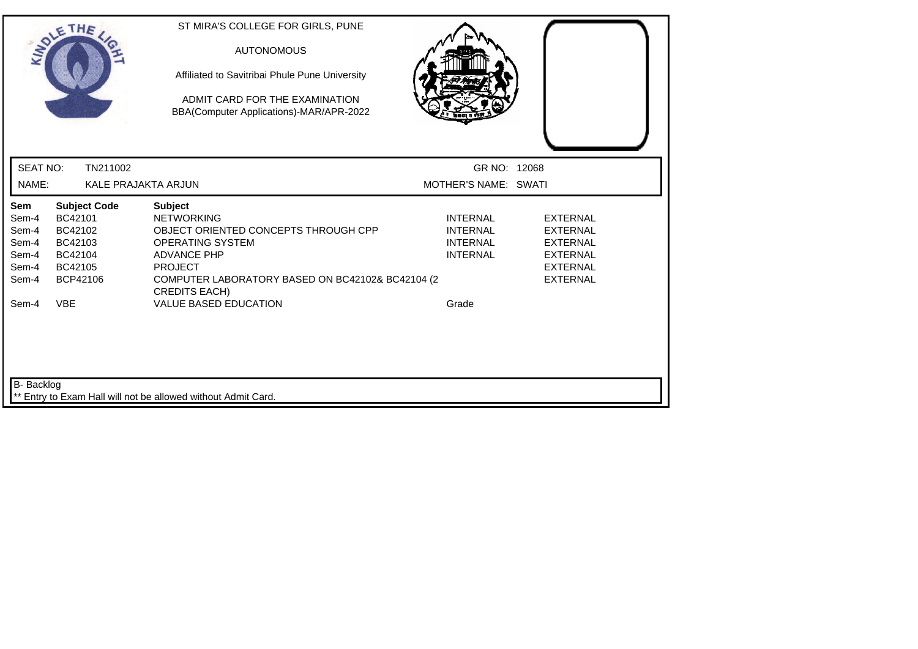ST MIRA'S COLLEGE FOR GIRLS, PUNE

AUTONOMOUS

Affiliated to Savitribai Phule Pune University

ADMIT CARD FOR THE EXAMINATION
BBA(Computer Applications)-MAR/APR-2022

SEAT NO: TN211002 GR NO: 12068

NAME: KALE PRAJAKTA ARJUN MOTHER'S NAME: SWATI

| Sem | Subject Code | Subject | | |
|---|---|---|---|---|
| Sem-4 | BC42101 | NETWORKING | INTERNAL | EXTERNAL |
| Sem-4 | BC42102 | OBJECT ORIENTED CONCEPTS THROUGH CPP | INTERNAL | EXTERNAL |
| Sem-4 | BC42103 | OPERATING SYSTEM | INTERNAL | EXTERNAL |
| Sem-4 | BC42104 | ADVANCE PHP | INTERNAL | EXTERNAL |
| Sem-4 | BC42105 | PROJECT | | EXTERNAL |
| Sem-4 | BCP42106 | COMPUTER LABORATORY BASED ON BC42102& BC42104 (2 CREDITS EACH) | | EXTERNAL |
| Sem-4 | VBE | VALUE BASED EDUCATION | Grade | |

B- Backlog

** Entry to Exam Hall will not be allowed without Admit Card.